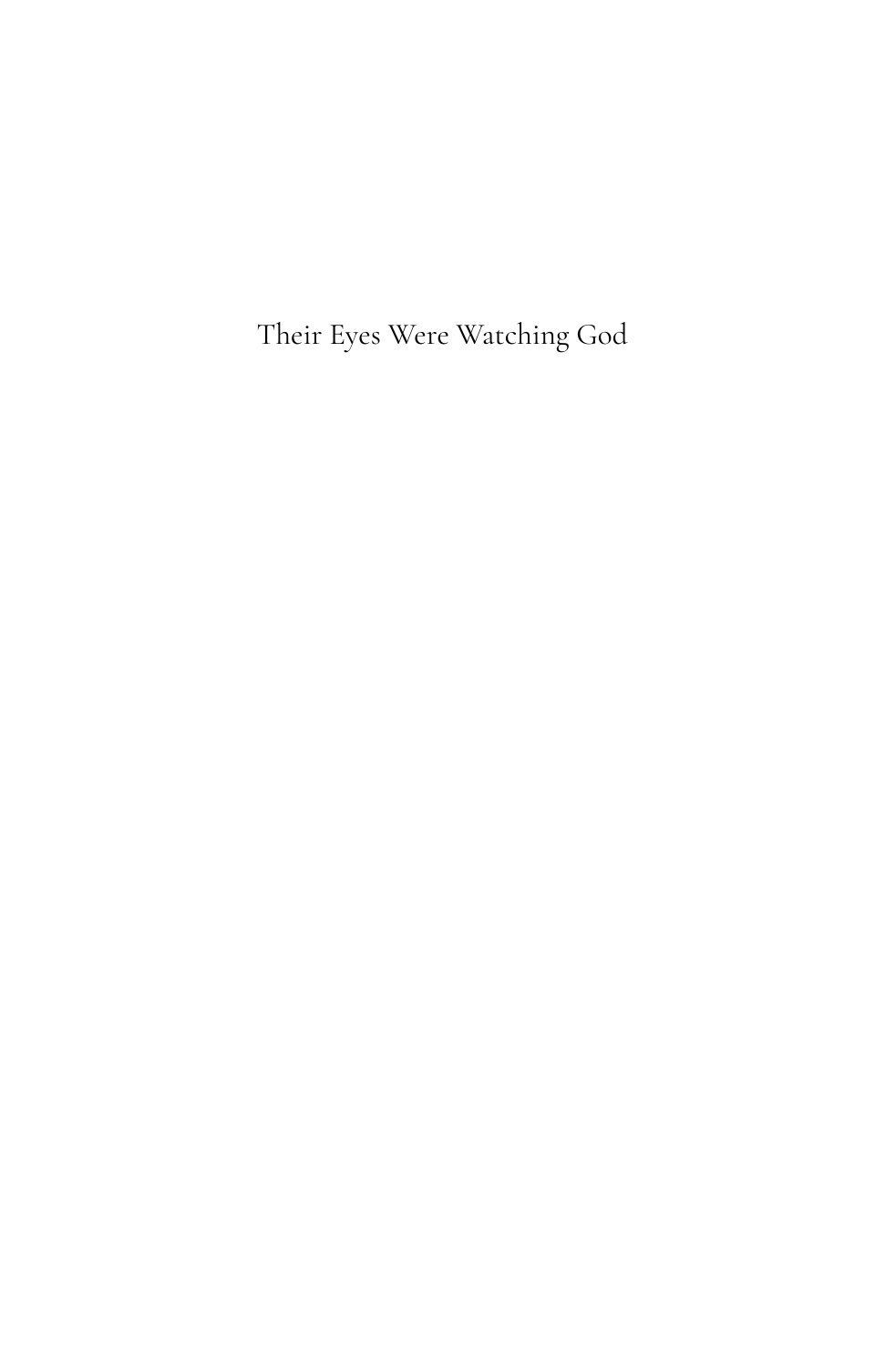# Their Eyes Were Watching God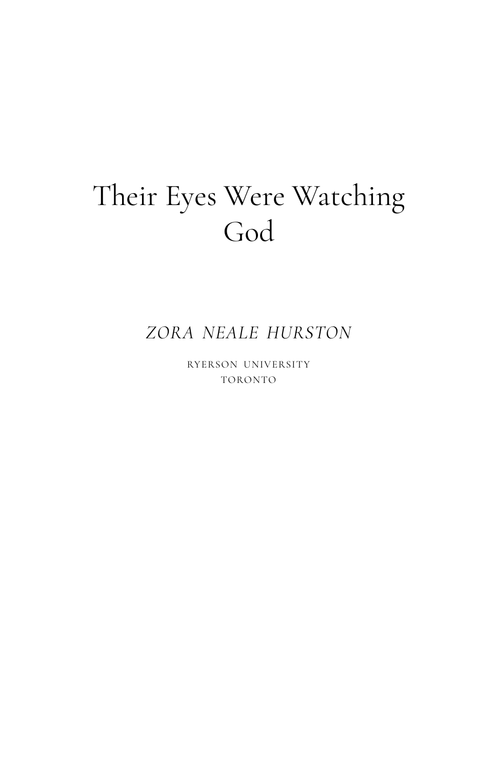# Their Eyes Were Watching God

*ZORA NEALE HURSTON*

RYERSON UNIVERSITY
TORONTO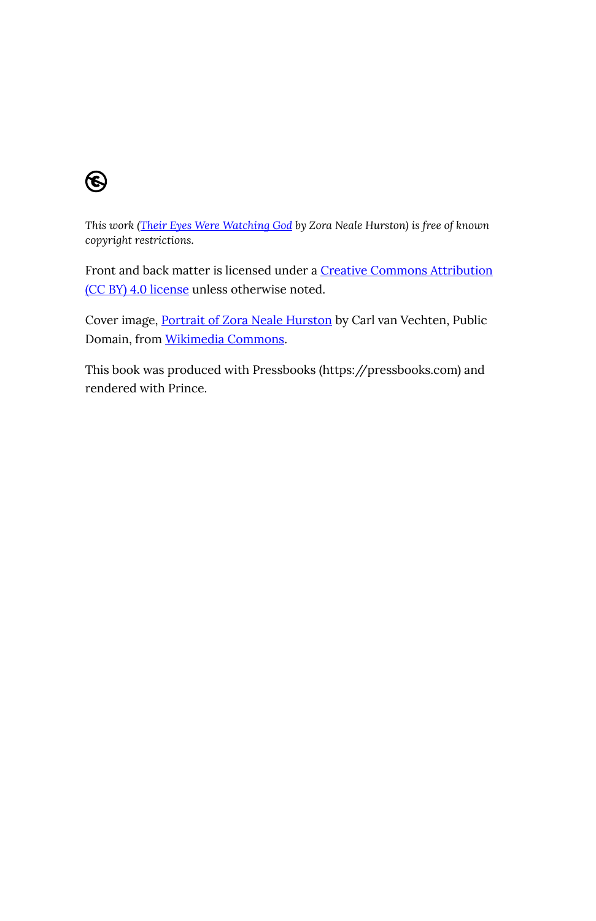*This work (Their Eyes Were Watching God by Zora Neale Hurston) is free of known copyright restrictions.*

Front and back matter is licensed under a Creative Commons Attribution (CC BY) 4.0 license unless otherwise noted.

Cover image, Portrait of Zora Neale Hurston by Carl van Vechten, Public Domain, from Wikimedia Commons.

This book was produced with Pressbooks (https://pressbooks.com) and rendered with Prince.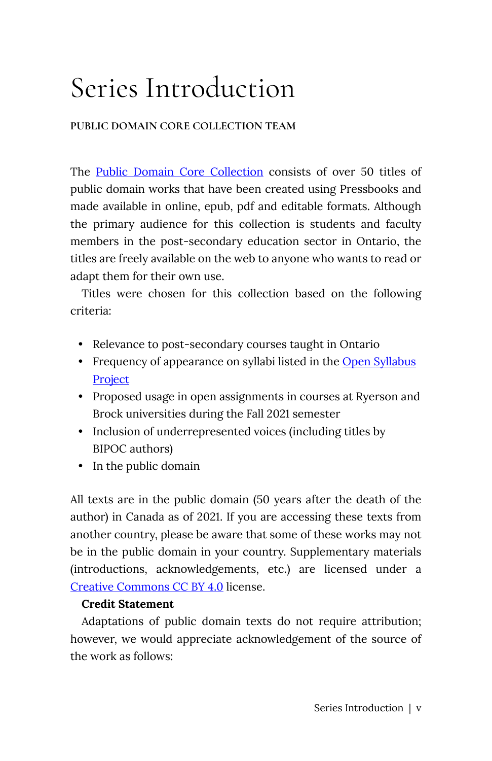# Series Introduction

PUBLIC DOMAIN CORE COLLECTION TEAM

The Public Domain Core Collection consists of over 50 titles of public domain works that have been created using Pressbooks and made available in online, epub, pdf and editable formats. Although the primary audience for this collection is students and faculty members in the post-secondary education sector in Ontario, the titles are freely available on the web to anyone who wants to read or adapt them for their own use.

Titles were chosen for this collection based on the following criteria:

- Relevance to post-secondary courses taught in Ontario
- Frequency of appearance on syllabi listed in the Open Syllabus Project
- Proposed usage in open assignments in courses at Ryerson and Brock universities during the Fall 2021 semester
- Inclusion of underrepresented voices (including titles by BIPOC authors)
- In the public domain

All texts are in the public domain (50 years after the death of the author) in Canada as of 2021. If you are accessing these texts from another country, please be aware that some of these works may not be in the public domain in your country. Supplementary materials (introductions, acknowledgements, etc.) are licensed under a Creative Commons CC BY 4.0 license.

**Credit Statement**

Adaptations of public domain texts do not require attribution; however, we would appreciate acknowledgement of the source of the work as follows: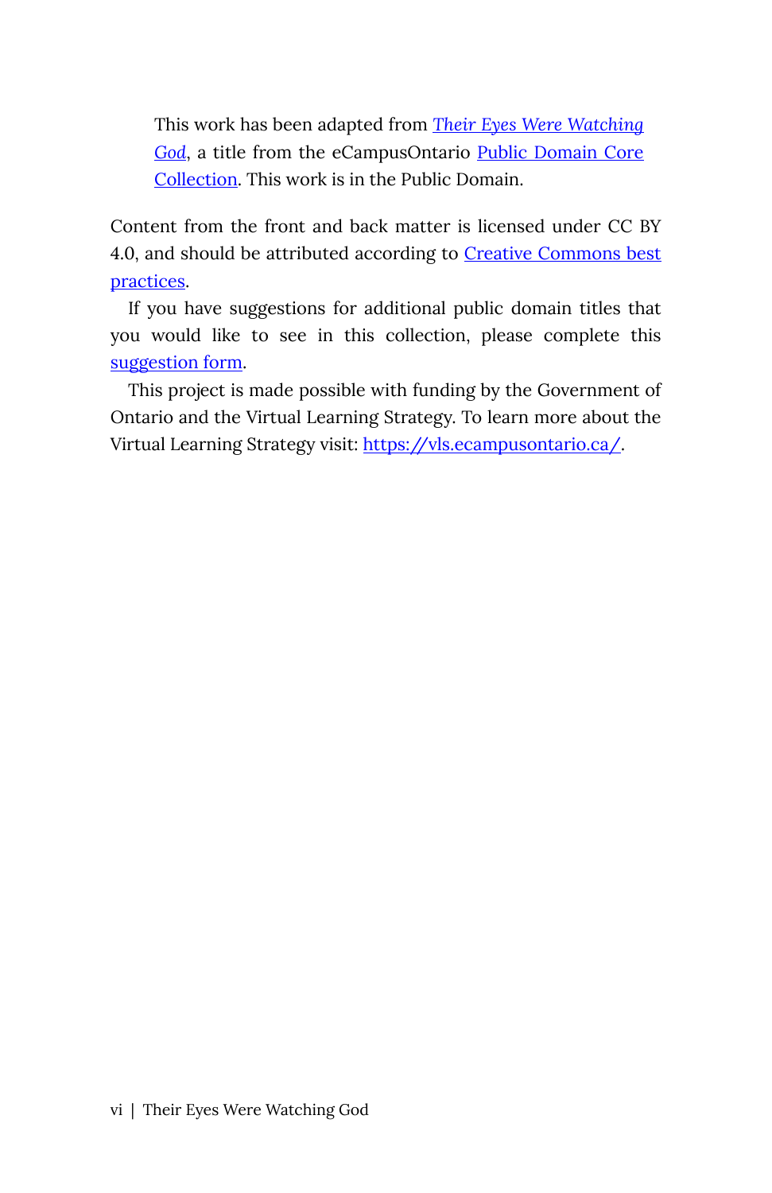> This work has been adapted from *Their Eyes Were Watching God*, a title from the eCampusOntario Public Domain Core Collection. This work is in the Public Domain.

Content from the front and back matter is licensed under CC BY 4.0, and should be attributed according to Creative Commons best practices.

If you have suggestions for additional public domain titles that you would like to see in this collection, please complete this suggestion form.

This project is made possible with funding by the Government of Ontario and the Virtual Learning Strategy. To learn more about the Virtual Learning Strategy visit: https://vls.ecampusontario.ca/.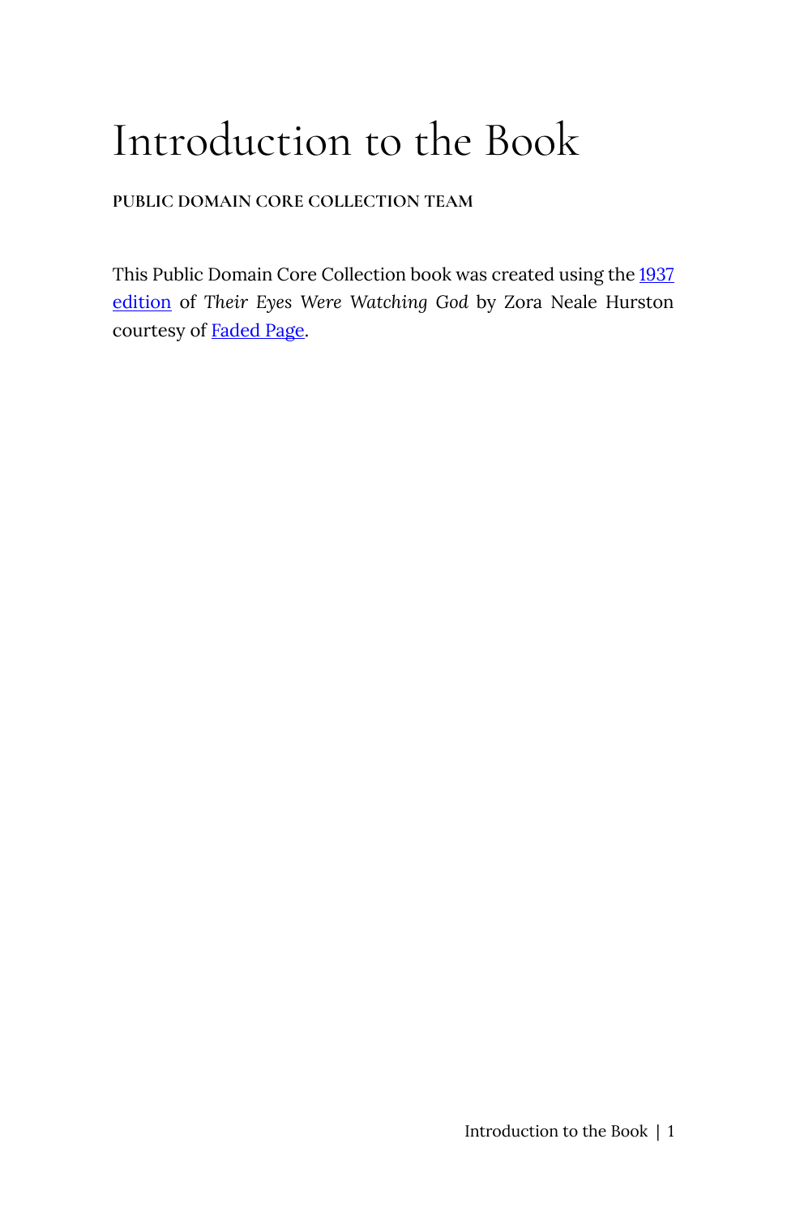# Introduction to the Book

**PUBLIC DOMAIN CORE COLLECTION TEAM**

This Public Domain Core Collection book was created using the 1937 edition of *Their Eyes Were Watching God* by Zora Neale Hurston courtesy of Faded Page.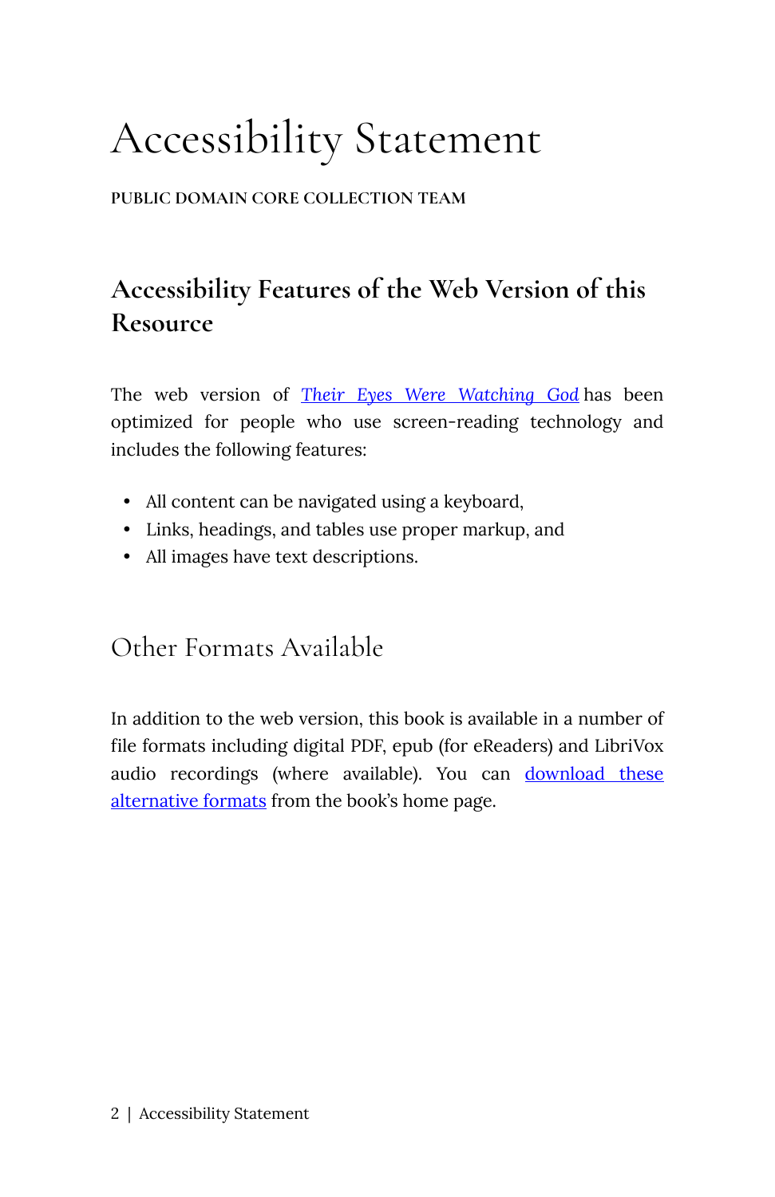# Accessibility Statement

PUBLIC DOMAIN CORE COLLECTION TEAM

## Accessibility Features of the Web Version of this Resource

The web version of *Their Eyes Were Watching God* has been optimized for people who use screen-reading technology and includes the following features:

- All content can be navigated using a keyboard,
- Links, headings, and tables use proper markup, and
- All images have text descriptions.

## Other Formats Available

In addition to the web version, this book is available in a number of file formats including digital PDF, epub (for eReaders) and LibriVox audio recordings (where available). You can download these alternative formats from the book's home page.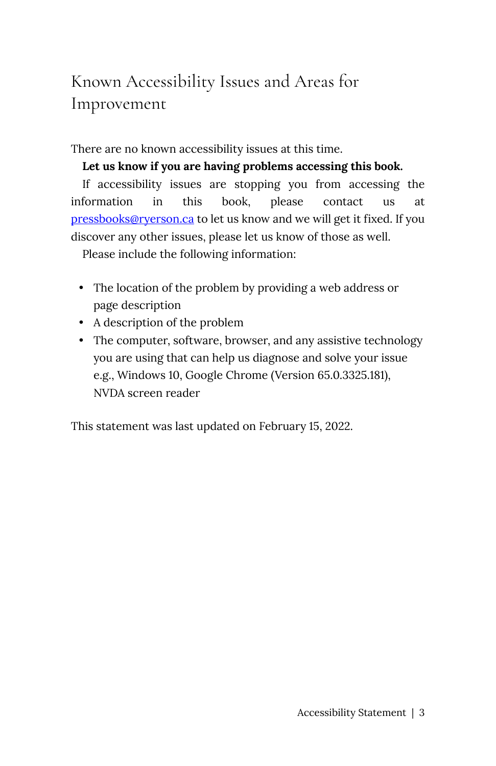## Known Accessibility Issues and Areas for Improvement

There are no known accessibility issues at this time.

**Let us know if you are having problems accessing this book.**

If accessibility issues are stopping you from accessing the information in this book, please contact us at pressbooks@ryerson.ca to let us know and we will get it fixed. If you discover any other issues, please let us know of those as well.

Please include the following information:

- The location of the problem by providing a web address or page description
- A description of the problem
- The computer, software, browser, and any assistive technology you are using that can help us diagnose and solve your issue e.g., Windows 10, Google Chrome (Version 65.0.3325.181), NVDA screen reader

This statement was last updated on February 15, 2022.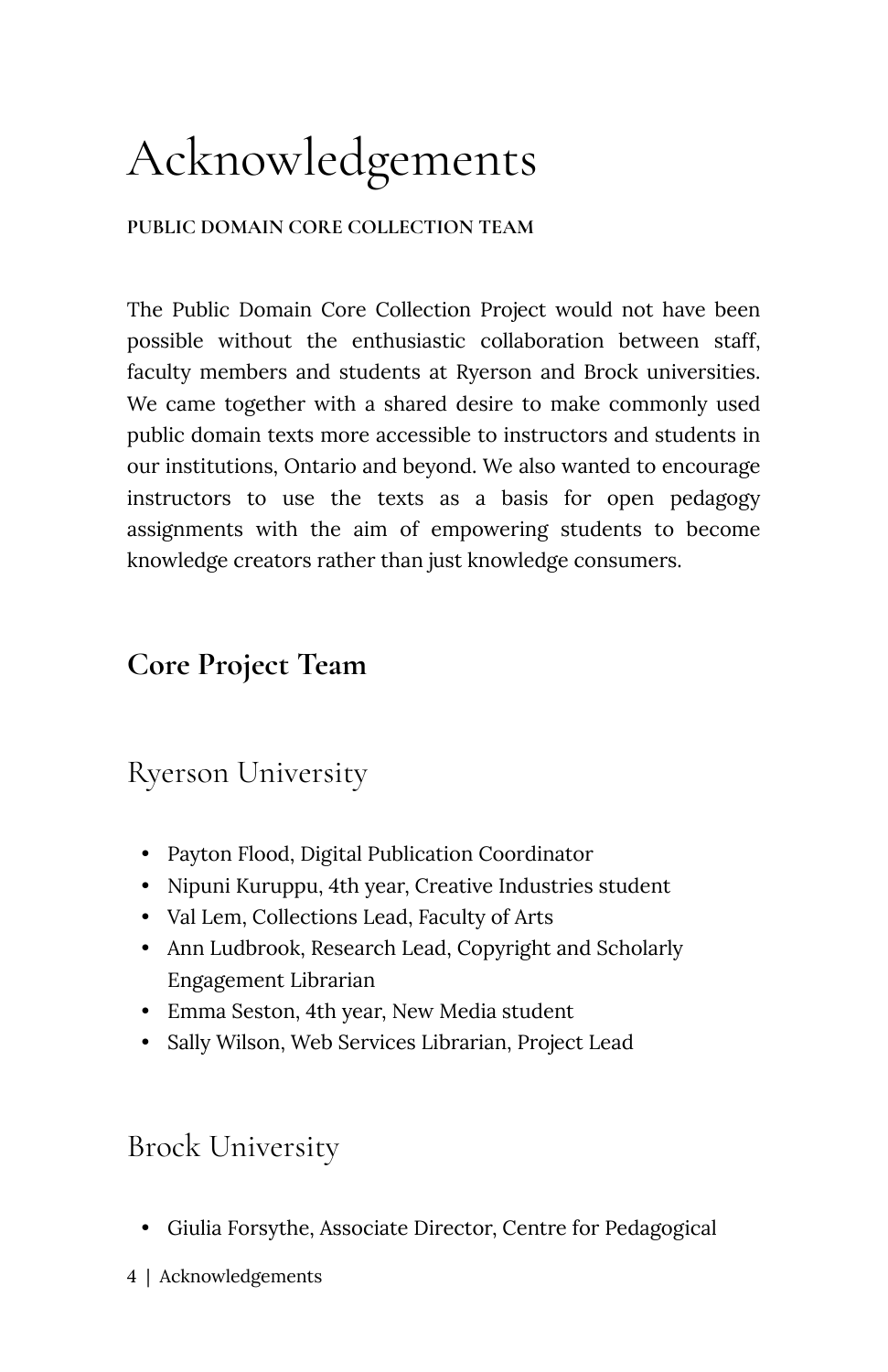# Acknowledgements

**PUBLIC DOMAIN CORE COLLECTION TEAM**

The Public Domain Core Collection Project would not have been possible without the enthusiastic collaboration between staff, faculty members and students at Ryerson and Brock universities. We came together with a shared desire to make commonly used public domain texts more accessible to instructors and students in our institutions, Ontario and beyond. We also wanted to encourage instructors to use the texts as a basis for open pedagogy assignments with the aim of empowering students to become knowledge creators rather than just knowledge consumers.

## Core Project Team

### Ryerson University

- Payton Flood, Digital Publication Coordinator
- Nipuni Kuruppu, 4th year, Creative Industries student
- Val Lem, Collections Lead, Faculty of Arts
- Ann Ludbrook, Research Lead, Copyright and Scholarly Engagement Librarian
- Emma Seston, 4th year, New Media student
- Sally Wilson, Web Services Librarian, Project Lead

### Brock University

- Giulia Forsythe, Associate Director, Centre for Pedagogical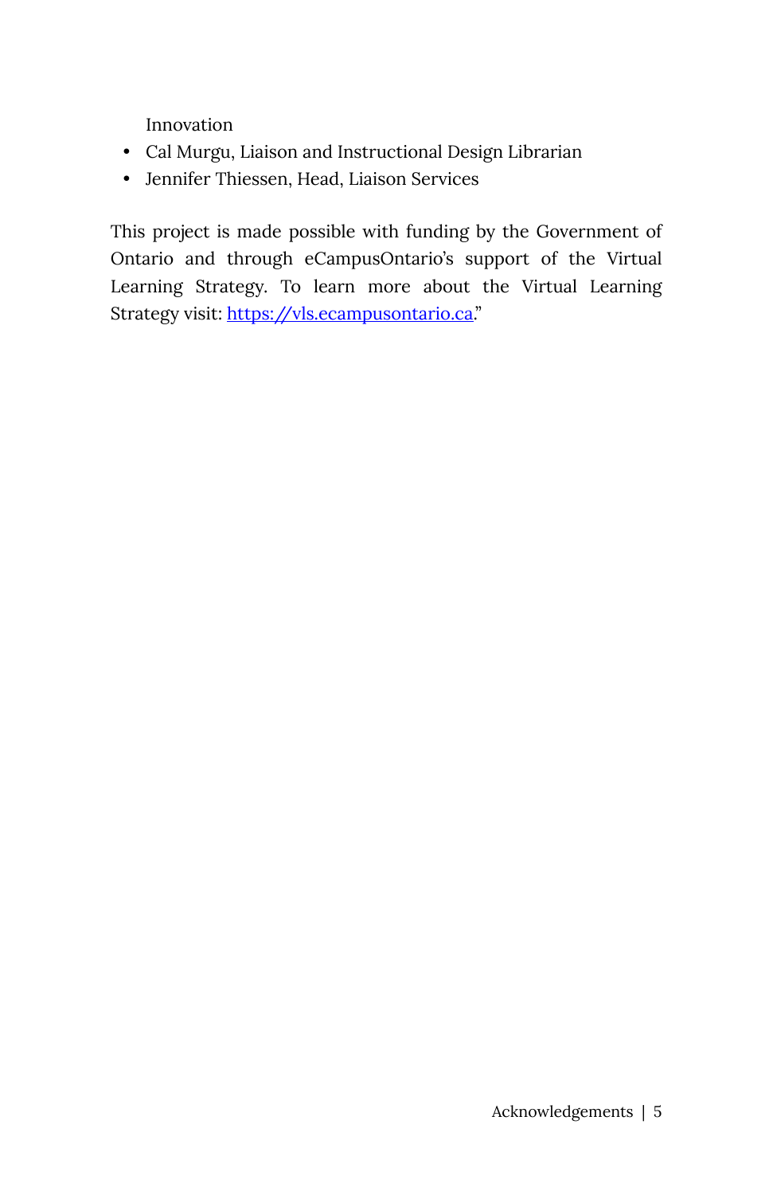Innovation

- Cal Murgu, Liaison and Instructional Design Librarian
- Jennifer Thiessen, Head, Liaison Services

This project is made possible with funding by the Government of Ontario and through eCampusOntario's support of the Virtual Learning Strategy. To learn more about the Virtual Learning Strategy visit: [https://vls.ecampusontario.ca](https://vls.ecampusontario.ca)."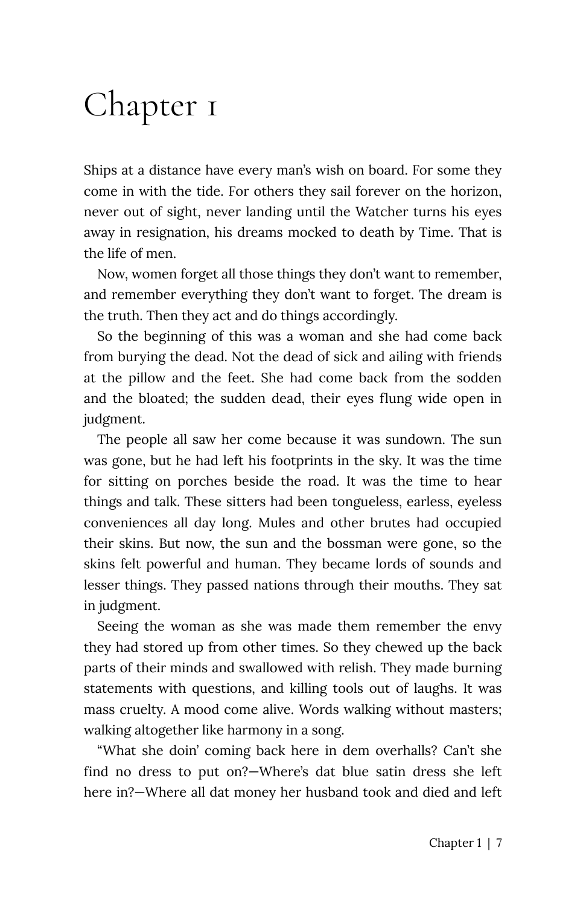# Chapter 1

Ships at a distance have every man's wish on board. For some they come in with the tide. For others they sail forever on the horizon, never out of sight, never landing until the Watcher turns his eyes away in resignation, his dreams mocked to death by Time. That is the life of men.

Now, women forget all those things they don't want to remember, and remember everything they don't want to forget. The dream is the truth. Then they act and do things accordingly.

So the beginning of this was a woman and she had come back from burying the dead. Not the dead of sick and ailing with friends at the pillow and the feet. She had come back from the sodden and the bloated; the sudden dead, their eyes flung wide open in judgment.

The people all saw her come because it was sundown. The sun was gone, but he had left his footprints in the sky. It was the time for sitting on porches beside the road. It was the time to hear things and talk. These sitters had been tongueless, earless, eyeless conveniences all day long. Mules and other brutes had occupied their skins. But now, the sun and the bossman were gone, so the skins felt powerful and human. They became lords of sounds and lesser things. They passed nations through their mouths. They sat in judgment.

Seeing the woman as she was made them remember the envy they had stored up from other times. So they chewed up the back parts of their minds and swallowed with relish. They made burning statements with questions, and killing tools out of laughs. It was mass cruelty. A mood come alive. Words walking without masters; walking altogether like harmony in a song.

"What she doin' coming back here in dem overhalls? Can't she find no dress to put on?—Where's dat blue satin dress she left here in?—Where all dat money her husband took and died and left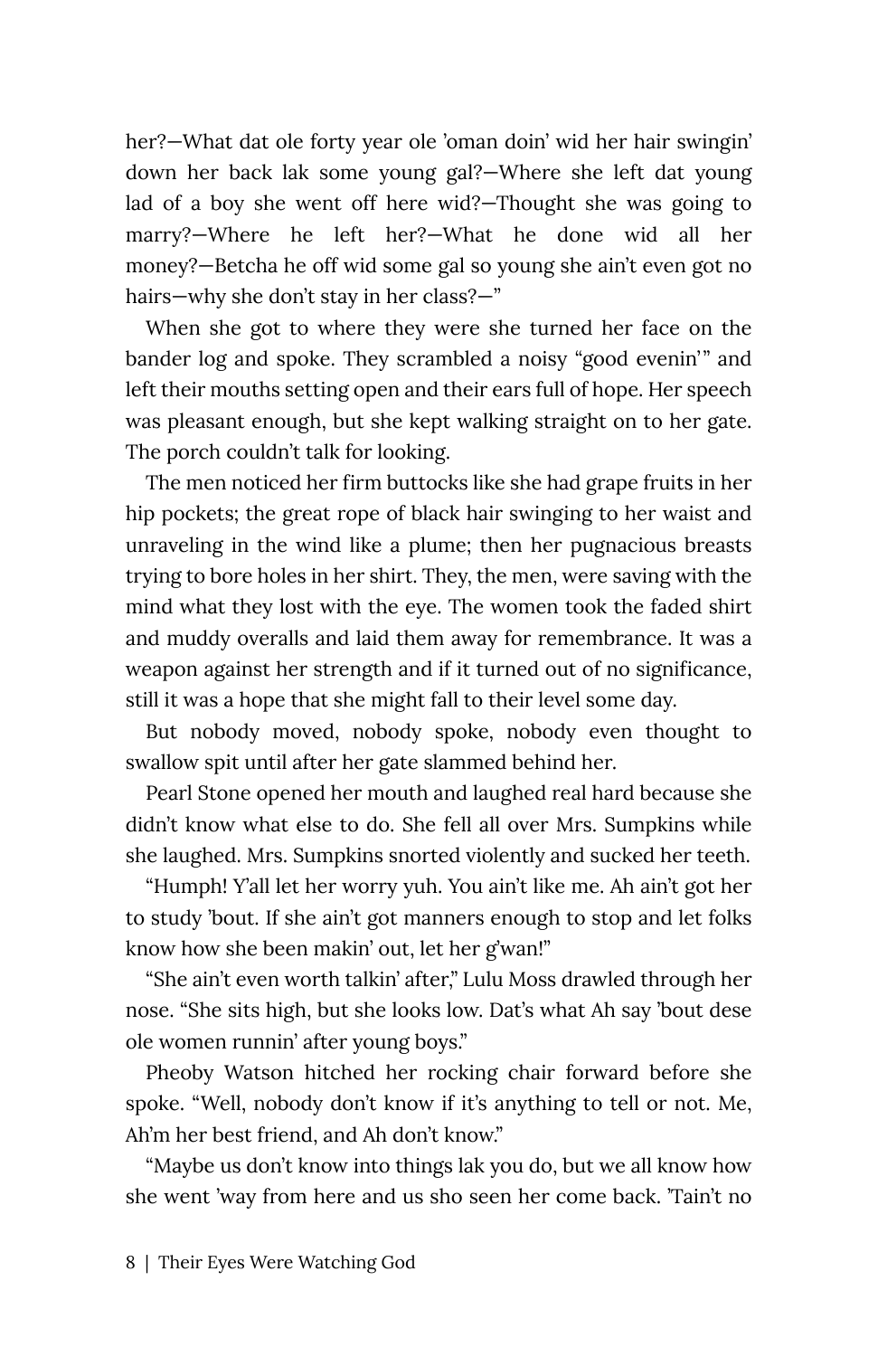her?—What dat ole forty year ole 'oman doin' wid her hair swingin' down her back lak some young gal?—Where she left dat young lad of a boy she went off here wid?—Thought she was going to marry?—Where he left her?—What he done wid all her money?—Betcha he off wid some gal so young she ain't even got no hairs—why she don't stay in her class?—"

When she got to where they were she turned her face on the bander log and spoke. They scrambled a noisy "good evenin'" and left their mouths setting open and their ears full of hope. Her speech was pleasant enough, but she kept walking straight on to her gate. The porch couldn't talk for looking.

The men noticed her firm buttocks like she had grape fruits in her hip pockets; the great rope of black hair swinging to her waist and unraveling in the wind like a plume; then her pugnacious breasts trying to bore holes in her shirt. They, the men, were saving with the mind what they lost with the eye. The women took the faded shirt and muddy overalls and laid them away for remembrance. It was a weapon against her strength and if it turned out of no significance, still it was a hope that she might fall to their level some day.

But nobody moved, nobody spoke, nobody even thought to swallow spit until after her gate slammed behind her.

Pearl Stone opened her mouth and laughed real hard because she didn't know what else to do. She fell all over Mrs. Sumpkins while she laughed. Mrs. Sumpkins snorted violently and sucked her teeth.

"Humph! Y'all let her worry yuh. You ain't like me. Ah ain't got her to study 'bout. If she ain't got manners enough to stop and let folks know how she been makin' out, let her g'wan!"

"She ain't even worth talkin' after," Lulu Moss drawled through her nose. "She sits high, but she looks low. Dat's what Ah say 'bout dese ole women runnin' after young boys."

Pheoby Watson hitched her rocking chair forward before she spoke. "Well, nobody don't know if it's anything to tell or not. Me, Ah'm her best friend, and Ah don't know."

"Maybe us don't know into things lak you do, but we all know how she went 'way from here and us sho seen her come back. 'Tain't no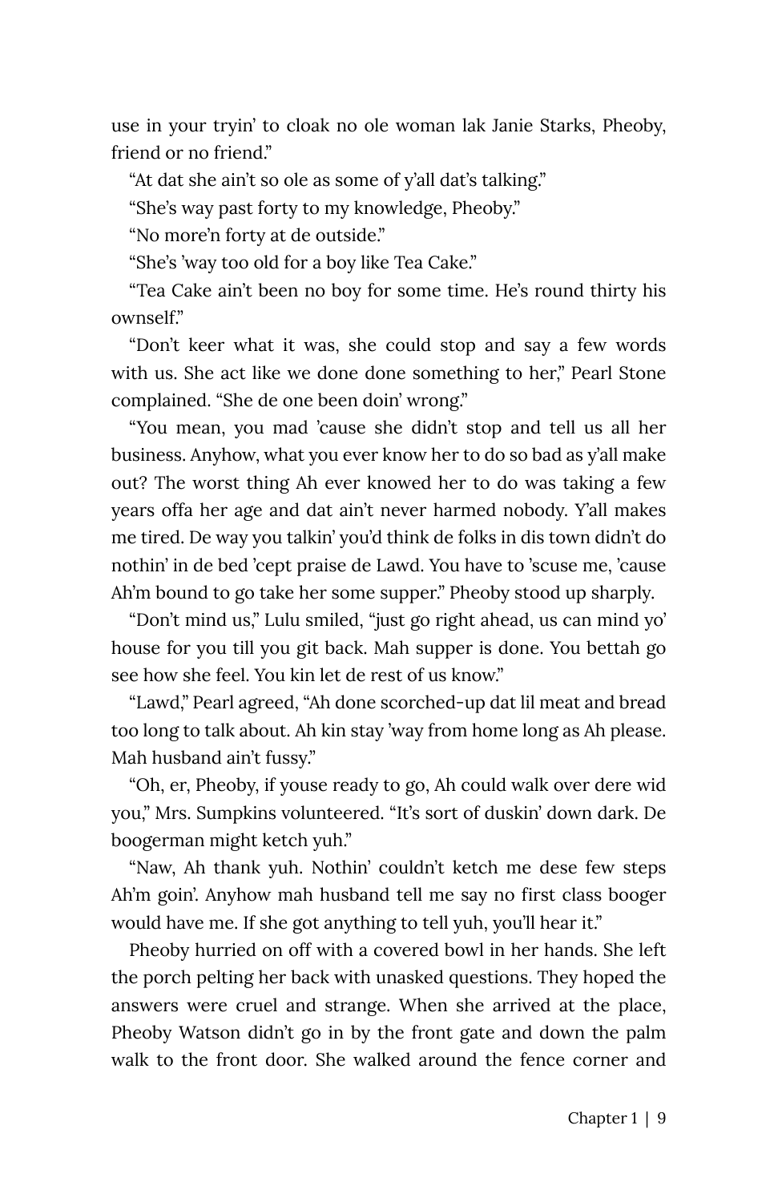use in your tryin' to cloak no ole woman lak Janie Starks, Pheoby, friend or no friend."

"At dat she ain't so ole as some of y'all dat's talking."

"She's way past forty to my knowledge, Pheoby."

"No more'n forty at de outside."

"She's 'way too old for a boy like Tea Cake."

"Tea Cake ain't been no boy for some time. He's round thirty his ownself."

"Don't keer what it was, she could stop and say a few words with us. She act like we done done something to her," Pearl Stone complained. "She de one been doin' wrong."

"You mean, you mad 'cause she didn't stop and tell us all her business. Anyhow, what you ever know her to do so bad as y'all make out? The worst thing Ah ever knowed her to do was taking a few years offa her age and dat ain't never harmed nobody. Y'all makes me tired. De way you talkin' you'd think de folks in dis town didn't do nothin' in de bed 'cept praise de Lawd. You have to 'scuse me, 'cause Ah'm bound to go take her some supper." Pheoby stood up sharply.

"Don't mind us," Lulu smiled, "just go right ahead, us can mind yo' house for you till you git back. Mah supper is done. You bettah go see how she feel. You kin let de rest of us know."

"Lawd," Pearl agreed, "Ah done scorched-up dat lil meat and bread too long to talk about. Ah kin stay 'way from home long as Ah please. Mah husband ain't fussy."

"Oh, er, Pheoby, if youse ready to go, Ah could walk over dere wid you," Mrs. Sumpkins volunteered. "It's sort of duskin' down dark. De boogerman might ketch yuh."

"Naw, Ah thank yuh. Nothin' couldn't ketch me dese few steps Ah'm goin'. Anyhow mah husband tell me say no first class booger would have me. If she got anything to tell yuh, you'll hear it."

Pheoby hurried on off with a covered bowl in her hands. She left the porch pelting her back with unasked questions. They hoped the answers were cruel and strange. When she arrived at the place, Pheoby Watson didn't go in by the front gate and down the palm walk to the front door. She walked around the fence corner and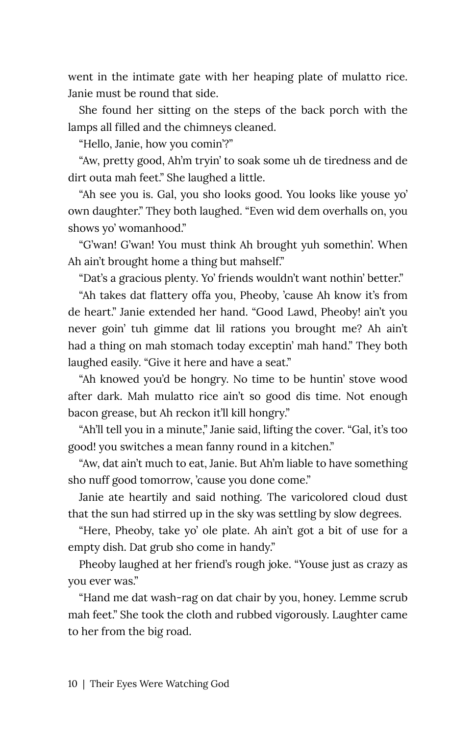went in the intimate gate with her heaping plate of mulatto rice. Janie must be round that side.

She found her sitting on the steps of the back porch with the lamps all filled and the chimneys cleaned.

"Hello, Janie, how you comin'?"

"Aw, pretty good, Ah'm tryin' to soak some uh de tiredness and de dirt outa mah feet." She laughed a little.

"Ah see you is. Gal, you sho looks good. You looks like youse yo' own daughter." They both laughed. "Even wid dem overhalls on, you shows yo' womanhood."

"G'wan! G'wan! You must think Ah brought yuh somethin'. When Ah ain't brought home a thing but mahself."

"Dat's a gracious plenty. Yo' friends wouldn't want nothin' better."

"Ah takes dat flattery offa you, Pheoby, 'cause Ah know it's from de heart." Janie extended her hand. "Good Lawd, Pheoby! ain't you never goin' tuh gimme dat lil rations you brought me? Ah ain't had a thing on mah stomach today exceptin' mah hand." They both laughed easily. "Give it here and have a seat."

"Ah knowed you'd be hongry. No time to be huntin' stove wood after dark. Mah mulatto rice ain't so good dis time. Not enough bacon grease, but Ah reckon it'll kill hongry."

"Ah'll tell you in a minute," Janie said, lifting the cover. "Gal, it's too good! you switches a mean fanny round in a kitchen."

"Aw, dat ain't much to eat, Janie. But Ah'm liable to have something sho nuff good tomorrow, 'cause you done come."

Janie ate heartily and said nothing. The varicolored cloud dust that the sun had stirred up in the sky was settling by slow degrees.

"Here, Pheoby, take yo' ole plate. Ah ain't got a bit of use for a empty dish. Dat grub sho come in handy."

Pheoby laughed at her friend's rough joke. "Youse just as crazy as you ever was."

"Hand me dat wash-rag on dat chair by you, honey. Lemme scrub mah feet." She took the cloth and rubbed vigorously. Laughter came to her from the big road.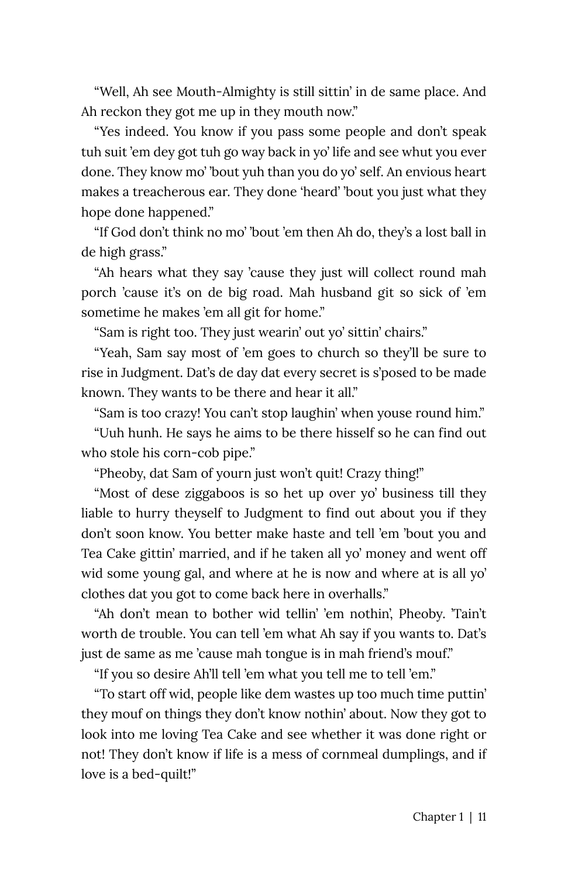"Well, Ah see Mouth-Almighty is still sittin' in de same place. And Ah reckon they got me up in they mouth now."

"Yes indeed. You know if you pass some people and don't speak tuh suit 'em dey got tuh go way back in yo' life and see whut you ever done. They know mo' 'bout yuh than you do yo' self. An envious heart makes a treacherous ear. They done 'heard' 'bout you just what they hope done happened."

"If God don't think no mo' 'bout 'em then Ah do, they's a lost ball in de high grass."

"Ah hears what they say 'cause they just will collect round mah porch 'cause it's on de big road. Mah husband git so sick of 'em sometime he makes 'em all git for home."

"Sam is right too. They just wearin' out yo' sittin' chairs."

"Yeah, Sam say most of 'em goes to church so they'll be sure to rise in Judgment. Dat's de day dat every secret is s'posed to be made known. They wants to be there and hear it all."

"Sam is too crazy! You can't stop laughin' when youse round him."

"Uuh hunh. He says he aims to be there hisself so he can find out who stole his corn-cob pipe."

"Pheoby, dat Sam of yourn just won't quit! Crazy thing!"

"Most of dese ziggaboos is so het up over yo' business till they liable to hurry theyself to Judgment to find out about you if they don't soon know. You better make haste and tell 'em 'bout you and Tea Cake gittin' married, and if he taken all yo' money and went off wid some young gal, and where at he is now and where at is all yo' clothes dat you got to come back here in overhalls."

"Ah don't mean to bother wid tellin' 'em nothin', Pheoby. 'Tain't worth de trouble. You can tell 'em what Ah say if you wants to. Dat's just de same as me 'cause mah tongue is in mah friend's mouf."

"If you so desire Ah'll tell 'em what you tell me to tell 'em."

"To start off wid, people like dem wastes up too much time puttin' they mouf on things they don't know nothin' about. Now they got to look into me loving Tea Cake and see whether it was done right or not! They don't know if life is a mess of cornmeal dumplings, and if love is a bed-quilt!"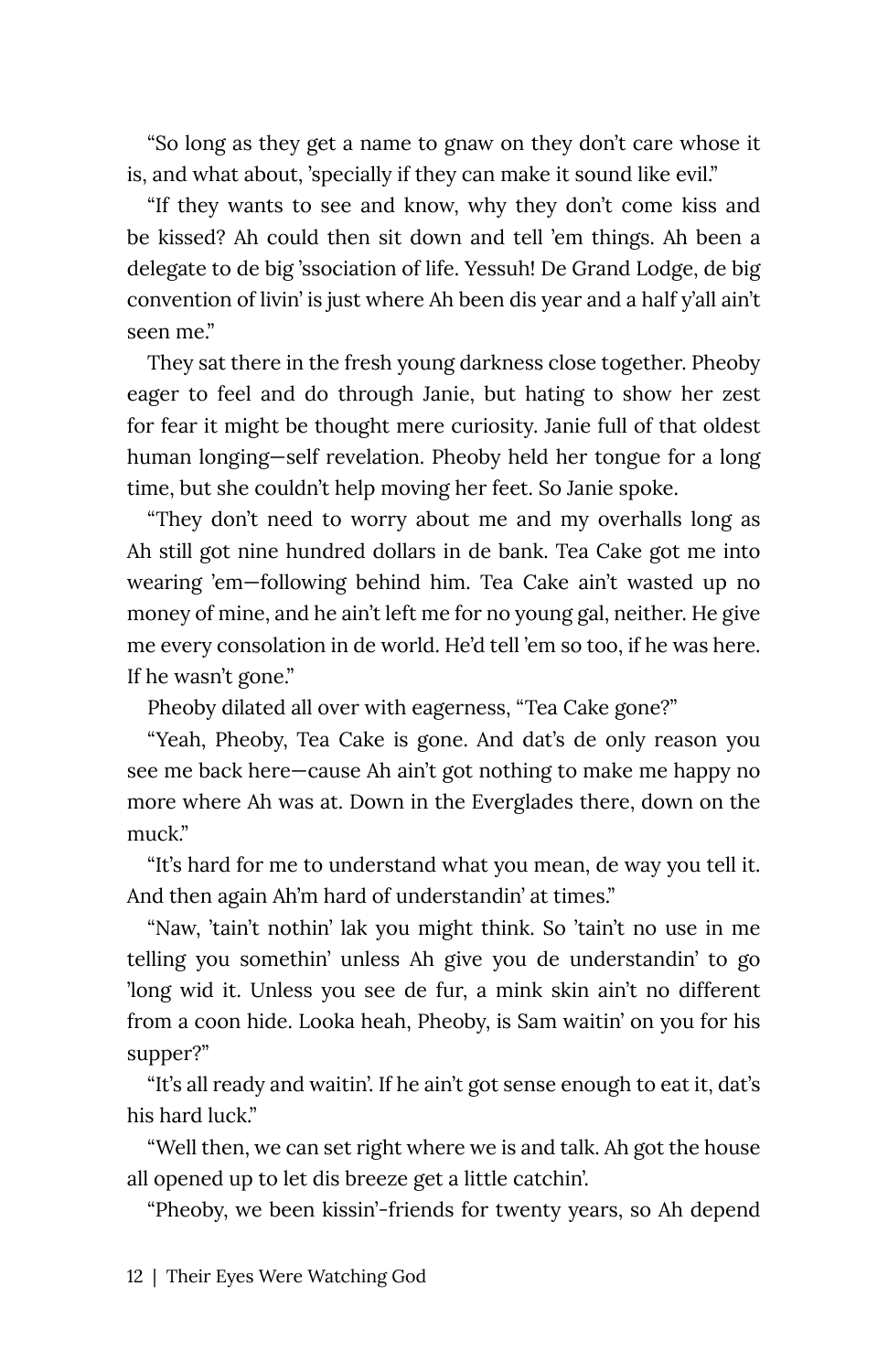"So long as they get a name to gnaw on they don't care whose it is, and what about, 'specially if they can make it sound like evil."

"If they wants to see and know, why they don't come kiss and be kissed? Ah could then sit down and tell 'em things. Ah been a delegate to de big 'ssociation of life. Yessuh! De Grand Lodge, de big convention of livin' is just where Ah been dis year and a half y'all ain't seen me."

They sat there in the fresh young darkness close together. Pheoby eager to feel and do through Janie, but hating to show her zest for fear it might be thought mere curiosity. Janie full of that oldest human longing—self revelation. Pheoby held her tongue for a long time, but she couldn't help moving her feet. So Janie spoke.

"They don't need to worry about me and my overhalls long as Ah still got nine hundred dollars in de bank. Tea Cake got me into wearing 'em—following behind him. Tea Cake ain't wasted up no money of mine, and he ain't left me for no young gal, neither. He give me every consolation in de world. He'd tell 'em so too, if he was here. If he wasn't gone."

Pheoby dilated all over with eagerness, "Tea Cake gone?"

"Yeah, Pheoby, Tea Cake is gone. And dat's de only reason you see me back here—cause Ah ain't got nothing to make me happy no more where Ah was at. Down in the Everglades there, down on the muck."

"It's hard for me to understand what you mean, de way you tell it. And then again Ah'm hard of understandin' at times."

"Naw, 'tain't nothin' lak you might think. So 'tain't no use in me telling you somethin' unless Ah give you de understandin' to go 'long wid it. Unless you see de fur, a mink skin ain't no different from a coon hide. Looka heah, Pheoby, is Sam waitin' on you for his supper?"

"It's all ready and waitin'. If he ain't got sense enough to eat it, dat's his hard luck."

"Well then, we can set right where we is and talk. Ah got the house all opened up to let dis breeze get a little catchin'.

"Pheoby, we been kissin'-friends for twenty years, so Ah depend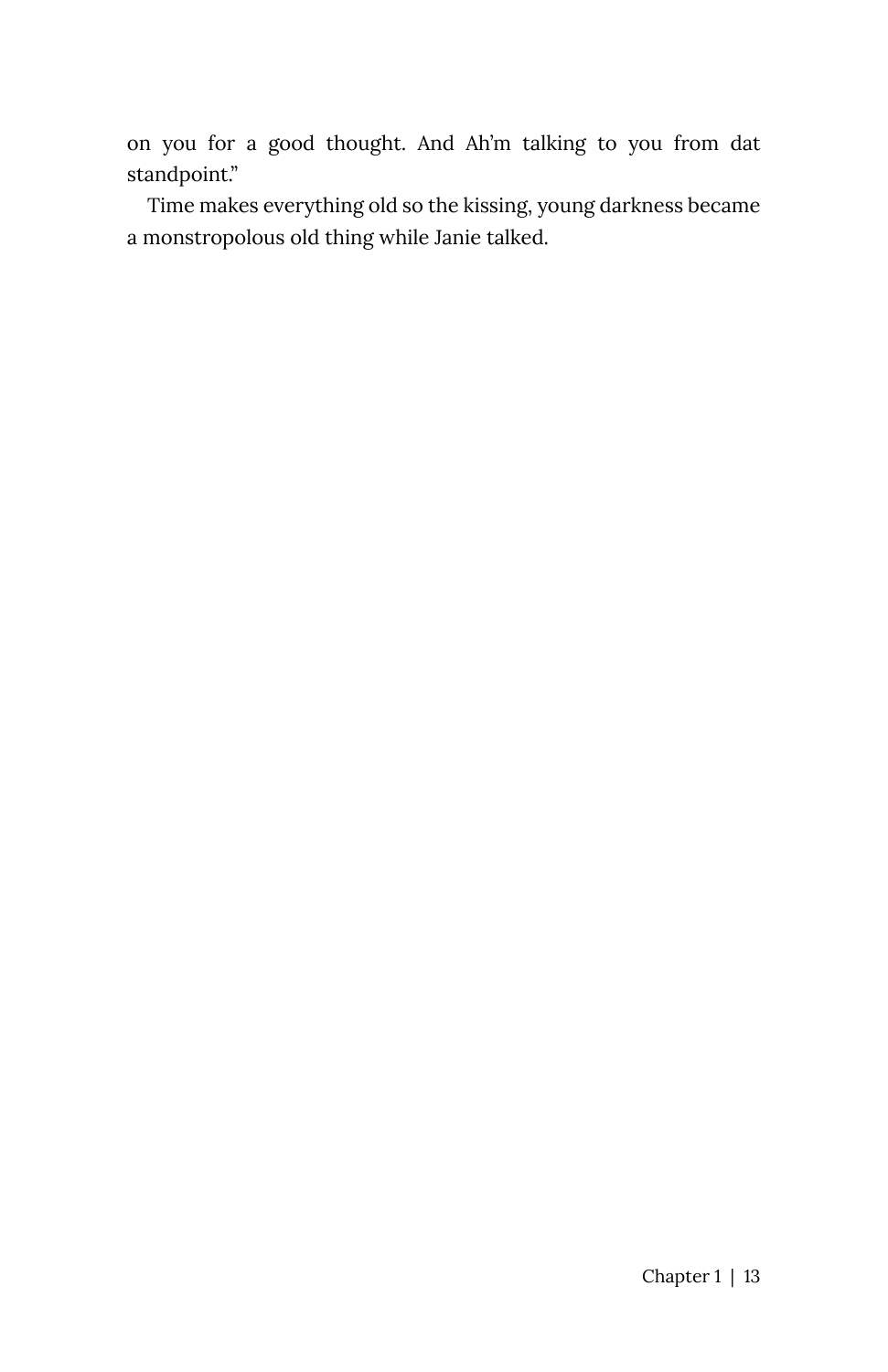on you for a good thought. And Ah'm talking to you from dat standpoint."

Time makes everything old so the kissing, young darkness became a monstropolous old thing while Janie talked.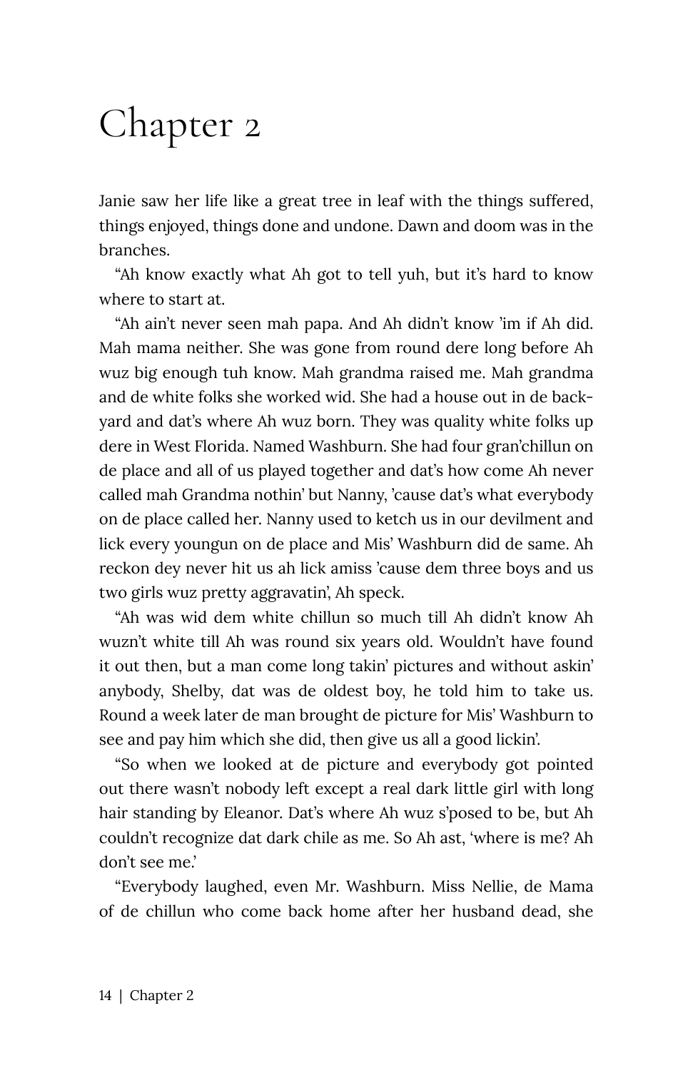# Chapter 2

Janie saw her life like a great tree in leaf with the things suffered, things enjoyed, things done and undone. Dawn and doom was in the branches.

"Ah know exactly what Ah got to tell yuh, but it's hard to know where to start at.

"Ah ain't never seen mah papa. And Ah didn't know 'im if Ah did. Mah mama neither. She was gone from round dere long before Ah wuz big enough tuh know. Mah grandma raised me. Mah grandma and de white folks she worked wid. She had a house out in de back-yard and dat's where Ah wuz born. They was quality white folks up dere in West Florida. Named Washburn. She had four gran'chillun on de place and all of us played together and dat's how come Ah never called mah Grandma nothin' but Nanny, 'cause dat's what everybody on de place called her. Nanny used to ketch us in our devilment and lick every youngun on de place and Mis' Washburn did de same. Ah reckon dey never hit us ah lick amiss 'cause dem three boys and us two girls wuz pretty aggravatin', Ah speck.

"Ah was wid dem white chillun so much till Ah didn't know Ah wuzn't white till Ah was round six years old. Wouldn't have found it out then, but a man come long takin' pictures and without askin' anybody, Shelby, dat was de oldest boy, he told him to take us. Round a week later de man brought de picture for Mis' Washburn to see and pay him which she did, then give us all a good lickin'.

"So when we looked at de picture and everybody got pointed out there wasn't nobody left except a real dark little girl with long hair standing by Eleanor. Dat's where Ah wuz s'posed to be, but Ah couldn't recognize dat dark chile as me. So Ah ast, 'where is me? Ah don't see me.'

"Everybody laughed, even Mr. Washburn. Miss Nellie, de Mama of de chillun who come back home after her husband dead, she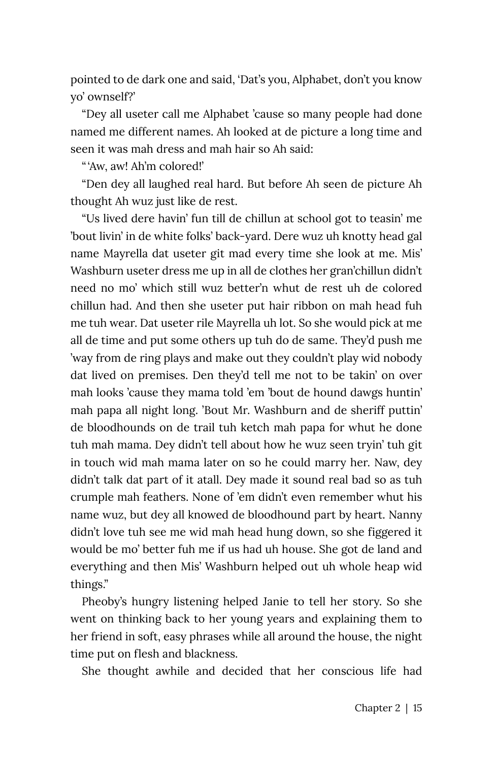pointed to de dark one and said, 'Dat's you, Alphabet, don't you know yo' ownself?'

"Dey all useter call me Alphabet 'cause so many people had done named me different names. Ah looked at de picture a long time and seen it was mah dress and mah hair so Ah said:

" 'Aw, aw! Ah'm colored!'

"Den dey all laughed real hard. But before Ah seen de picture Ah thought Ah wuz just like de rest.

"Us lived dere havin' fun till de chillun at school got to teasin' me 'bout livin' in de white folks' back-yard. Dere wuz uh knotty head gal name Mayrella dat useter git mad every time she look at me. Mis' Washburn useter dress me up in all de clothes her gran'chillun didn't need no mo' which still wuz better'n whut de rest uh de colored chillun had. And then she useter put hair ribbon on mah head fuh me tuh wear. Dat useter rile Mayrella uh lot. So she would pick at me all de time and put some others up tuh do de same. They'd push me 'way from de ring plays and make out they couldn't play wid nobody dat lived on premises. Den they'd tell me not to be takin' on over mah looks 'cause they mama told 'em 'bout de hound dawgs huntin' mah papa all night long. 'Bout Mr. Washburn and de sheriff puttin' de bloodhounds on de trail tuh ketch mah papa for whut he done tuh mah mama. Dey didn't tell about how he wuz seen tryin' tuh git in touch wid mah mama later on so he could marry her. Naw, dey didn't talk dat part of it atall. Dey made it sound real bad so as tuh crumple mah feathers. None of 'em didn't even remember whut his name wuz, but dey all knowed de bloodhound part by heart. Nanny didn't love tuh see me wid mah head hung down, so she figgered it would be mo' better fuh me if us had uh house. She got de land and everything and then Mis' Washburn helped out uh whole heap wid things."

Pheoby's hungry listening helped Janie to tell her story. So she went on thinking back to her young years and explaining them to her friend in soft, easy phrases while all around the house, the night time put on flesh and blackness.

She thought awhile and decided that her conscious life had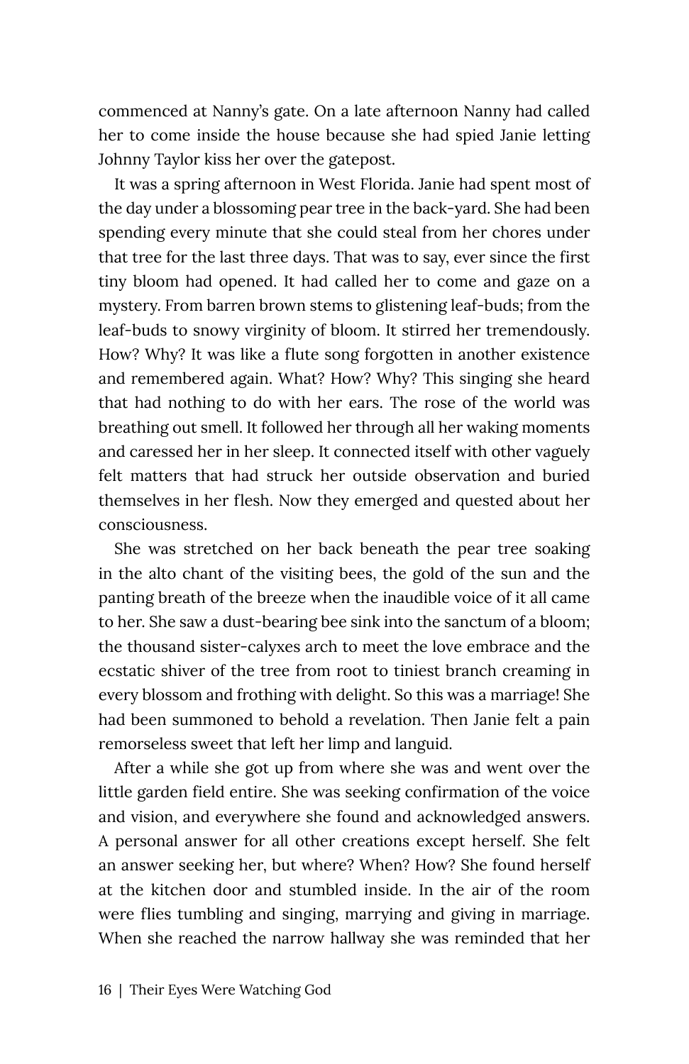commenced at Nanny's gate. On a late afternoon Nanny had called her to come inside the house because she had spied Janie letting Johnny Taylor kiss her over the gatepost.

It was a spring afternoon in West Florida. Janie had spent most of the day under a blossoming pear tree in the back-yard. She had been spending every minute that she could steal from her chores under that tree for the last three days. That was to say, ever since the first tiny bloom had opened. It had called her to come and gaze on a mystery. From barren brown stems to glistening leaf-buds; from the leaf-buds to snowy virginity of bloom. It stirred her tremendously. How? Why? It was like a flute song forgotten in another existence and remembered again. What? How? Why? This singing she heard that had nothing to do with her ears. The rose of the world was breathing out smell. It followed her through all her waking moments and caressed her in her sleep. It connected itself with other vaguely felt matters that had struck her outside observation and buried themselves in her flesh. Now they emerged and quested about her consciousness.

She was stretched on her back beneath the pear tree soaking in the alto chant of the visiting bees, the gold of the sun and the panting breath of the breeze when the inaudible voice of it all came to her. She saw a dust-bearing bee sink into the sanctum of a bloom; the thousand sister-calyxes arch to meet the love embrace and the ecstatic shiver of the tree from root to tiniest branch creaming in every blossom and frothing with delight. So this was a marriage! She had been summoned to behold a revelation. Then Janie felt a pain remorseless sweet that left her limp and languid.

After a while she got up from where she was and went over the little garden field entire. She was seeking confirmation of the voice and vision, and everywhere she found and acknowledged answers. A personal answer for all other creations except herself. She felt an answer seeking her, but where? When? How? She found herself at the kitchen door and stumbled inside. In the air of the room were flies tumbling and singing, marrying and giving in marriage. When she reached the narrow hallway she was reminded that her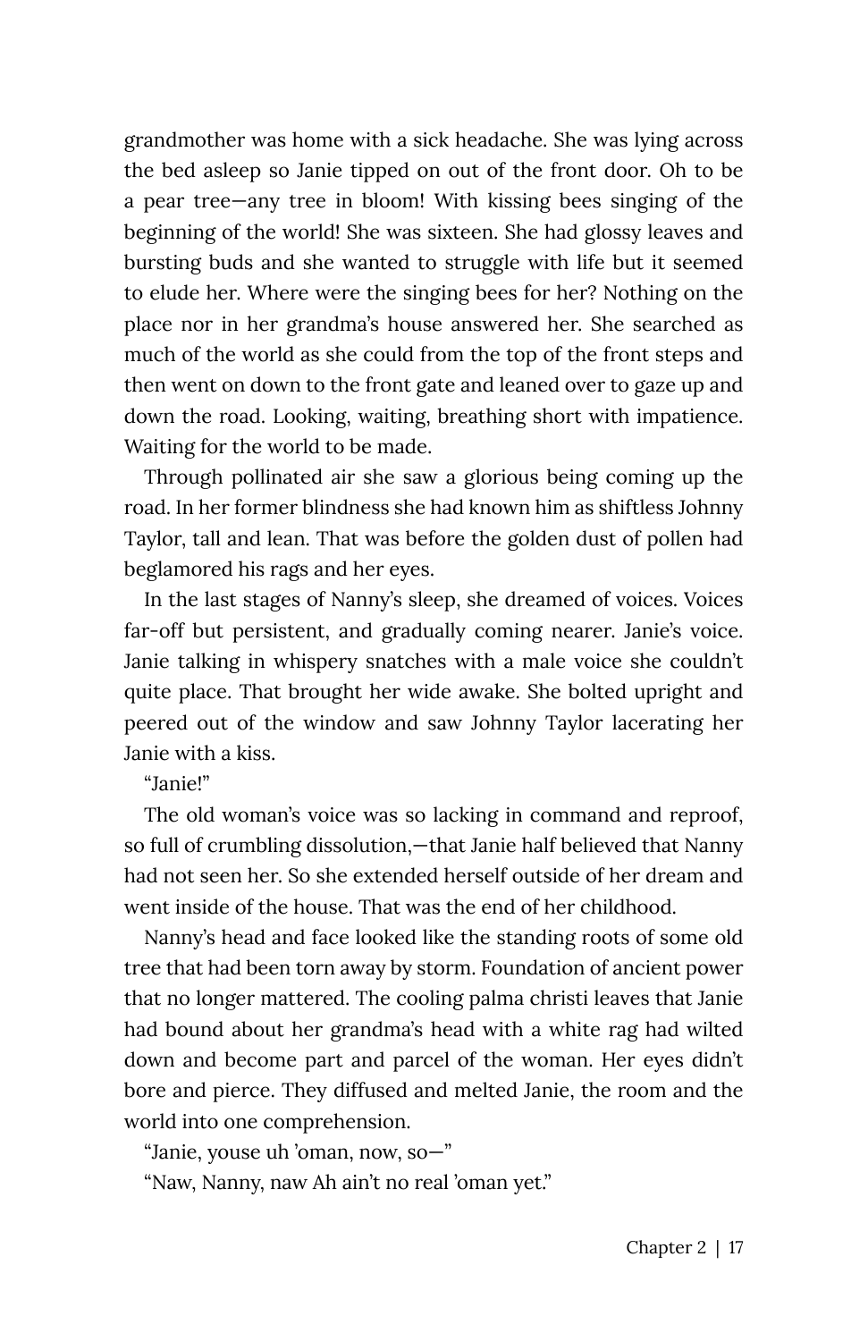grandmother was home with a sick headache. She was lying across the bed asleep so Janie tipped on out of the front door. Oh to be a pear tree—any tree in bloom! With kissing bees singing of the beginning of the world! She was sixteen. She had glossy leaves and bursting buds and she wanted to struggle with life but it seemed to elude her. Where were the singing bees for her? Nothing on the place nor in her grandma's house answered her. She searched as much of the world as she could from the top of the front steps and then went on down to the front gate and leaned over to gaze up and down the road. Looking, waiting, breathing short with impatience. Waiting for the world to be made.

Through pollinated air she saw a glorious being coming up the road. In her former blindness she had known him as shiftless Johnny Taylor, tall and lean. That was before the golden dust of pollen had beglamored his rags and her eyes.

In the last stages of Nanny's sleep, she dreamed of voices. Voices far-off but persistent, and gradually coming nearer. Janie's voice. Janie talking in whispery snatches with a male voice she couldn't quite place. That brought her wide awake. She bolted upright and peered out of the window and saw Johnny Taylor lacerating her Janie with a kiss.

"Janie!"

The old woman's voice was so lacking in command and reproof, so full of crumbling dissolution,—that Janie half believed that Nanny had not seen her. So she extended herself outside of her dream and went inside of the house. That was the end of her childhood.

Nanny's head and face looked like the standing roots of some old tree that had been torn away by storm. Foundation of ancient power that no longer mattered. The cooling palma christi leaves that Janie had bound about her grandma's head with a white rag had wilted down and become part and parcel of the woman. Her eyes didn't bore and pierce. They diffused and melted Janie, the room and the world into one comprehension.

"Janie, youse uh 'oman, now, so—"

"Naw, Nanny, naw Ah ain't no real 'oman yet."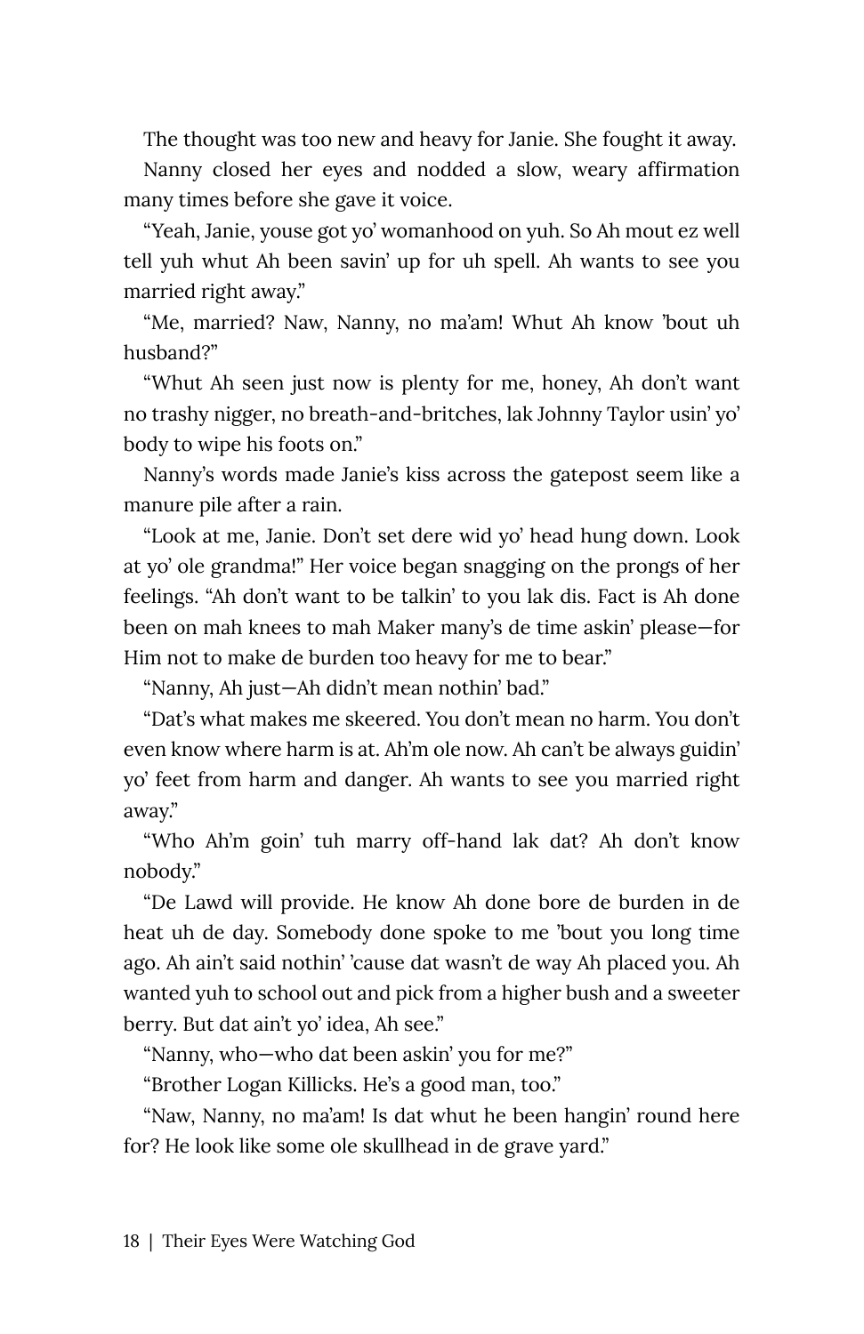The thought was too new and heavy for Janie. She fought it away.

Nanny closed her eyes and nodded a slow, weary affirmation many times before she gave it voice.

"Yeah, Janie, youse got yo' womanhood on yuh. So Ah mout ez well tell yuh whut Ah been savin' up for uh spell. Ah wants to see you married right away."

"Me, married? Naw, Nanny, no ma'am! Whut Ah know 'bout uh husband?"

"Whut Ah seen just now is plenty for me, honey, Ah don't want no trashy nigger, no breath-and-britches, lak Johnny Taylor usin' yo' body to wipe his foots on."

Nanny's words made Janie's kiss across the gatepost seem like a manure pile after a rain.

"Look at me, Janie. Don't set dere wid yo' head hung down. Look at yo' ole grandma!" Her voice began snagging on the prongs of her feelings. "Ah don't want to be talkin' to you lak dis. Fact is Ah done been on mah knees to mah Maker many's de time askin' please—for Him not to make de burden too heavy for me to bear."

"Nanny, Ah just—Ah didn't mean nothin' bad."

"Dat's what makes me skeered. You don't mean no harm. You don't even know where harm is at. Ah'm ole now. Ah can't be always guidin' yo' feet from harm and danger. Ah wants to see you married right away."

"Who Ah'm goin' tuh marry off-hand lak dat? Ah don't know nobody."

"De Lawd will provide. He know Ah done bore de burden in de heat uh de day. Somebody done spoke to me 'bout you long time ago. Ah ain't said nothin' 'cause dat wasn't de way Ah placed you. Ah wanted yuh to school out and pick from a higher bush and a sweeter berry. But dat ain't yo' idea, Ah see."

"Nanny, who—who dat been askin' you for me?"

"Brother Logan Killicks. He's a good man, too."

"Naw, Nanny, no ma'am! Is dat whut he been hangin' round here for? He look like some ole skullhead in de grave yard."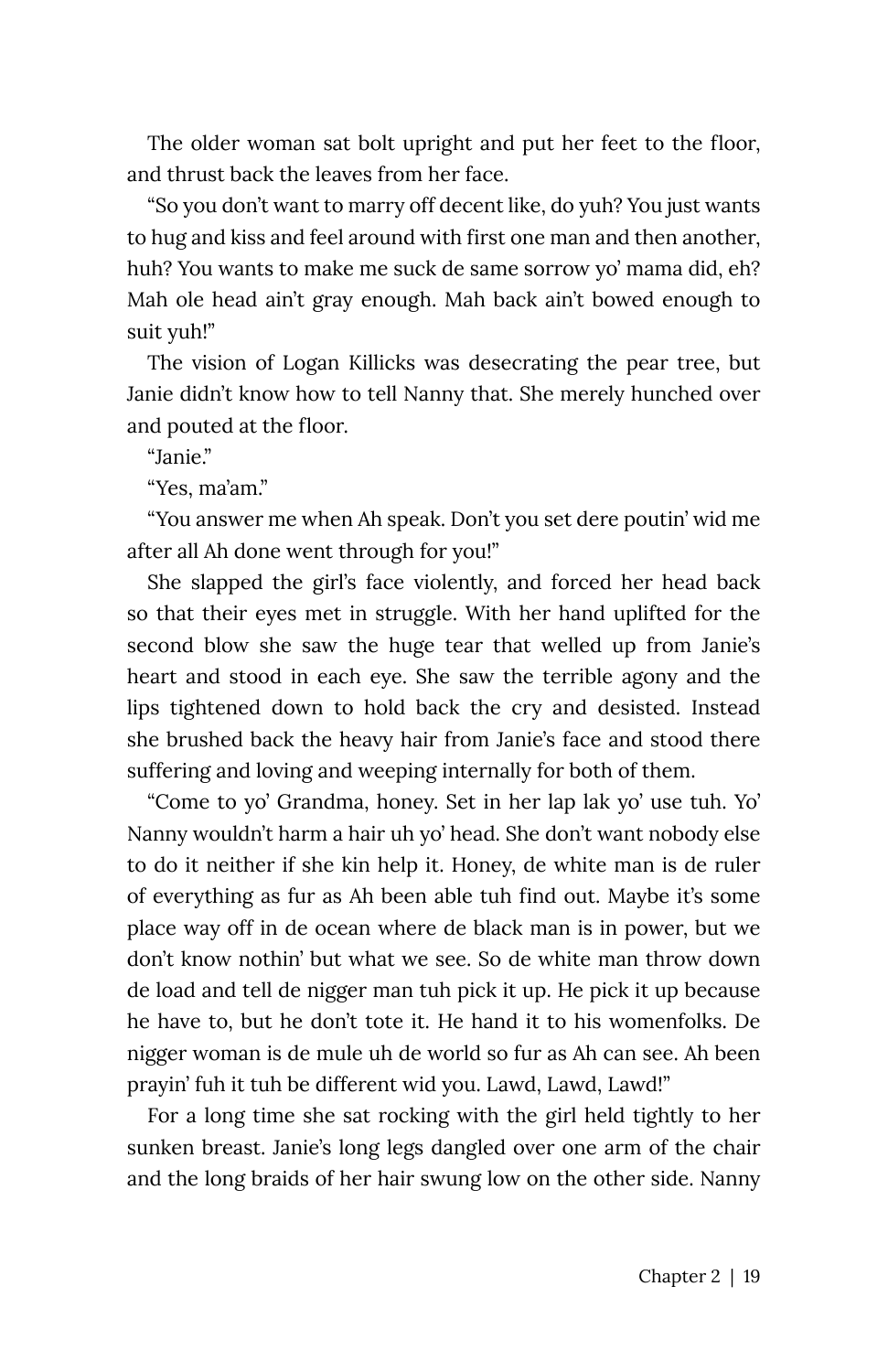The older woman sat bolt upright and put her feet to the floor, and thrust back the leaves from her face.

"So you don't want to marry off decent like, do yuh? You just wants to hug and kiss and feel around with first one man and then another, huh? You wants to make me suck de same sorrow yo' mama did, eh? Mah ole head ain't gray enough. Mah back ain't bowed enough to suit yuh!"

The vision of Logan Killicks was desecrating the pear tree, but Janie didn't know how to tell Nanny that. She merely hunched over and pouted at the floor.

"Janie."

"Yes, ma'am."

"You answer me when Ah speak. Don't you set dere poutin' wid me after all Ah done went through for you!"

She slapped the girl's face violently, and forced her head back so that their eyes met in struggle. With her hand uplifted for the second blow she saw the huge tear that welled up from Janie's heart and stood in each eye. She saw the terrible agony and the lips tightened down to hold back the cry and desisted. Instead she brushed back the heavy hair from Janie's face and stood there suffering and loving and weeping internally for both of them.

"Come to yo' Grandma, honey. Set in her lap lak yo' use tuh. Yo' Nanny wouldn't harm a hair uh yo' head. She don't want nobody else to do it neither if she kin help it. Honey, de white man is de ruler of everything as fur as Ah been able tuh find out. Maybe it's some place way off in de ocean where de black man is in power, but we don't know nothin' but what we see. So de white man throw down de load and tell de nigger man tuh pick it up. He pick it up because he have to, but he don't tote it. He hand it to his womenfolks. De nigger woman is de mule uh de world so fur as Ah can see. Ah been prayin' fuh it tuh be different wid you. Lawd, Lawd, Lawd!"

For a long time she sat rocking with the girl held tightly to her sunken breast. Janie's long legs dangled over one arm of the chair and the long braids of her hair swung low on the other side. Nanny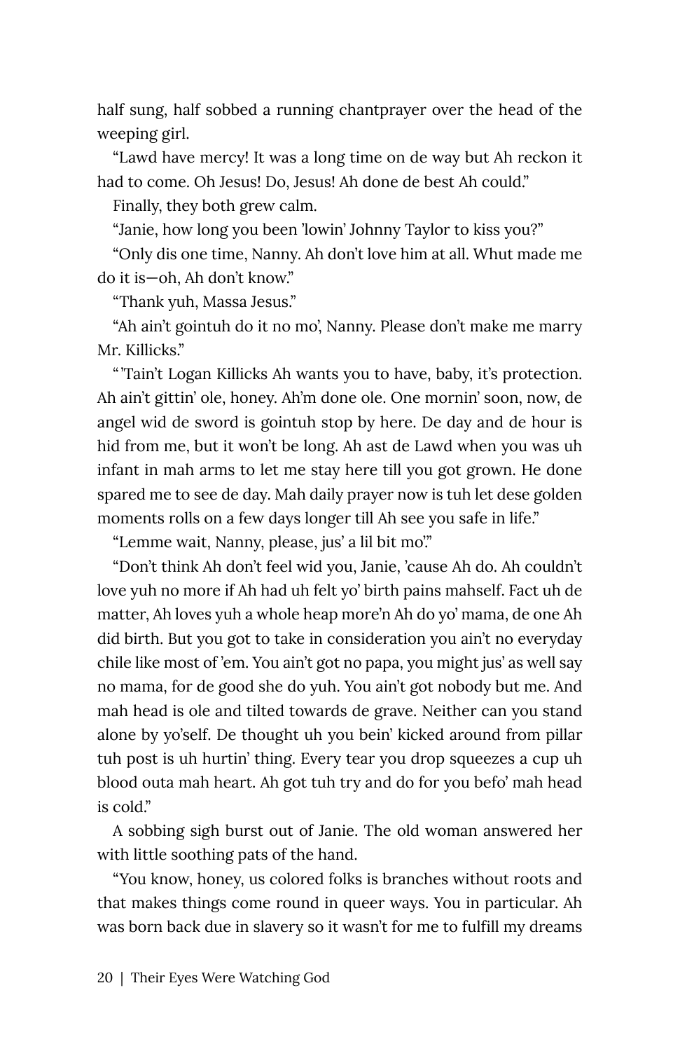half sung, half sobbed a running chantprayer over the head of the weeping girl.

"Lawd have mercy! It was a long time on de way but Ah reckon it had to come. Oh Jesus! Do, Jesus! Ah done de best Ah could."

Finally, they both grew calm.

"Janie, how long you been 'lowin' Johnny Taylor to kiss you?"

"Only dis one time, Nanny. Ah don't love him at all. Whut made me do it is—oh, Ah don't know."

"Thank yuh, Massa Jesus."

"Ah ain't gointuh do it no mo', Nanny. Please don't make me marry Mr. Killicks."

" 'Tain't Logan Killicks Ah wants you to have, baby, it's protection. Ah ain't gittin' ole, honey. Ah'm done ole. One mornin' soon, now, de angel wid de sword is gointuh stop by here. De day and de hour is hid from me, but it won't be long. Ah ast de Lawd when you was uh infant in mah arms to let me stay here till you got grown. He done spared me to see de day. Mah daily prayer now is tuh let dese golden moments rolls on a few days longer till Ah see you safe in life."

"Lemme wait, Nanny, please, jus' a lil bit mo'."

"Don't think Ah don't feel wid you, Janie, 'cause Ah do. Ah couldn't love yuh no more if Ah had uh felt yo' birth pains mahself. Fact uh de matter, Ah loves yuh a whole heap more'n Ah do yo' mama, de one Ah did birth. But you got to take in consideration you ain't no everyday chile like most of 'em. You ain't got no papa, you might jus' as well say no mama, for de good she do yuh. You ain't got nobody but me. And mah head is ole and tilted towards de grave. Neither can you stand alone by yo'self. De thought uh you bein' kicked around from pillar tuh post is uh hurtin' thing. Every tear you drop squeezes a cup uh blood outa mah heart. Ah got tuh try and do for you befo' mah head is cold."

A sobbing sigh burst out of Janie. The old woman answered her with little soothing pats of the hand.

"You know, honey, us colored folks is branches without roots and that makes things come round in queer ways. You in particular. Ah was born back due in slavery so it wasn't for me to fulfill my dreams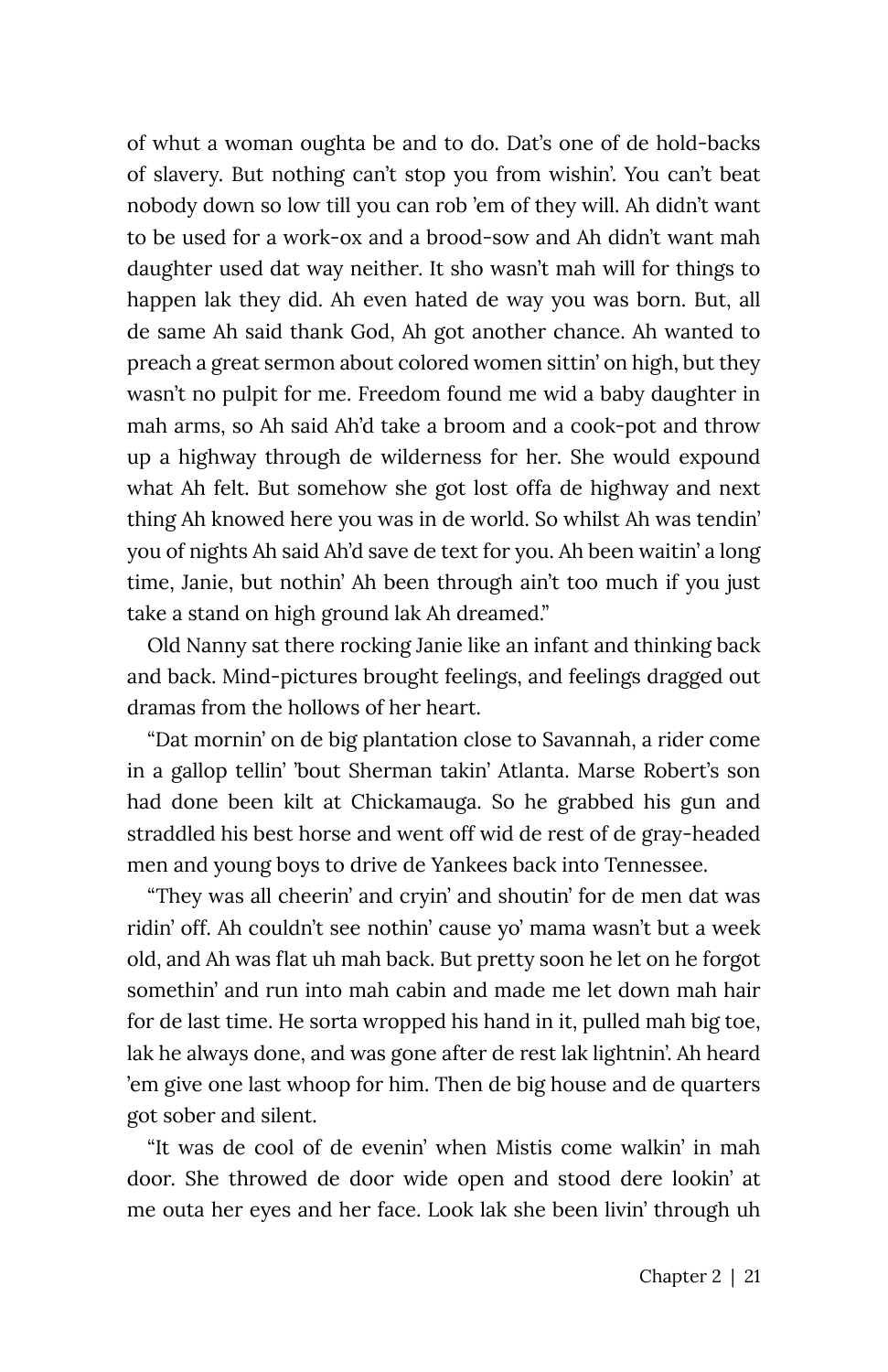of whut a woman oughta be and to do. Dat's one of de hold-backs of slavery. But nothing can't stop you from wishin'. You can't beat nobody down so low till you can rob 'em of they will. Ah didn't want to be used for a work-ox and a brood-sow and Ah didn't want mah daughter used dat way neither. It sho wasn't mah will for things to happen lak they did. Ah even hated de way you was born. But, all de same Ah said thank God, Ah got another chance. Ah wanted to preach a great sermon about colored women sittin' on high, but they wasn't no pulpit for me. Freedom found me wid a baby daughter in mah arms, so Ah said Ah'd take a broom and a cook-pot and throw up a highway through de wilderness for her. She would expound what Ah felt. But somehow she got lost offa de highway and next thing Ah knowed here you was in de world. So whilst Ah was tendin' you of nights Ah said Ah'd save de text for you. Ah been waitin' a long time, Janie, but nothin' Ah been through ain't too much if you just take a stand on high ground lak Ah dreamed."

Old Nanny sat there rocking Janie like an infant and thinking back and back. Mind-pictures brought feelings, and feelings dragged out dramas from the hollows of her heart.

"Dat mornin' on de big plantation close to Savannah, a rider come in a gallop tellin' 'bout Sherman takin' Atlanta. Marse Robert's son had done been kilt at Chickamauga. So he grabbed his gun and straddled his best horse and went off wid de rest of de gray-headed men and young boys to drive de Yankees back into Tennessee.

"They was all cheerin' and cryin' and shoutin' for de men dat was ridin' off. Ah couldn't see nothin' cause yo' mama wasn't but a week old, and Ah was flat uh mah back. But pretty soon he let on he forgot somethin' and run into mah cabin and made me let down mah hair for de last time. He sorta wropped his hand in it, pulled mah big toe, lak he always done, and was gone after de rest lak lightnin'. Ah heard 'em give one last whoop for him. Then de big house and de quarters got sober and silent.

"It was de cool of de evenin' when Mistis come walkin' in mah door. She throwed de door wide open and stood dere lookin' at me outa her eyes and her face. Look lak she been livin' through uh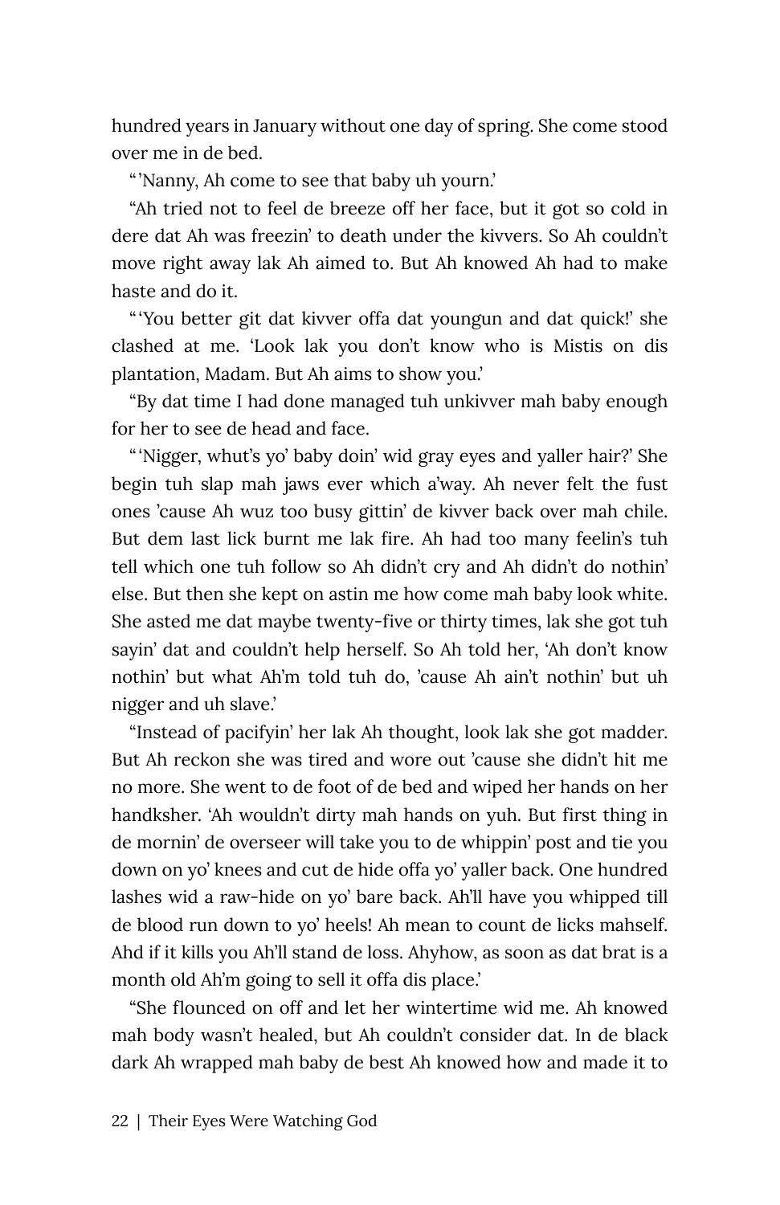hundred years in January without one day of spring. She come stood over me in de bed.

"'Nanny, Ah come to see that baby uh yourn.'

"Ah tried not to feel de breeze off her face, but it got so cold in dere dat Ah was freezin' to death under the kivvers. So Ah couldn't move right away lak Ah aimed to. But Ah knowed Ah had to make haste and do it.

"'You better git dat kivver offa dat youngun and dat quick!' she clashed at me. 'Look lak you don't know who is Mistis on dis plantation, Madam. But Ah aims to show you.'

"By dat time I had done managed tuh unkivver mah baby enough for her to see de head and face.

"'Nigger, whut's yo' baby doin' wid gray eyes and yaller hair?' She begin tuh slap mah jaws ever which a'way. Ah never felt the fust ones 'cause Ah wuz too busy gittin' de kivver back over mah chile. But dem last lick burnt me lak fire. Ah had too many feelin's tuh tell which one tuh follow so Ah didn't cry and Ah didn't do nothin' else. But then she kept on astin me how come mah baby look white. She asted me dat maybe twenty-five or thirty times, lak she got tuh sayin' dat and couldn't help herself. So Ah told her, 'Ah don't know nothin' but what Ah'm told tuh do, 'cause Ah ain't nothin' but uh nigger and uh slave.'

"Instead of pacifyin' her lak Ah thought, look lak she got madder. But Ah reckon she was tired and wore out 'cause she didn't hit me no more. She went to de foot of de bed and wiped her hands on her handksher. 'Ah wouldn't dirty mah hands on yuh. But first thing in de mornin' de overseer will take you to de whippin' post and tie you down on yo' knees and cut de hide offa yo' yaller back. One hundred lashes wid a raw-hide on yo' bare back. Ah'll have you whipped till de blood run down to yo' heels! Ah mean to count de licks mahself. Ahd if it kills you Ah'll stand de loss. Ahyhow, as soon as dat brat is a month old Ah'm going to sell it offa dis place.'

"She flounced on off and let her wintertime wid me. Ah knowed mah body wasn't healed, but Ah couldn't consider dat. In de black dark Ah wrapped mah baby de best Ah knowed how and made it to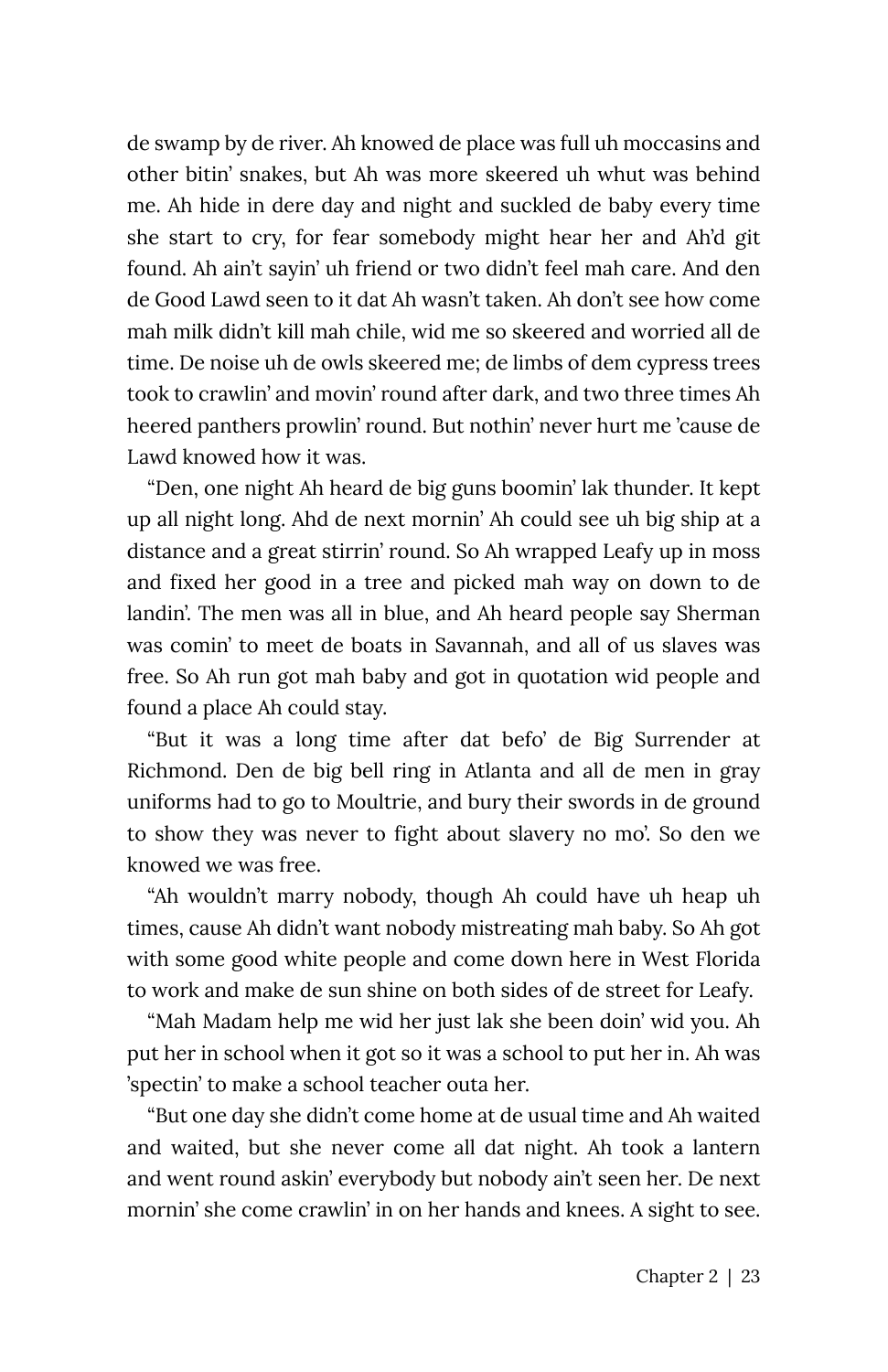de swamp by de river. Ah knowed de place was full uh moccasins and other bitin' snakes, but Ah was more skeered uh whut was behind me. Ah hide in dere day and night and suckled de baby every time she start to cry, for fear somebody might hear her and Ah'd git found. Ah ain't sayin' uh friend or two didn't feel mah care. And den de Good Lawd seen to it dat Ah wasn't taken. Ah don't see how come mah milk didn't kill mah chile, wid me so skeered and worried all de time. De noise uh de owls skeered me; de limbs of dem cypress trees took to crawlin' and movin' round after dark, and two three times Ah heered panthers prowlin' round. But nothin' never hurt me 'cause de Lawd knowed how it was.

"Den, one night Ah heard de big guns boomin' lak thunder. It kept up all night long. Ahd de next mornin' Ah could see uh big ship at a distance and a great stirrin' round. So Ah wrapped Leafy up in moss and fixed her good in a tree and picked mah way on down to de landin'. The men was all in blue, and Ah heard people say Sherman was comin' to meet de boats in Savannah, and all of us slaves was free. So Ah run got mah baby and got in quotation wid people and found a place Ah could stay.

"But it was a long time after dat befo' de Big Surrender at Richmond. Den de big bell ring in Atlanta and all de men in gray uniforms had to go to Moultrie, and bury their swords in de ground to show they was never to fight about slavery no mo'. So den we knowed we was free.

"Ah wouldn't marry nobody, though Ah could have uh heap uh times, cause Ah didn't want nobody mistreating mah baby. So Ah got with some good white people and come down here in West Florida to work and make de sun shine on both sides of de street for Leafy.

"Mah Madam help me wid her just lak she been doin' wid you. Ah put her in school when it got so it was a school to put her in. Ah was 'spectin' to make a school teacher outa her.

"But one day she didn't come home at de usual time and Ah waited and waited, but she never come all dat night. Ah took a lantern and went round askin' everybody but nobody ain't seen her. De next mornin' she come crawlin' in on her hands and knees. A sight to see.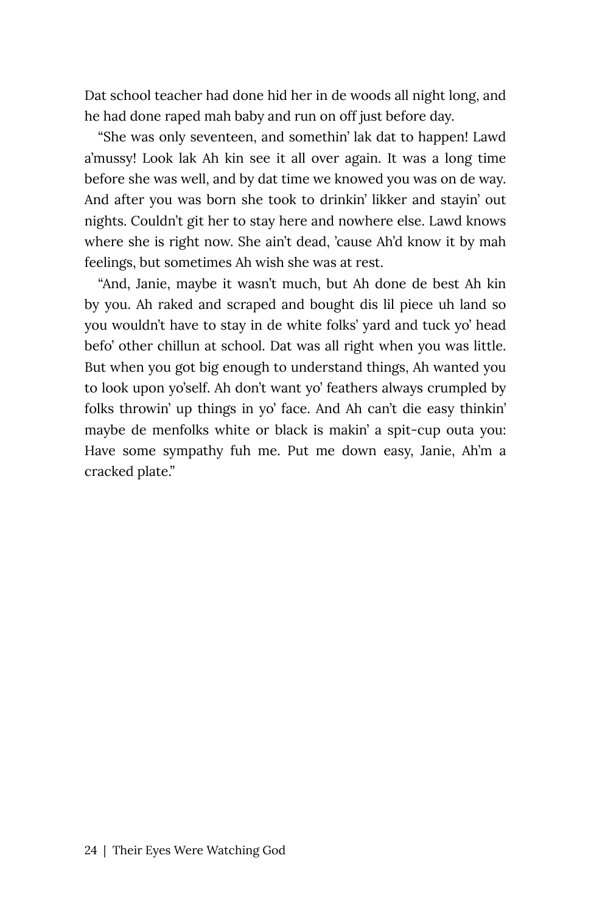Dat school teacher had done hid her in de woods all night long, and he had done raped mah baby and run on off just before day.

"She was only seventeen, and somethin' lak dat to happen! Lawd a'mussy! Look lak Ah kin see it all over again. It was a long time before she was well, and by dat time we knowed you was on de way. And after you was born she took to drinkin' likker and stayin' out nights. Couldn't git her to stay here and nowhere else. Lawd knows where she is right now. She ain't dead, 'cause Ah'd know it by mah feelings, but sometimes Ah wish she was at rest.

"And, Janie, maybe it wasn't much, but Ah done de best Ah kin by you. Ah raked and scraped and bought dis lil piece uh land so you wouldn't have to stay in de white folks' yard and tuck yo' head befo' other chillun at school. Dat was all right when you was little. But when you got big enough to understand things, Ah wanted you to look upon yo'self. Ah don't want yo' feathers always crumpled by folks throwin' up things in yo' face. And Ah can't die easy thinkin' maybe de menfolks white or black is makin' a spit-cup outa you: Have some sympathy fuh me. Put me down easy, Janie, Ah'm a cracked plate."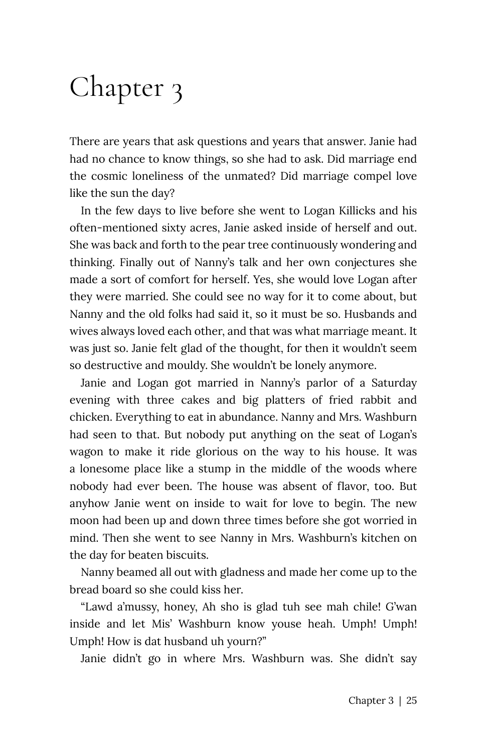# Chapter 3

There are years that ask questions and years that answer. Janie had had no chance to know things, so she had to ask. Did marriage end the cosmic loneliness of the unmated? Did marriage compel love like the sun the day?

In the few days to live before she went to Logan Killicks and his often-mentioned sixty acres, Janie asked inside of herself and out. She was back and forth to the pear tree continuously wondering and thinking. Finally out of Nanny's talk and her own conjectures she made a sort of comfort for herself. Yes, she would love Logan after they were married. She could see no way for it to come about, but Nanny and the old folks had said it, so it must be so. Husbands and wives always loved each other, and that was what marriage meant. It was just so. Janie felt glad of the thought, for then it wouldn't seem so destructive and mouldy. She wouldn't be lonely anymore.

Janie and Logan got married in Nanny's parlor of a Saturday evening with three cakes and big platters of fried rabbit and chicken. Everything to eat in abundance. Nanny and Mrs. Washburn had seen to that. But nobody put anything on the seat of Logan's wagon to make it ride glorious on the way to his house. It was a lonesome place like a stump in the middle of the woods where nobody had ever been. The house was absent of flavor, too. But anyhow Janie went on inside to wait for love to begin. The new moon had been up and down three times before she got worried in mind. Then she went to see Nanny in Mrs. Washburn's kitchen on the day for beaten biscuits.

Nanny beamed all out with gladness and made her come up to the bread board so she could kiss her.

"Lawd a'mussy, honey, Ah sho is glad tuh see mah chile! G'wan inside and let Mis' Washburn know youse heah. Umph! Umph! Umph! How is dat husband uh yourn?"

Janie didn't go in where Mrs. Washburn was. She didn't say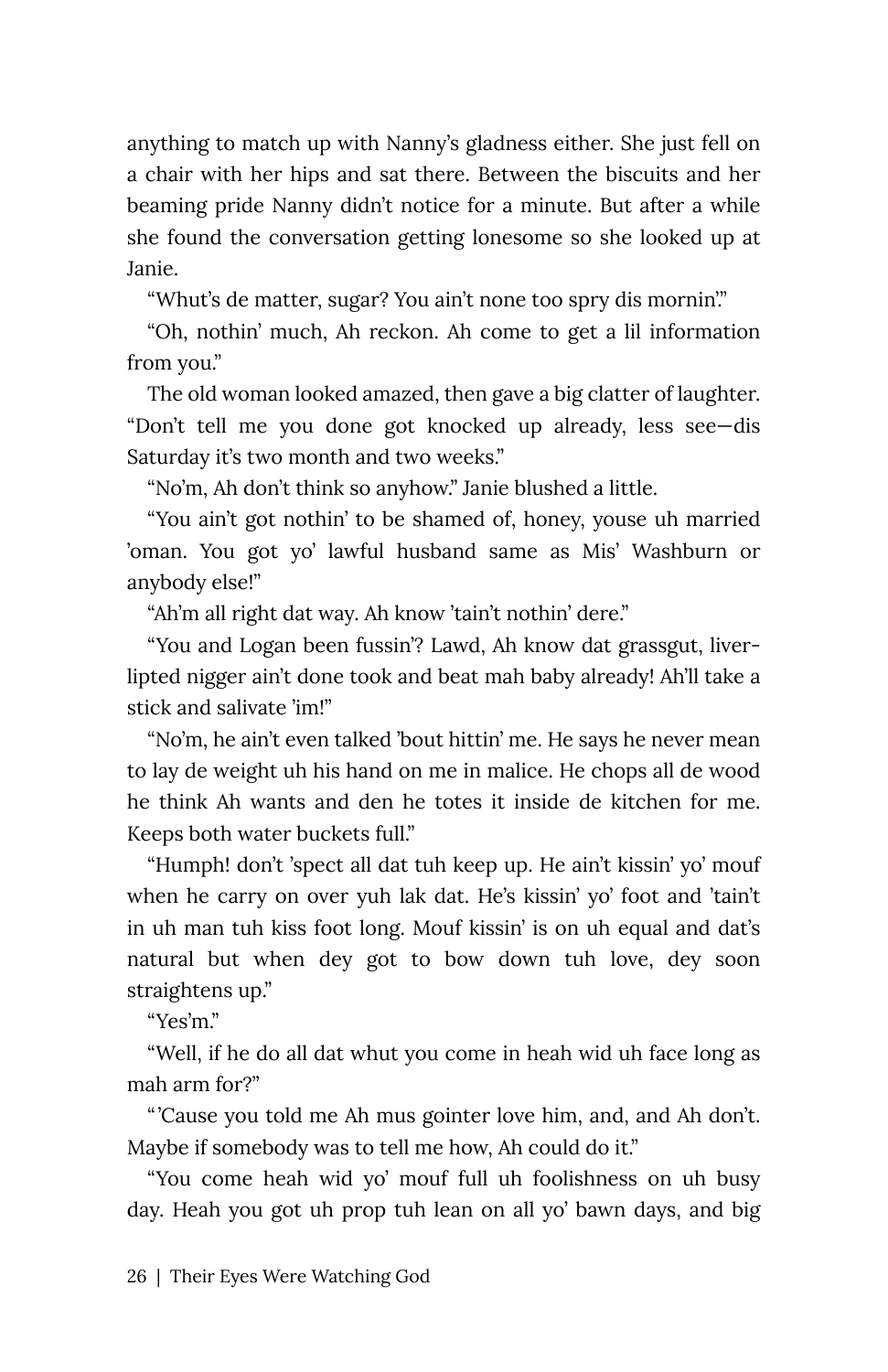anything to match up with Nanny's gladness either. She just fell on a chair with her hips and sat there. Between the biscuits and her beaming pride Nanny didn't notice for a minute. But after a while she found the conversation getting lonesome so she looked up at Janie.

"Whut's de matter, sugar? You ain't none too spry dis mornin'."

"Oh, nothin' much, Ah reckon. Ah come to get a lil information from you."

The old woman looked amazed, then gave a big clatter of laughter. "Don't tell me you done got knocked up already, less see—dis Saturday it's two month and two weeks."

"No'm, Ah don't think so anyhow." Janie blushed a little.

"You ain't got nothin' to be shamed of, honey, youse uh married 'oman. You got yo' lawful husband same as Mis' Washburn or anybody else!"

"Ah'm all right dat way. Ah know 'tain't nothin' dere."

"You and Logan been fussin'? Lawd, Ah know dat grassgut, liver-lipted nigger ain't done took and beat mah baby already! Ah'll take a stick and salivate 'im!"

"No'm, he ain't even talked 'bout hittin' me. He says he never mean to lay de weight uh his hand on me in malice. He chops all de wood he think Ah wants and den he totes it inside de kitchen for me. Keeps both water buckets full."

"Humph! don't 'spect all dat tuh keep up. He ain't kissin' yo' mouf when he carry on over yuh lak dat. He's kissin' yo' foot and 'tain't in uh man tuh kiss foot long. Mouf kissin' is on uh equal and dat's natural but when dey got to bow down tuh love, dey soon straightens up."

"Yes'm."

"Well, if he do all dat whut you come in heah wid uh face long as mah arm for?"

"'Cause you told me Ah mus gointer love him, and, and Ah don't. Maybe if somebody was to tell me how, Ah could do it."

"You come heah wid yo' mouf full uh foolishness on uh busy day. Heah you got uh prop tuh lean on all yo' bawn days, and big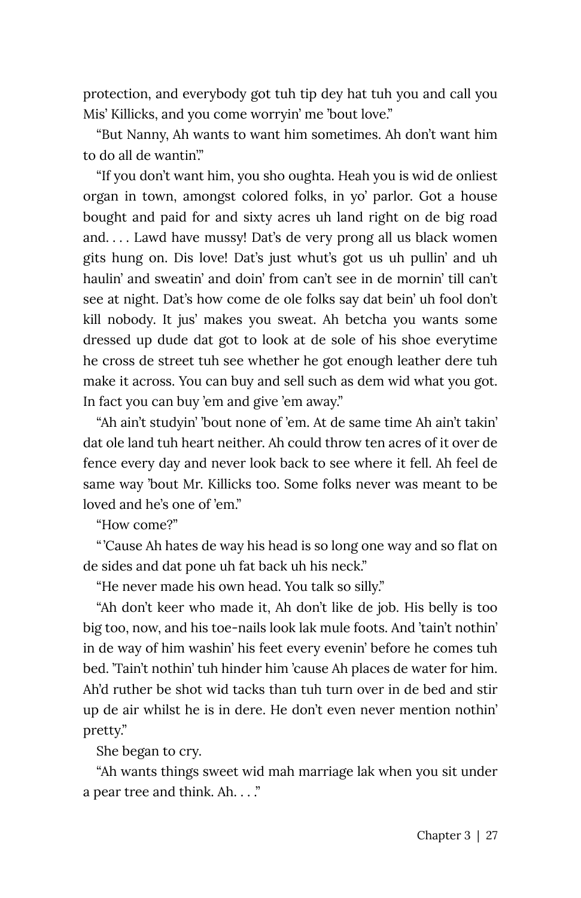protection, and everybody got tuh tip dey hat tuh you and call you Mis' Killicks, and you come worryin' me 'bout love."

"But Nanny, Ah wants to want him sometimes. Ah don't want him to do all de wantin'."

"If you don't want him, you sho oughta. Heah you is wid de onliest organ in town, amongst colored folks, in yo' parlor. Got a house bought and paid for and sixty acres uh land right on de big road and. . . . Lawd have mussy! Dat's de very prong all us black women gits hung on. Dis love! Dat's just whut's got us uh pullin' and uh haulin' and sweatin' and doin' from can't see in de mornin' till can't see at night. Dat's how come de ole folks say dat bein' uh fool don't kill nobody. It jus' makes you sweat. Ah betcha you wants some dressed up dude dat got to look at de sole of his shoe everytime he cross de street tuh see whether he got enough leather dere tuh make it across. You can buy and sell such as dem wid what you got. In fact you can buy 'em and give 'em away."

"Ah ain't studyin' 'bout none of 'em. At de same time Ah ain't takin' dat ole land tuh heart neither. Ah could throw ten acres of it over de fence every day and never look back to see where it fell. Ah feel de same way 'bout Mr. Killicks too. Some folks never was meant to be loved and he's one of 'em."

"How come?"

" 'Cause Ah hates de way his head is so long one way and so flat on de sides and dat pone uh fat back uh his neck."

"He never made his own head. You talk so silly."

"Ah don't keer who made it, Ah don't like de job. His belly is too big too, now, and his toe-nails look lak mule foots. And 'tain't nothin' in de way of him washin' his feet every evenin' before he comes tuh bed. 'Tain't nothin' tuh hinder him 'cause Ah places de water for him. Ah'd ruther be shot wid tacks than tuh turn over in de bed and stir up de air whilst he is in dere. He don't even never mention nothin' pretty."

She began to cry.

"Ah wants things sweet wid mah marriage lak when you sit under a pear tree and think. Ah. . . ."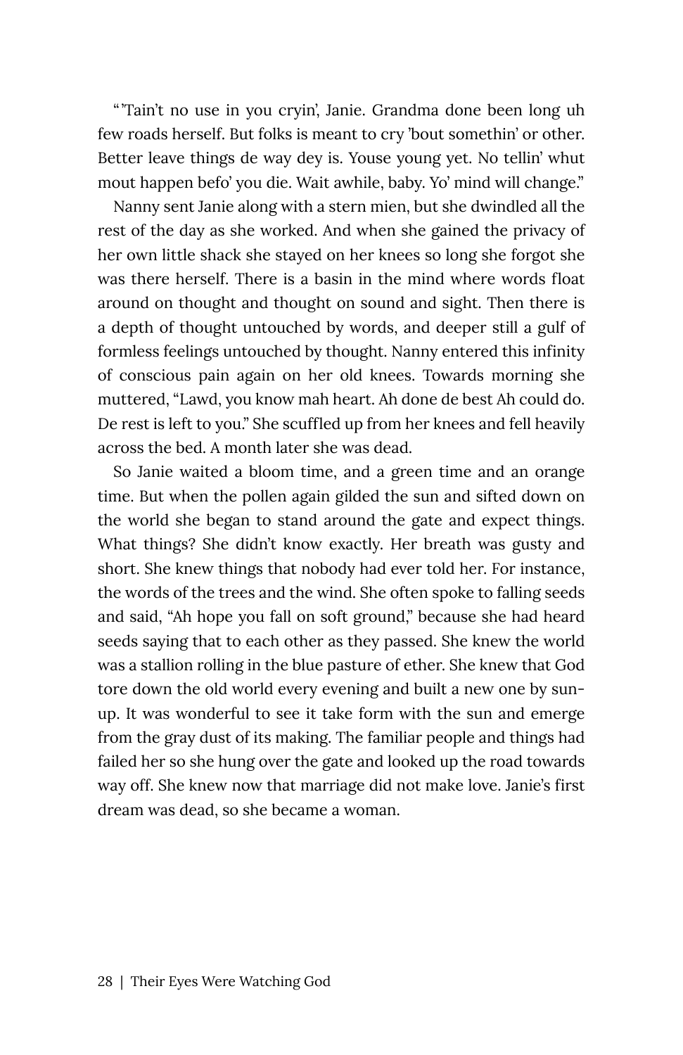" 'Tain't no use in you cryin', Janie. Grandma done been long uh few roads herself. But folks is meant to cry 'bout somethin' or other. Better leave things de way dey is. Youse young yet. No tellin' whut mout happen befo' you die. Wait awhile, baby. Yo' mind will change."

Nanny sent Janie along with a stern mien, but she dwindled all the rest of the day as she worked. And when she gained the privacy of her own little shack she stayed on her knees so long she forgot she was there herself. There is a basin in the mind where words float around on thought and thought on sound and sight. Then there is a depth of thought untouched by words, and deeper still a gulf of formless feelings untouched by thought. Nanny entered this infinity of conscious pain again on her old knees. Towards morning she muttered, "Lawd, you know mah heart. Ah done de best Ah could do. De rest is left to you." She scuffled up from her knees and fell heavily across the bed. A month later she was dead.

So Janie waited a bloom time, and a green time and an orange time. But when the pollen again gilded the sun and sifted down on the world she began to stand around the gate and expect things. What things? She didn't know exactly. Her breath was gusty and short. She knew things that nobody had ever told her. For instance, the words of the trees and the wind. She often spoke to falling seeds and said, "Ah hope you fall on soft ground," because she had heard seeds saying that to each other as they passed. She knew the world was a stallion rolling in the blue pasture of ether. She knew that God tore down the old world every evening and built a new one by sun-up. It was wonderful to see it take form with the sun and emerge from the gray dust of its making. The familiar people and things had failed her so she hung over the gate and looked up the road towards way off. She knew now that marriage did not make love. Janie's first dream was dead, so she became a woman.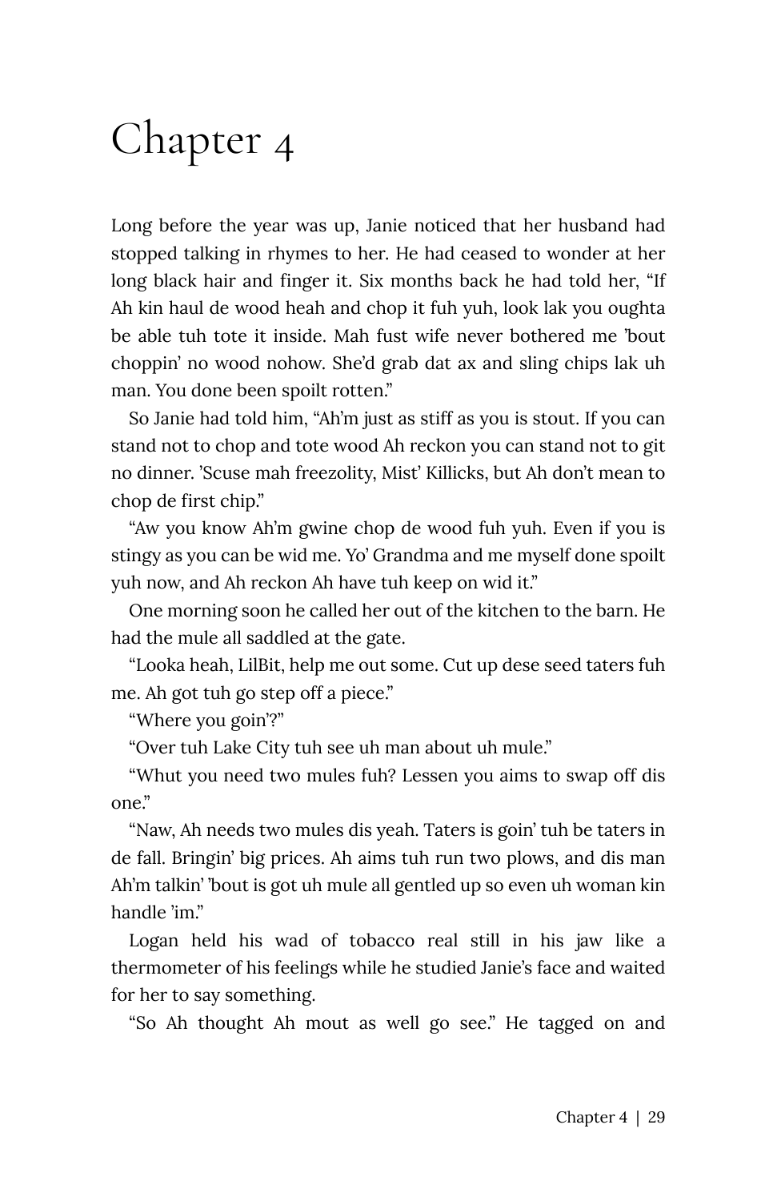# Chapter 4

Long before the year was up, Janie noticed that her husband had stopped talking in rhymes to her. He had ceased to wonder at her long black hair and finger it. Six months back he had told her, "If Ah kin haul de wood heah and chop it fuh yuh, look lak you oughta be able tuh tote it inside. Mah fust wife never bothered me 'bout choppin' no wood nohow. She'd grab dat ax and sling chips lak uh man. You done been spoilt rotten."

So Janie had told him, "Ah'm just as stiff as you is stout. If you can stand not to chop and tote wood Ah reckon you can stand not to git no dinner. 'Scuse mah freezolity, Mist' Killicks, but Ah don't mean to chop de first chip."

"Aw you know Ah'm gwine chop de wood fuh yuh. Even if you is stingy as you can be wid me. Yo' Grandma and me myself done spoilt yuh now, and Ah reckon Ah have tuh keep on wid it."

One morning soon he called her out of the kitchen to the barn. He had the mule all saddled at the gate.

"Looka heah, LilBit, help me out some. Cut up dese seed taters fuh me. Ah got tuh go step off a piece."

"Where you goin'?"

"Over tuh Lake City tuh see uh man about uh mule."

"Whut you need two mules fuh? Lessen you aims to swap off dis one."

"Naw, Ah needs two mules dis yeah. Taters is goin' tuh be taters in de fall. Bringin' big prices. Ah aims tuh run two plows, and dis man Ah'm talkin' 'bout is got uh mule all gentled up so even uh woman kin handle 'im."

Logan held his wad of tobacco real still in his jaw like a thermometer of his feelings while he studied Janie's face and waited for her to say something.

"So Ah thought Ah mout as well go see." He tagged on and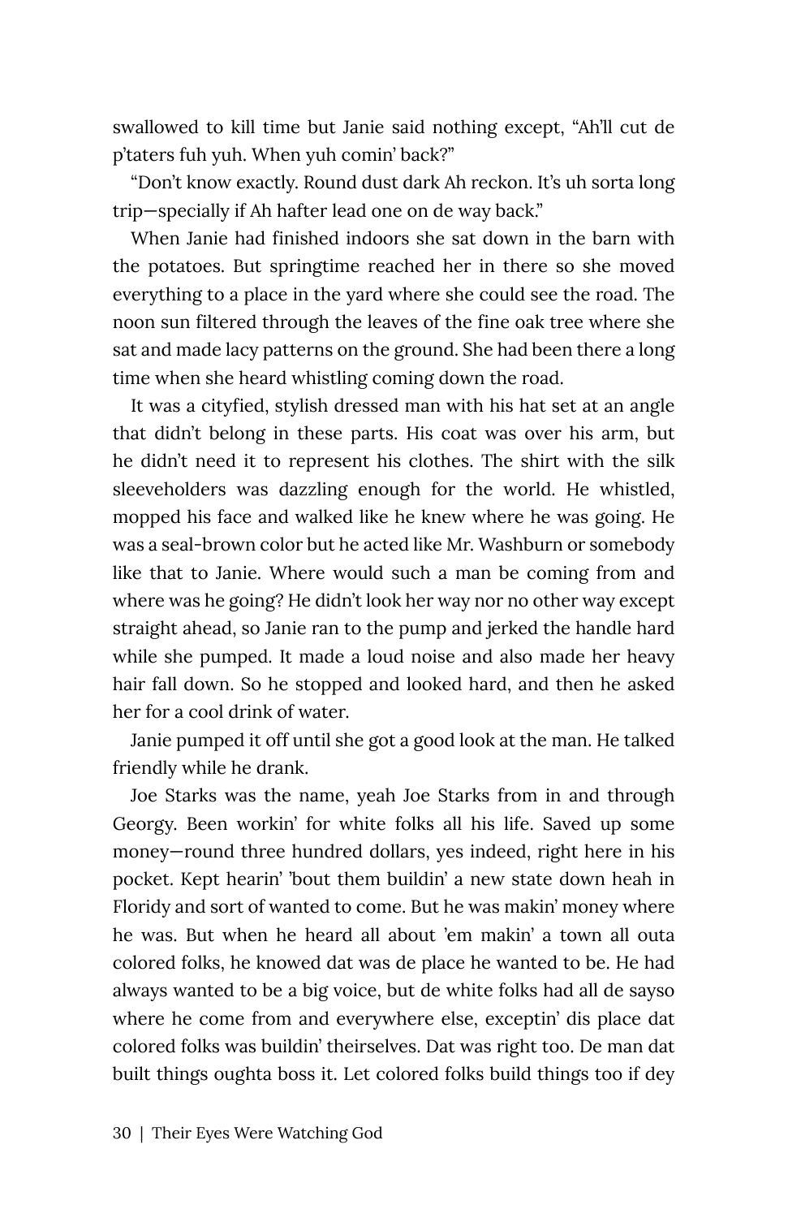swallowed to kill time but Janie said nothing except, "Ah'll cut de p'taters fuh yuh. When yuh comin' back?"

"Don't know exactly. Round dust dark Ah reckon. It's uh sorta long trip—specially if Ah hafter lead one on de way back."

When Janie had finished indoors she sat down in the barn with the potatoes. But springtime reached her in there so she moved everything to a place in the yard where she could see the road. The noon sun filtered through the leaves of the fine oak tree where she sat and made lacy patterns on the ground. She had been there a long time when she heard whistling coming down the road.

It was a cityfied, stylish dressed man with his hat set at an angle that didn't belong in these parts. His coat was over his arm, but he didn't need it to represent his clothes. The shirt with the silk sleeveholders was dazzling enough for the world. He whistled, mopped his face and walked like he knew where he was going. He was a seal-brown color but he acted like Mr. Washburn or somebody like that to Janie. Where would such a man be coming from and where was he going? He didn't look her way nor no other way except straight ahead, so Janie ran to the pump and jerked the handle hard while she pumped. It made a loud noise and also made her heavy hair fall down. So he stopped and looked hard, and then he asked her for a cool drink of water.

Janie pumped it off until she got a good look at the man. He talked friendly while he drank.

Joe Starks was the name, yeah Joe Starks from in and through Georgy. Been workin' for white folks all his life. Saved up some money—round three hundred dollars, yes indeed, right here in his pocket. Kept hearin' 'bout them buildin' a new state down heah in Floridy and sort of wanted to come. But he was makin' money where he was. But when he heard all about 'em makin' a town all outa colored folks, he knowed dat was de place he wanted to be. He had always wanted to be a big voice, but de white folks had all de sayso where he come from and everywhere else, exceptin' dis place dat colored folks was buildin' theirselves. Dat was right too. De man dat built things oughta boss it. Let colored folks build things too if dey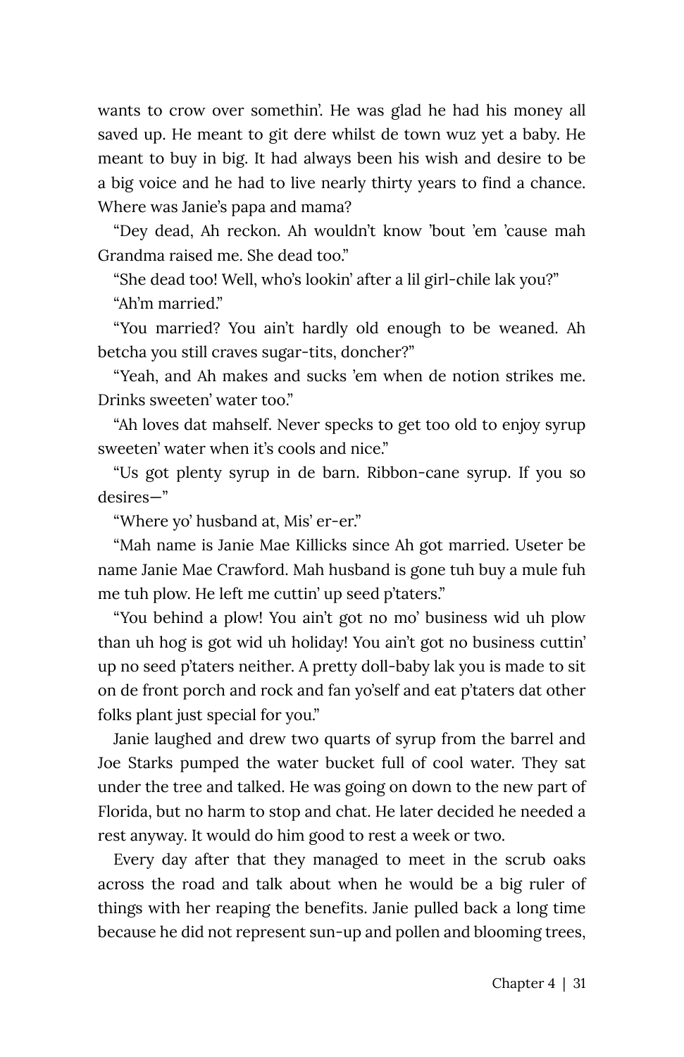wants to crow over somethin'. He was glad he had his money all saved up. He meant to git dere whilst de town wuz yet a baby. He meant to buy in big. It had always been his wish and desire to be a big voice and he had to live nearly thirty years to find a chance. Where was Janie's papa and mama?

"Dey dead, Ah reckon. Ah wouldn't know 'bout 'em 'cause mah Grandma raised me. She dead too."

"She dead too! Well, who's lookin' after a lil girl-chile lak you?"

"Ah'm married."

"You married? You ain't hardly old enough to be weaned. Ah betcha you still craves sugar-tits, doncher?"

"Yeah, and Ah makes and sucks 'em when de notion strikes me. Drinks sweeten' water too."

"Ah loves dat mahself. Never specks to get too old to enjoy syrup sweeten' water when it's cools and nice."

"Us got plenty syrup in de barn. Ribbon-cane syrup. If you so desires—"

"Where yo' husband at, Mis' er-er."

"Mah name is Janie Mae Killicks since Ah got married. Useter be name Janie Mae Crawford. Mah husband is gone tuh buy a mule fuh me tuh plow. He left me cuttin' up seed p'taters."

"You behind a plow! You ain't got no mo' business wid uh plow than uh hog is got wid uh holiday! You ain't got no business cuttin' up no seed p'taters neither. A pretty doll-baby lak you is made to sit on de front porch and rock and fan yo'self and eat p'taters dat other folks plant just special for you."

Janie laughed and drew two quarts of syrup from the barrel and Joe Starks pumped the water bucket full of cool water. They sat under the tree and talked. He was going on down to the new part of Florida, but no harm to stop and chat. He later decided he needed a rest anyway. It would do him good to rest a week or two.

Every day after that they managed to meet in the scrub oaks across the road and talk about when he would be a big ruler of things with her reaping the benefits. Janie pulled back a long time because he did not represent sun-up and pollen and blooming trees,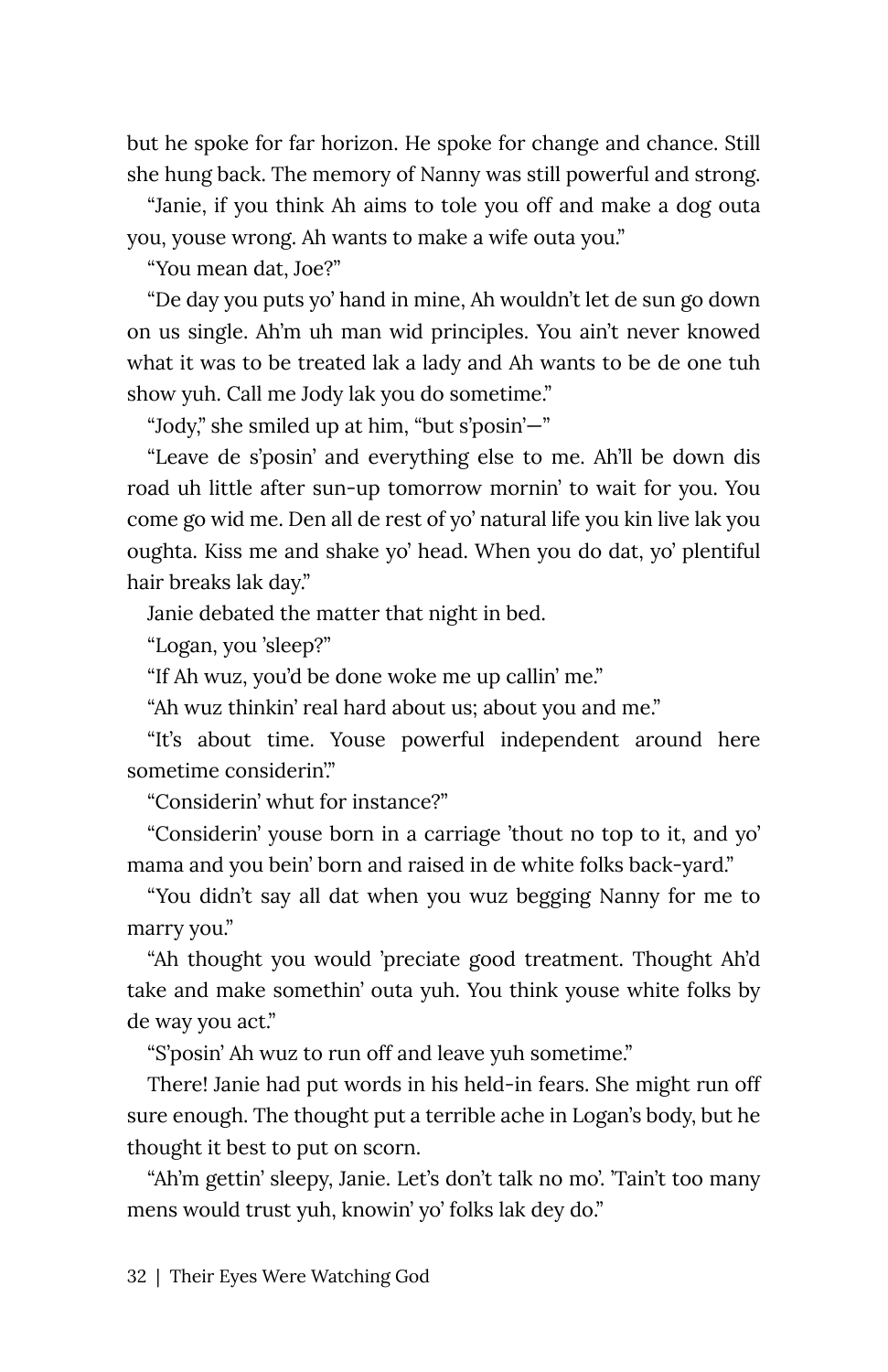but he spoke for far horizon. He spoke for change and chance. Still she hung back. The memory of Nanny was still powerful and strong.

"Janie, if you think Ah aims to tole you off and make a dog outa you, youse wrong. Ah wants to make a wife outa you."

"You mean dat, Joe?"

"De day you puts yo' hand in mine, Ah wouldn't let de sun go down on us single. Ah'm uh man wid principles. You ain't never knowed what it was to be treated lak a lady and Ah wants to be de one tuh show yuh. Call me Jody lak you do sometime."

"Jody," she smiled up at him, "but s'posin'—"

"Leave de s'posin' and everything else to me. Ah'll be down dis road uh little after sun-up tomorrow mornin' to wait for you. You come go wid me. Den all de rest of yo' natural life you kin live lak you oughta. Kiss me and shake yo' head. When you do dat, yo' plentiful hair breaks lak day."

Janie debated the matter that night in bed.

"Logan, you 'sleep?"

"If Ah wuz, you'd be done woke me up callin' me."

"Ah wuz thinkin' real hard about us; about you and me."

"It's about time. Youse powerful independent around here sometime considerin'."

"Considerin' whut for instance?"

"Considerin' youse born in a carriage 'thout no top to it, and yo' mama and you bein' born and raised in de white folks back-yard."

"You didn't say all dat when you wuz begging Nanny for me to marry you."

"Ah thought you would 'preciate good treatment. Thought Ah'd take and make somethin' outa yuh. You think youse white folks by de way you act."

"S'posin' Ah wuz to run off and leave yuh sometime."

There! Janie had put words in his held-in fears. She might run off sure enough. The thought put a terrible ache in Logan's body, but he thought it best to put on scorn.

"Ah'm gettin' sleepy, Janie. Let's don't talk no mo'. 'Tain't too many mens would trust yuh, knowin' yo' folks lak dey do."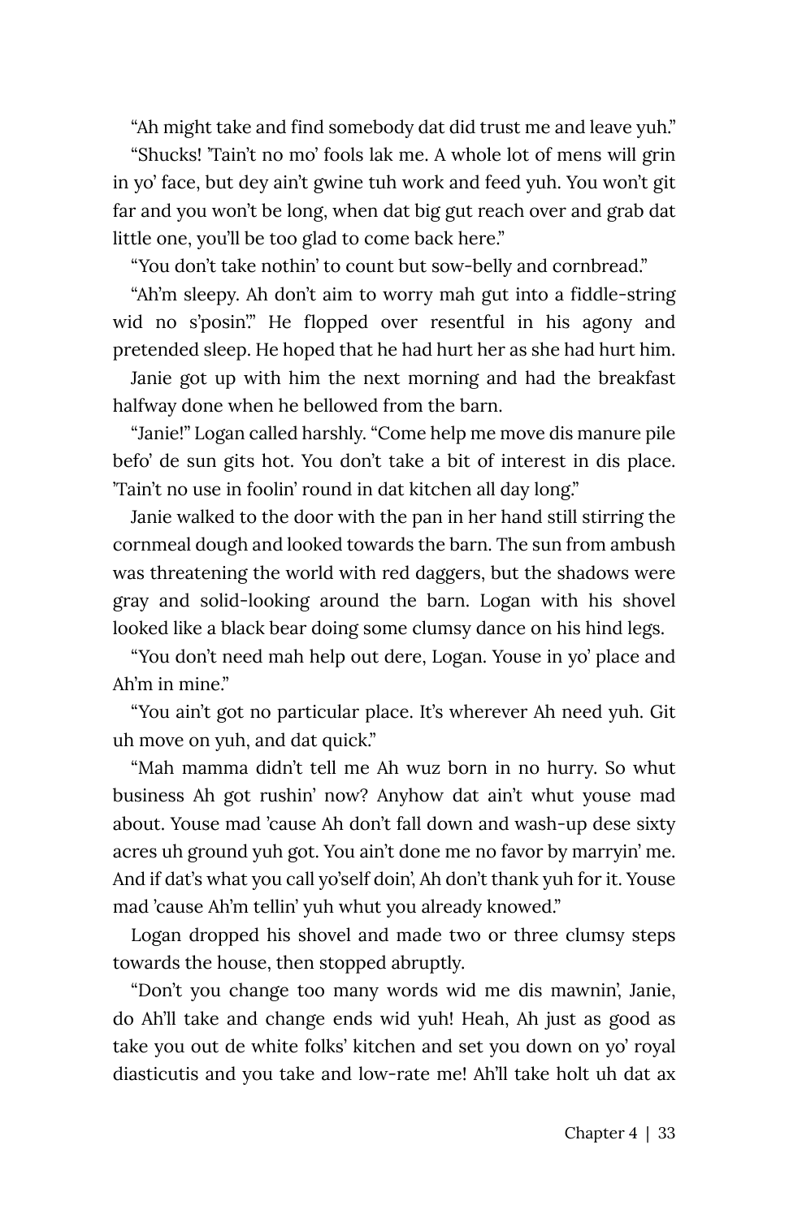"Ah might take and find somebody dat did trust me and leave yuh."

"Shucks! 'Tain't no mo' fools lak me. A whole lot of mens will grin in yo' face, but dey ain't gwine tuh work and feed yuh. You won't git far and you won't be long, when dat big gut reach over and grab dat little one, you'll be too glad to come back here."

"You don't take nothin' to count but sow-belly and cornbread."

"Ah'm sleepy. Ah don't aim to worry mah gut into a fiddle-string wid no s'posin'." He flopped over resentful in his agony and pretended sleep. He hoped that he had hurt her as she had hurt him.

Janie got up with him the next morning and had the breakfast halfway done when he bellowed from the barn.

"Janie!" Logan called harshly. "Come help me move dis manure pile befo' de sun gits hot. You don't take a bit of interest in dis place. 'Tain't no use in foolin' round in dat kitchen all day long."

Janie walked to the door with the pan in her hand still stirring the cornmeal dough and looked towards the barn. The sun from ambush was threatening the world with red daggers, but the shadows were gray and solid-looking around the barn. Logan with his shovel looked like a black bear doing some clumsy dance on his hind legs.

"You don't need mah help out dere, Logan. Youse in yo' place and Ah'm in mine."

"You ain't got no particular place. It's wherever Ah need yuh. Git uh move on yuh, and dat quick."

"Mah mamma didn't tell me Ah wuz born in no hurry. So whut business Ah got rushin' now? Anyhow dat ain't whut youse mad about. Youse mad 'cause Ah don't fall down and wash-up dese sixty acres uh ground yuh got. You ain't done me no favor by marryin' me. And if dat's what you call yo'self doin', Ah don't thank yuh for it. Youse mad 'cause Ah'm tellin' yuh whut you already knowed."

Logan dropped his shovel and made two or three clumsy steps towards the house, then stopped abruptly.

"Don't you change too many words wid me dis mawnin', Janie, do Ah'll take and change ends wid yuh! Heah, Ah just as good as take you out de white folks' kitchen and set you down on yo' royal diasticutis and you take and low-rate me! Ah'll take holt uh dat ax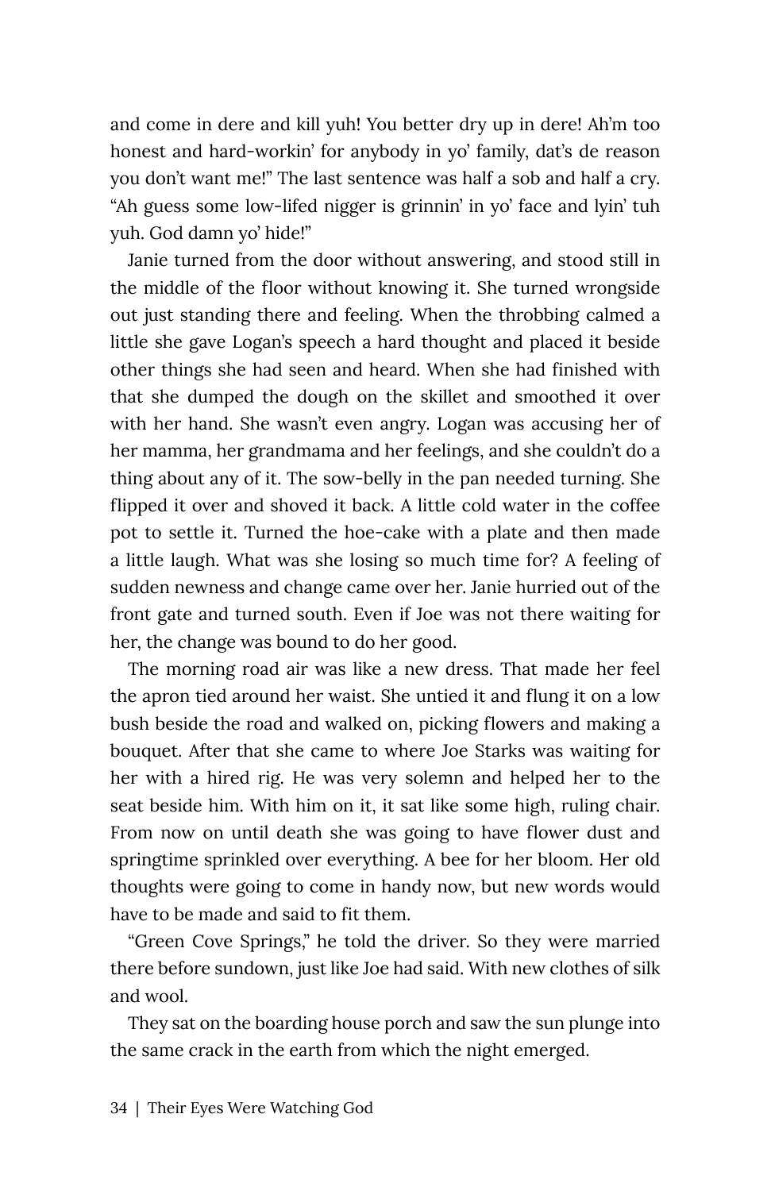and come in dere and kill yuh! You better dry up in dere! Ah'm too honest and hard-workin' for anybody in yo' family, dat's de reason you don't want me!" The last sentence was half a sob and half a cry. "Ah guess some low-lifed nigger is grinnin' in yo' face and lyin' tuh yuh. God damn yo' hide!"

Janie turned from the door without answering, and stood still in the middle of the floor without knowing it. She turned wrongside out just standing there and feeling. When the throbbing calmed a little she gave Logan's speech a hard thought and placed it beside other things she had seen and heard. When she had finished with that she dumped the dough on the skillet and smoothed it over with her hand. She wasn't even angry. Logan was accusing her of her mamma, her grandmama and her feelings, and she couldn't do a thing about any of it. The sow-belly in the pan needed turning. She flipped it over and shoved it back. A little cold water in the coffee pot to settle it. Turned the hoe-cake with a plate and then made a little laugh. What was she losing so much time for? A feeling of sudden newness and change came over her. Janie hurried out of the front gate and turned south. Even if Joe was not there waiting for her, the change was bound to do her good.

The morning road air was like a new dress. That made her feel the apron tied around her waist. She untied it and flung it on a low bush beside the road and walked on, picking flowers and making a bouquet. After that she came to where Joe Starks was waiting for her with a hired rig. He was very solemn and helped her to the seat beside him. With him on it, it sat like some high, ruling chair. From now on until death she was going to have flower dust and springtime sprinkled over everything. A bee for her bloom. Her old thoughts were going to come in handy now, but new words would have to be made and said to fit them.

"Green Cove Springs," he told the driver. So they were married there before sundown, just like Joe had said. With new clothes of silk and wool.

They sat on the boarding house porch and saw the sun plunge into the same crack in the earth from which the night emerged.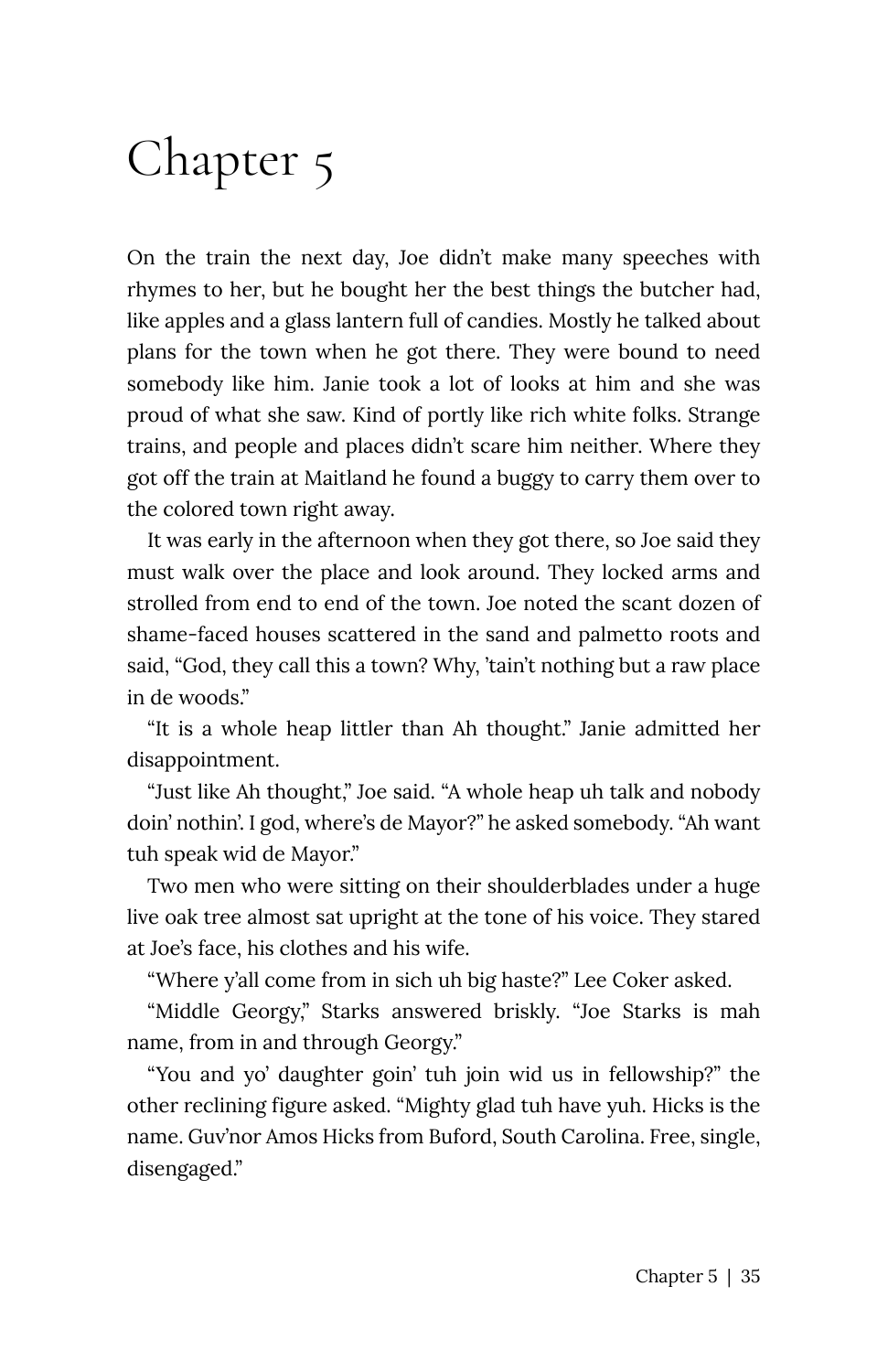# Chapter 5

On the train the next day, Joe didn't make many speeches with rhymes to her, but he bought her the best things the butcher had, like apples and a glass lantern full of candies. Mostly he talked about plans for the town when he got there. They were bound to need somebody like him. Janie took a lot of looks at him and she was proud of what she saw. Kind of portly like rich white folks. Strange trains, and people and places didn't scare him neither. Where they got off the train at Maitland he found a buggy to carry them over to the colored town right away.

It was early in the afternoon when they got there, so Joe said they must walk over the place and look around. They locked arms and strolled from end to end of the town. Joe noted the scant dozen of shame-faced houses scattered in the sand and palmetto roots and said, "God, they call this a town? Why, 'tain't nothing but a raw place in de woods."

"It is a whole heap littler than Ah thought." Janie admitted her disappointment.

"Just like Ah thought," Joe said. "A whole heap uh talk and nobody doin' nothin'. I god, where's de Mayor?" he asked somebody. "Ah want tuh speak wid de Mayor."

Two men who were sitting on their shoulderblades under a huge live oak tree almost sat upright at the tone of his voice. They stared at Joe's face, his clothes and his wife.

"Where y'all come from in sich uh big haste?" Lee Coker asked.

"Middle Georgy," Starks answered briskly. "Joe Starks is mah name, from in and through Georgy."

"You and yo' daughter goin' tuh join wid us in fellowship?" the other reclining figure asked. "Mighty glad tuh have yuh. Hicks is the name. Guv'nor Amos Hicks from Buford, South Carolina. Free, single, disengaged."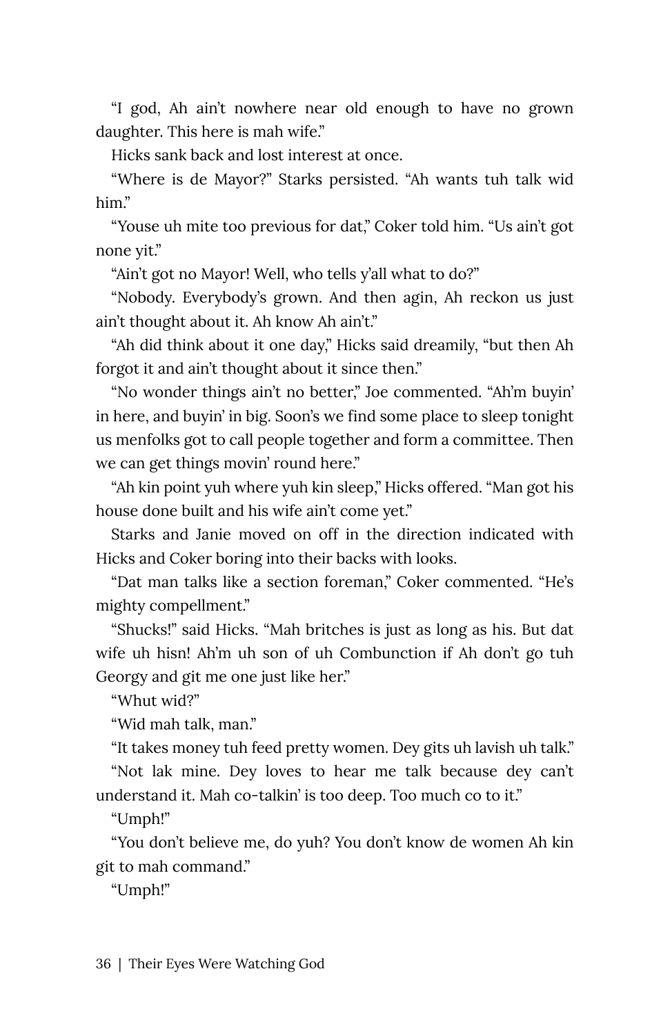"I god, Ah ain't nowhere near old enough to have no grown daughter. This here is mah wife."

Hicks sank back and lost interest at once.

"Where is de Mayor?" Starks persisted. "Ah wants tuh talk wid him."

"Youse uh mite too previous for dat," Coker told him. "Us ain't got none yit."

"Ain't got no Mayor! Well, who tells y'all what to do?"

"Nobody. Everybody's grown. And then agin, Ah reckon us just ain't thought about it. Ah know Ah ain't."

"Ah did think about it one day," Hicks said dreamily, "but then Ah forgot it and ain't thought about it since then."

"No wonder things ain't no better," Joe commented. "Ah'm buyin' in here, and buyin' in big. Soon's we find some place to sleep tonight us menfolks got to call people together and form a committee. Then we can get things movin' round here."

"Ah kin point yuh where yuh kin sleep," Hicks offered. "Man got his house done built and his wife ain't come yet."

Starks and Janie moved on off in the direction indicated with Hicks and Coker boring into their backs with looks.

"Dat man talks like a section foreman," Coker commented. "He's mighty compellment."

"Shucks!" said Hicks. "Mah britches is just as long as his. But dat wife uh hisn! Ah'm uh son of uh Combunction if Ah don't go tuh Georgy and git me one just like her."

"Whut wid?"

"Wid mah talk, man."

"It takes money tuh feed pretty women. Dey gits uh lavish uh talk."

"Not lak mine. Dey loves to hear me talk because dey can't understand it. Mah co-talkin' is too deep. Too much co to it."

"Umph!"

"You don't believe me, do yuh? You don't know de women Ah kin git to mah command."

"Umph!"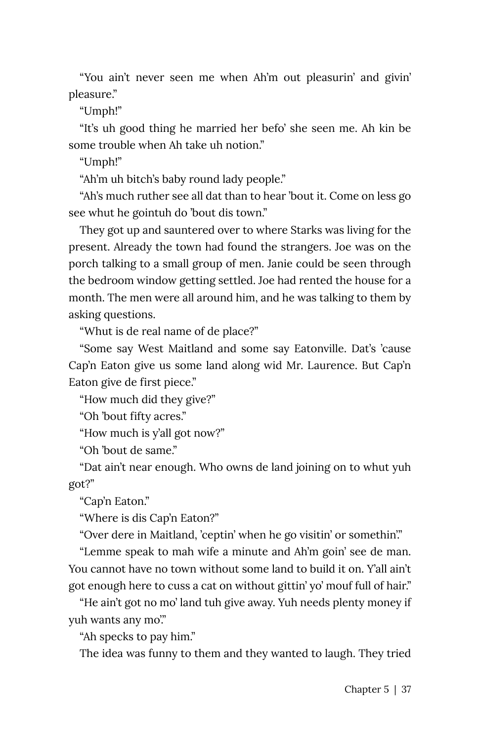"You ain't never seen me when Ah'm out pleasurin' and givin' pleasure."

"Umph!"

"It's uh good thing he married her befo' she seen me. Ah kin be some trouble when Ah take uh notion."

"Umph!"

"Ah'm uh bitch's baby round lady people."

"Ah's much ruther see all dat than to hear 'bout it. Come on less go see whut he gointuh do 'bout dis town."

They got up and sauntered over to where Starks was living for the present. Already the town had found the strangers. Joe was on the porch talking to a small group of men. Janie could be seen through the bedroom window getting settled. Joe had rented the house for a month. The men were all around him, and he was talking to them by asking questions.

"Whut is de real name of de place?"

"Some say West Maitland and some say Eatonville. Dat's 'cause Cap'n Eaton give us some land along wid Mr. Laurence. But Cap'n Eaton give de first piece."

"How much did they give?"

"Oh 'bout fifty acres."

"How much is y'all got now?"

"Oh 'bout de same."

"Dat ain't near enough. Who owns de land joining on to whut yuh got?"

"Cap'n Eaton."

"Where is dis Cap'n Eaton?"

"Over dere in Maitland, 'ceptin' when he go visitin' or somethin'."

"Lemme speak to mah wife a minute and Ah'm goin' see de man. You cannot have no town without some land to build it on. Y'all ain't got enough here to cuss a cat on without gittin' yo' mouf full of hair."

"He ain't got no mo' land tuh give away. Yuh needs plenty money if yuh wants any mo'."

"Ah specks to pay him."

The idea was funny to them and they wanted to laugh. They tried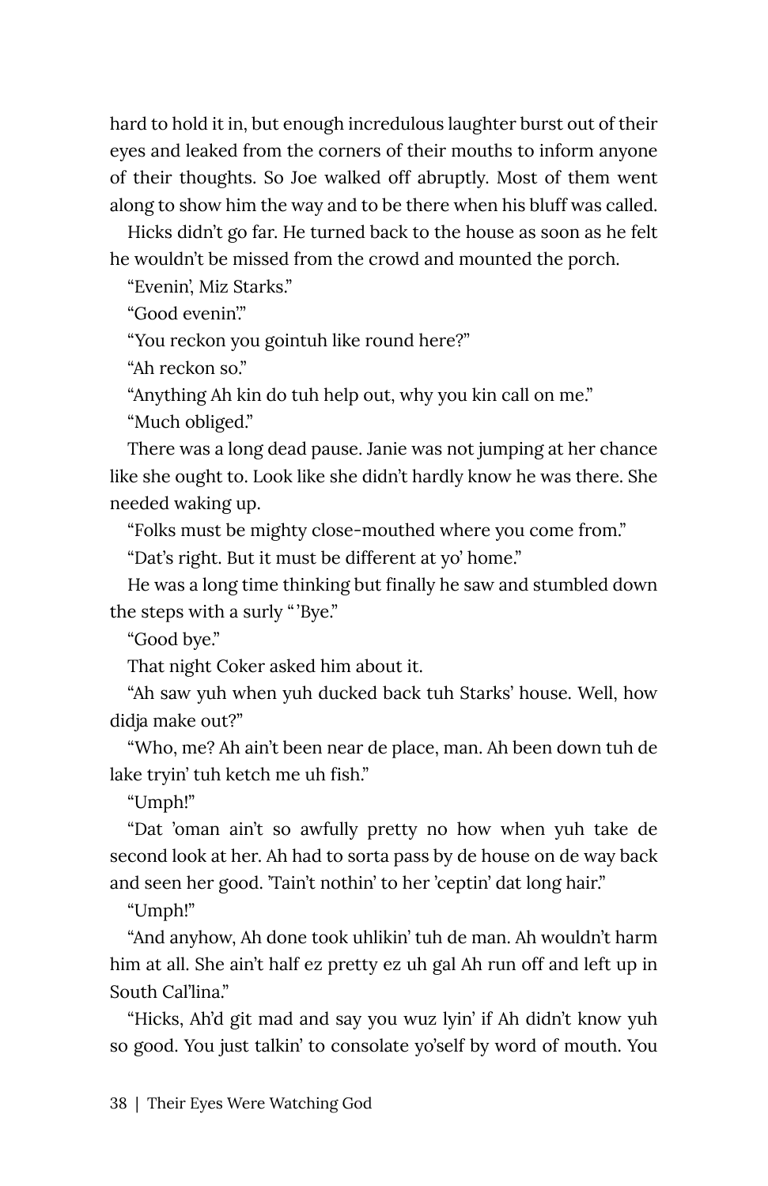hard to hold it in, but enough incredulous laughter burst out of their eyes and leaked from the corners of their mouths to inform anyone of their thoughts. So Joe walked off abruptly. Most of them went along to show him the way and to be there when his bluff was called.

Hicks didn't go far. He turned back to the house as soon as he felt he wouldn't be missed from the crowd and mounted the porch.

"Evenin', Miz Starks."

"Good evenin'."

"You reckon you gointuh like round here?"

"Ah reckon so."

"Anything Ah kin do tuh help out, why you kin call on me."

"Much obliged."

There was a long dead pause. Janie was not jumping at her chance like she ought to. Look like she didn't hardly know he was there. She needed waking up.

"Folks must be mighty close-mouthed where you come from."

"Dat's right. But it must be different at yo' home."

He was a long time thinking but finally he saw and stumbled down the steps with a surly " 'Bye."

"Good bye."

That night Coker asked him about it.

"Ah saw yuh when yuh ducked back tuh Starks' house. Well, how didja make out?"

"Who, me? Ah ain't been near de place, man. Ah been down tuh de lake tryin' tuh ketch me uh fish."

"Umph!"

"Dat 'oman ain't so awfully pretty no how when yuh take de second look at her. Ah had to sorta pass by de house on de way back and seen her good. 'Tain't nothin' to her 'ceptin' dat long hair."

"Umph!"

"And anyhow, Ah done took uhlikin' tuh de man. Ah wouldn't harm him at all. She ain't half ez pretty ez uh gal Ah run off and left up in South Cal'lina."

"Hicks, Ah'd git mad and say you wuz lyin' if Ah didn't know yuh so good. You just talkin' to consolate yo'self by word of mouth. You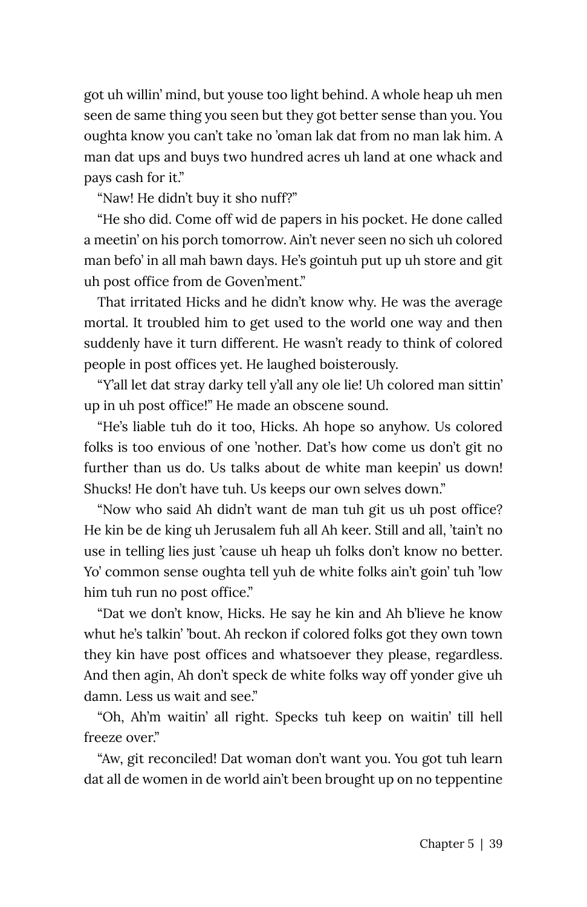got uh willin' mind, but youse too light behind. A whole heap uh men seen de same thing you seen but they got better sense than you. You oughta know you can't take no 'oman lak dat from no man lak him. A man dat ups and buys two hundred acres uh land at one whack and pays cash for it."

"Naw! He didn't buy it sho nuff?"

"He sho did. Come off wid de papers in his pocket. He done called a meetin' on his porch tomorrow. Ain't never seen no sich uh colored man befo' in all mah bawn days. He's gointuh put up uh store and git uh post office from de Goven'ment."

That irritated Hicks and he didn't know why. He was the average mortal. It troubled him to get used to the world one way and then suddenly have it turn different. He wasn't ready to think of colored people in post offices yet. He laughed boisterously.

"Y'all let dat stray darky tell y'all any ole lie! Uh colored man sittin' up in uh post office!" He made an obscene sound.

"He's liable tuh do it too, Hicks. Ah hope so anyhow. Us colored folks is too envious of one 'nother. Dat's how come us don't git no further than us do. Us talks about de white man keepin' us down! Shucks! He don't have tuh. Us keeps our own selves down."

"Now who said Ah didn't want de man tuh git us uh post office? He kin be de king uh Jerusalem fuh all Ah keer. Still and all, 'tain't no use in telling lies just 'cause uh heap uh folks don't know no better. Yo' common sense oughta tell yuh de white folks ain't goin' tuh 'low him tuh run no post office."

"Dat we don't know, Hicks. He say he kin and Ah b'lieve he know whut he's talkin' 'bout. Ah reckon if colored folks got they own town they kin have post offices and whatsoever they please, regardless. And then agin, Ah don't speck de white folks way off yonder give uh damn. Less us wait and see."

"Oh, Ah'm waitin' all right. Specks tuh keep on waitin' till hell freeze over."

"Aw, git reconciled! Dat woman don't want you. You got tuh learn dat all de women in de world ain't been brought up on no teppentine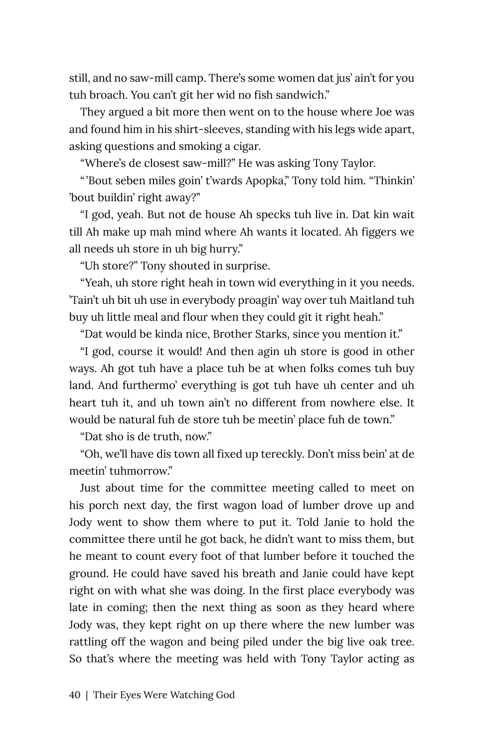still, and no saw-mill camp. There's some women dat jus' ain't for you tuh broach. You can't git her wid no fish sandwich."

They argued a bit more then went on to the house where Joe was and found him in his shirt-sleeves, standing with his legs wide apart, asking questions and smoking a cigar.

"Where's de closest saw-mill?" He was asking Tony Taylor.

"'Bout seben miles goin' t'wards Apopka," Tony told him. "Thinkin' 'bout buildin' right away?"

"I god, yeah. But not de house Ah specks tuh live in. Dat kin wait till Ah make up mah mind where Ah wants it located. Ah figgers we all needs uh store in uh big hurry."

"Uh store?" Tony shouted in surprise.

"Yeah, uh store right heah in town wid everything in it you needs. 'Tain't uh bit uh use in everybody proagin' way over tuh Maitland tuh buy uh little meal and flour when they could git it right heah."

"Dat would be kinda nice, Brother Starks, since you mention it."

"I god, course it would! And then agin uh store is good in other ways. Ah got tuh have a place tuh be at when folks comes tuh buy land. And furthermo' everything is got tuh have uh center and uh heart tuh it, and uh town ain't no different from nowhere else. It would be natural fuh de store tuh be meetin' place fuh de town."

"Dat sho is de truth, now."

"Oh, we'll have dis town all fixed up tereckly. Don't miss bein' at de meetin' tuhmorrow."

Just about time for the committee meeting called to meet on his porch next day, the first wagon load of lumber drove up and Jody went to show them where to put it. Told Janie to hold the committee there until he got back, he didn't want to miss them, but he meant to count every foot of that lumber before it touched the ground. He could have saved his breath and Janie could have kept right on with what she was doing. In the first place everybody was late in coming; then the next thing as soon as they heard where Jody was, they kept right on up there where the new lumber was rattling off the wagon and being piled under the big live oak tree. So that's where the meeting was held with Tony Taylor acting as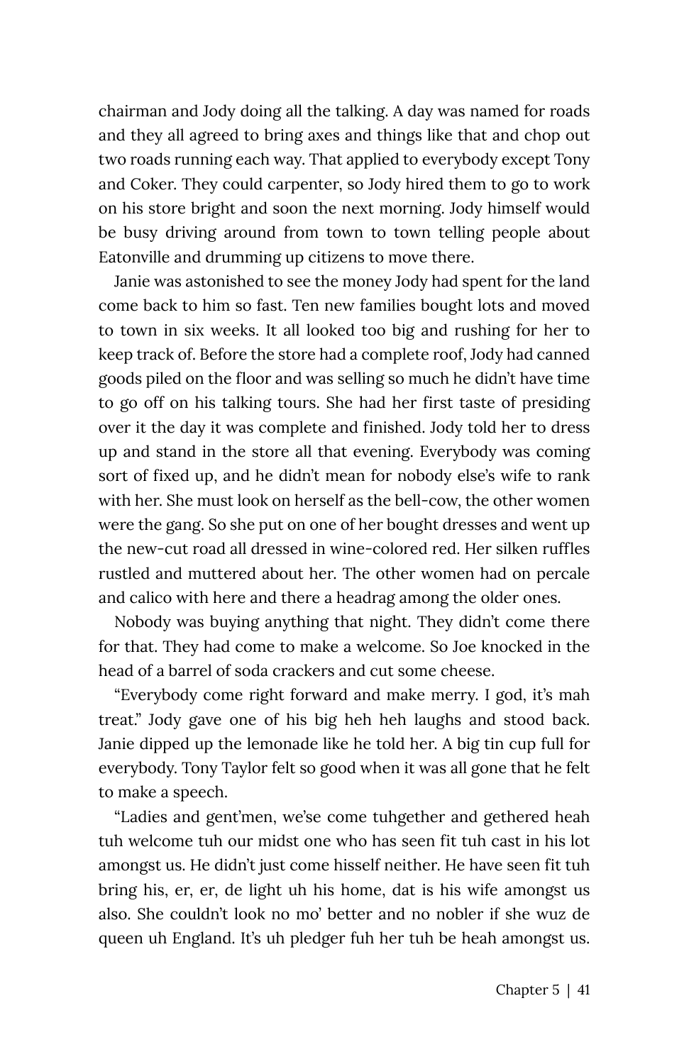chairman and Jody doing all the talking. A day was named for roads and they all agreed to bring axes and things like that and chop out two roads running each way. That applied to everybody except Tony and Coker. They could carpenter, so Jody hired them to go to work on his store bright and soon the next morning. Jody himself would be busy driving around from town to town telling people about Eatonville and drumming up citizens to move there.

Janie was astonished to see the money Jody had spent for the land come back to him so fast. Ten new families bought lots and moved to town in six weeks. It all looked too big and rushing for her to keep track of. Before the store had a complete roof, Jody had canned goods piled on the floor and was selling so much he didn't have time to go off on his talking tours. She had her first taste of presiding over it the day it was complete and finished. Jody told her to dress up and stand in the store all that evening. Everybody was coming sort of fixed up, and he didn't mean for nobody else's wife to rank with her. She must look on herself as the bell-cow, the other women were the gang. So she put on one of her bought dresses and went up the new-cut road all dressed in wine-colored red. Her silken ruffles rustled and muttered about her. The other women had on percale and calico with here and there a headrag among the older ones.

Nobody was buying anything that night. They didn't come there for that. They had come to make a welcome. So Joe knocked in the head of a barrel of soda crackers and cut some cheese.

"Everybody come right forward and make merry. I god, it's mah treat." Jody gave one of his big heh heh laughs and stood back. Janie dipped up the lemonade like he told her. A big tin cup full for everybody. Tony Taylor felt so good when it was all gone that he felt to make a speech.

"Ladies and gent'men, we'se come tuhgether and gethered heah tuh welcome tuh our midst one who has seen fit tuh cast in his lot amongst us. He didn't just come hisself neither. He have seen fit tuh bring his, er, er, de light uh his home, dat is his wife amongst us also. She couldn't look no mo' better and no nobler if she wuz de queen uh England. It's uh pledger fuh her tuh be heah amongst us.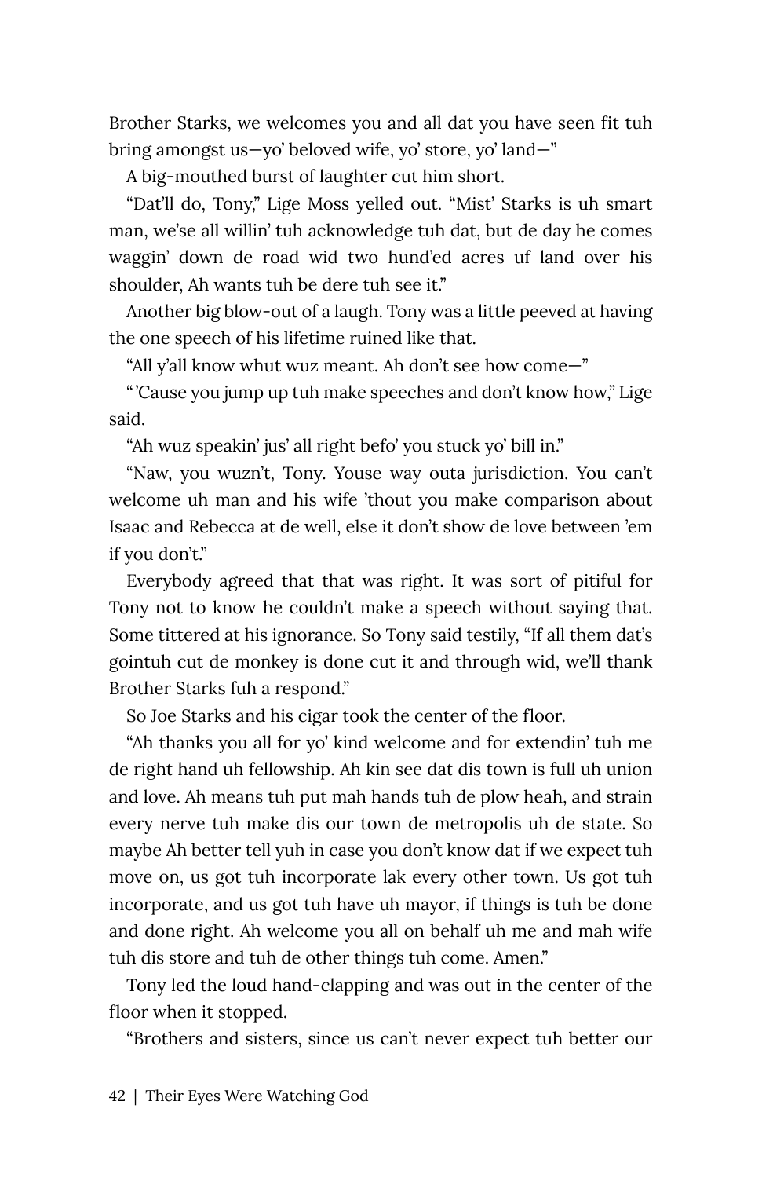Brother Starks, we welcomes you and all dat you have seen fit tuh bring amongst us—yo' beloved wife, yo' store, yo' land—"

A big-mouthed burst of laughter cut him short.

"Dat'll do, Tony," Lige Moss yelled out. "Mist' Starks is uh smart man, we'se all willin' tuh acknowledge tuh dat, but de day he comes waggin' down de road wid two hund'ed acres uf land over his shoulder, Ah wants tuh be dere tuh see it."

Another big blow-out of a laugh. Tony was a little peeved at having the one speech of his lifetime ruined like that.

"All y'all know whut wuz meant. Ah don't see how come—"

"'Cause you jump up tuh make speeches and don't know how," Lige said.

"Ah wuz speakin' jus' all right befo' you stuck yo' bill in."

"Naw, you wuzn't, Tony. Youse way outa jurisdiction. You can't welcome uh man and his wife 'thout you make comparison about Isaac and Rebecca at de well, else it don't show de love between 'em if you don't."

Everybody agreed that that was right. It was sort of pitiful for Tony not to know he couldn't make a speech without saying that. Some tittered at his ignorance. So Tony said testily, "If all them dat's gointuh cut de monkey is done cut it and through wid, we'll thank Brother Starks fuh a respond."

So Joe Starks and his cigar took the center of the floor.

"Ah thanks you all for yo' kind welcome and for extendin' tuh me de right hand uh fellowship. Ah kin see dat dis town is full uh union and love. Ah means tuh put mah hands tuh de plow heah, and strain every nerve tuh make dis our town de metropolis uh de state. So maybe Ah better tell yuh in case you don't know dat if we expect tuh move on, us got tuh incorporate lak every other town. Us got tuh incorporate, and us got tuh have uh mayor, if things is tuh be done and done right. Ah welcome you all on behalf uh me and mah wife tuh dis store and tuh de other things tuh come. Amen."

Tony led the loud hand-clapping and was out in the center of the floor when it stopped.

"Brothers and sisters, since us can't never expect tuh better our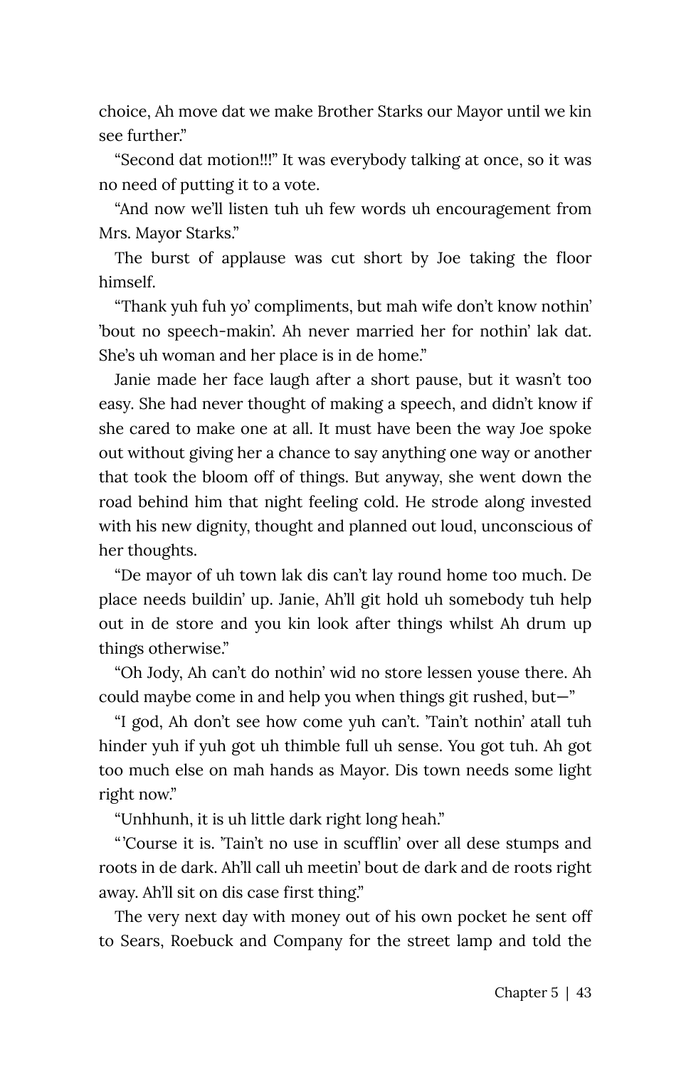choice, Ah move dat we make Brother Starks our Mayor until we kin see further."

"Second dat motion!!!" It was everybody talking at once, so it was no need of putting it to a vote.

"And now we'll listen tuh uh few words uh encouragement from Mrs. Mayor Starks."

The burst of applause was cut short by Joe taking the floor himself.

"Thank yuh fuh yo' compliments, but mah wife don't know nothin' 'bout no speech-makin'. Ah never married her for nothin' lak dat. She's uh woman and her place is in de home."

Janie made her face laugh after a short pause, but it wasn't too easy. She had never thought of making a speech, and didn't know if she cared to make one at all. It must have been the way Joe spoke out without giving her a chance to say anything one way or another that took the bloom off of things. But anyway, she went down the road behind him that night feeling cold. He strode along invested with his new dignity, thought and planned out loud, unconscious of her thoughts.

"De mayor of uh town lak dis can't lay round home too much. De place needs buildin' up. Janie, Ah'll git hold uh somebody tuh help out in de store and you kin look after things whilst Ah drum up things otherwise."

"Oh Jody, Ah can't do nothin' wid no store lessen youse there. Ah could maybe come in and help you when things git rushed, but—"

"I god, Ah don't see how come yuh can't. 'Tain't nothin' atall tuh hinder yuh if yuh got uh thimble full uh sense. You got tuh. Ah got too much else on mah hands as Mayor. Dis town needs some light right now."

"Unhhunh, it is uh little dark right long heah."

"'Course it is. 'Tain't no use in scufflin' over all dese stumps and roots in de dark. Ah'll call uh meetin' bout de dark and de roots right away. Ah'll sit on dis case first thing."

The very next day with money out of his own pocket he sent off to Sears, Roebuck and Company for the street lamp and told the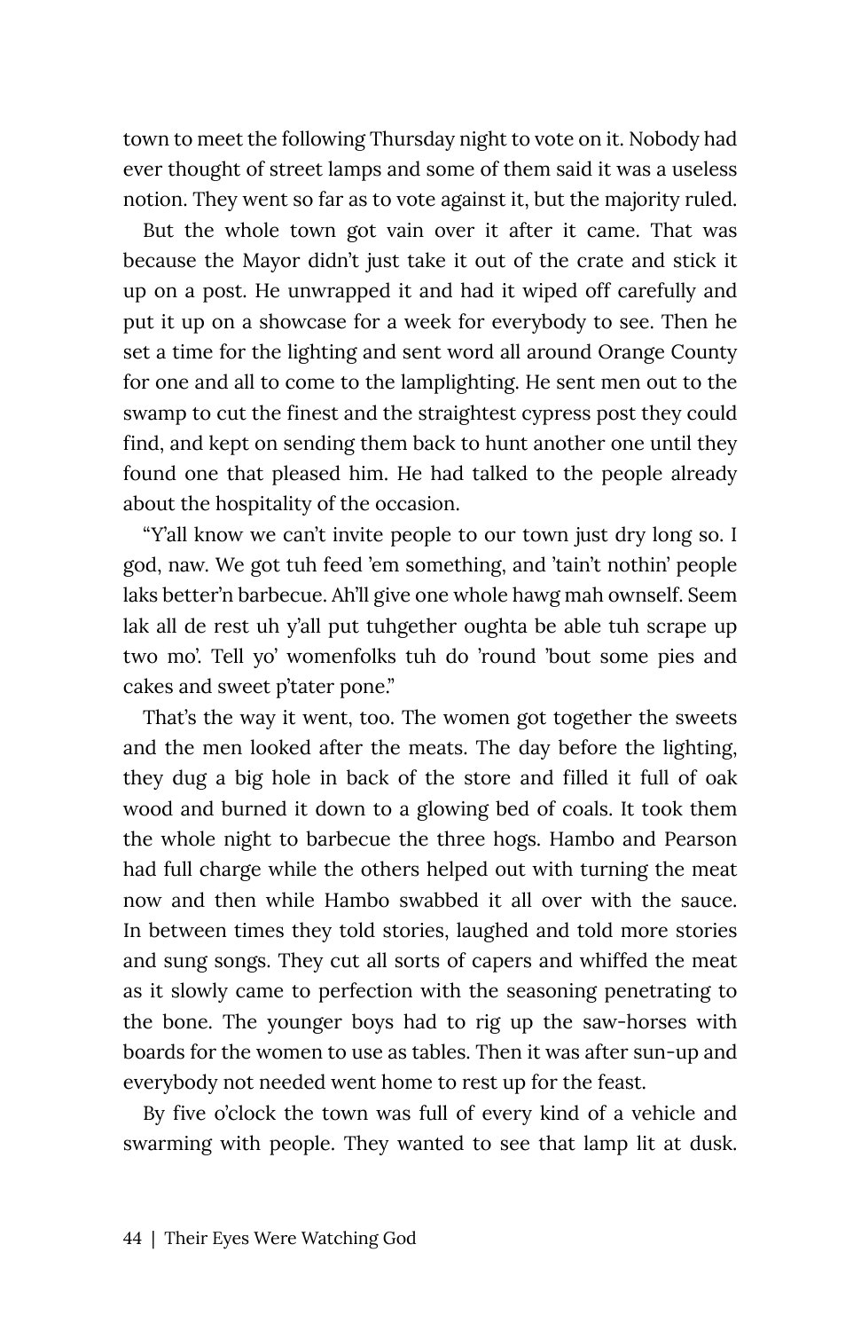town to meet the following Thursday night to vote on it. Nobody had ever thought of street lamps and some of them said it was a useless notion. They went so far as to vote against it, but the majority ruled.

But the whole town got vain over it after it came. That was because the Mayor didn't just take it out of the crate and stick it up on a post. He unwrapped it and had it wiped off carefully and put it up on a showcase for a week for everybody to see. Then he set a time for the lighting and sent word all around Orange County for one and all to come to the lamplighting. He sent men out to the swamp to cut the finest and the straightest cypress post they could find, and kept on sending them back to hunt another one until they found one that pleased him. He had talked to the people already about the hospitality of the occasion.

"Y'all know we can't invite people to our town just dry long so. I god, naw. We got tuh feed 'em something, and 'tain't nothin' people laks better'n barbecue. Ah'll give one whole hawg mah ownself. Seem lak all de rest uh y'all put tuhgether oughta be able tuh scrape up two mo'. Tell yo' womenfolks tuh do 'round 'bout some pies and cakes and sweet p'tater pone."

That's the way it went, too. The women got together the sweets and the men looked after the meats. The day before the lighting, they dug a big hole in back of the store and filled it full of oak wood and burned it down to a glowing bed of coals. It took them the whole night to barbecue the three hogs. Hambo and Pearson had full charge while the others helped out with turning the meat now and then while Hambo swabbed it all over with the sauce. In between times they told stories, laughed and told more stories and sung songs. They cut all sorts of capers and whiffed the meat as it slowly came to perfection with the seasoning penetrating to the bone. The younger boys had to rig up the saw-horses with boards for the women to use as tables. Then it was after sun-up and everybody not needed went home to rest up for the feast.

By five o'clock the town was full of every kind of a vehicle and swarming with people. They wanted to see that lamp lit at dusk.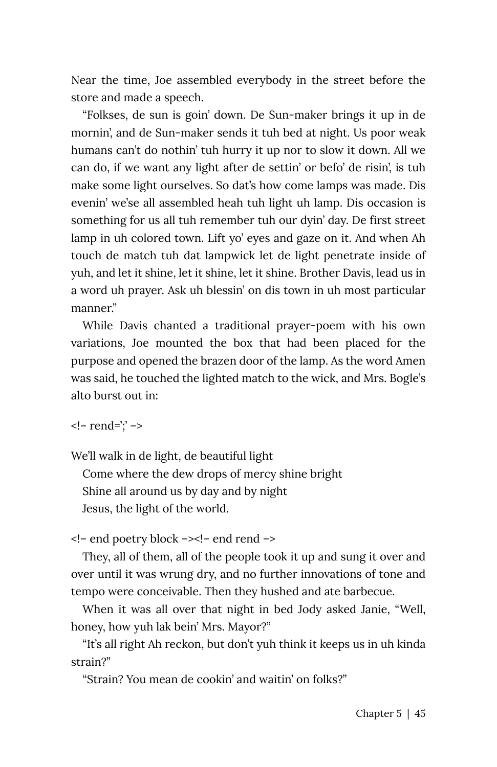Near the time, Joe assembled everybody in the street before the store and made a speech.

"Folkses, de sun is goin' down. De Sun-maker brings it up in de mornin', and de Sun-maker sends it tuh bed at night. Us poor weak humans can't do nothin' tuh hurry it up nor to slow it down. All we can do, if we want any light after de settin' or befo' de risin', is tuh make some light ourselves. So dat's how come lamps was made. Dis evenin' we'se all assembled heah tuh light uh lamp. Dis occasion is something for us all tuh remember tuh our dyin' day. De first street lamp in uh colored town. Lift yo' eyes and gaze on it. And when Ah touch de match tuh dat lampwick let de light penetrate inside of yuh, and let it shine, let it shine, let it shine. Brother Davis, lead us in a word uh prayer. Ask uh blessin' on dis town in uh most particular manner."

While Davis chanted a traditional prayer-poem with his own variations, Joe mounted the box that had been placed for the purpose and opened the brazen door of the lamp. As the word Amen was said, he touched the lighted match to the wick, and Mrs. Bogle's alto burst out in:

<!– rend=';' –>

We'll walk in de light, de beautiful light  
Come where the dew drops of mercy shine bright  
Shine all around us by day and by night  
Jesus, the light of the world.

<!– end poetry block –><!– end rend –>

They, all of them, all of the people took it up and sung it over and over until it was wrung dry, and no further innovations of tone and tempo were conceivable. Then they hushed and ate barbecue.

When it was all over that night in bed Jody asked Janie, "Well, honey, how yuh lak bein' Mrs. Mayor?"

"It's all right Ah reckon, but don't yuh think it keeps us in uh kinda strain?"

"Strain? You mean de cookin' and waitin' on folks?"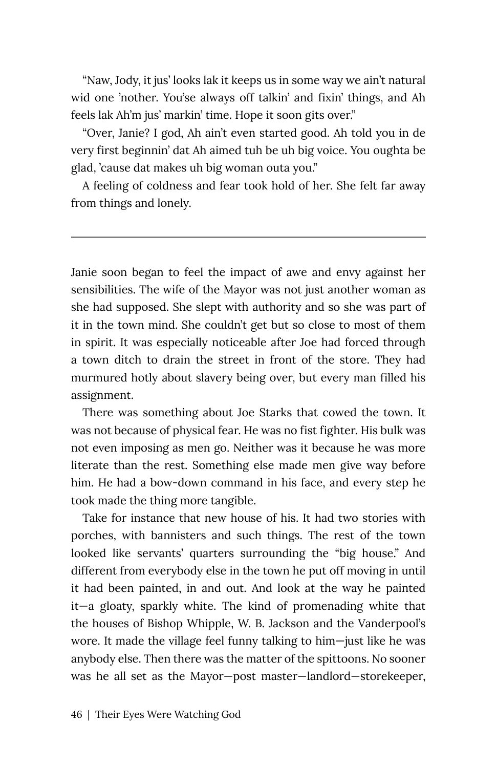"Naw, Jody, it jus' looks lak it keeps us in some way we ain't natural wid one 'nother. You'se always off talkin' and fixin' things, and Ah feels lak Ah'm jus' markin' time. Hope it soon gits over."

"Over, Janie? I god, Ah ain't even started good. Ah told you in de very first beginnin' dat Ah aimed tuh be uh big voice. You oughta be glad, 'cause dat makes uh big woman outa you."

A feeling of coldness and fear took hold of her. She felt far away from things and lonely.

---

Janie soon began to feel the impact of awe and envy against her sensibilities. The wife of the Mayor was not just another woman as she had supposed. She slept with authority and so she was part of it in the town mind. She couldn't get but so close to most of them in spirit. It was especially noticeable after Joe had forced through a town ditch to drain the street in front of the store. They had murmured hotly about slavery being over, but every man filled his assignment.

There was something about Joe Starks that cowed the town. It was not because of physical fear. He was no fist fighter. His bulk was not even imposing as men go. Neither was it because he was more literate than the rest. Something else made men give way before him. He had a bow-down command in his face, and every step he took made the thing more tangible.

Take for instance that new house of his. It had two stories with porches, with bannisters and such things. The rest of the town looked like servants' quarters surrounding the "big house." And different from everybody else in the town he put off moving in until it had been painted, in and out. And look at the way he painted it—a gloaty, sparkly white. The kind of promenading white that the houses of Bishop Whipple, W. B. Jackson and the Vanderpool's wore. It made the village feel funny talking to him—just like he was anybody else. Then there was the matter of the spittoons. No sooner was he all set as the Mayor—post master—landlord—storekeeper,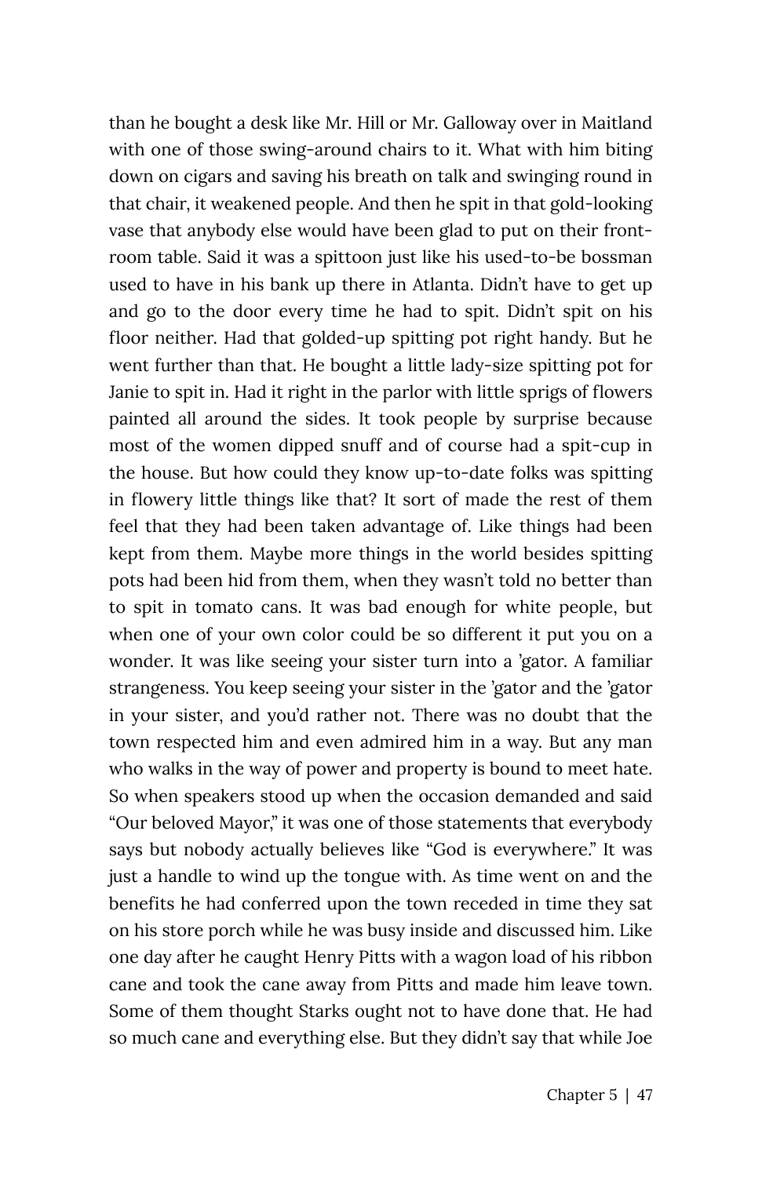than he bought a desk like Mr. Hill or Mr. Galloway over in Maitland with one of those swing-around chairs to it. What with him biting down on cigars and saving his breath on talk and swinging round in that chair, it weakened people. And then he spit in that gold-looking vase that anybody else would have been glad to put on their front-room table. Said it was a spittoon just like his used-to-be bossman used to have in his bank up there in Atlanta. Didn't have to get up and go to the door every time he had to spit. Didn't spit on his floor neither. Had that golded-up spitting pot right handy. But he went further than that. He bought a little lady-size spitting pot for Janie to spit in. Had it right in the parlor with little sprigs of flowers painted all around the sides. It took people by surprise because most of the women dipped snuff and of course had a spit-cup in the house. But how could they know up-to-date folks was spitting in flowery little things like that? It sort of made the rest of them feel that they had been taken advantage of. Like things had been kept from them. Maybe more things in the world besides spitting pots had been hid from them, when they wasn't told no better than to spit in tomato cans. It was bad enough for white people, but when one of your own color could be so different it put you on a wonder. It was like seeing your sister turn into a 'gator. A familiar strangeness. You keep seeing your sister in the 'gator and the 'gator in your sister, and you'd rather not. There was no doubt that the town respected him and even admired him in a way. But any man who walks in the way of power and property is bound to meet hate. So when speakers stood up when the occasion demanded and said "Our beloved Mayor," it was one of those statements that everybody says but nobody actually believes like "God is everywhere." It was just a handle to wind up the tongue with. As time went on and the benefits he had conferred upon the town receded in time they sat on his store porch while he was busy inside and discussed him. Like one day after he caught Henry Pitts with a wagon load of his ribbon cane and took the cane away from Pitts and made him leave town. Some of them thought Starks ought not to have done that. He had so much cane and everything else. But they didn't say that while Joe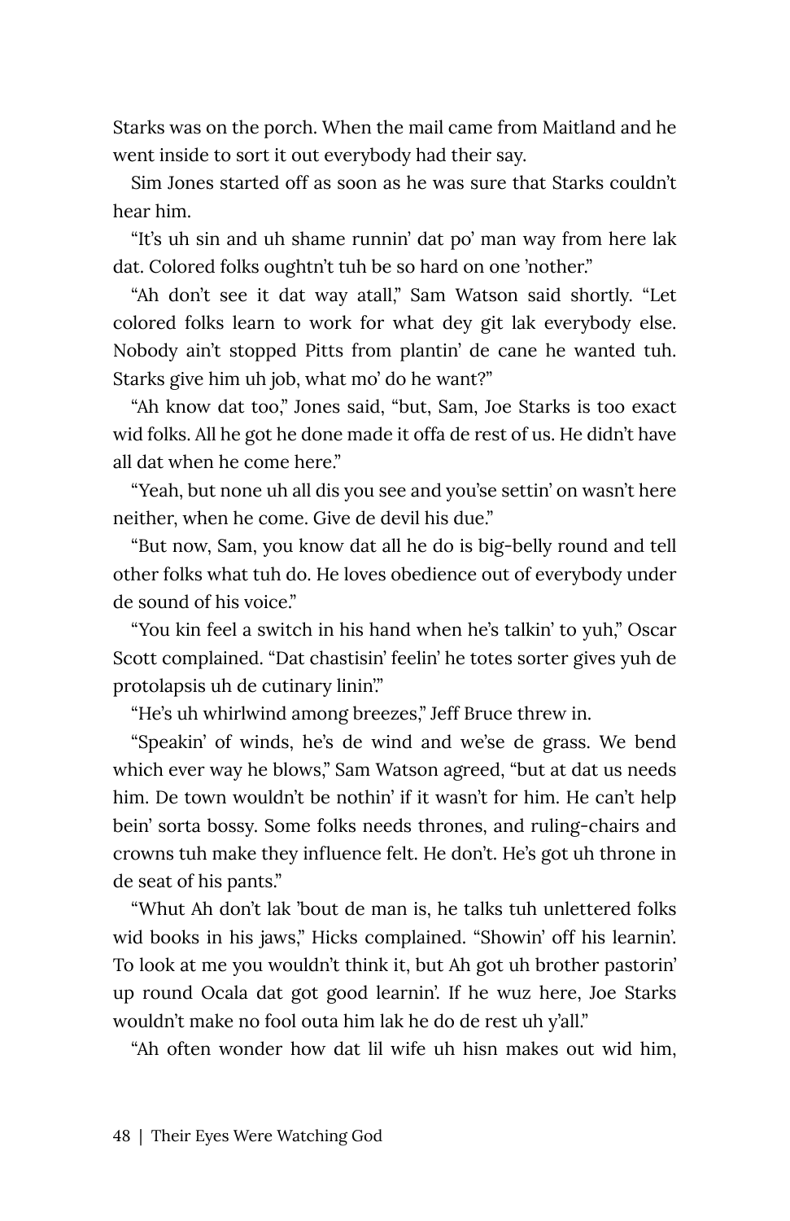Starks was on the porch. When the mail came from Maitland and he went inside to sort it out everybody had their say.

Sim Jones started off as soon as he was sure that Starks couldn't hear him.

"It's uh sin and uh shame runnin' dat po' man way from here lak dat. Colored folks oughtn't tuh be so hard on one 'nother."

"Ah don't see it dat way atall," Sam Watson said shortly. "Let colored folks learn to work for what dey git lak everybody else. Nobody ain't stopped Pitts from plantin' de cane he wanted tuh. Starks give him uh job, what mo' do he want?"

"Ah know dat too," Jones said, "but, Sam, Joe Starks is too exact wid folks. All he got he done made it offa de rest of us. He didn't have all dat when he come here."

"Yeah, but none uh all dis you see and you'se settin' on wasn't here neither, when he come. Give de devil his due."

"But now, Sam, you know dat all he do is big-belly round and tell other folks what tuh do. He loves obedience out of everybody under de sound of his voice."

"You kin feel a switch in his hand when he's talkin' to yuh," Oscar Scott complained. "Dat chastisin' feelin' he totes sorter gives yuh de protolapsis uh de cutinary linin'."

"He's uh whirlwind among breezes," Jeff Bruce threw in.

"Speakin' of winds, he's de wind and we'se de grass. We bend which ever way he blows," Sam Watson agreed, "but at dat us needs him. De town wouldn't be nothin' if it wasn't for him. He can't help bein' sorta bossy. Some folks needs thrones, and ruling-chairs and crowns tuh make they influence felt. He don't. He's got uh throne in de seat of his pants."

"Whut Ah don't lak 'bout de man is, he talks tuh unlettered folks wid books in his jaws," Hicks complained. "Showin' off his learnin'. To look at me you wouldn't think it, but Ah got uh brother pastorin' up round Ocala dat got good learnin'. If he wuz here, Joe Starks wouldn't make no fool outa him lak he do de rest uh y'all."

"Ah often wonder how dat lil wife uh hisn makes out wid him,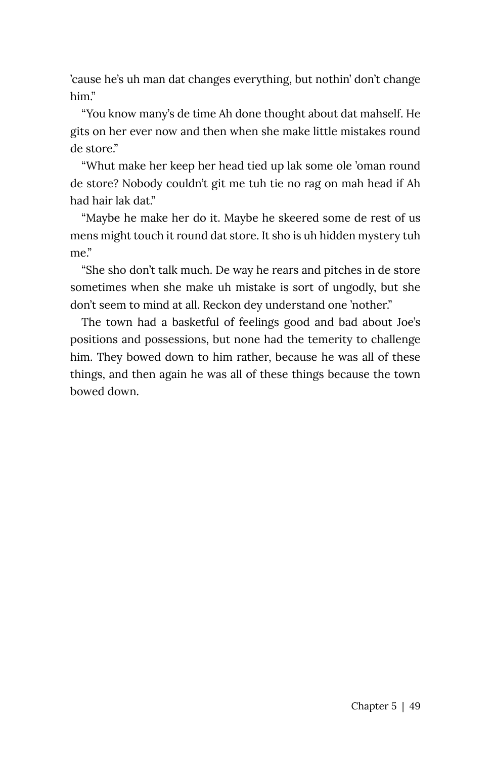’cause he’s uh man dat changes everything, but nothin’ don’t change him.”

“You know many’s de time Ah done thought about dat mahself. He gits on her ever now and then when she make little mistakes round de store.”

“Whut make her keep her head tied up lak some ole ’oman round de store? Nobody couldn’t git me tuh tie no rag on mah head if Ah had hair lak dat.”

“Maybe he make her do it. Maybe he skeered some de rest of us mens might touch it round dat store. It sho is uh hidden mystery tuh me.”

“She sho don’t talk much. De way he rears and pitches in de store sometimes when she make uh mistake is sort of ungodly, but she don’t seem to mind at all. Reckon dey understand one ’nother.”

The town had a basketful of feelings good and bad about Joe’s positions and possessions, but none had the temerity to challenge him. They bowed down to him rather, because he was all of these things, and then again he was all of these things because the town bowed down.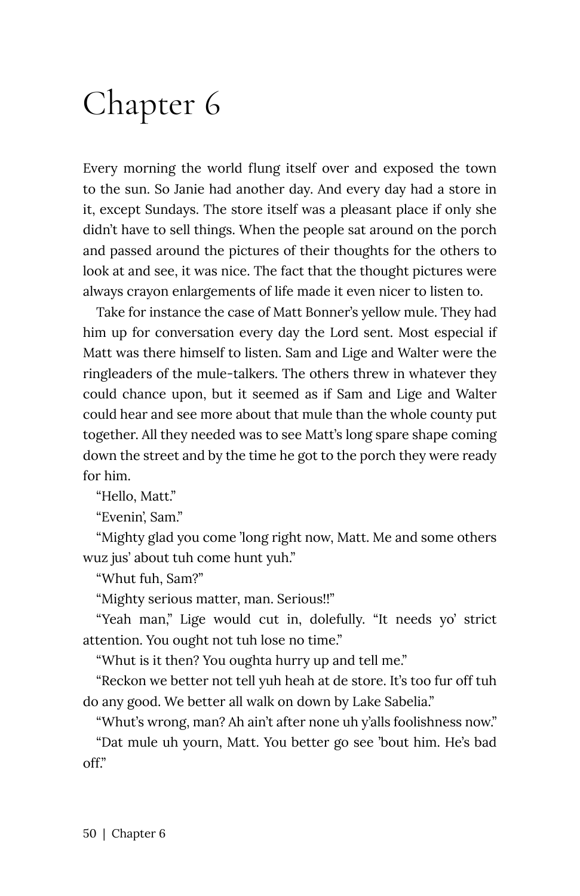# Chapter 6

Every morning the world flung itself over and exposed the town to the sun. So Janie had another day. And every day had a store in it, except Sundays. The store itself was a pleasant place if only she didn't have to sell things. When the people sat around on the porch and passed around the pictures of their thoughts for the others to look at and see, it was nice. The fact that the thought pictures were always crayon enlargements of life made it even nicer to listen to.

Take for instance the case of Matt Bonner's yellow mule. They had him up for conversation every day the Lord sent. Most especial if Matt was there himself to listen. Sam and Lige and Walter were the ringleaders of the mule-talkers. The others threw in whatever they could chance upon, but it seemed as if Sam and Lige and Walter could hear and see more about that mule than the whole county put together. All they needed was to see Matt's long spare shape coming down the street and by the time he got to the porch they were ready for him.

"Hello, Matt."

"Evenin', Sam."

"Mighty glad you come 'long right now, Matt. Me and some others wuz jus' about tuh come hunt yuh."

"Whut fuh, Sam?"

"Mighty serious matter, man. Serious!!"

"Yeah man," Lige would cut in, dolefully. "It needs yo' strict attention. You ought not tuh lose no time."

"Whut is it then? You oughta hurry up and tell me."

"Reckon we better not tell yuh heah at de store. It's too fur off tuh do any good. We better all walk on down by Lake Sabelia."

"Whut's wrong, man? Ah ain't after none uh y'alls foolishness now."

"Dat mule uh yourn, Matt. You better go see 'bout him. He's bad off."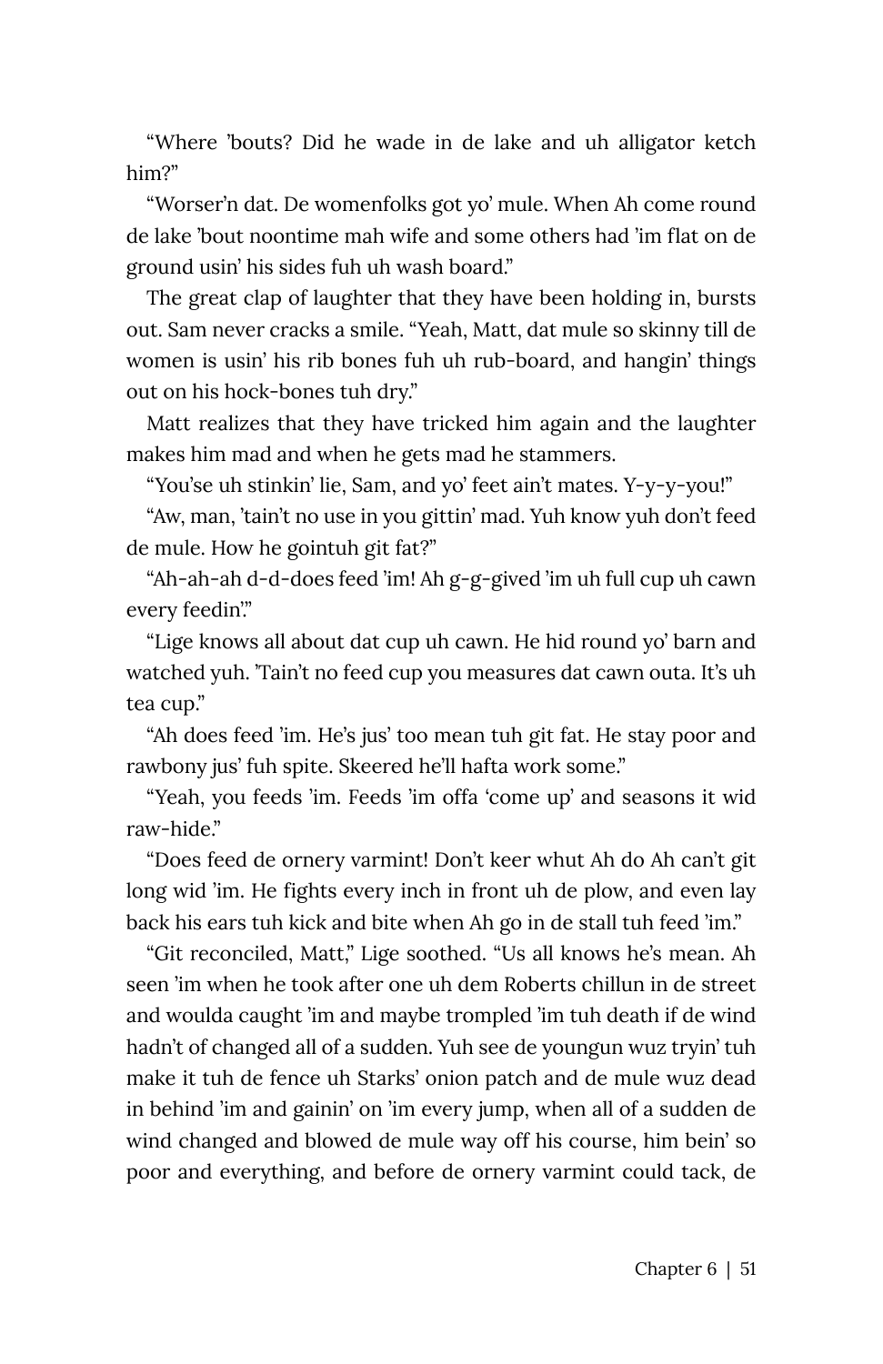"Where 'bouts? Did he wade in de lake and uh alligator ketch him?"

"Worser'n dat. De womenfolks got yo' mule. When Ah come round de lake 'bout noontime mah wife and some others had 'im flat on de ground usin' his sides fuh uh wash board."

The great clap of laughter that they have been holding in, bursts out. Sam never cracks a smile. "Yeah, Matt, dat mule so skinny till de women is usin' his rib bones fuh uh rub-board, and hangin' things out on his hock-bones tuh dry."

Matt realizes that they have tricked him again and the laughter makes him mad and when he gets mad he stammers.

"You'se uh stinkin' lie, Sam, and yo' feet ain't mates. Y-y-y-you!"

"Aw, man, 'tain't no use in you gittin' mad. Yuh know yuh don't feed de mule. How he gointuh git fat?"

"Ah-ah-ah d-d-does feed 'im! Ah g-g-gived 'im uh full cup uh cawn every feedin'."

"Lige knows all about dat cup uh cawn. He hid round yo' barn and watched yuh. 'Tain't no feed cup you measures dat cawn outa. It's uh tea cup."

"Ah does feed 'im. He's jus' too mean tuh git fat. He stay poor and rawbony jus' fuh spite. Skeered he'll hafta work some."

"Yeah, you feeds 'im. Feeds 'im offa 'come up' and seasons it wid raw-hide."

"Does feed de ornery varmint! Don't keer whut Ah do Ah can't git long wid 'im. He fights every inch in front uh de plow, and even lay back his ears tuh kick and bite when Ah go in de stall tuh feed 'im."

"Git reconciled, Matt," Lige soothed. "Us all knows he's mean. Ah seen 'im when he took after one uh dem Roberts chillun in de street and woulda caught 'im and maybe trompled 'im tuh death if de wind hadn't of changed all of a sudden. Yuh see de youngun wuz tryin' tuh make it tuh de fence uh Starks' onion patch and de mule wuz dead in behind 'im and gainin' on 'im every jump, when all of a sudden de wind changed and blowed de mule way off his course, him bein' so poor and everything, and before de ornery varmint could tack, de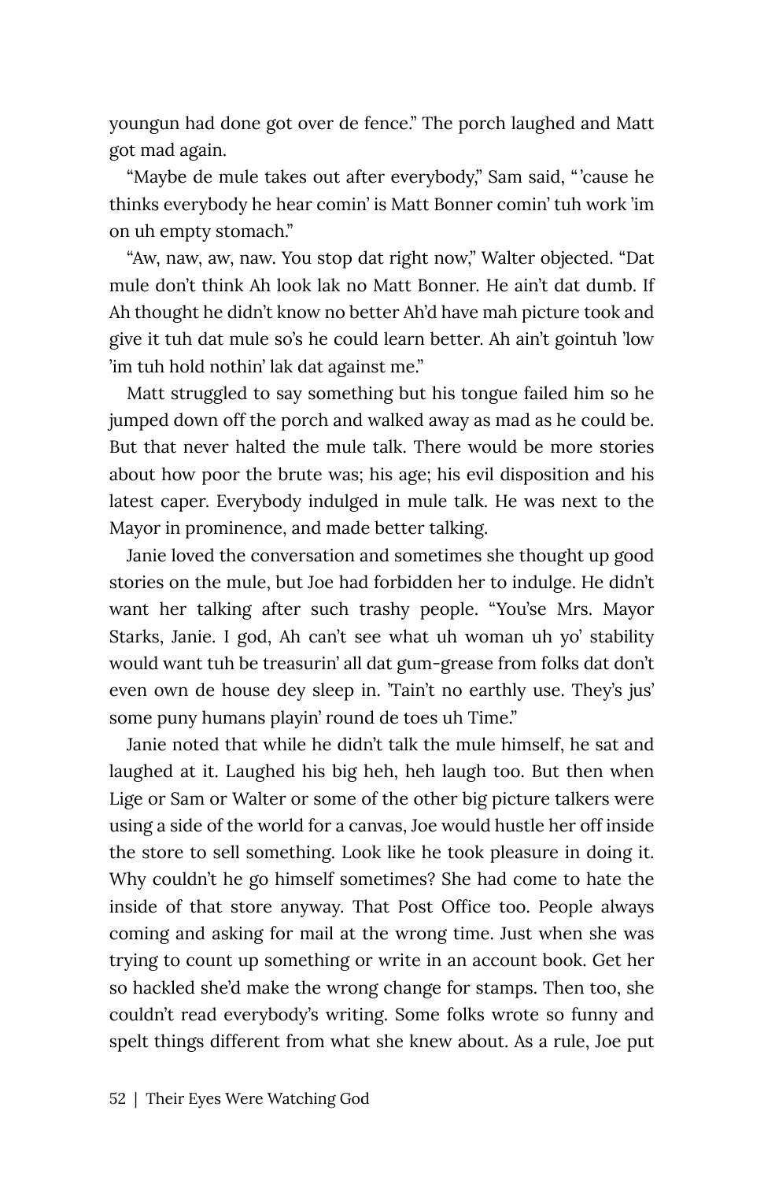youngun had done got over de fence." The porch laughed and Matt got mad again.

"Maybe de mule takes out after everybody," Sam said, " 'cause he thinks everybody he hear comin' is Matt Bonner comin' tuh work 'im on uh empty stomach."

"Aw, naw, aw, naw. You stop dat right now," Walter objected. "Dat mule don't think Ah look lak no Matt Bonner. He ain't dat dumb. If Ah thought he didn't know no better Ah'd have mah picture took and give it tuh dat mule so's he could learn better. Ah ain't gointuh 'low 'im tuh hold nothin' lak dat against me."

Matt struggled to say something but his tongue failed him so he jumped down off the porch and walked away as mad as he could be. But that never halted the mule talk. There would be more stories about how poor the brute was; his age; his evil disposition and his latest caper. Everybody indulged in mule talk. He was next to the Mayor in prominence, and made better talking.

Janie loved the conversation and sometimes she thought up good stories on the mule, but Joe had forbidden her to indulge. He didn't want her talking after such trashy people. "You'se Mrs. Mayor Starks, Janie. I god, Ah can't see what uh woman uh yo' stability would want tuh be treasurin' all dat gum-grease from folks dat don't even own de house dey sleep in. 'Tain't no earthly use. They's jus' some puny humans playin' round de toes uh Time."

Janie noted that while he didn't talk the mule himself, he sat and laughed at it. Laughed his big heh, heh laugh too. But then when Lige or Sam or Walter or some of the other big picture talkers were using a side of the world for a canvas, Joe would hustle her off inside the store to sell something. Look like he took pleasure in doing it. Why couldn't he go himself sometimes? She had come to hate the inside of that store anyway. That Post Office too. People always coming and asking for mail at the wrong time. Just when she was trying to count up something or write in an account book. Get her so hackled she'd make the wrong change for stamps. Then too, she couldn't read everybody's writing. Some folks wrote so funny and spelt things different from what she knew about. As a rule, Joe put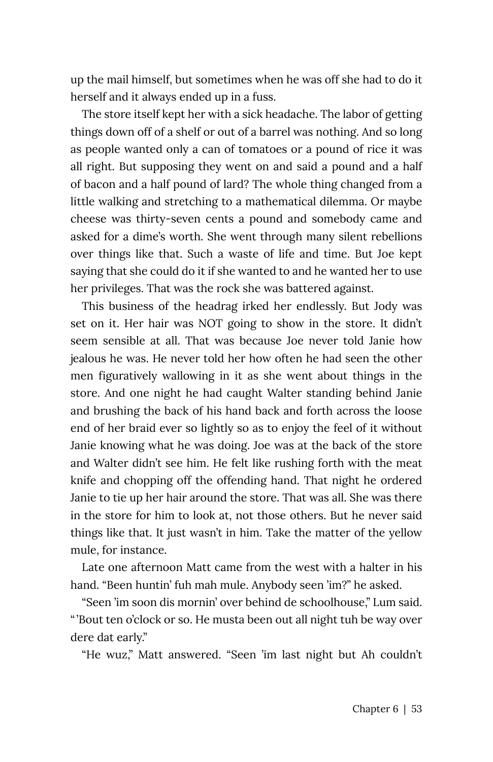up the mail himself, but sometimes when he was off she had to do it herself and it always ended up in a fuss.

The store itself kept her with a sick headache. The labor of getting things down off of a shelf or out of a barrel was nothing. And so long as people wanted only a can of tomatoes or a pound of rice it was all right. But supposing they went on and said a pound and a half of bacon and a half pound of lard? The whole thing changed from a little walking and stretching to a mathematical dilemma. Or maybe cheese was thirty-seven cents a pound and somebody came and asked for a dime's worth. She went through many silent rebellions over things like that. Such a waste of life and time. But Joe kept saying that she could do it if she wanted to and he wanted her to use her privileges. That was the rock she was battered against.

This business of the headrag irked her endlessly. But Jody was set on it. Her hair was NOT going to show in the store. It didn't seem sensible at all. That was because Joe never told Janie how jealous he was. He never told her how often he had seen the other men figuratively wallowing in it as she went about things in the store. And one night he had caught Walter standing behind Janie and brushing the back of his hand back and forth across the loose end of her braid ever so lightly so as to enjoy the feel of it without Janie knowing what he was doing. Joe was at the back of the store and Walter didn't see him. He felt like rushing forth with the meat knife and chopping off the offending hand. That night he ordered Janie to tie up her hair around the store. That was all. She was there in the store for him to look at, not those others. But he never said things like that. It just wasn't in him. Take the matter of the yellow mule, for instance.

Late one afternoon Matt came from the west with a halter in his hand. "Been huntin' fuh mah mule. Anybody seen 'im?" he asked.

"Seen 'im soon dis mornin' over behind de schoolhouse," Lum said. " 'Bout ten o'clock or so. He musta been out all night tuh be way over dere dat early."

"He wuz," Matt answered. "Seen 'im last night but Ah couldn't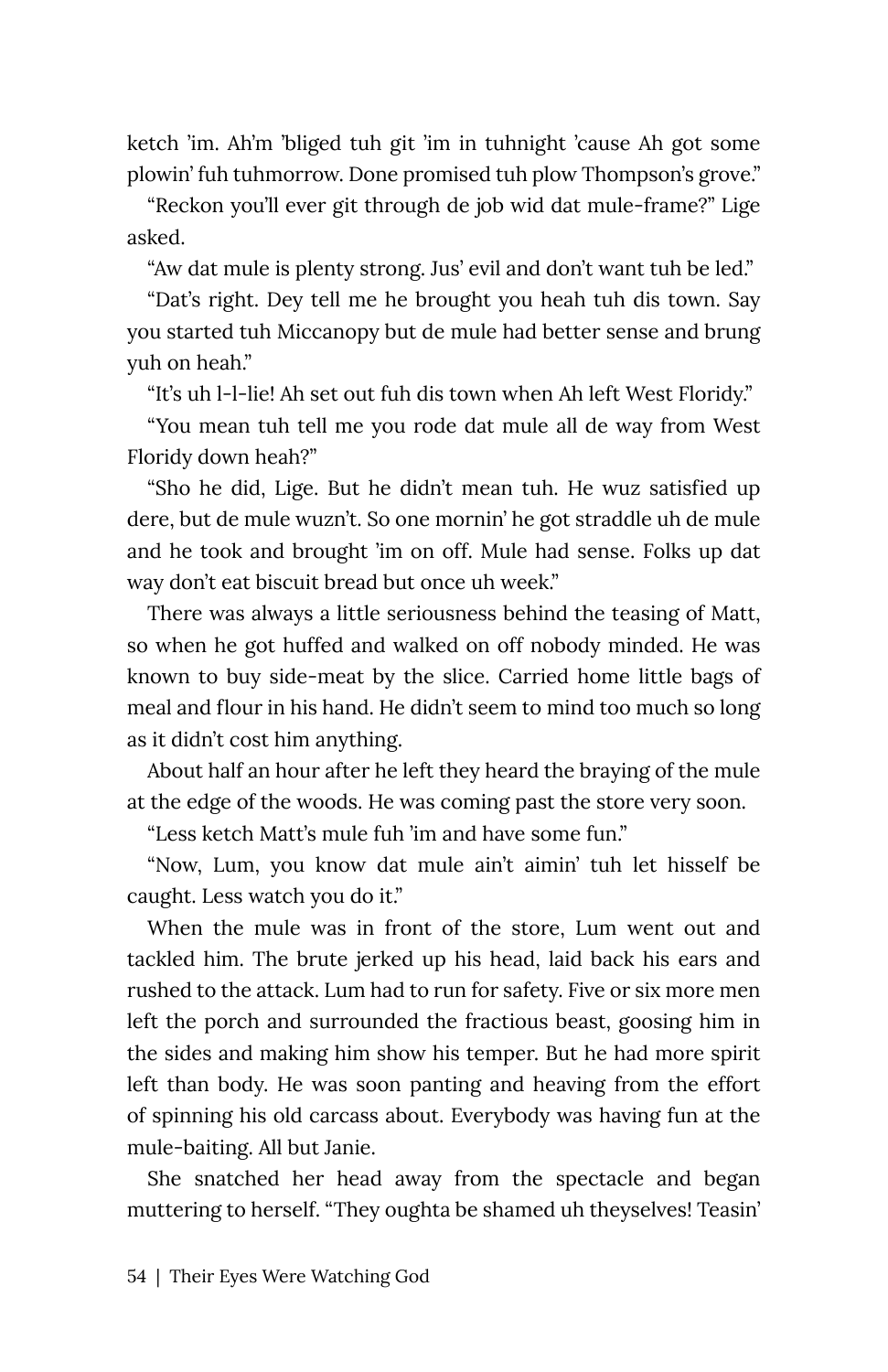ketch 'im. Ah'm 'bliged tuh git 'im in tuhnight 'cause Ah got some plowin' fuh tuhmorrow. Done promised tuh plow Thompson's grove."

"Reckon you'll ever git through de job wid dat mule-frame?" Lige asked.

"Aw dat mule is plenty strong. Jus' evil and don't want tuh be led."

"Dat's right. Dey tell me he brought you heah tuh dis town. Say you started tuh Miccanopy but de mule had better sense and brung yuh on heah."

"It's uh l-l-lie! Ah set out fuh dis town when Ah left West Floridy."

"You mean tuh tell me you rode dat mule all de way from West Floridy down heah?"

"Sho he did, Lige. But he didn't mean tuh. He wuz satisfied up dere, but de mule wuzn't. So one mornin' he got straddle uh de mule and he took and brought 'im on off. Mule had sense. Folks up dat way don't eat biscuit bread but once uh week."

There was always a little seriousness behind the teasing of Matt, so when he got huffed and walked on off nobody minded. He was known to buy side-meat by the slice. Carried home little bags of meal and flour in his hand. He didn't seem to mind too much so long as it didn't cost him anything.

About half an hour after he left they heard the braying of the mule at the edge of the woods. He was coming past the store very soon.

"Less ketch Matt's mule fuh 'im and have some fun."

"Now, Lum, you know dat mule ain't aimin' tuh let hisself be caught. Less watch you do it."

When the mule was in front of the store, Lum went out and tackled him. The brute jerked up his head, laid back his ears and rushed to the attack. Lum had to run for safety. Five or six more men left the porch and surrounded the fractious beast, goosing him in the sides and making him show his temper. But he had more spirit left than body. He was soon panting and heaving from the effort of spinning his old carcass about. Everybody was having fun at the mule-baiting. All but Janie.

She snatched her head away from the spectacle and began muttering to herself. "They oughta be shamed uh theyselves! Teasin'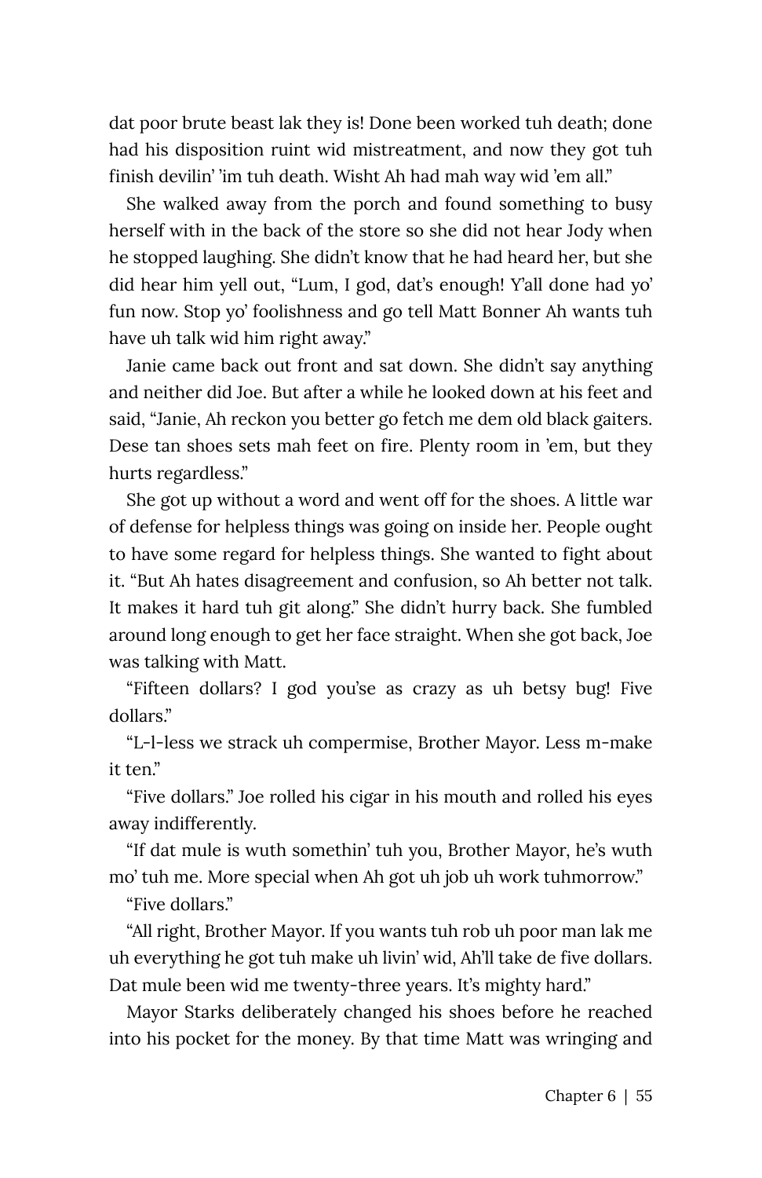dat poor brute beast lak they is! Done been worked tuh death; done had his disposition ruint wid mistreatment, and now they got tuh finish devilin' 'im tuh death. Wisht Ah had mah way wid 'em all."

She walked away from the porch and found something to busy herself with in the back of the store so she did not hear Jody when he stopped laughing. She didn't know that he had heard her, but she did hear him yell out, "Lum, I god, dat's enough! Y'all done had yo' fun now. Stop yo' foolishness and go tell Matt Bonner Ah wants tuh have uh talk wid him right away."

Janie came back out front and sat down. She didn't say anything and neither did Joe. But after a while he looked down at his feet and said, "Janie, Ah reckon you better go fetch me dem old black gaiters. Dese tan shoes sets mah feet on fire. Plenty room in 'em, but they hurts regardless."

She got up without a word and went off for the shoes. A little war of defense for helpless things was going on inside her. People ought to have some regard for helpless things. She wanted to fight about it. "But Ah hates disagreement and confusion, so Ah better not talk. It makes it hard tuh git along." She didn't hurry back. She fumbled around long enough to get her face straight. When she got back, Joe was talking with Matt.

"Fifteen dollars? I god you'se as crazy as uh betsy bug! Five dollars."

"L-l-less we strack uh compermise, Brother Mayor. Less m-make it ten."

"Five dollars." Joe rolled his cigar in his mouth and rolled his eyes away indifferently.

"If dat mule is wuth somethin' tuh you, Brother Mayor, he's wuth mo' tuh me. More special when Ah got uh job uh work tuhmorrow."

"Five dollars."

"All right, Brother Mayor. If you wants tuh rob uh poor man lak me uh everything he got tuh make uh livin' wid, Ah'll take de five dollars. Dat mule been wid me twenty-three years. It's mighty hard."

Mayor Starks deliberately changed his shoes before he reached into his pocket for the money. By that time Matt was wringing and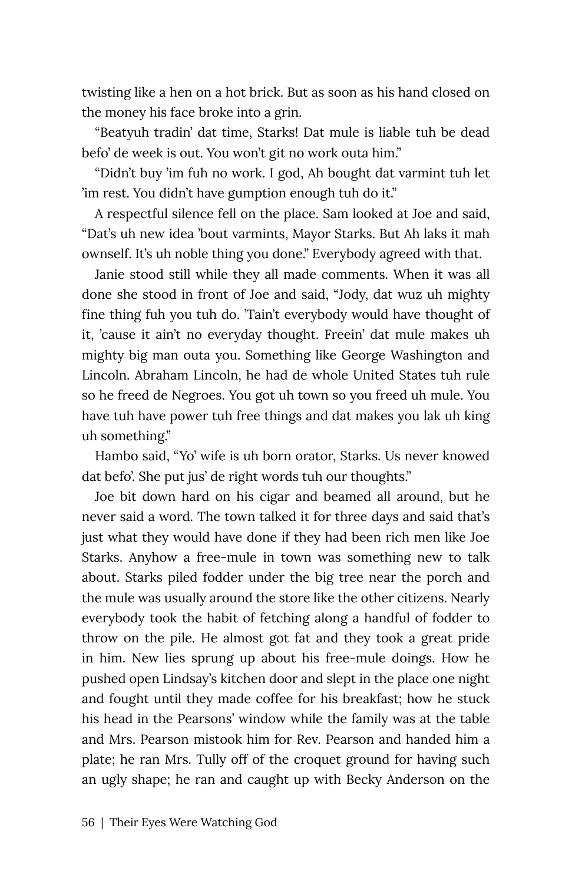twisting like a hen on a hot brick. But as soon as his hand closed on the money his face broke into a grin.

"Beatyuh tradin' dat time, Starks! Dat mule is liable tuh be dead befo' de week is out. You won't git no work outa him."

"Didn't buy 'im fuh no work. I god, Ah bought dat varmint tuh let 'im rest. You didn't have gumption enough tuh do it."

A respectful silence fell on the place. Sam looked at Joe and said, "Dat's uh new idea 'bout varmints, Mayor Starks. But Ah laks it mah ownself. It's uh noble thing you done." Everybody agreed with that.

Janie stood still while they all made comments. When it was all done she stood in front of Joe and said, "Jody, dat wuz uh mighty fine thing fuh you tuh do. 'Tain't everybody would have thought of it, 'cause it ain't no everyday thought. Freein' dat mule makes uh mighty big man outa you. Something like George Washington and Lincoln. Abraham Lincoln, he had de whole United States tuh rule so he freed de Negroes. You got uh town so you freed uh mule. You have tuh have power tuh free things and dat makes you lak uh king uh something."

Hambo said, "Yo' wife is uh born orator, Starks. Us never knowed dat befo'. She put jus' de right words tuh our thoughts."

Joe bit down hard on his cigar and beamed all around, but he never said a word. The town talked it for three days and said that's just what they would have done if they had been rich men like Joe Starks. Anyhow a free-mule in town was something new to talk about. Starks piled fodder under the big tree near the porch and the mule was usually around the store like the other citizens. Nearly everybody took the habit of fetching along a handful of fodder to throw on the pile. He almost got fat and they took a great pride in him. New lies sprung up about his free-mule doings. How he pushed open Lindsay's kitchen door and slept in the place one night and fought until they made coffee for his breakfast; how he stuck his head in the Pearsons' window while the family was at the table and Mrs. Pearson mistook him for Rev. Pearson and handed him a plate; he ran Mrs. Tully off of the croquet ground for having such an ugly shape; he ran and caught up with Becky Anderson on the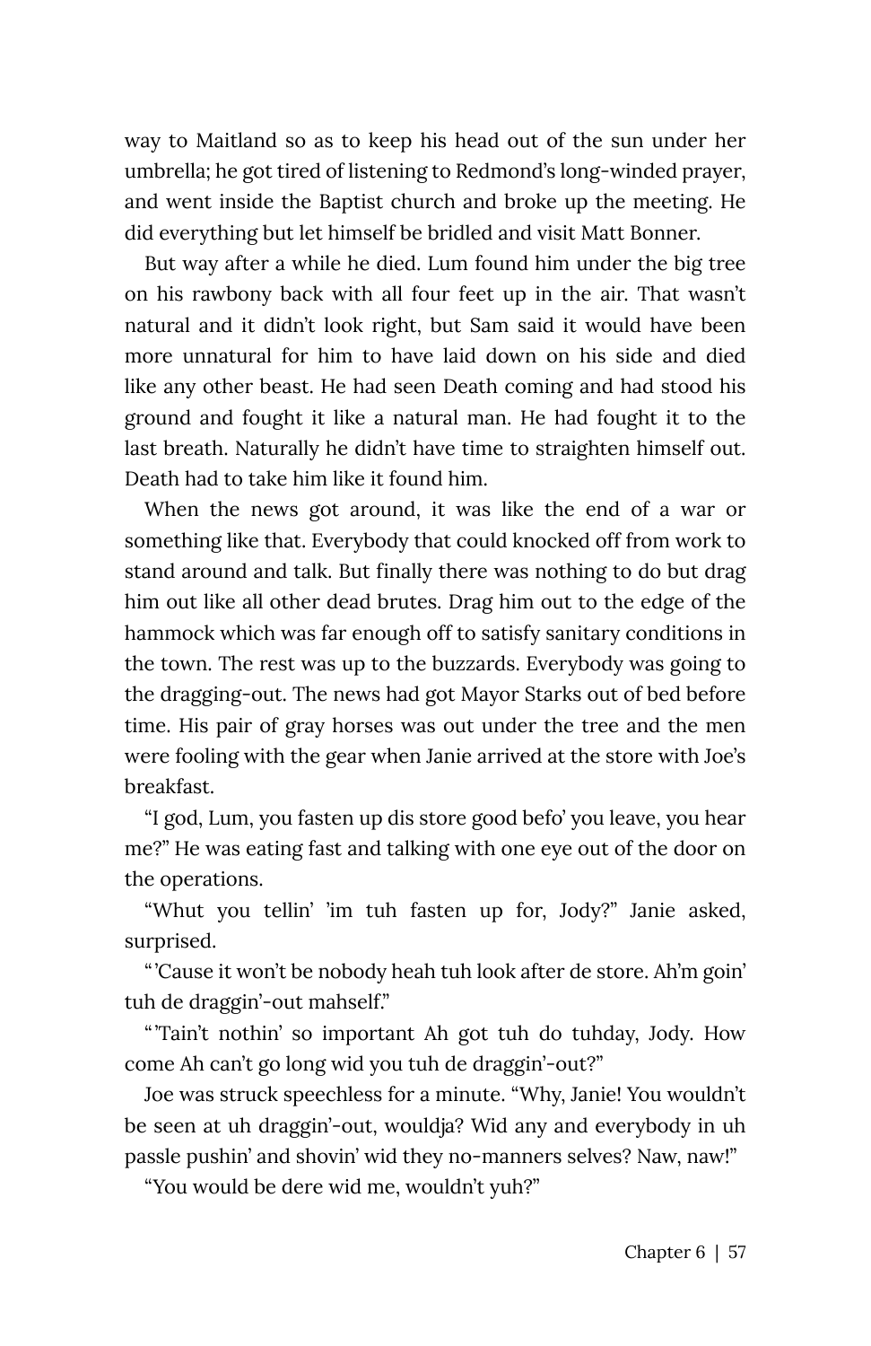way to Maitland so as to keep his head out of the sun under her umbrella; he got tired of listening to Redmond's long-winded prayer, and went inside the Baptist church and broke up the meeting. He did everything but let himself be bridled and visit Matt Bonner.

But way after a while he died. Lum found him under the big tree on his rawbony back with all four feet up in the air. That wasn't natural and it didn't look right, but Sam said it would have been more unnatural for him to have laid down on his side and died like any other beast. He had seen Death coming and had stood his ground and fought it like a natural man. He had fought it to the last breath. Naturally he didn't have time to straighten himself out. Death had to take him like it found him.

When the news got around, it was like the end of a war or something like that. Everybody that could knocked off from work to stand around and talk. But finally there was nothing to do but drag him out like all other dead brutes. Drag him out to the edge of the hammock which was far enough off to satisfy sanitary conditions in the town. The rest was up to the buzzards. Everybody was going to the dragging-out. The news had got Mayor Starks out of bed before time. His pair of gray horses was out under the tree and the men were fooling with the gear when Janie arrived at the store with Joe's breakfast.

"I god, Lum, you fasten up dis store good befo' you leave, you hear me?" He was eating fast and talking with one eye out of the door on the operations.

"Whut you tellin' 'im tuh fasten up for, Jody?" Janie asked, surprised.

"'Cause it won't be nobody heah tuh look after de store. Ah'm goin' tuh de draggin'-out mahself."

"'Tain't nothin' so important Ah got tuh do tuhday, Jody. How come Ah can't go long wid you tuh de draggin'-out?"

Joe was struck speechless for a minute. "Why, Janie! You wouldn't be seen at uh draggin'-out, wouldja? Wid any and everybody in uh passle pushin' and shovin' wid they no-manners selves? Naw, naw!"

"You would be dere wid me, wouldn't yuh?"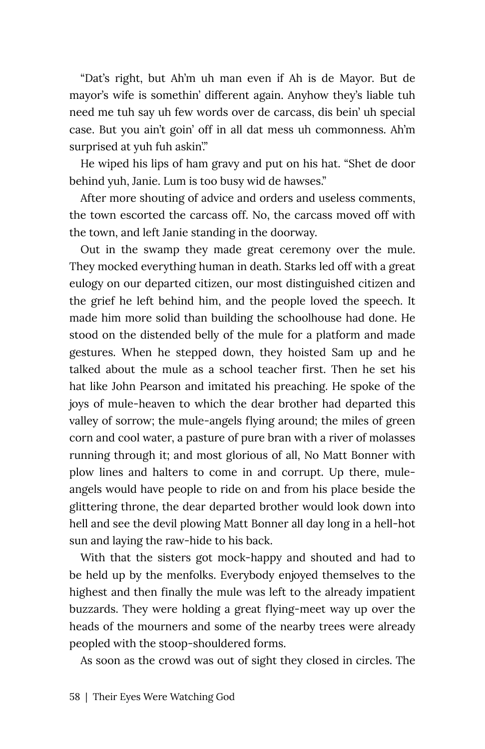"Dat's right, but Ah'm uh man even if Ah is de Mayor. But de mayor's wife is somethin' different again. Anyhow they's liable tuh need me tuh say uh few words over de carcass, dis bein' uh special case. But you ain't goin' off in all dat mess uh commonness. Ah'm surprised at yuh fuh askin'."

He wiped his lips of ham gravy and put on his hat. "Shet de door behind yuh, Janie. Lum is too busy wid de hawses."

After more shouting of advice and orders and useless comments, the town escorted the carcass off. No, the carcass moved off with the town, and left Janie standing in the doorway.

Out in the swamp they made great ceremony over the mule. They mocked everything human in death. Starks led off with a great eulogy on our departed citizen, our most distinguished citizen and the grief he left behind him, and the people loved the speech. It made him more solid than building the schoolhouse had done. He stood on the distended belly of the mule for a platform and made gestures. When he stepped down, they hoisted Sam up and he talked about the mule as a school teacher first. Then he set his hat like John Pearson and imitated his preaching. He spoke of the joys of mule-heaven to which the dear brother had departed this valley of sorrow; the mule-angels flying around; the miles of green corn and cool water, a pasture of pure bran with a river of molasses running through it; and most glorious of all, No Matt Bonner with plow lines and halters to come in and corrupt. Up there, mule-angels would have people to ride on and from his place beside the glittering throne, the dear departed brother would look down into hell and see the devil plowing Matt Bonner all day long in a hell-hot sun and laying the raw-hide to his back.

With that the sisters got mock-happy and shouted and had to be held up by the menfolks. Everybody enjoyed themselves to the highest and then finally the mule was left to the already impatient buzzards. They were holding a great flying-meet way up over the heads of the mourners and some of the nearby trees were already peopled with the stoop-shouldered forms.

As soon as the crowd was out of sight they closed in circles. The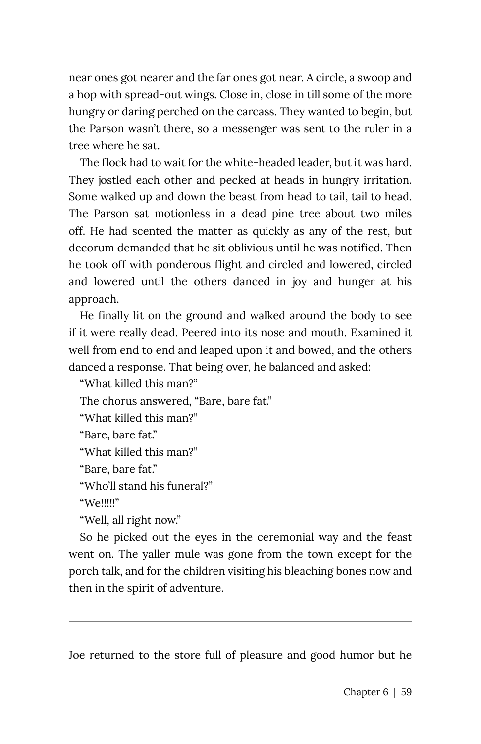near ones got nearer and the far ones got near. A circle, a swoop and a hop with spread-out wings. Close in, close in till some of the more hungry or daring perched on the carcass. They wanted to begin, but the Parson wasn't there, so a messenger was sent to the ruler in a tree where he sat.

The flock had to wait for the white-headed leader, but it was hard. They jostled each other and pecked at heads in hungry irritation. Some walked up and down the beast from head to tail, tail to head. The Parson sat motionless in a dead pine tree about two miles off. He had scented the matter as quickly as any of the rest, but decorum demanded that he sit oblivious until he was notified. Then he took off with ponderous flight and circled and lowered, circled and lowered until the others danced in joy and hunger at his approach.

He finally lit on the ground and walked around the body to see if it were really dead. Peered into its nose and mouth. Examined it well from end to end and leaped upon it and bowed, and the others danced a response. That being over, he balanced and asked:

"What killed this man?"

The chorus answered, "Bare, bare fat."

"What killed this man?"

"Bare, bare fat."

"What killed this man?"

"Bare, bare fat."

"Who'll stand his funeral?"

"We!!!!!"

"Well, all right now."

So he picked out the eyes in the ceremonial way and the feast went on. The yaller mule was gone from the town except for the porch talk, and for the children visiting his bleaching bones now and then in the spirit of adventure.

---

Joe returned to the store full of pleasure and good humor but he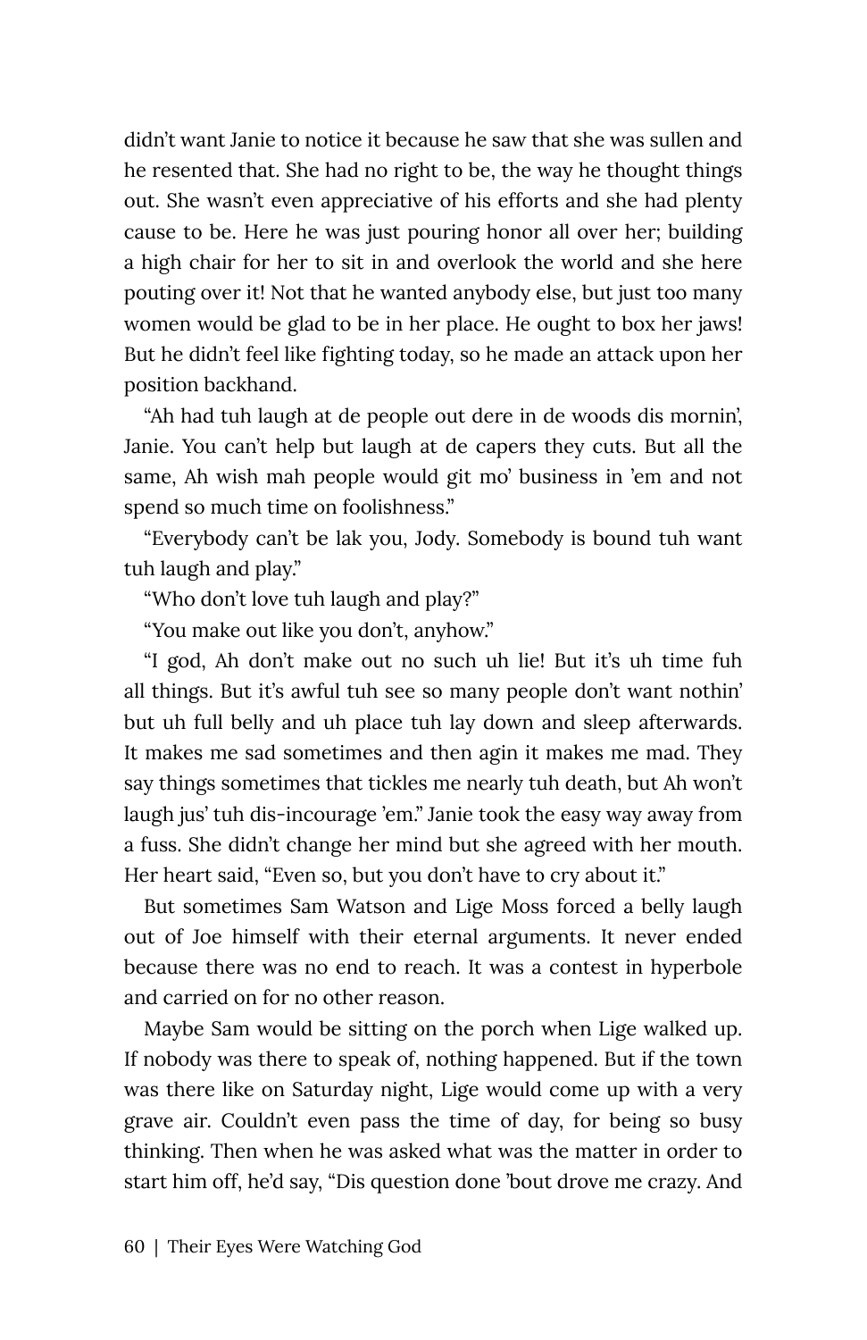didn't want Janie to notice it because he saw that she was sullen and he resented that. She had no right to be, the way he thought things out. She wasn't even appreciative of his efforts and she had plenty cause to be. Here he was just pouring honor all over her; building a high chair for her to sit in and overlook the world and she here pouting over it! Not that he wanted anybody else, but just too many women would be glad to be in her place. He ought to box her jaws! But he didn't feel like fighting today, so he made an attack upon her position backhand.

"Ah had tuh laugh at de people out dere in de woods dis mornin', Janie. You can't help but laugh at de capers they cuts. But all the same, Ah wish mah people would git mo' business in 'em and not spend so much time on foolishness."

"Everybody can't be lak you, Jody. Somebody is bound tuh want tuh laugh and play."

"Who don't love tuh laugh and play?"

"You make out like you don't, anyhow."

"I god, Ah don't make out no such uh lie! But it's uh time fuh all things. But it's awful tuh see so many people don't want nothin' but uh full belly and uh place tuh lay down and sleep afterwards. It makes me sad sometimes and then agin it makes me mad. They say things sometimes that tickles me nearly tuh death, but Ah won't laugh jus' tuh dis-incourage 'em." Janie took the easy way away from a fuss. She didn't change her mind but she agreed with her mouth. Her heart said, "Even so, but you don't have to cry about it."

But sometimes Sam Watson and Lige Moss forced a belly laugh out of Joe himself with their eternal arguments. It never ended because there was no end to reach. It was a contest in hyperbole and carried on for no other reason.

Maybe Sam would be sitting on the porch when Lige walked up. If nobody was there to speak of, nothing happened. But if the town was there like on Saturday night, Lige would come up with a very grave air. Couldn't even pass the time of day, for being so busy thinking. Then when he was asked what was the matter in order to start him off, he'd say, "Dis question done 'bout drove me crazy. And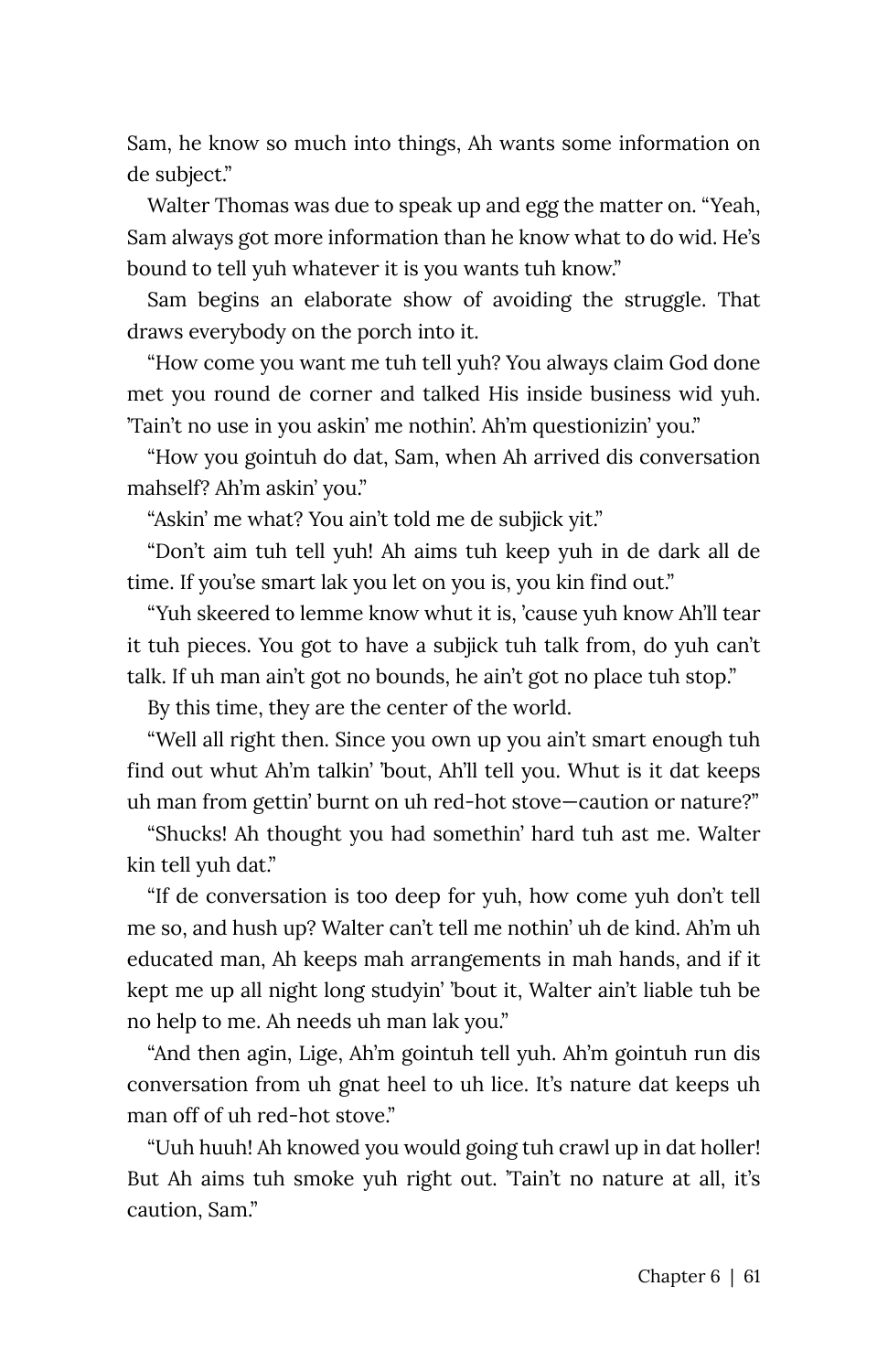Sam, he know so much into things, Ah wants some information on de subject."

Walter Thomas was due to speak up and egg the matter on. "Yeah, Sam always got more information than he know what to do wid. He's bound to tell yuh whatever it is you wants tuh know."

Sam begins an elaborate show of avoiding the struggle. That draws everybody on the porch into it.

"How come you want me tuh tell yuh? You always claim God done met you round de corner and talked His inside business wid yuh. 'Tain't no use in you askin' me nothin'. Ah'm questionizin' you."

"How you gointuh do dat, Sam, when Ah arrived dis conversation mahself? Ah'm askin' you."

"Askin' me what? You ain't told me de subjick yit."

"Don't aim tuh tell yuh! Ah aims tuh keep yuh in de dark all de time. If you'se smart lak you let on you is, you kin find out."

"Yuh skeered to lemme know whut it is, 'cause yuh know Ah'll tear it tuh pieces. You got to have a subjick tuh talk from, do yuh can't talk. If uh man ain't got no bounds, he ain't got no place tuh stop."

By this time, they are the center of the world.

"Well all right then. Since you own up you ain't smart enough tuh find out whut Ah'm talkin' 'bout, Ah'll tell you. Whut is it dat keeps uh man from gettin' burnt on uh red-hot stove—caution or nature?"

"Shucks! Ah thought you had somethin' hard tuh ast me. Walter kin tell yuh dat."

"If de conversation is too deep for yuh, how come yuh don't tell me so, and hush up? Walter can't tell me nothin' uh de kind. Ah'm uh educated man, Ah keeps mah arrangements in mah hands, and if it kept me up all night long studyin' 'bout it, Walter ain't liable tuh be no help to me. Ah needs uh man lak you."

"And then agin, Lige, Ah'm gointuh tell yuh. Ah'm gointuh run dis conversation from uh gnat heel to uh lice. It's nature dat keeps uh man off of uh red-hot stove."

"Uuh huuh! Ah knowed you would going tuh crawl up in dat holler! But Ah aims tuh smoke yuh right out. 'Tain't no nature at all, it's caution, Sam."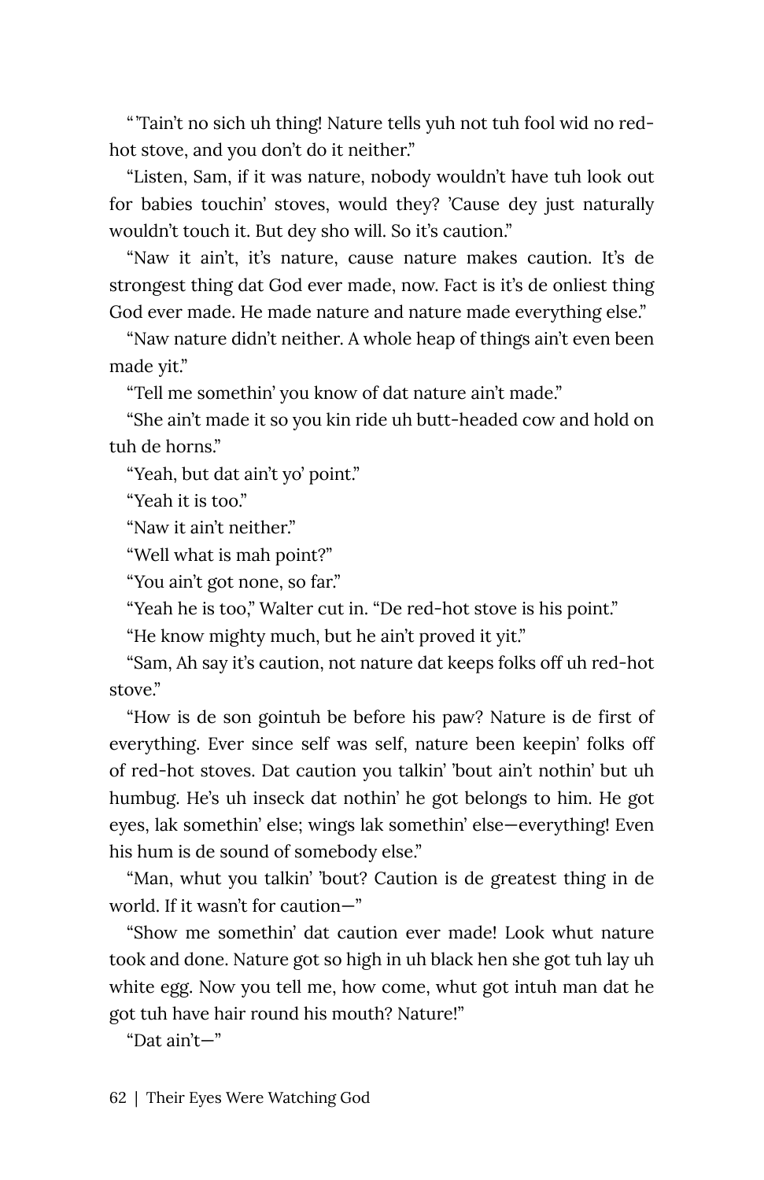“ ’Tain’t no sich uh thing! Nature tells yuh not tuh fool wid no red-hot stove, and you don’t do it neither.”

“Listen, Sam, if it was nature, nobody wouldn’t have tuh look out for babies touchin’ stoves, would they? ’Cause dey just naturally wouldn’t touch it. But dey sho will. So it’s caution.”

“Naw it ain’t, it’s nature, cause nature makes caution. It’s de strongest thing dat God ever made, now. Fact is it’s de onliest thing God ever made. He made nature and nature made everything else.”

“Naw nature didn’t neither. A whole heap of things ain’t even been made yit.”

“Tell me somethin’ you know of dat nature ain’t made.”

“She ain’t made it so you kin ride uh butt-headed cow and hold on tuh de horns.”

“Yeah, but dat ain’t yo’ point.”

“Yeah it is too.”

“Naw it ain’t neither.”

“Well what is mah point?”

“You ain’t got none, so far.”

“Yeah he is too,” Walter cut in. “De red-hot stove is his point.”

“He know mighty much, but he ain’t proved it yit.”

“Sam, Ah say it’s caution, not nature dat keeps folks off uh red-hot stove.”

“How is de son gointuh be before his paw? Nature is de first of everything. Ever since self was self, nature been keepin’ folks off of red-hot stoves. Dat caution you talkin’ ’bout ain’t nothin’ but uh humbug. He’s uh inseck dat nothin’ he got belongs to him. He got eyes, lak somethin’ else; wings lak somethin’ else—everything! Even his hum is de sound of somebody else.”

“Man, whut you talkin’ ’bout? Caution is de greatest thing in de world. If it wasn’t for caution—”

“Show me somethin’ dat caution ever made! Look whut nature took and done. Nature got so high in uh black hen she got tuh lay uh white egg. Now you tell me, how come, whut got intuh man dat he got tuh have hair round his mouth? Nature!”

“Dat ain’t—”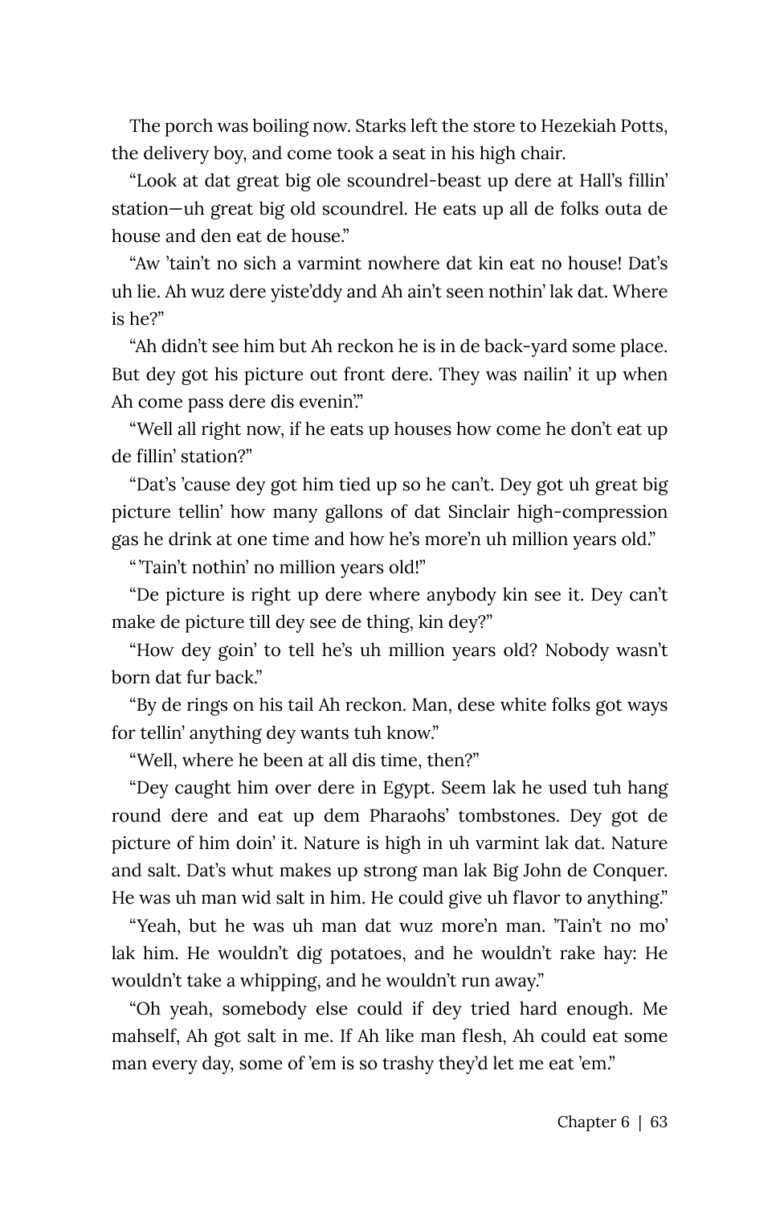The porch was boiling now. Starks left the store to Hezekiah Potts, the delivery boy, and come took a seat in his high chair.

"Look at dat great big ole scoundrel-beast up dere at Hall's fillin' station—uh great big old scoundrel. He eats up all de folks outa de house and den eat de house."

"Aw 'tain't no sich a varmint nowhere dat kin eat no house! Dat's uh lie. Ah wuz dere yiste'ddy and Ah ain't seen nothin' lak dat. Where is he?"

"Ah didn't see him but Ah reckon he is in de back-yard some place. But dey got his picture out front dere. They was nailin' it up when Ah come pass dere dis evenin'."

"Well all right now, if he eats up houses how come he don't eat up de fillin' station?"

"Dat's 'cause dey got him tied up so he can't. Dey got uh great big picture tellin' how many gallons of dat Sinclair high-compression gas he drink at one time and how he's more'n uh million years old."

" 'Tain't nothin' no million years old!"

"De picture is right up dere where anybody kin see it. Dey can't make de picture till dey see de thing, kin dey?"

"How dey goin' to tell he's uh million years old? Nobody wasn't born dat fur back."

"By de rings on his tail Ah reckon. Man, dese white folks got ways for tellin' anything dey wants tuh know."

"Well, where he been at all dis time, then?"

"Dey caught him over dere in Egypt. Seem lak he used tuh hang round dere and eat up dem Pharaohs' tombstones. Dey got de picture of him doin' it. Nature is high in uh varmint lak dat. Nature and salt. Dat's whut makes up strong man lak Big John de Conquer. He was uh man wid salt in him. He could give uh flavor to anything."

"Yeah, but he was uh man dat wuz more'n man. 'Tain't no mo' lak him. He wouldn't dig potatoes, and he wouldn't rake hay: He wouldn't take a whipping, and he wouldn't run away."

"Oh yeah, somebody else could if dey tried hard enough. Me mahself, Ah got salt in me. If Ah like man flesh, Ah could eat some man every day, some of 'em is so trashy they'd let me eat 'em."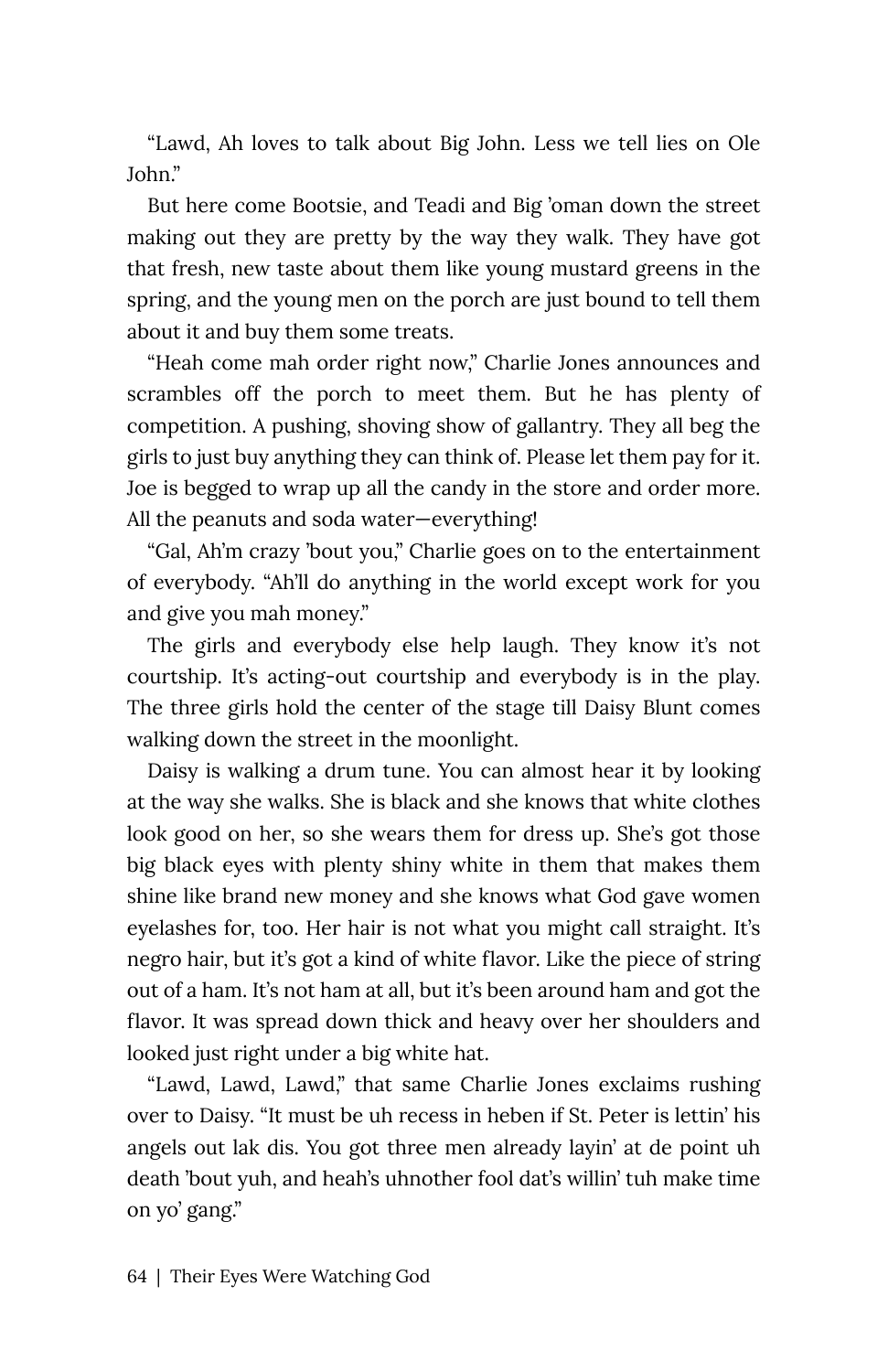"Lawd, Ah loves to talk about Big John. Less we tell lies on Ole John."

But here come Bootsie, and Teadi and Big 'oman down the street making out they are pretty by the way they walk. They have got that fresh, new taste about them like young mustard greens in the spring, and the young men on the porch are just bound to tell them about it and buy them some treats.

"Heah come mah order right now," Charlie Jones announces and scrambles off the porch to meet them. But he has plenty of competition. A pushing, shoving show of gallantry. They all beg the girls to just buy anything they can think of. Please let them pay for it. Joe is begged to wrap up all the candy in the store and order more. All the peanuts and soda water—everything!

"Gal, Ah'm crazy 'bout you," Charlie goes on to the entertainment of everybody. "Ah'll do anything in the world except work for you and give you mah money."

The girls and everybody else help laugh. They know it's not courtship. It's acting-out courtship and everybody is in the play. The three girls hold the center of the stage till Daisy Blunt comes walking down the street in the moonlight.

Daisy is walking a drum tune. You can almost hear it by looking at the way she walks. She is black and she knows that white clothes look good on her, so she wears them for dress up. She's got those big black eyes with plenty shiny white in them that makes them shine like brand new money and she knows what God gave women eyelashes for, too. Her hair is not what you might call straight. It's negro hair, but it's got a kind of white flavor. Like the piece of string out of a ham. It's not ham at all, but it's been around ham and got the flavor. It was spread down thick and heavy over her shoulders and looked just right under a big white hat.

"Lawd, Lawd, Lawd," that same Charlie Jones exclaims rushing over to Daisy. "It must be uh recess in heben if St. Peter is lettin' his angels out lak dis. You got three men already layin' at de point uh death 'bout yuh, and heah's uhnother fool dat's willin' tuh make time on yo' gang."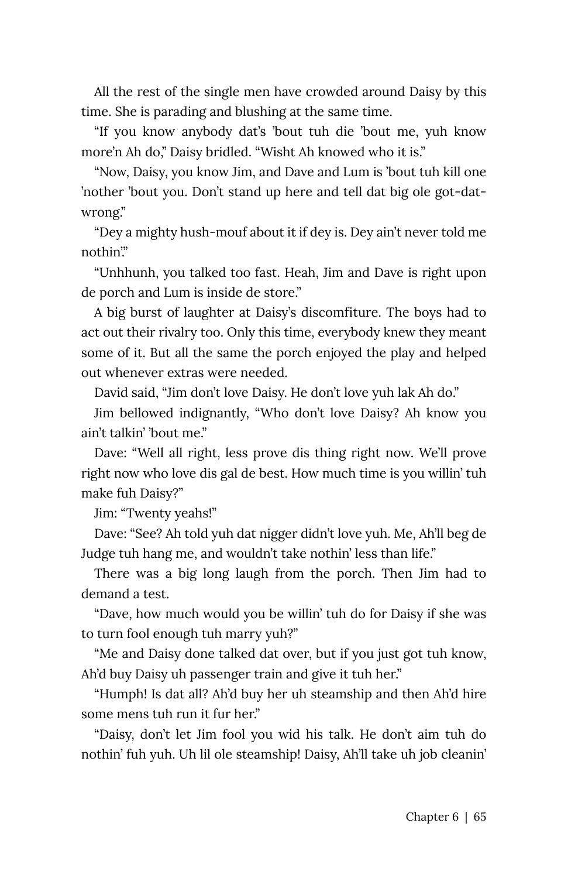All the rest of the single men have crowded around Daisy by this time. She is parading and blushing at the same time.

"If you know anybody dat's 'bout tuh die 'bout me, yuh know more'n Ah do," Daisy bridled. "Wisht Ah knowed who it is."

"Now, Daisy, you know Jim, and Dave and Lum is 'bout tuh kill one 'nother 'bout you. Don't stand up here and tell dat big ole got-dat-wrong."

"Dey a mighty hush-mouf about it if dey is. Dey ain't never told me nothin'."

"Unhhunh, you talked too fast. Heah, Jim and Dave is right upon de porch and Lum is inside de store."

A big burst of laughter at Daisy's discomfiture. The boys had to act out their rivalry too. Only this time, everybody knew they meant some of it. But all the same the porch enjoyed the play and helped out whenever extras were needed.

David said, "Jim don't love Daisy. He don't love yuh lak Ah do."

Jim bellowed indignantly, "Who don't love Daisy? Ah know you ain't talkin' 'bout me."

Dave: "Well all right, less prove dis thing right now. We'll prove right now who love dis gal de best. How much time is you willin' tuh make fuh Daisy?"

Jim: "Twenty yeahs!"

Dave: "See? Ah told yuh dat nigger didn't love yuh. Me, Ah'll beg de Judge tuh hang me, and wouldn't take nothin' less than life."

There was a big long laugh from the porch. Then Jim had to demand a test.

"Dave, how much would you be willin' tuh do for Daisy if she was to turn fool enough tuh marry yuh?"

"Me and Daisy done talked dat over, but if you just got tuh know, Ah'd buy Daisy uh passenger train and give it tuh her."

"Humph! Is dat all? Ah'd buy her uh steamship and then Ah'd hire some mens tuh run it fur her."

"Daisy, don't let Jim fool you wid his talk. He don't aim tuh do nothin' fuh yuh. Uh lil ole steamship! Daisy, Ah'll take uh job cleanin'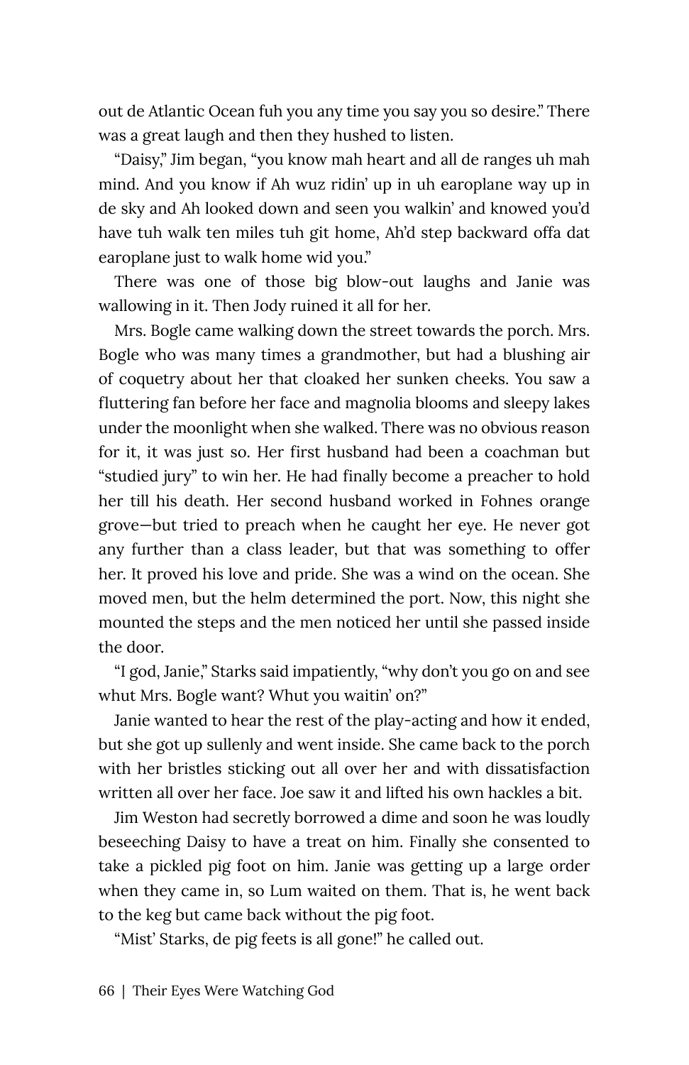out de Atlantic Ocean fuh you any time you say you so desire." There was a great laugh and then they hushed to listen.

"Daisy," Jim began, "you know mah heart and all de ranges uh mah mind. And you know if Ah wuz ridin' up in uh earoplane way up in de sky and Ah looked down and seen you walkin' and knowed you'd have tuh walk ten miles tuh git home, Ah'd step backward offa dat earoplane just to walk home wid you."

There was one of those big blow-out laughs and Janie was wallowing in it. Then Jody ruined it all for her.

Mrs. Bogle came walking down the street towards the porch. Mrs. Bogle who was many times a grandmother, but had a blushing air of coquetry about her that cloaked her sunken cheeks. You saw a fluttering fan before her face and magnolia blooms and sleepy lakes under the moonlight when she walked. There was no obvious reason for it, it was just so. Her first husband had been a coachman but "studied jury" to win her. He had finally become a preacher to hold her till his death. Her second husband worked in Fohnes orange grove—but tried to preach when he caught her eye. He never got any further than a class leader, but that was something to offer her. It proved his love and pride. She was a wind on the ocean. She moved men, but the helm determined the port. Now, this night she mounted the steps and the men noticed her until she passed inside the door.

"I god, Janie," Starks said impatiently, "why don't you go on and see whut Mrs. Bogle want? Whut you waitin' on?"

Janie wanted to hear the rest of the play-acting and how it ended, but she got up sullenly and went inside. She came back to the porch with her bristles sticking out all over her and with dissatisfaction written all over her face. Joe saw it and lifted his own hackles a bit.

Jim Weston had secretly borrowed a dime and soon he was loudly beseeching Daisy to have a treat on him. Finally she consented to take a pickled pig foot on him. Janie was getting up a large order when they came in, so Lum waited on them. That is, he went back to the keg but came back without the pig foot.

"Mist' Starks, de pig feets is all gone!" he called out.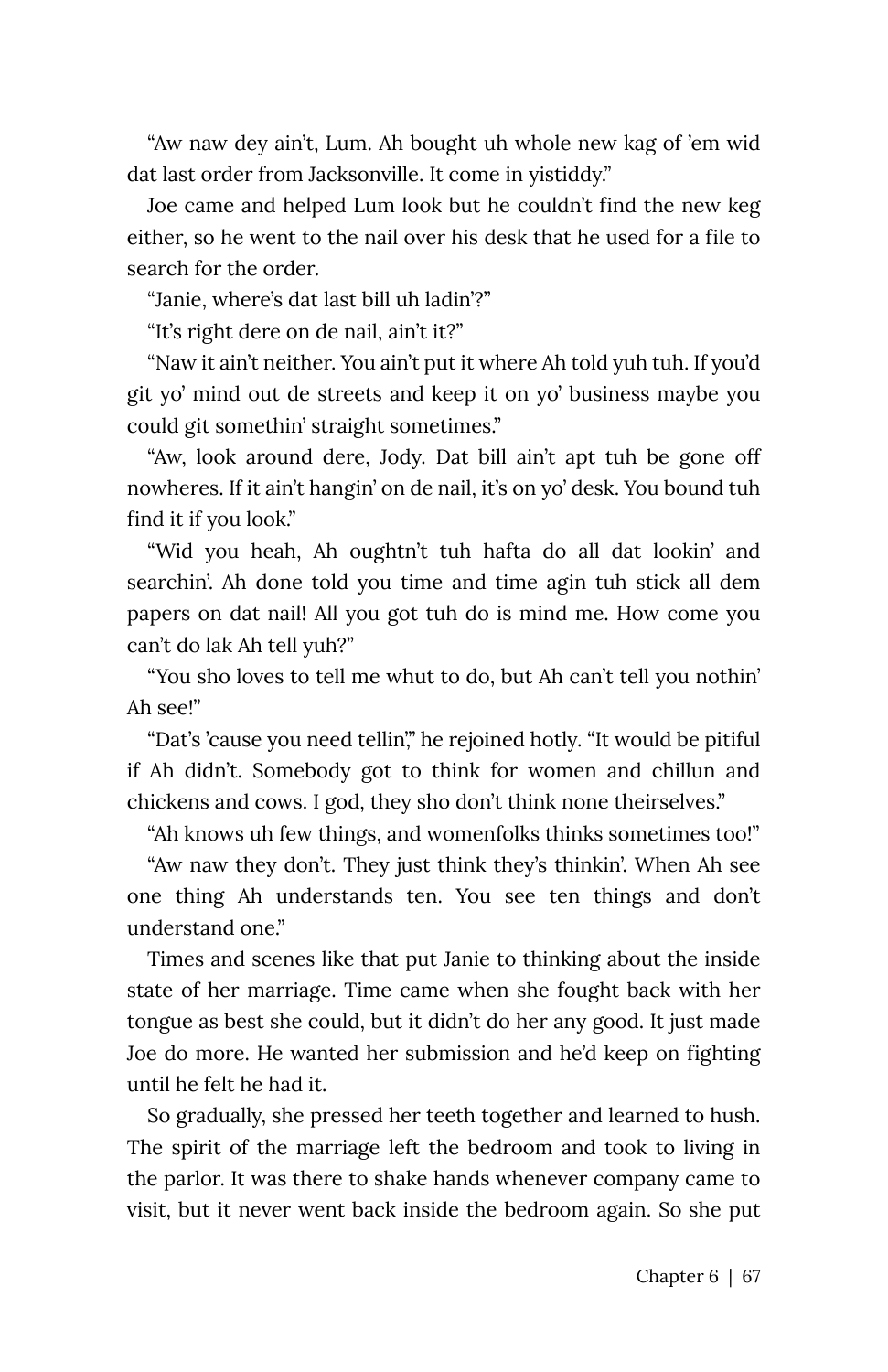"Aw naw dey ain't, Lum. Ah bought uh whole new kag of 'em wid dat last order from Jacksonville. It come in yistiddy."

Joe came and helped Lum look but he couldn't find the new keg either, so he went to the nail over his desk that he used for a file to search for the order.

"Janie, where's dat last bill uh ladin'?"

"It's right dere on de nail, ain't it?"

"Naw it ain't neither. You ain't put it where Ah told yuh tuh. If you'd git yo' mind out de streets and keep it on yo' business maybe you could git somethin' straight sometimes."

"Aw, look around dere, Jody. Dat bill ain't apt tuh be gone off nowheres. If it ain't hangin' on de nail, it's on yo' desk. You bound tuh find it if you look."

"Wid you heah, Ah oughtn't tuh hafta do all dat lookin' and searchin'. Ah done told you time and time agin tuh stick all dem papers on dat nail! All you got tuh do is mind me. How come you can't do lak Ah tell yuh?"

"You sho loves to tell me whut to do, but Ah can't tell you nothin' Ah see!"

"Dat's 'cause you need tellin'," he rejoined hotly. "It would be pitiful if Ah didn't. Somebody got to think for women and chillun and chickens and cows. I god, they sho don't think none theirselves."

"Ah knows uh few things, and womenfolks thinks sometimes too!"

"Aw naw they don't. They just think they's thinkin'. When Ah see one thing Ah understands ten. You see ten things and don't understand one."

Times and scenes like that put Janie to thinking about the inside state of her marriage. Time came when she fought back with her tongue as best she could, but it didn't do her any good. It just made Joe do more. He wanted her submission and he'd keep on fighting until he felt he had it.

So gradually, she pressed her teeth together and learned to hush. The spirit of the marriage left the bedroom and took to living in the parlor. It was there to shake hands whenever company came to visit, but it never went back inside the bedroom again. So she put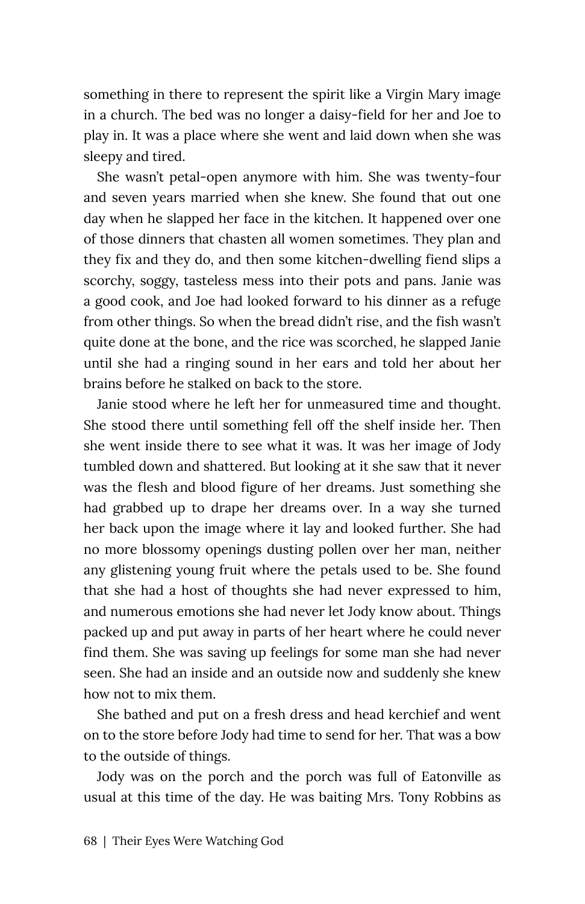something in there to represent the spirit like a Virgin Mary image in a church. The bed was no longer a daisy-field for her and Joe to play in. It was a place where she went and laid down when she was sleepy and tired.

She wasn't petal-open anymore with him. She was twenty-four and seven years married when she knew. She found that out one day when he slapped her face in the kitchen. It happened over one of those dinners that chasten all women sometimes. They plan and they fix and they do, and then some kitchen-dwelling fiend slips a scorchy, soggy, tasteless mess into their pots and pans. Janie was a good cook, and Joe had looked forward to his dinner as a refuge from other things. So when the bread didn't rise, and the fish wasn't quite done at the bone, and the rice was scorched, he slapped Janie until she had a ringing sound in her ears and told her about her brains before he stalked on back to the store.

Janie stood where he left her for unmeasured time and thought. She stood there until something fell off the shelf inside her. Then she went inside there to see what it was. It was her image of Jody tumbled down and shattered. But looking at it she saw that it never was the flesh and blood figure of her dreams. Just something she had grabbed up to drape her dreams over. In a way she turned her back upon the image where it lay and looked further. She had no more blossomy openings dusting pollen over her man, neither any glistening young fruit where the petals used to be. She found that she had a host of thoughts she had never expressed to him, and numerous emotions she had never let Jody know about. Things packed up and put away in parts of her heart where he could never find them. She was saving up feelings for some man she had never seen. She had an inside and an outside now and suddenly she knew how not to mix them.

She bathed and put on a fresh dress and head kerchief and went on to the store before Jody had time to send for her. That was a bow to the outside of things.

Jody was on the porch and the porch was full of Eatonville as usual at this time of the day. He was baiting Mrs. Tony Robbins as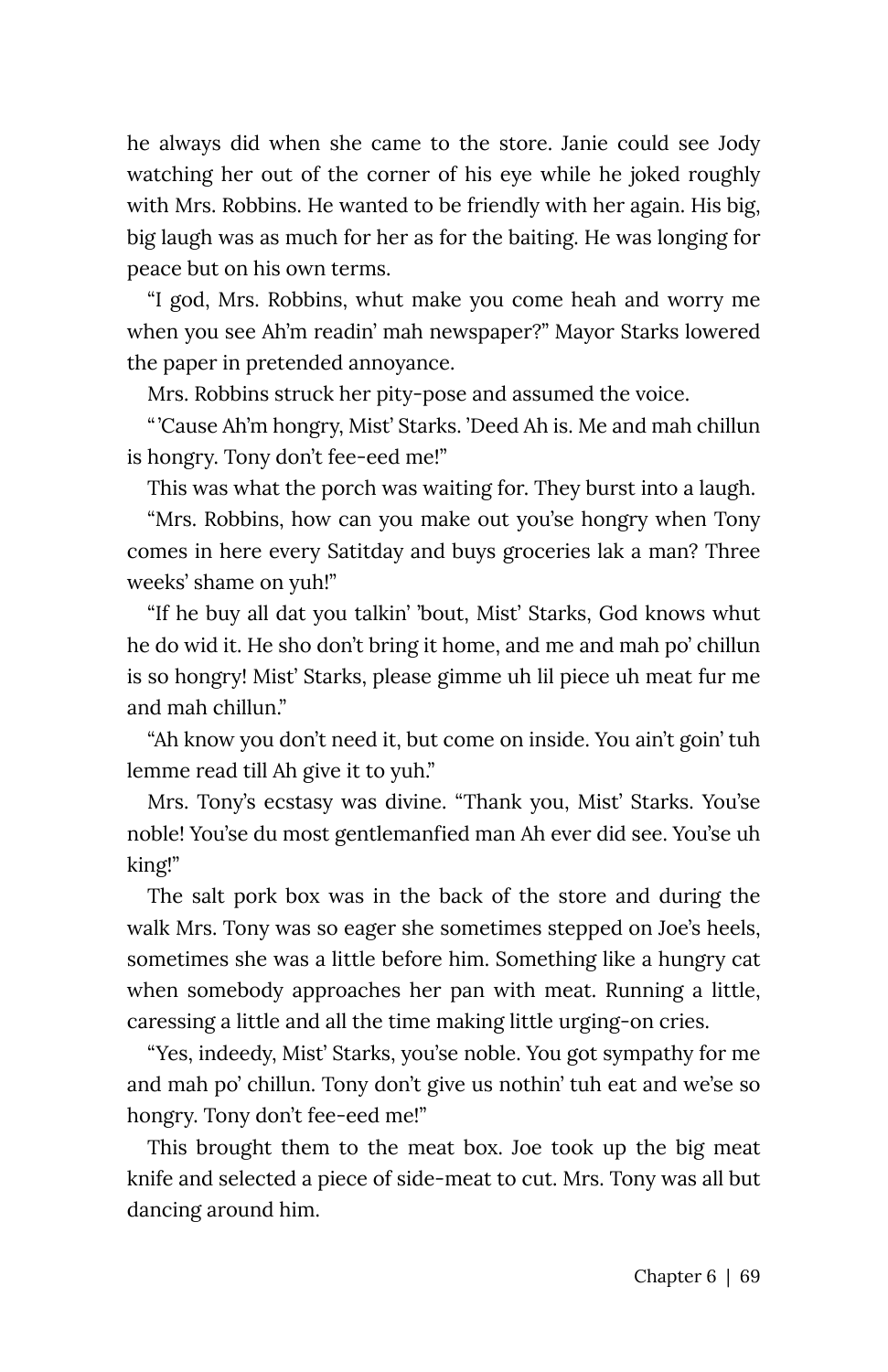he always did when she came to the store. Janie could see Jody watching her out of the corner of his eye while he joked roughly with Mrs. Robbins. He wanted to be friendly with her again. His big, big laugh was as much for her as for the baiting. He was longing for peace but on his own terms.

"I god, Mrs. Robbins, whut make you come heah and worry me when you see Ah'm readin' mah newspaper?" Mayor Starks lowered the paper in pretended annoyance.

Mrs. Robbins struck her pity-pose and assumed the voice.

" 'Cause Ah'm hongry, Mist' Starks. 'Deed Ah is. Me and mah chillun is hongry. Tony don't fee-eed me!"

This was what the porch was waiting for. They burst into a laugh.

"Mrs. Robbins, how can you make out you'se hongry when Tony comes in here every Satitday and buys groceries lak a man? Three weeks' shame on yuh!"

"If he buy all dat you talkin' 'bout, Mist' Starks, God knows whut he do wid it. He sho don't bring it home, and me and mah po' chillun is so hongry! Mist' Starks, please gimme uh lil piece uh meat fur me and mah chillun."

"Ah know you don't need it, but come on inside. You ain't goin' tuh lemme read till Ah give it to yuh."

Mrs. Tony's ecstasy was divine. "Thank you, Mist' Starks. You'se noble! You'se du most gentlemanfied man Ah ever did see. You'se uh king!"

The salt pork box was in the back of the store and during the walk Mrs. Tony was so eager she sometimes stepped on Joe's heels, sometimes she was a little before him. Something like a hungry cat when somebody approaches her pan with meat. Running a little, caressing a little and all the time making little urging-on cries.

"Yes, indeedy, Mist' Starks, you'se noble. You got sympathy for me and mah po' chillun. Tony don't give us nothin' tuh eat and we'se so hongry. Tony don't fee-eed me!"

This brought them to the meat box. Joe took up the big meat knife and selected a piece of side-meat to cut. Mrs. Tony was all but dancing around him.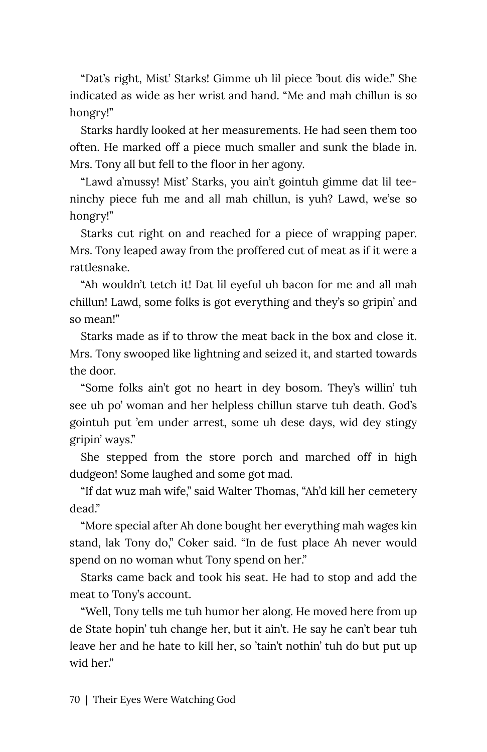"Dat's right, Mist' Starks! Gimme uh lil piece 'bout dis wide." She indicated as wide as her wrist and hand. "Me and mah chillun is so hongry!"

Starks hardly looked at her measurements. He had seen them too often. He marked off a piece much smaller and sunk the blade in. Mrs. Tony all but fell to the floor in her agony.

"Lawd a'mussy! Mist' Starks, you ain't gointuh gimme dat lil tee-ninchy piece fuh me and all mah chillun, is yuh? Lawd, we'se so hongry!"

Starks cut right on and reached for a piece of wrapping paper. Mrs. Tony leaped away from the proffered cut of meat as if it were a rattlesnake.

"Ah wouldn't tetch it! Dat lil eyeful uh bacon for me and all mah chillun! Lawd, some folks is got everything and they's so gripin' and so mean!"

Starks made as if to throw the meat back in the box and close it. Mrs. Tony swooped like lightning and seized it, and started towards the door.

"Some folks ain't got no heart in dey bosom. They's willin' tuh see uh po' woman and her helpless chillun starve tuh death. God's gointuh put 'em under arrest, some uh dese days, wid dey stingy gripin' ways."

She stepped from the store porch and marched off in high dudgeon! Some laughed and some got mad.

"If dat wuz mah wife," said Walter Thomas, "Ah'd kill her cemetery dead."

"More special after Ah done bought her everything mah wages kin stand, lak Tony do," Coker said. "In de fust place Ah never would spend on no woman whut Tony spend on her."

Starks came back and took his seat. He had to stop and add the meat to Tony's account.

"Well, Tony tells me tuh humor her along. He moved here from up de State hopin' tuh change her, but it ain't. He say he can't bear tuh leave her and he hate to kill her, so 'tain't nothin' tuh do but put up wid her."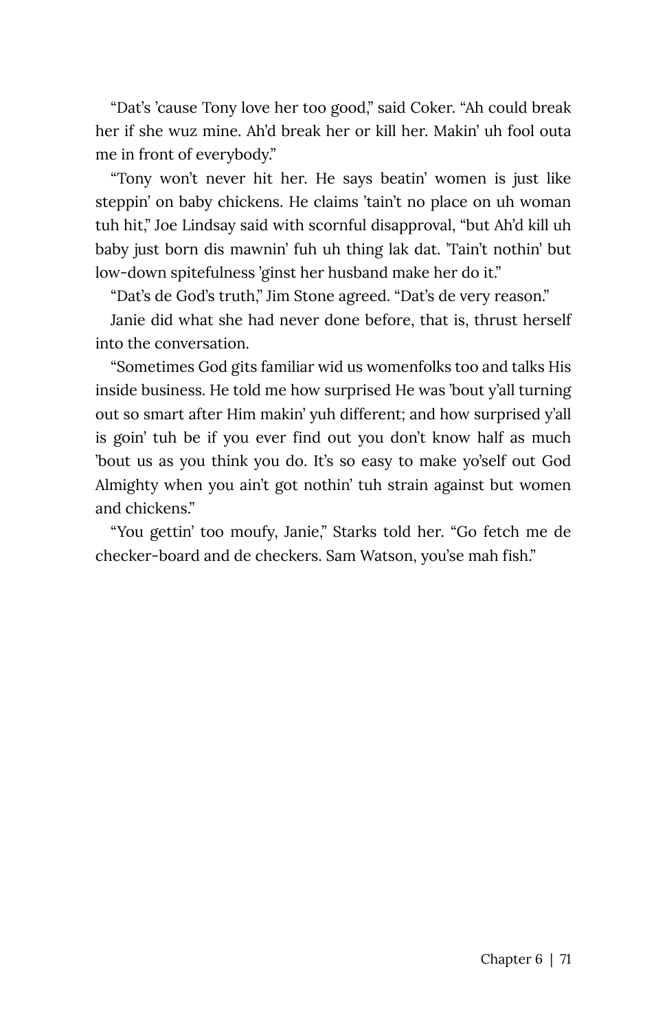"Dat's 'cause Tony love her too good," said Coker. "Ah could break her if she wuz mine. Ah'd break her or kill her. Makin' uh fool outa me in front of everybody."

"Tony won't never hit her. He says beatin' women is just like steppin' on baby chickens. He claims 'tain't no place on uh woman tuh hit," Joe Lindsay said with scornful disapproval, "but Ah'd kill uh baby just born dis mawnin' fuh uh thing lak dat. 'Tain't nothin' but low-down spitefulness 'ginst her husband make her do it."

"Dat's de God's truth," Jim Stone agreed. "Dat's de very reason."

Janie did what she had never done before, that is, thrust herself into the conversation.

"Sometimes God gits familiar wid us womenfolks too and talks His inside business. He told me how surprised He was 'bout y'all turning out so smart after Him makin' yuh different; and how surprised y'all is goin' tuh be if you ever find out you don't know half as much 'bout us as you think you do. It's so easy to make yo'self out God Almighty when you ain't got nothin' tuh strain against but women and chickens."

"You gettin' too moufy, Janie," Starks told her. "Go fetch me de checker-board and de checkers. Sam Watson, you'se mah fish."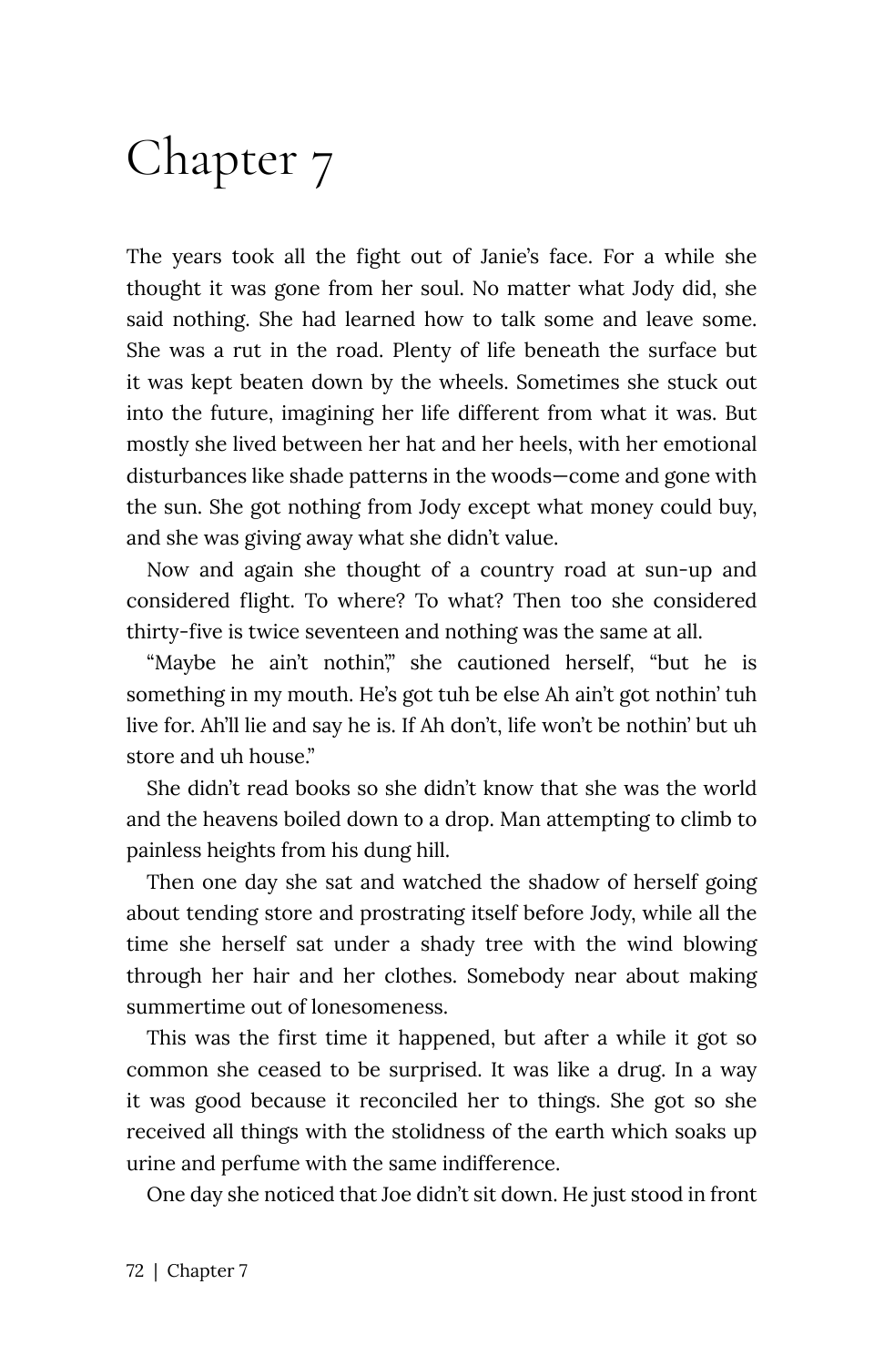# Chapter 7

The years took all the fight out of Janie's face. For a while she thought it was gone from her soul. No matter what Jody did, she said nothing. She had learned how to talk some and leave some. She was a rut in the road. Plenty of life beneath the surface but it was kept beaten down by the wheels. Sometimes she stuck out into the future, imagining her life different from what it was. But mostly she lived between her hat and her heels, with her emotional disturbances like shade patterns in the woods—come and gone with the sun. She got nothing from Jody except what money could buy, and she was giving away what she didn't value.

Now and again she thought of a country road at sun-up and considered flight. To where? To what? Then too she considered thirty-five is twice seventeen and nothing was the same at all.

"Maybe he ain't nothin'," she cautioned herself, "but he is something in my mouth. He's got tuh be else Ah ain't got nothin' tuh live for. Ah'll lie and say he is. If Ah don't, life won't be nothin' but uh store and uh house."

She didn't read books so she didn't know that she was the world and the heavens boiled down to a drop. Man attempting to climb to painless heights from his dung hill.

Then one day she sat and watched the shadow of herself going about tending store and prostrating itself before Jody, while all the time she herself sat under a shady tree with the wind blowing through her hair and her clothes. Somebody near about making summertime out of lonesomeness.

This was the first time it happened, but after a while it got so common she ceased to be surprised. It was like a drug. In a way it was good because it reconciled her to things. She got so she received all things with the stolidness of the earth which soaks up urine and perfume with the same indifference.

One day she noticed that Joe didn't sit down. He just stood in front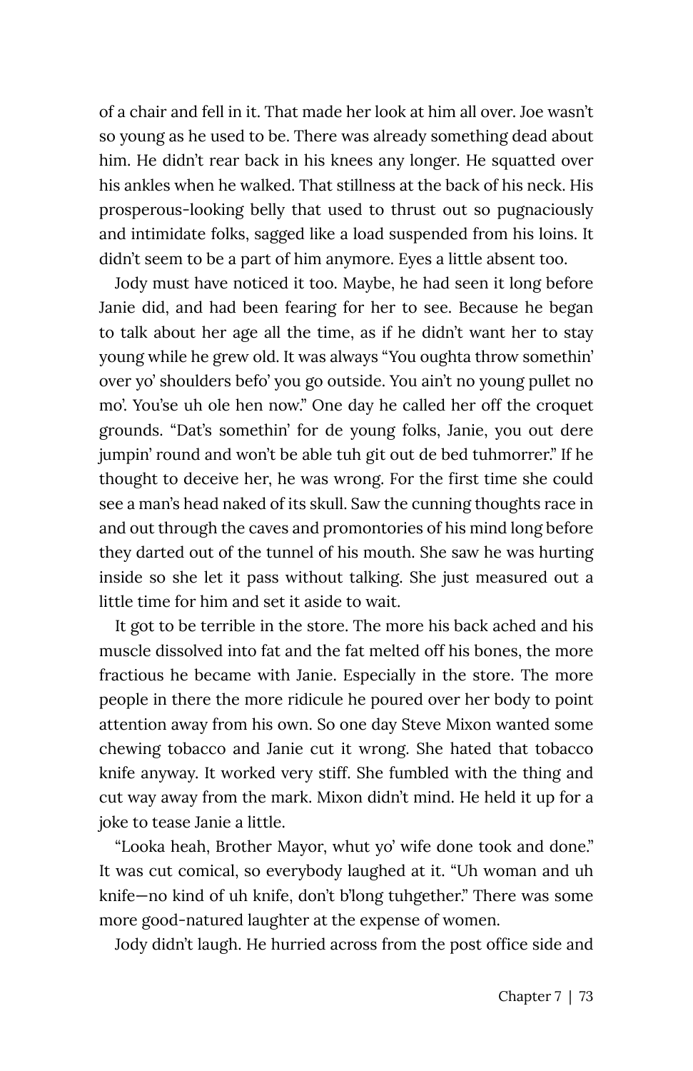of a chair and fell in it. That made her look at him all over. Joe wasn't so young as he used to be. There was already something dead about him. He didn't rear back in his knees any longer. He squatted over his ankles when he walked. That stillness at the back of his neck. His prosperous-looking belly that used to thrust out so pugnaciously and intimidate folks, sagged like a load suspended from his loins. It didn't seem to be a part of him anymore. Eyes a little absent too.

Jody must have noticed it too. Maybe, he had seen it long before Janie did, and had been fearing for her to see. Because he began to talk about her age all the time, as if he didn't want her to stay young while he grew old. It was always "You oughta throw somethin' over yo' shoulders befo' you go outside. You ain't no young pullet no mo'. You'se uh ole hen now." One day he called her off the croquet grounds. "Dat's somethin' for de young folks, Janie, you out dere jumpin' round and won't be able tuh git out de bed tuhmorrer." If he thought to deceive her, he was wrong. For the first time she could see a man's head naked of its skull. Saw the cunning thoughts race in and out through the caves and promontories of his mind long before they darted out of the tunnel of his mouth. She saw he was hurting inside so she let it pass without talking. She just measured out a little time for him and set it aside to wait.

It got to be terrible in the store. The more his back ached and his muscle dissolved into fat and the fat melted off his bones, the more fractious he became with Janie. Especially in the store. The more people in there the more ridicule he poured over her body to point attention away from his own. So one day Steve Mixon wanted some chewing tobacco and Janie cut it wrong. She hated that tobacco knife anyway. It worked very stiff. She fumbled with the thing and cut way away from the mark. Mixon didn't mind. He held it up for a joke to tease Janie a little.

"Looka heah, Brother Mayor, whut yo' wife done took and done." It was cut comical, so everybody laughed at it. "Uh woman and uh knife—no kind of uh knife, don't b'long tuhgether." There was some more good-natured laughter at the expense of women.

Jody didn't laugh. He hurried across from the post office side and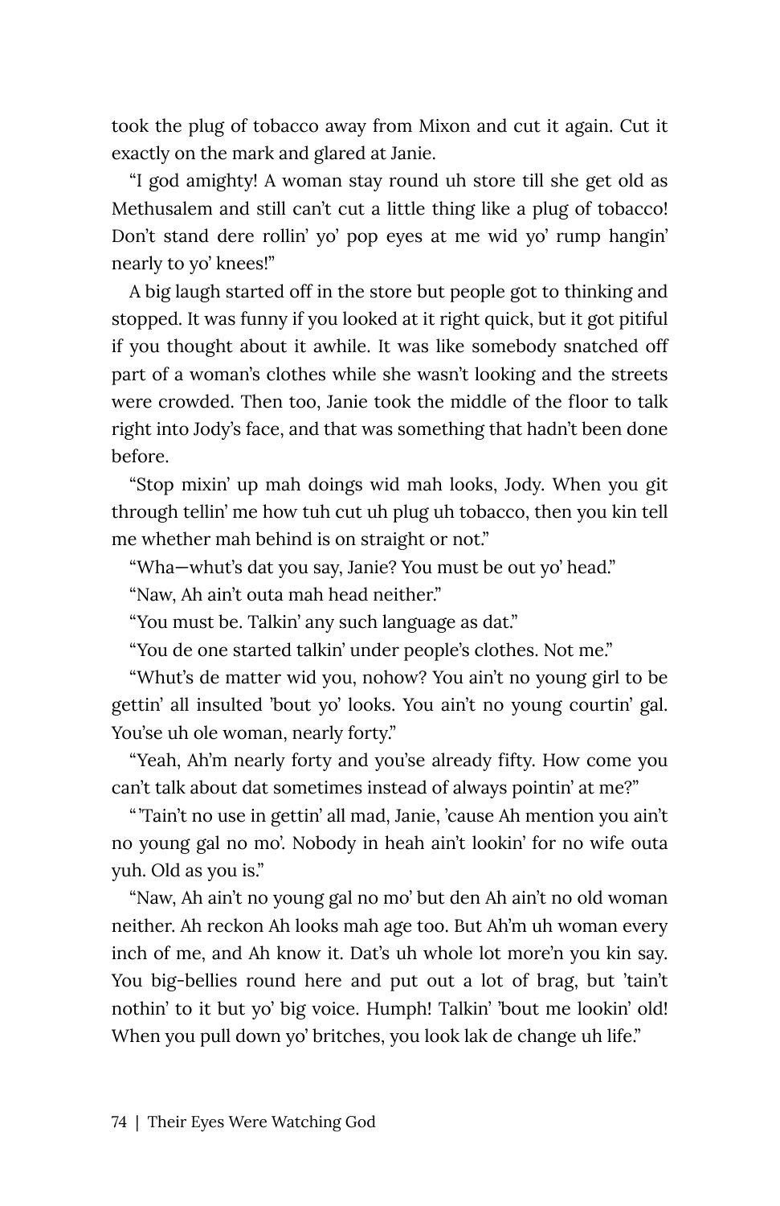took the plug of tobacco away from Mixon and cut it again. Cut it exactly on the mark and glared at Janie.

"I god amighty! A woman stay round uh store till she get old as Methusalem and still can't cut a little thing like a plug of tobacco! Don't stand dere rollin' yo' pop eyes at me wid yo' rump hangin' nearly to yo' knees!"

A big laugh started off in the store but people got to thinking and stopped. It was funny if you looked at it right quick, but it got pitiful if you thought about it awhile. It was like somebody snatched off part of a woman's clothes while she wasn't looking and the streets were crowded. Then too, Janie took the middle of the floor to talk right into Jody's face, and that was something that hadn't been done before.

"Stop mixin' up mah doings wid mah looks, Jody. When you git through tellin' me how tuh cut uh plug uh tobacco, then you kin tell me whether mah behind is on straight or not."

"Wha—whut's dat you say, Janie? You must be out yo' head."

"Naw, Ah ain't outa mah head neither."

"You must be. Talkin' any such language as dat."

"You de one started talkin' under people's clothes. Not me."

"Whut's de matter wid you, nohow? You ain't no young girl to be gettin' all insulted 'bout yo' looks. You ain't no young courtin' gal. You'se uh ole woman, nearly forty."

"Yeah, Ah'm nearly forty and you'se already fifty. How come you can't talk about dat sometimes instead of always pointin' at me?"

"'Tain't no use in gettin' all mad, Janie, 'cause Ah mention you ain't no young gal no mo'. Nobody in heah ain't lookin' for no wife outa yuh. Old as you is."

"Naw, Ah ain't no young gal no mo' but den Ah ain't no old woman neither. Ah reckon Ah looks mah age too. But Ah'm uh woman every inch of me, and Ah know it. Dat's uh whole lot more'n you kin say. You big-bellies round here and put out a lot of brag, but 'tain't nothin' to it but yo' big voice. Humph! Talkin' 'bout me lookin' old! When you pull down yo' britches, you look lak de change uh life."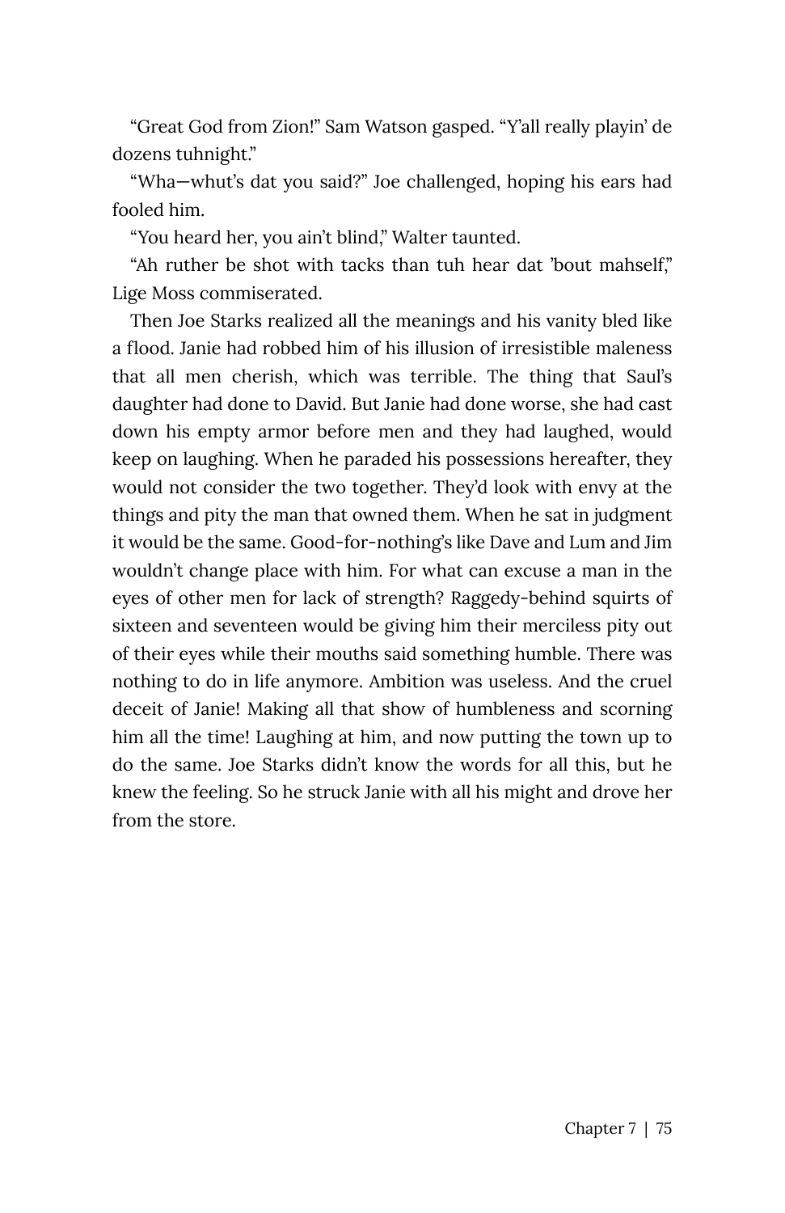"Great God from Zion!" Sam Watson gasped. "Y'all really playin' de dozens tuhnight."

"Wha—whut's dat you said?" Joe challenged, hoping his ears had fooled him.

"You heard her, you ain't blind," Walter taunted.

"Ah ruther be shot with tacks than tuh hear dat 'bout mahself," Lige Moss commiserated.

Then Joe Starks realized all the meanings and his vanity bled like a flood. Janie had robbed him of his illusion of irresistible maleness that all men cherish, which was terrible. The thing that Saul's daughter had done to David. But Janie had done worse, she had cast down his empty armor before men and they had laughed, would keep on laughing. When he paraded his possessions hereafter, they would not consider the two together. They'd look with envy at the things and pity the man that owned them. When he sat in judgment it would be the same. Good-for-nothing's like Dave and Lum and Jim wouldn't change place with him. For what can excuse a man in the eyes of other men for lack of strength? Raggedy-behind squirts of sixteen and seventeen would be giving him their merciless pity out of their eyes while their mouths said something humble. There was nothing to do in life anymore. Ambition was useless. And the cruel deceit of Janie! Making all that show of humbleness and scorning him all the time! Laughing at him, and now putting the town up to do the same. Joe Starks didn't know the words for all this, but he knew the feeling. So he struck Janie with all his might and drove her from the store.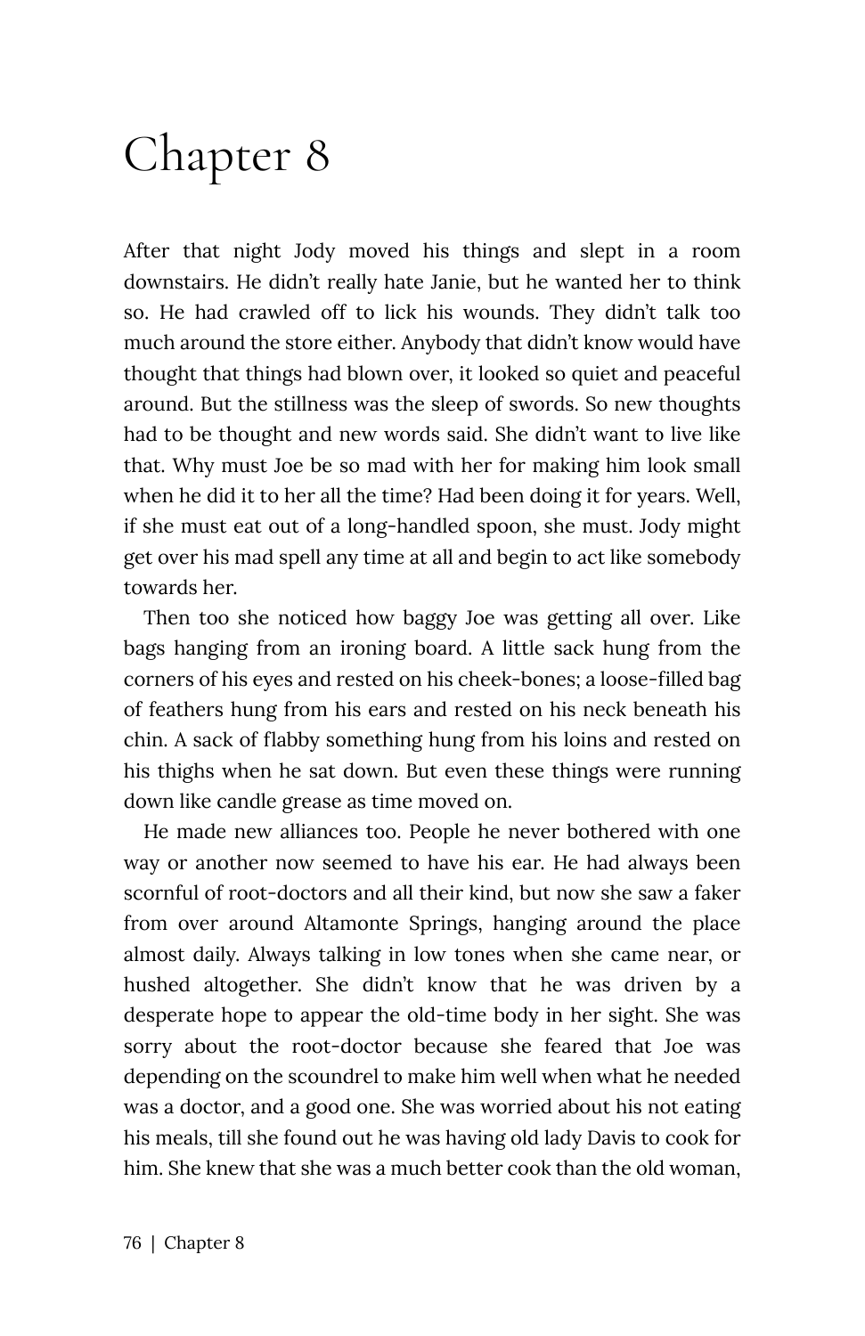# Chapter 8

After that night Jody moved his things and slept in a room downstairs. He didn't really hate Janie, but he wanted her to think so. He had crawled off to lick his wounds. They didn't talk too much around the store either. Anybody that didn't know would have thought that things had blown over, it looked so quiet and peaceful around. But the stillness was the sleep of swords. So new thoughts had to be thought and new words said. She didn't want to live like that. Why must Joe be so mad with her for making him look small when he did it to her all the time? Had been doing it for years. Well, if she must eat out of a long-handled spoon, she must. Jody might get over his mad spell any time at all and begin to act like somebody towards her.

Then too she noticed how baggy Joe was getting all over. Like bags hanging from an ironing board. A little sack hung from the corners of his eyes and rested on his cheek-bones; a loose-filled bag of feathers hung from his ears and rested on his neck beneath his chin. A sack of flabby something hung from his loins and rested on his thighs when he sat down. But even these things were running down like candle grease as time moved on.

He made new alliances too. People he never bothered with one way or another now seemed to have his ear. He had always been scornful of root-doctors and all their kind, but now she saw a faker from over around Altamonte Springs, hanging around the place almost daily. Always talking in low tones when she came near, or hushed altogether. She didn't know that he was driven by a desperate hope to appear the old-time body in her sight. She was sorry about the root-doctor because she feared that Joe was depending on the scoundrel to make him well when what he needed was a doctor, and a good one. She was worried about his not eating his meals, till she found out he was having old lady Davis to cook for him. She knew that she was a much better cook than the old woman,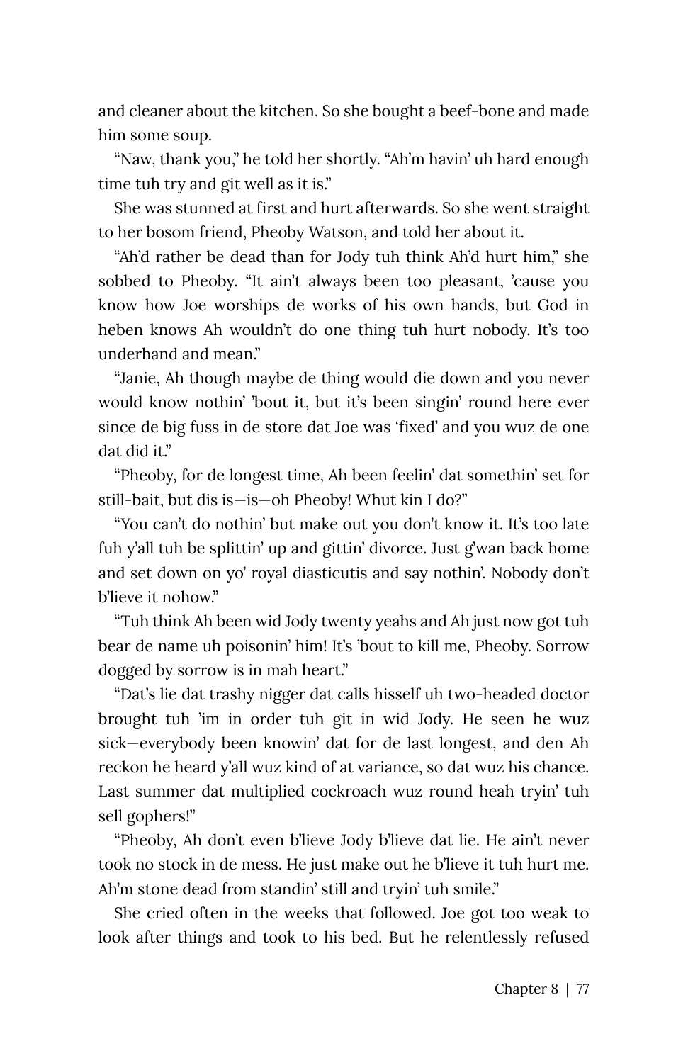and cleaner about the kitchen. So she bought a beef-bone and made him some soup.

"Naw, thank you," he told her shortly. "Ah'm havin' uh hard enough time tuh try and git well as it is."

She was stunned at first and hurt afterwards. So she went straight to her bosom friend, Pheoby Watson, and told her about it.

"Ah'd rather be dead than for Jody tuh think Ah'd hurt him," she sobbed to Pheoby. "It ain't always been too pleasant, 'cause you know how Joe worships de works of his own hands, but God in heben knows Ah wouldn't do one thing tuh hurt nobody. It's too underhand and mean."

"Janie, Ah though maybe de thing would die down and you never would know nothin' 'bout it, but it's been singin' round here ever since de big fuss in de store dat Joe was 'fixed' and you wuz de one dat did it."

"Pheoby, for de longest time, Ah been feelin' dat somethin' set for still-bait, but dis is—is—oh Pheoby! Whut kin I do?"

"You can't do nothin' but make out you don't know it. It's too late fuh y'all tuh be splittin' up and gittin' divorce. Just g'wan back home and set down on yo' royal diasticutis and say nothin'. Nobody don't b'lieve it nohow."

"Tuh think Ah been wid Jody twenty yeahs and Ah just now got tuh bear de name uh poisonin' him! It's 'bout to kill me, Pheoby. Sorrow dogged by sorrow is in mah heart."

"Dat's lie dat trashy nigger dat calls hisself uh two-headed doctor brought tuh 'im in order tuh git in wid Jody. He seen he wuz sick—everybody been knowin' dat for de last longest, and den Ah reckon he heard y'all wuz kind of at variance, so dat wuz his chance. Last summer dat multiplied cockroach wuz round heah tryin' tuh sell gophers!"

"Pheoby, Ah don't even b'lieve Jody b'lieve dat lie. He ain't never took no stock in de mess. He just make out he b'lieve it tuh hurt me. Ah'm stone dead from standin' still and tryin' tuh smile."

She cried often in the weeks that followed. Joe got too weak to look after things and took to his bed. But he relentlessly refused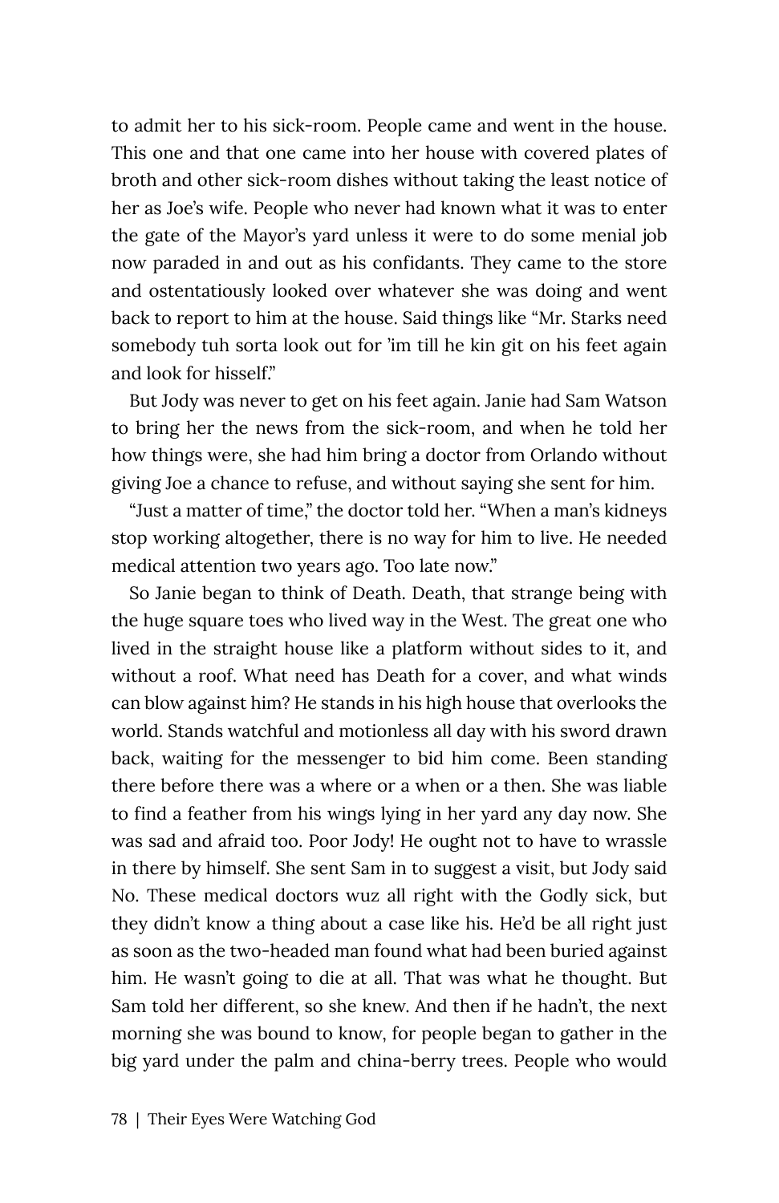to admit her to his sick-room. People came and went in the house. This one and that one came into her house with covered plates of broth and other sick-room dishes without taking the least notice of her as Joe's wife. People who never had known what it was to enter the gate of the Mayor's yard unless it were to do some menial job now paraded in and out as his confidants. They came to the store and ostentatiously looked over whatever she was doing and went back to report to him at the house. Said things like "Mr. Starks need somebody tuh sorta look out for 'im till he kin git on his feet again and look for hisself."

But Jody was never to get on his feet again. Janie had Sam Watson to bring her the news from the sick-room, and when he told her how things were, she had him bring a doctor from Orlando without giving Joe a chance to refuse, and without saying she sent for him.

"Just a matter of time," the doctor told her. "When a man's kidneys stop working altogether, there is no way for him to live. He needed medical attention two years ago. Too late now."

So Janie began to think of Death. Death, that strange being with the huge square toes who lived way in the West. The great one who lived in the straight house like a platform without sides to it, and without a roof. What need has Death for a cover, and what winds can blow against him? He stands in his high house that overlooks the world. Stands watchful and motionless all day with his sword drawn back, waiting for the messenger to bid him come. Been standing there before there was a where or a when or a then. She was liable to find a feather from his wings lying in her yard any day now. She was sad and afraid too. Poor Jody! He ought not to have to wrassle in there by himself. She sent Sam in to suggest a visit, but Jody said No. These medical doctors wuz all right with the Godly sick, but they didn't know a thing about a case like his. He'd be all right just as soon as the two-headed man found what had been buried against him. He wasn't going to die at all. That was what he thought. But Sam told her different, so she knew. And then if he hadn't, the next morning she was bound to know, for people began to gather in the big yard under the palm and china-berry trees. People who would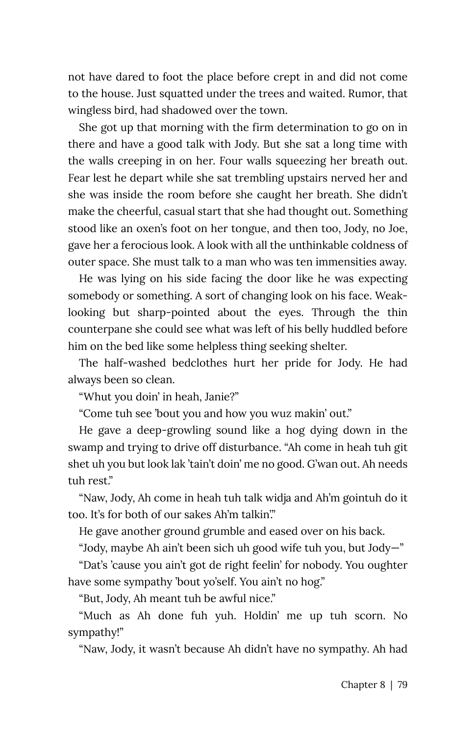not have dared to foot the place before crept in and did not come to the house. Just squatted under the trees and waited. Rumor, that wingless bird, had shadowed over the town.

She got up that morning with the firm determination to go on in there and have a good talk with Jody. But she sat a long time with the walls creeping in on her. Four walls squeezing her breath out. Fear lest he depart while she sat trembling upstairs nerved her and she was inside the room before she caught her breath. She didn't make the cheerful, casual start that she had thought out. Something stood like an oxen's foot on her tongue, and then too, Jody, no Joe, gave her a ferocious look. A look with all the unthinkable coldness of outer space. She must talk to a man who was ten immensities away.

He was lying on his side facing the door like he was expecting somebody or something. A sort of changing look on his face. Weak-looking but sharp-pointed about the eyes. Through the thin counterpane she could see what was left of his belly huddled before him on the bed like some helpless thing seeking shelter.

The half-washed bedclothes hurt her pride for Jody. He had always been so clean.

"Whut you doin' in heah, Janie?"

"Come tuh see 'bout you and how you wuz makin' out."

He gave a deep-growling sound like a hog dying down in the swamp and trying to drive off disturbance. "Ah come in heah tuh git shet uh you but look lak 'tain't doin' me no good. G'wan out. Ah needs tuh rest."

"Naw, Jody, Ah come in heah tuh talk widja and Ah'm gointuh do it too. It's for both of our sakes Ah'm talkin'."

He gave another ground grumble and eased over on his back.

"Jody, maybe Ah ain't been sich uh good wife tuh you, but Jody—"

"Dat's 'cause you ain't got de right feelin' for nobody. You oughter have some sympathy 'bout yo'self. You ain't no hog."

"But, Jody, Ah meant tuh be awful nice."

"Much as Ah done fuh yuh. Holdin' me up tuh scorn. No sympathy!"

"Naw, Jody, it wasn't because Ah didn't have no sympathy. Ah had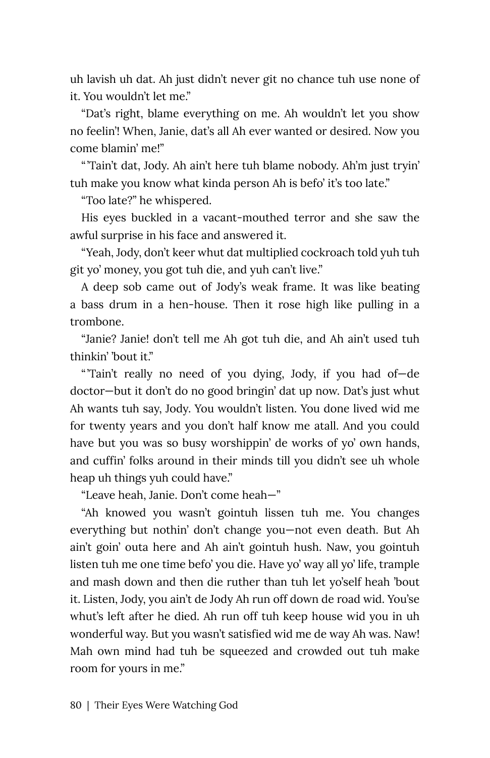uh lavish uh dat. Ah just didn't never git no chance tuh use none of it. You wouldn't let me."

"Dat's right, blame everything on me. Ah wouldn't let you show no feelin'! When, Janie, dat's all Ah ever wanted or desired. Now you come blamin' me!"

"'Tain't dat, Jody. Ah ain't here tuh blame nobody. Ah'm just tryin' tuh make you know what kinda person Ah is befo' it's too late."

"Too late?" he whispered.

His eyes buckled in a vacant-mouthed terror and she saw the awful surprise in his face and answered it.

"Yeah, Jody, don't keer whut dat multiplied cockroach told yuh tuh git yo' money, you got tuh die, and yuh can't live."

A deep sob came out of Jody's weak frame. It was like beating a bass drum in a hen-house. Then it rose high like pulling in a trombone.

"Janie? Janie! don't tell me Ah got tuh die, and Ah ain't used tuh thinkin' 'bout it."

"'Tain't really no need of you dying, Jody, if you had of—de doctor—but it don't do no good bringin' dat up now. Dat's just whut Ah wants tuh say, Jody. You wouldn't listen. You done lived wid me for twenty years and you don't half know me atall. And you could have but you was so busy worshippin' de works of yo' own hands, and cuffin' folks around in their minds till you didn't see uh whole heap uh things yuh could have."

"Leave heah, Janie. Don't come heah—"

"Ah knowed you wasn't gointuh lissen tuh me. You changes everything but nothin' don't change you—not even death. But Ah ain't goin' outa here and Ah ain't gointuh hush. Naw, you gointuh listen tuh me one time befo' you die. Have yo' way all yo' life, trample and mash down and then die ruther than tuh let yo'self heah 'bout it. Listen, Jody, you ain't de Jody Ah run off down de road wid. You'se whut's left after he died. Ah run off tuh keep house wid you in uh wonderful way. But you wasn't satisfied wid me de way Ah was. Naw! Mah own mind had tuh be squeezed and crowded out tuh make room for yours in me."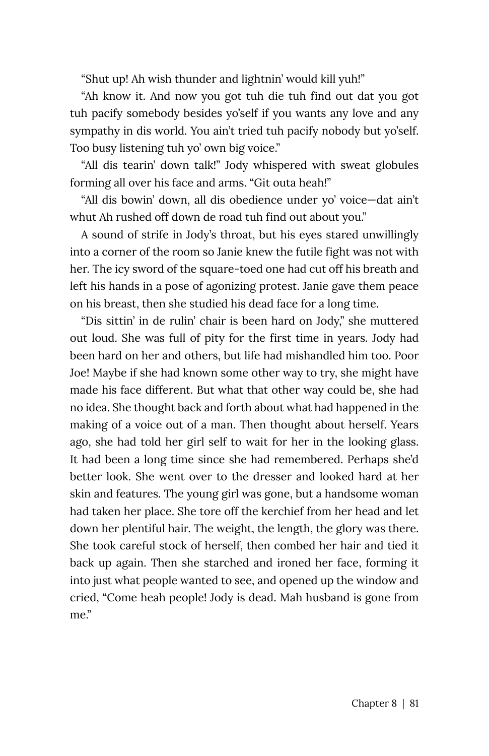"Shut up! Ah wish thunder and lightnin' would kill yuh!"

"Ah know it. And now you got tuh die tuh find out dat you got tuh pacify somebody besides yo'self if you wants any love and any sympathy in dis world. You ain't tried tuh pacify nobody but yo'self. Too busy listening tuh yo' own big voice."

"All dis tearin' down talk!" Jody whispered with sweat globules forming all over his face and arms. "Git outa heah!"

"All dis bowin' down, all dis obedience under yo' voice—dat ain't whut Ah rushed off down de road tuh find out about you."

A sound of strife in Jody's throat, but his eyes stared unwillingly into a corner of the room so Janie knew the futile fight was not with her. The icy sword of the square-toed one had cut off his breath and left his hands in a pose of agonizing protest. Janie gave them peace on his breast, then she studied his dead face for a long time.

"Dis sittin' in de rulin' chair is been hard on Jody," she muttered out loud. She was full of pity for the first time in years. Jody had been hard on her and others, but life had mishandled him too. Poor Joe! Maybe if she had known some other way to try, she might have made his face different. But what that other way could be, she had no idea. She thought back and forth about what had happened in the making of a voice out of a man. Then thought about herself. Years ago, she had told her girl self to wait for her in the looking glass. It had been a long time since she had remembered. Perhaps she'd better look. She went over to the dresser and looked hard at her skin and features. The young girl was gone, but a handsome woman had taken her place. She tore off the kerchief from her head and let down her plentiful hair. The weight, the length, the glory was there. She took careful stock of herself, then combed her hair and tied it back up again. Then she starched and ironed her face, forming it into just what people wanted to see, and opened up the window and cried, "Come heah people! Jody is dead. Mah husband is gone from me."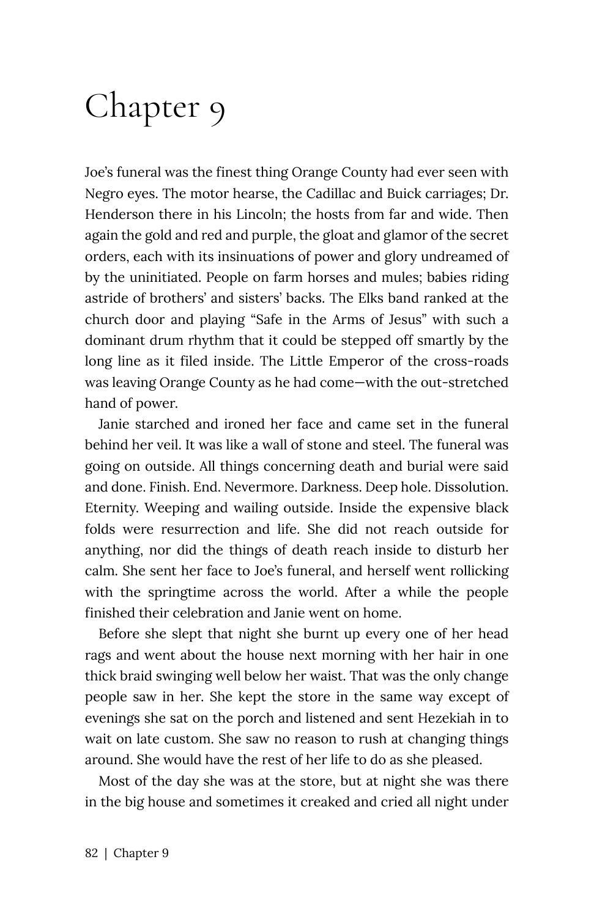# Chapter 9

Joe's funeral was the finest thing Orange County had ever seen with Negro eyes. The motor hearse, the Cadillac and Buick carriages; Dr. Henderson there in his Lincoln; the hosts from far and wide. Then again the gold and red and purple, the gloat and glamor of the secret orders, each with its insinuations of power and glory undreamed of by the uninitiated. People on farm horses and mules; babies riding astride of brothers' and sisters' backs. The Elks band ranked at the church door and playing "Safe in the Arms of Jesus" with such a dominant drum rhythm that it could be stepped off smartly by the long line as it filed inside. The Little Emperor of the cross-roads was leaving Orange County as he had come—with the out-stretched hand of power.

Janie starched and ironed her face and came set in the funeral behind her veil. It was like a wall of stone and steel. The funeral was going on outside. All things concerning death and burial were said and done. Finish. End. Nevermore. Darkness. Deep hole. Dissolution. Eternity. Weeping and wailing outside. Inside the expensive black folds were resurrection and life. She did not reach outside for anything, nor did the things of death reach inside to disturb her calm. She sent her face to Joe's funeral, and herself went rollicking with the springtime across the world. After a while the people finished their celebration and Janie went on home.

Before she slept that night she burnt up every one of her head rags and went about the house next morning with her hair in one thick braid swinging well below her waist. That was the only change people saw in her. She kept the store in the same way except of evenings she sat on the porch and listened and sent Hezekiah in to wait on late custom. She saw no reason to rush at changing things around. She would have the rest of her life to do as she pleased.

Most of the day she was at the store, but at night she was there in the big house and sometimes it creaked and cried all night under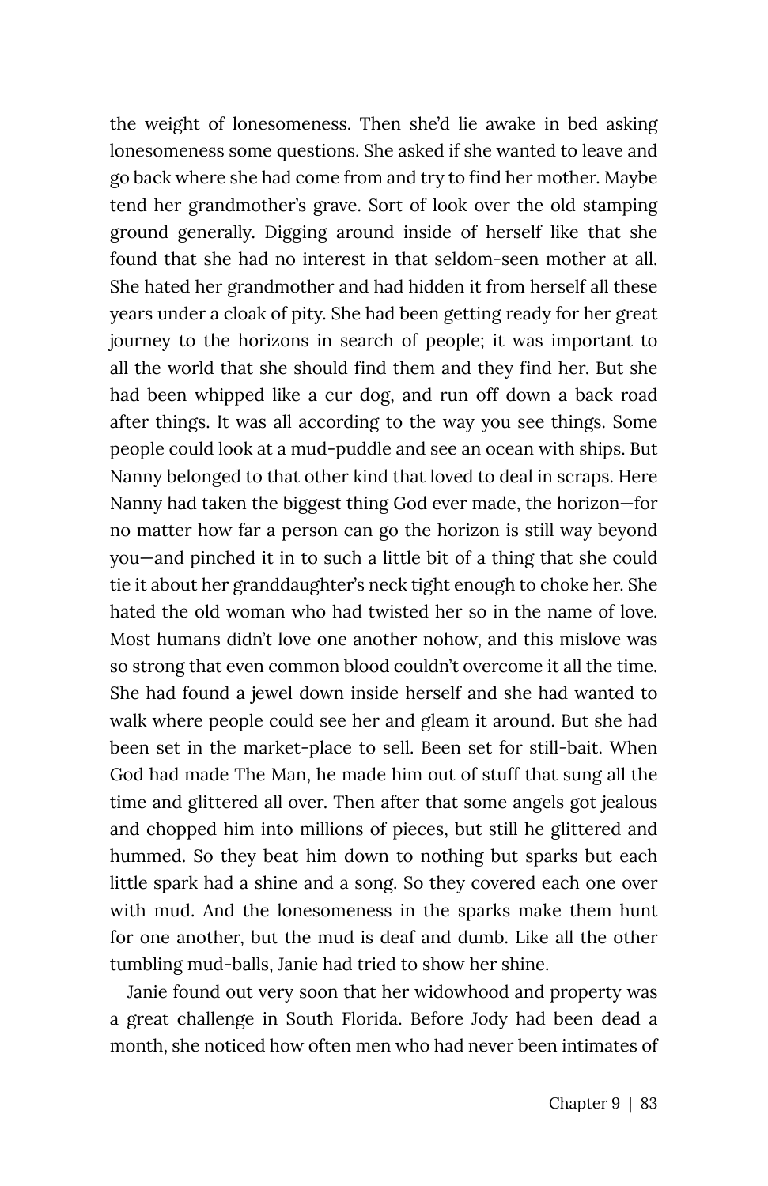the weight of lonesomeness. Then she'd lie awake in bed asking lonesomeness some questions. She asked if she wanted to leave and go back where she had come from and try to find her mother. Maybe tend her grandmother's grave. Sort of look over the old stamping ground generally. Digging around inside of herself like that she found that she had no interest in that seldom-seen mother at all. She hated her grandmother and had hidden it from herself all these years under a cloak of pity. She had been getting ready for her great journey to the horizons in search of people; it was important to all the world that she should find them and they find her. But she had been whipped like a cur dog, and run off down a back road after things. It was all according to the way you see things. Some people could look at a mud-puddle and see an ocean with ships. But Nanny belonged to that other kind that loved to deal in scraps. Here Nanny had taken the biggest thing God ever made, the horizon—for no matter how far a person can go the horizon is still way beyond you—and pinched it in to such a little bit of a thing that she could tie it about her granddaughter's neck tight enough to choke her. She hated the old woman who had twisted her so in the name of love. Most humans didn't love one another nohow, and this mislove was so strong that even common blood couldn't overcome it all the time. She had found a jewel down inside herself and she had wanted to walk where people could see her and gleam it around. But she had been set in the market-place to sell. Been set for still-bait. When God had made The Man, he made him out of stuff that sung all the time and glittered all over. Then after that some angels got jealous and chopped him into millions of pieces, but still he glittered and hummed. So they beat him down to nothing but sparks but each little spark had a shine and a song. So they covered each one over with mud. And the lonesomeness in the sparks make them hunt for one another, but the mud is deaf and dumb. Like all the other tumbling mud-balls, Janie had tried to show her shine.

Janie found out very soon that her widowhood and property was a great challenge in South Florida. Before Jody had been dead a month, she noticed how often men who had never been intimates of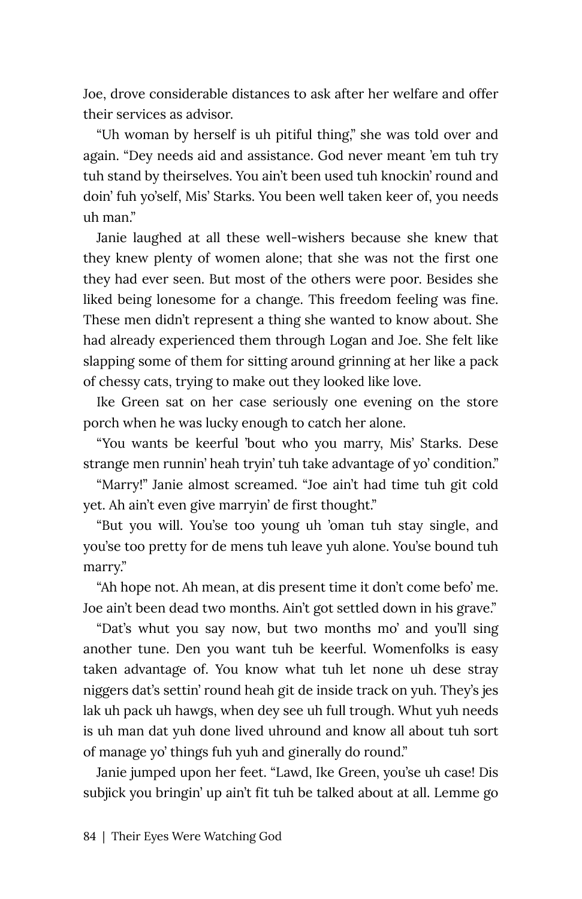Joe, drove considerable distances to ask after her welfare and offer their services as advisor.

"Uh woman by herself is uh pitiful thing," she was told over and again. "Dey needs aid and assistance. God never meant 'em tuh try tuh stand by theirselves. You ain't been used tuh knockin' round and doin' fuh yo'self, Mis' Starks. You been well taken keer of, you needs uh man."

Janie laughed at all these well-wishers because she knew that they knew plenty of women alone; that she was not the first one they had ever seen. But most of the others were poor. Besides she liked being lonesome for a change. This freedom feeling was fine. These men didn't represent a thing she wanted to know about. She had already experienced them through Logan and Joe. She felt like slapping some of them for sitting around grinning at her like a pack of chessy cats, trying to make out they looked like love.

Ike Green sat on her case seriously one evening on the store porch when he was lucky enough to catch her alone.

"You wants be keerful 'bout who you marry, Mis' Starks. Dese strange men runnin' heah tryin' tuh take advantage of yo' condition."

"Marry!" Janie almost screamed. "Joe ain't had time tuh git cold yet. Ah ain't even give marryin' de first thought."

"But you will. You'se too young uh 'oman tuh stay single, and you'se too pretty for de mens tuh leave yuh alone. You'se bound tuh marry."

"Ah hope not. Ah mean, at dis present time it don't come befo' me. Joe ain't been dead two months. Ain't got settled down in his grave."

"Dat's whut you say now, but two months mo' and you'll sing another tune. Den you want tuh be keerful. Womenfolks is easy taken advantage of. You know what tuh let none uh dese stray niggers dat's settin' round heah git de inside track on yuh. They's jes lak uh pack uh hawgs, when dey see uh full trough. Whut yuh needs is uh man dat yuh done lived uhround and know all about tuh sort of manage yo' things fuh yuh and ginerally do round."

Janie jumped upon her feet. "Lawd, Ike Green, you'se uh case! Dis subjick you bringin' up ain't fit tuh be talked about at all. Lemme go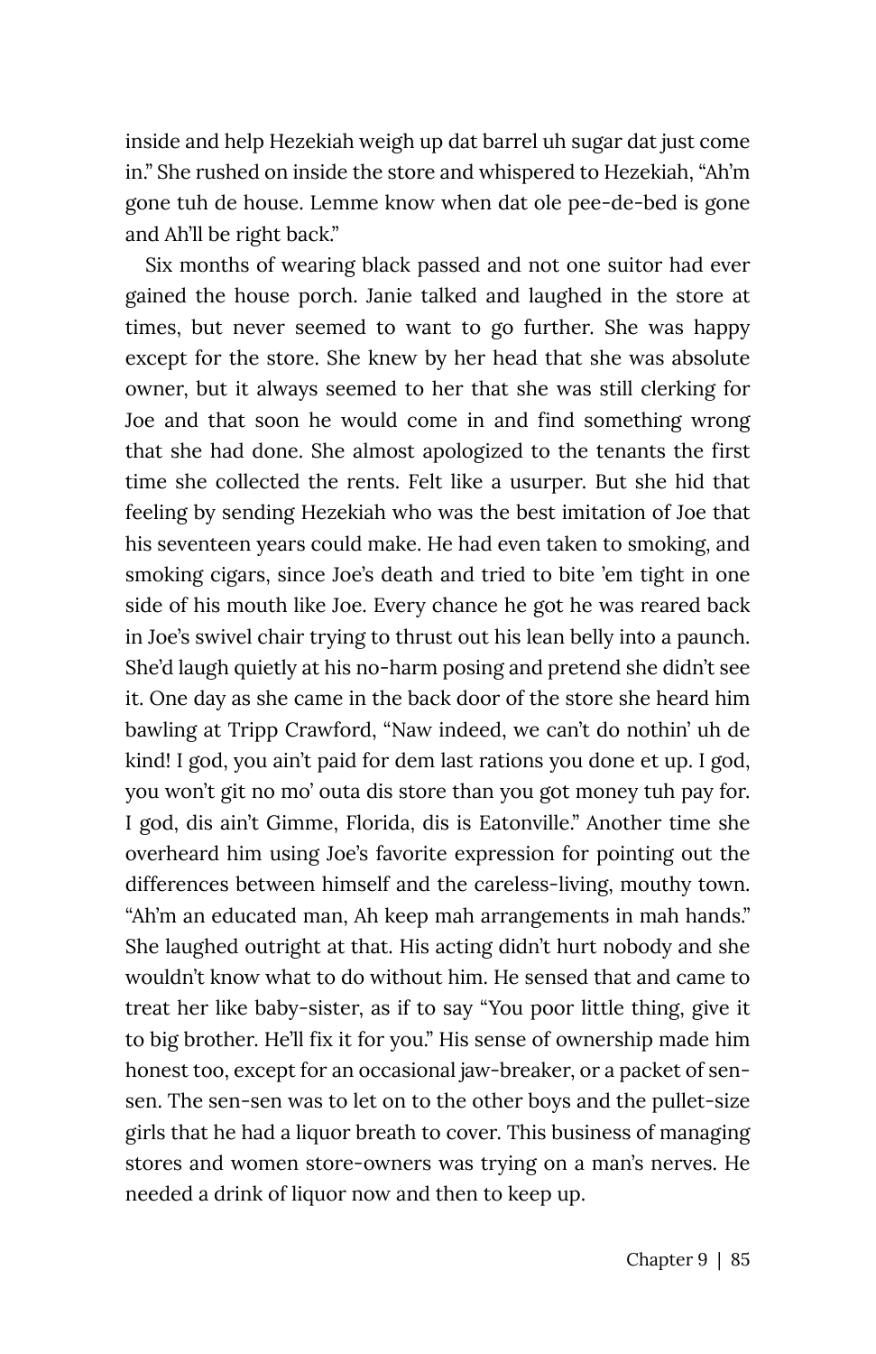inside and help Hezekiah weigh up dat barrel uh sugar dat just come in." She rushed on inside the store and whispered to Hezekiah, "Ah'm gone tuh de house. Lemme know when dat ole pee-de-bed is gone and Ah'll be right back."

Six months of wearing black passed and not one suitor had ever gained the house porch. Janie talked and laughed in the store at times, but never seemed to want to go further. She was happy except for the store. She knew by her head that she was absolute owner, but it always seemed to her that she was still clerking for Joe and that soon he would come in and find something wrong that she had done. She almost apologized to the tenants the first time she collected the rents. Felt like a usurper. But she hid that feeling by sending Hezekiah who was the best imitation of Joe that his seventeen years could make. He had even taken to smoking, and smoking cigars, since Joe's death and tried to bite 'em tight in one side of his mouth like Joe. Every chance he got he was reared back in Joe's swivel chair trying to thrust out his lean belly into a paunch. She'd laugh quietly at his no-harm posing and pretend she didn't see it. One day as she came in the back door of the store she heard him bawling at Tripp Crawford, "Naw indeed, we can't do nothin' uh de kind! I god, you ain't paid for dem last rations you done et up. I god, you won't git no mo' outa dis store than you got money tuh pay for. I god, dis ain't Gimme, Florida, dis is Eatonville." Another time she overheard him using Joe's favorite expression for pointing out the differences between himself and the careless-living, mouthy town. "Ah'm an educated man, Ah keep mah arrangements in mah hands." She laughed outright at that. His acting didn't hurt nobody and she wouldn't know what to do without him. He sensed that and came to treat her like baby-sister, as if to say "You poor little thing, give it to big brother. He'll fix it for you." His sense of ownership made him honest too, except for an occasional jaw-breaker, or a packet of sen-sen. The sen-sen was to let on to the other boys and the pullet-size girls that he had a liquor breath to cover. This business of managing stores and women store-owners was trying on a man's nerves. He needed a drink of liquor now and then to keep up.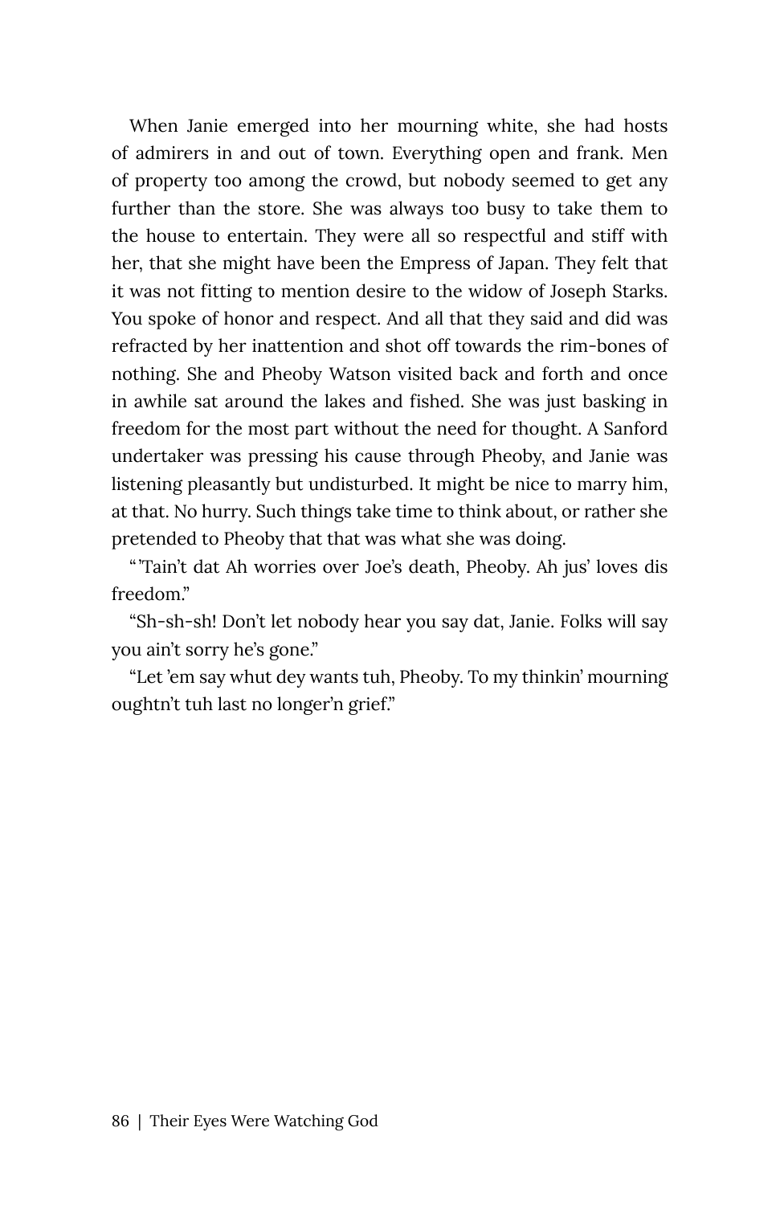When Janie emerged into her mourning white, she had hosts of admirers in and out of town. Everything open and frank. Men of property too among the crowd, but nobody seemed to get any further than the store. She was always too busy to take them to the house to entertain. They were all so respectful and stiff with her, that she might have been the Empress of Japan. They felt that it was not fitting to mention desire to the widow of Joseph Starks. You spoke of honor and respect. And all that they said and did was refracted by her inattention and shot off towards the rim-bones of nothing. She and Pheoby Watson visited back and forth and once in awhile sat around the lakes and fished. She was just basking in freedom for the most part without the need for thought. A Sanford undertaker was pressing his cause through Pheoby, and Janie was listening pleasantly but undisturbed. It might be nice to marry him, at that. No hurry. Such things take time to think about, or rather she pretended to Pheoby that that was what she was doing.

"'Tain't dat Ah worries over Joe's death, Pheoby. Ah jus' loves dis freedom."

"Sh-sh-sh! Don't let nobody hear you say dat, Janie. Folks will say you ain't sorry he's gone."

"Let 'em say whut dey wants tuh, Pheoby. To my thinkin' mourning oughtn't tuh last no longer'n grief."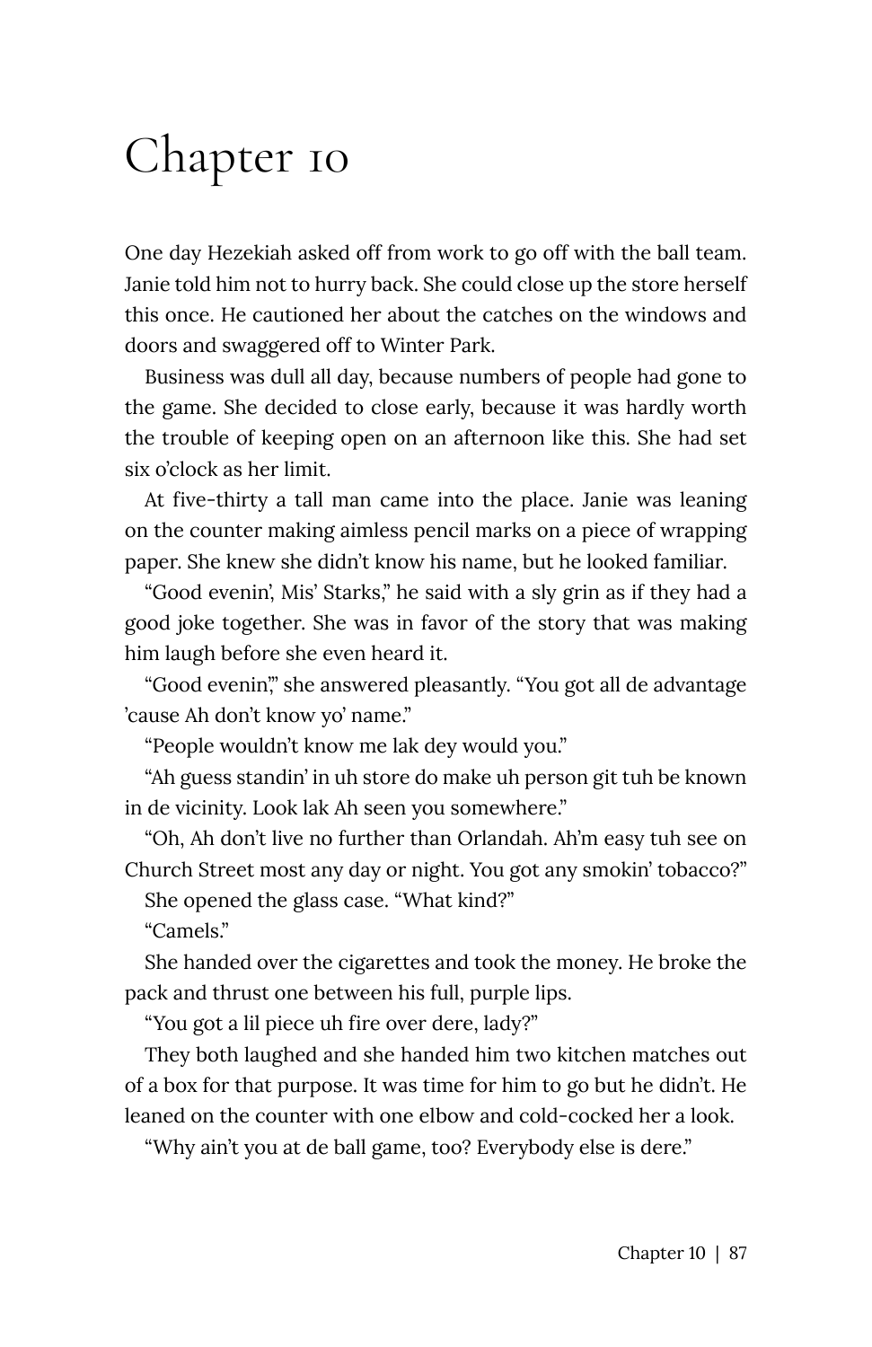# Chapter 10

One day Hezekiah asked off from work to go off with the ball team. Janie told him not to hurry back. She could close up the store herself this once. He cautioned her about the catches on the windows and doors and swaggered off to Winter Park.

Business was dull all day, because numbers of people had gone to the game. She decided to close early, because it was hardly worth the trouble of keeping open on an afternoon like this. She had set six o'clock as her limit.

At five-thirty a tall man came into the place. Janie was leaning on the counter making aimless pencil marks on a piece of wrapping paper. She knew she didn't know his name, but he looked familiar.

"Good evenin', Mis' Starks," he said with a sly grin as if they had a good joke together. She was in favor of the story that was making him laugh before she even heard it.

"Good evenin'," she answered pleasantly. "You got all de advantage 'cause Ah don't know yo' name."

"People wouldn't know me lak dey would you."

"Ah guess standin' in uh store do make uh person git tuh be known in de vicinity. Look lak Ah seen you somewhere."

"Oh, Ah don't live no further than Orlandah. Ah'm easy tuh see on Church Street most any day or night. You got any smokin' tobacco?"

She opened the glass case. "What kind?"

"Camels."

She handed over the cigarettes and took the money. He broke the pack and thrust one between his full, purple lips.

"You got a lil piece uh fire over dere, lady?"

They both laughed and she handed him two kitchen matches out of a box for that purpose. It was time for him to go but he didn't. He leaned on the counter with one elbow and cold-cocked her a look.

"Why ain't you at de ball game, too? Everybody else is dere."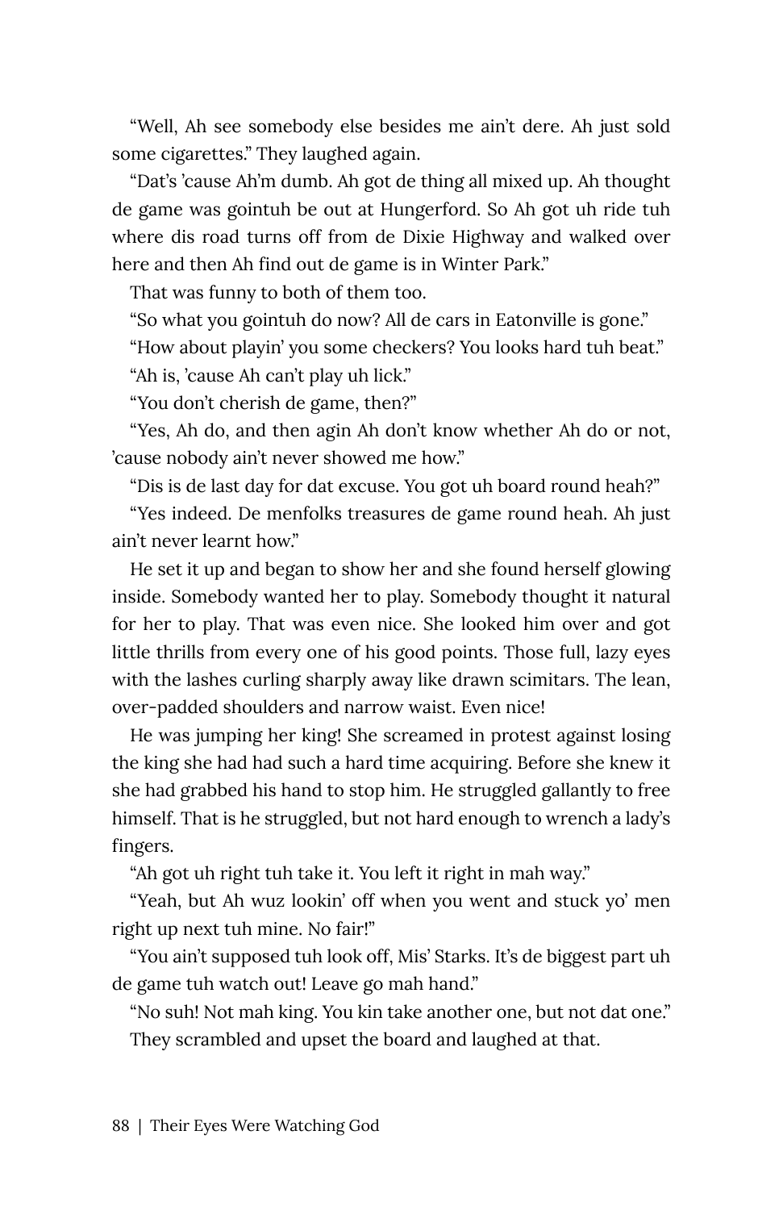"Well, Ah see somebody else besides me ain't dere. Ah just sold some cigarettes." They laughed again.

"Dat's 'cause Ah'm dumb. Ah got de thing all mixed up. Ah thought de game was gointuh be out at Hungerford. So Ah got uh ride tuh where dis road turns off from de Dixie Highway and walked over here and then Ah find out de game is in Winter Park."

That was funny to both of them too.

"So what you gointuh do now? All de cars in Eatonville is gone."

"How about playin' you some checkers? You looks hard tuh beat."

"Ah is, 'cause Ah can't play uh lick."

"You don't cherish de game, then?"

"Yes, Ah do, and then agin Ah don't know whether Ah do or not, 'cause nobody ain't never showed me how."

"Dis is de last day for dat excuse. You got uh board round heah?"

"Yes indeed. De menfolks treasures de game round heah. Ah just ain't never learnt how."

He set it up and began to show her and she found herself glowing inside. Somebody wanted her to play. Somebody thought it natural for her to play. That was even nice. She looked him over and got little thrills from every one of his good points. Those full, lazy eyes with the lashes curling sharply away like drawn scimitars. The lean, over-padded shoulders and narrow waist. Even nice!

He was jumping her king! She screamed in protest against losing the king she had had such a hard time acquiring. Before she knew it she had grabbed his hand to stop him. He struggled gallantly to free himself. That is he struggled, but not hard enough to wrench a lady's fingers.

"Ah got uh right tuh take it. You left it right in mah way."

"Yeah, but Ah wuz lookin' off when you went and stuck yo' men right up next tuh mine. No fair!"

"You ain't supposed tuh look off, Mis' Starks. It's de biggest part uh de game tuh watch out! Leave go mah hand."

"No suh! Not mah king. You kin take another one, but not dat one."

They scrambled and upset the board and laughed at that.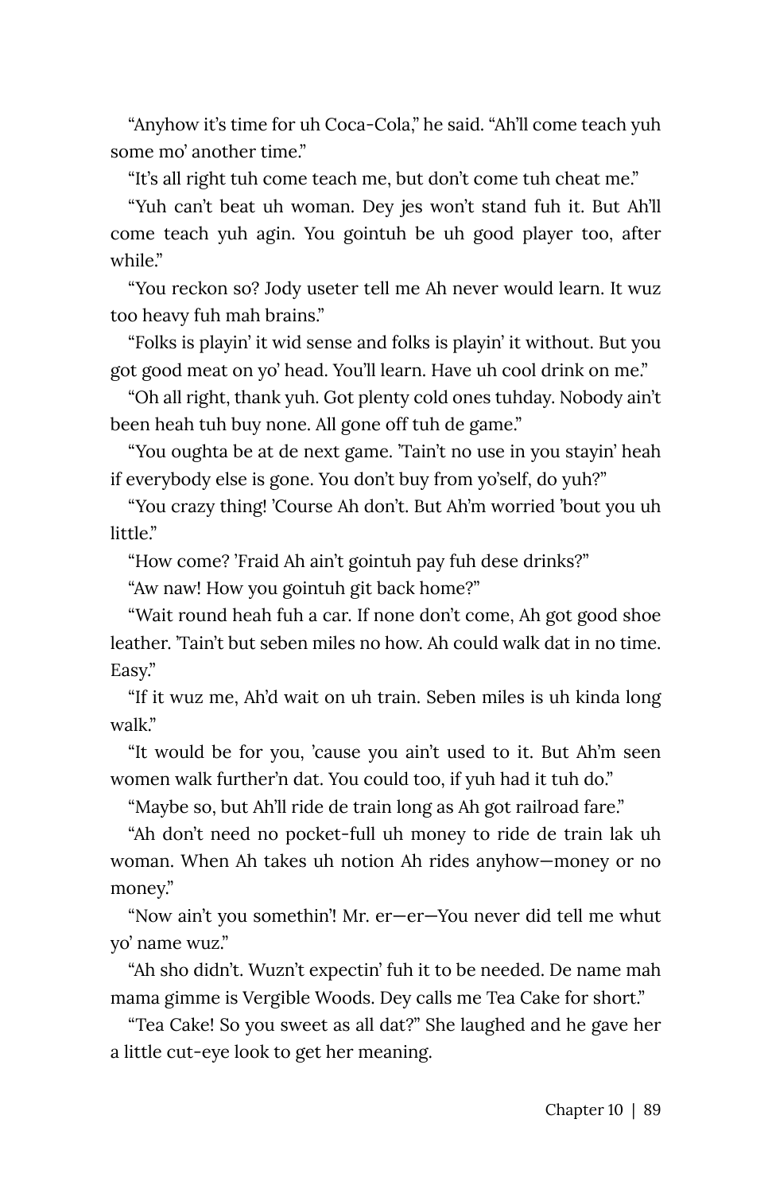"Anyhow it's time for uh Coca-Cola," he said. "Ah'll come teach yuh some mo' another time."

"It's all right tuh come teach me, but don't come tuh cheat me."

"Yuh can't beat uh woman. Dey jes won't stand fuh it. But Ah'll come teach yuh agin. You gointuh be uh good player too, after while."

"You reckon so? Jody useter tell me Ah never would learn. It wuz too heavy fuh mah brains."

"Folks is playin' it wid sense and folks is playin' it without. But you got good meat on yo' head. You'll learn. Have uh cool drink on me."

"Oh all right, thank yuh. Got plenty cold ones tuhday. Nobody ain't been heah tuh buy none. All gone off tuh de game."

"You oughta be at de next game. 'Tain't no use in you stayin' heah if everybody else is gone. You don't buy from yo'self, do yuh?"

"You crazy thing! 'Course Ah don't. But Ah'm worried 'bout you uh little."

"How come? 'Fraid Ah ain't gointuh pay fuh dese drinks?"

"Aw naw! How you gointuh git back home?"

"Wait round heah fuh a car. If none don't come, Ah got good shoe leather. 'Tain't but seben miles no how. Ah could walk dat in no time. Easy."

"If it wuz me, Ah'd wait on uh train. Seben miles is uh kinda long walk."

"It would be for you, 'cause you ain't used to it. But Ah'm seen women walk further'n dat. You could too, if yuh had it tuh do."

"Maybe so, but Ah'll ride de train long as Ah got railroad fare."

"Ah don't need no pocket-full uh money to ride de train lak uh woman. When Ah takes uh notion Ah rides anyhow—money or no money."

"Now ain't you somethin'! Mr. er—er—You never did tell me whut yo' name wuz."

"Ah sho didn't. Wuzn't expectin' fuh it to be needed. De name mah mama gimme is Vergible Woods. Dey calls me Tea Cake for short."

"Tea Cake! So you sweet as all dat?" She laughed and he gave her a little cut-eye look to get her meaning.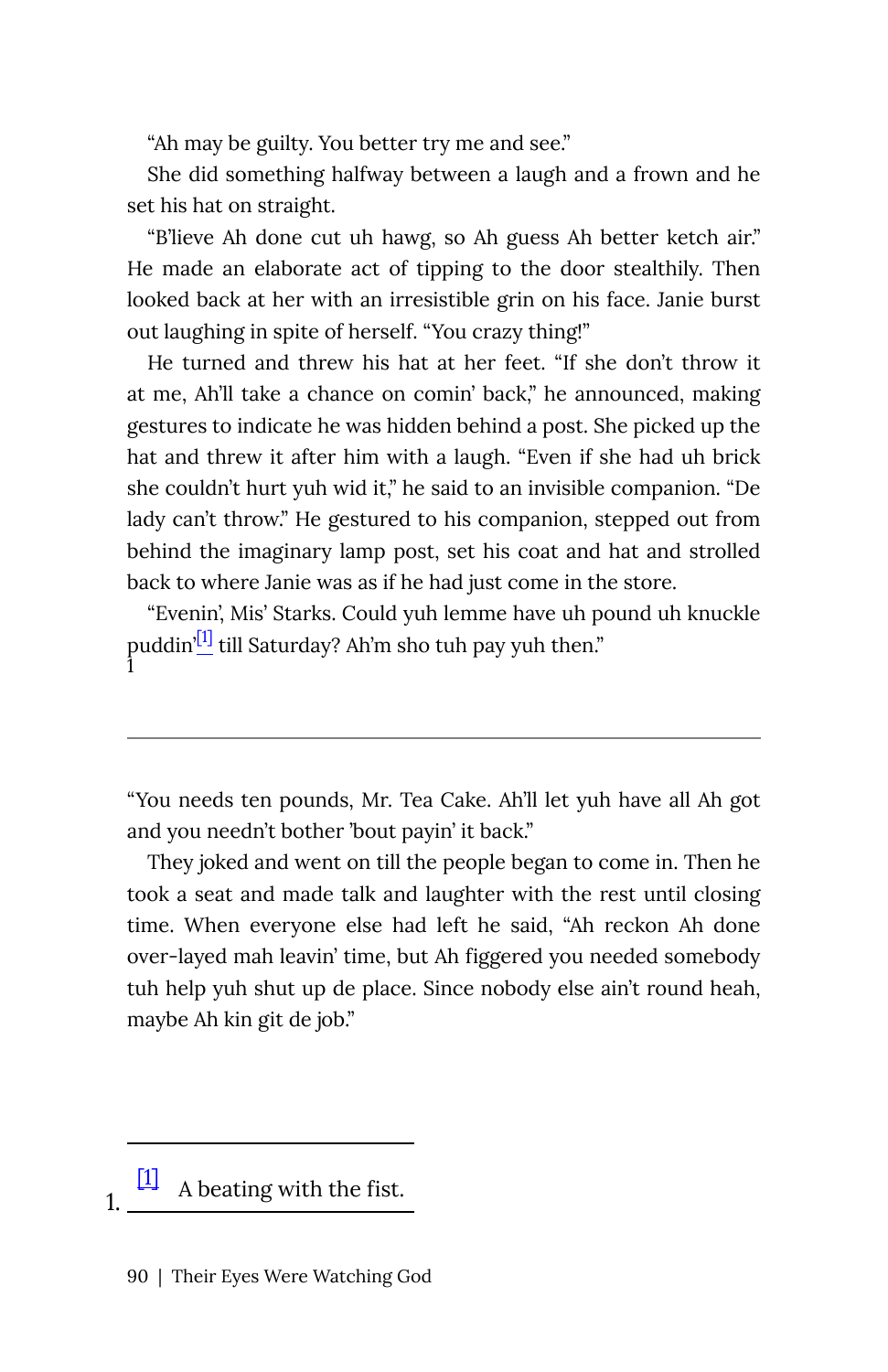"Ah may be guilty. You better try me and see."

She did something halfway between a laugh and a frown and he set his hat on straight.

"B'lieve Ah done cut uh hawg, so Ah guess Ah better ketch air." He made an elaborate act of tipping to the door stealthily. Then looked back at her with an irresistible grin on his face. Janie burst out laughing in spite of herself. "You crazy thing!"

He turned and threw his hat at her feet. "If she don't throw it at me, Ah'll take a chance on comin' back," he announced, making gestures to indicate he was hidden behind a post. She picked up the hat and threw it after him with a laugh. "Even if she had uh brick she couldn't hurt yuh wid it," he said to an invisible companion. "De lady can't throw." He gestured to his companion, stepped out from behind the imaginary lamp post, set his coat and hat and strolled back to where Janie was as if he had just come in the store.

"Evenin', Mis' Starks. Could yuh lemme have uh pound uh knuckle puddin'[1] till Saturday? Ah'm sho tuh pay yuh then."

"You needs ten pounds, Mr. Tea Cake. Ah'll let yuh have all Ah got and you needn't bother 'bout payin' it back."

They joked and went on till the people began to come in. Then he took a seat and made talk and laughter with the rest until closing time. When everyone else had left he said, "Ah reckon Ah done over-layed mah leavin' time, but Ah figgered you needed somebody tuh help yuh shut up de place. Since nobody else ain't round heah, maybe Ah kin git de job."

---

1. [1] A beating with the fist.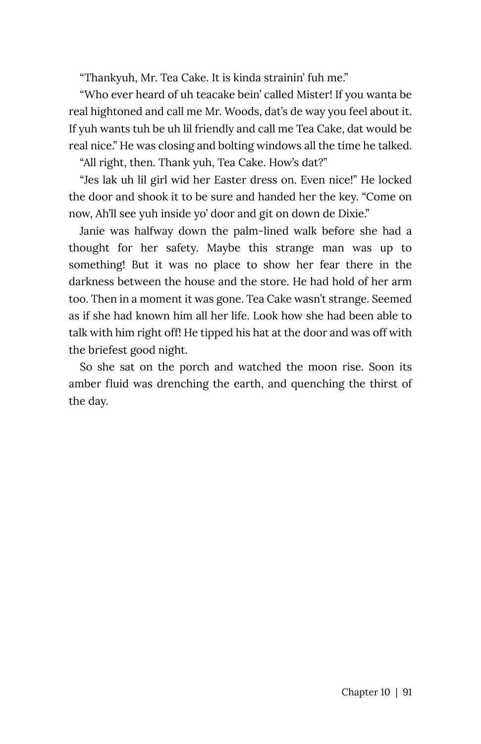"Thankyuh, Mr. Tea Cake. It is kinda strainin' fuh me."

"Who ever heard of uh teacake bein' called Mister! If you wanta be real hightoned and call me Mr. Woods, dat's de way you feel about it. If yuh wants tuh be uh lil friendly and call me Tea Cake, dat would be real nice." He was closing and bolting windows all the time he talked.

"All right, then. Thank yuh, Tea Cake. How's dat?"

"Jes lak uh lil girl wid her Easter dress on. Even nice!" He locked the door and shook it to be sure and handed her the key. "Come on now, Ah'll see yuh inside yo' door and git on down de Dixie."

Janie was halfway down the palm-lined walk before she had a thought for her safety. Maybe this strange man was up to something! But it was no place to show her fear there in the darkness between the house and the store. He had hold of her arm too. Then in a moment it was gone. Tea Cake wasn't strange. Seemed as if she had known him all her life. Look how she had been able to talk with him right off! He tipped his hat at the door and was off with the briefest good night.

So she sat on the porch and watched the moon rise. Soon its amber fluid was drenching the earth, and quenching the thirst of the day.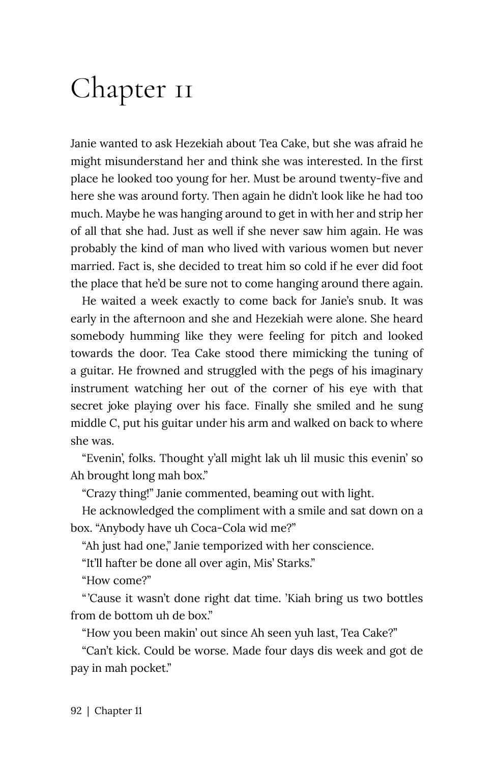# Chapter 11

Janie wanted to ask Hezekiah about Tea Cake, but she was afraid he might misunderstand her and think she was interested. In the first place he looked too young for her. Must be around twenty-five and here she was around forty. Then again he didn't look like he had too much. Maybe he was hanging around to get in with her and strip her of all that she had. Just as well if she never saw him again. He was probably the kind of man who lived with various women but never married. Fact is, she decided to treat him so cold if he ever did foot the place that he'd be sure not to come hanging around there again.

He waited a week exactly to come back for Janie's snub. It was early in the afternoon and she and Hezekiah were alone. She heard somebody humming like they were feeling for pitch and looked towards the door. Tea Cake stood there mimicking the tuning of a guitar. He frowned and struggled with the pegs of his imaginary instrument watching her out of the corner of his eye with that secret joke playing over his face. Finally she smiled and he sung middle C, put his guitar under his arm and walked on back to where she was.

"Evenin', folks. Thought y'all might lak uh lil music this evenin' so Ah brought long mah box."

"Crazy thing!" Janie commented, beaming out with light.

He acknowledged the compliment with a smile and sat down on a box. "Anybody have uh Coca-Cola wid me?"

"Ah just had one," Janie temporized with her conscience.

"It'll hafter be done all over agin, Mis' Starks."

"How come?"

"'Cause it wasn't done right dat time. 'Kiah bring us two bottles from de bottom uh de box."

"How you been makin' out since Ah seen yuh last, Tea Cake?"

"Can't kick. Could be worse. Made four days dis week and got de pay in mah pocket."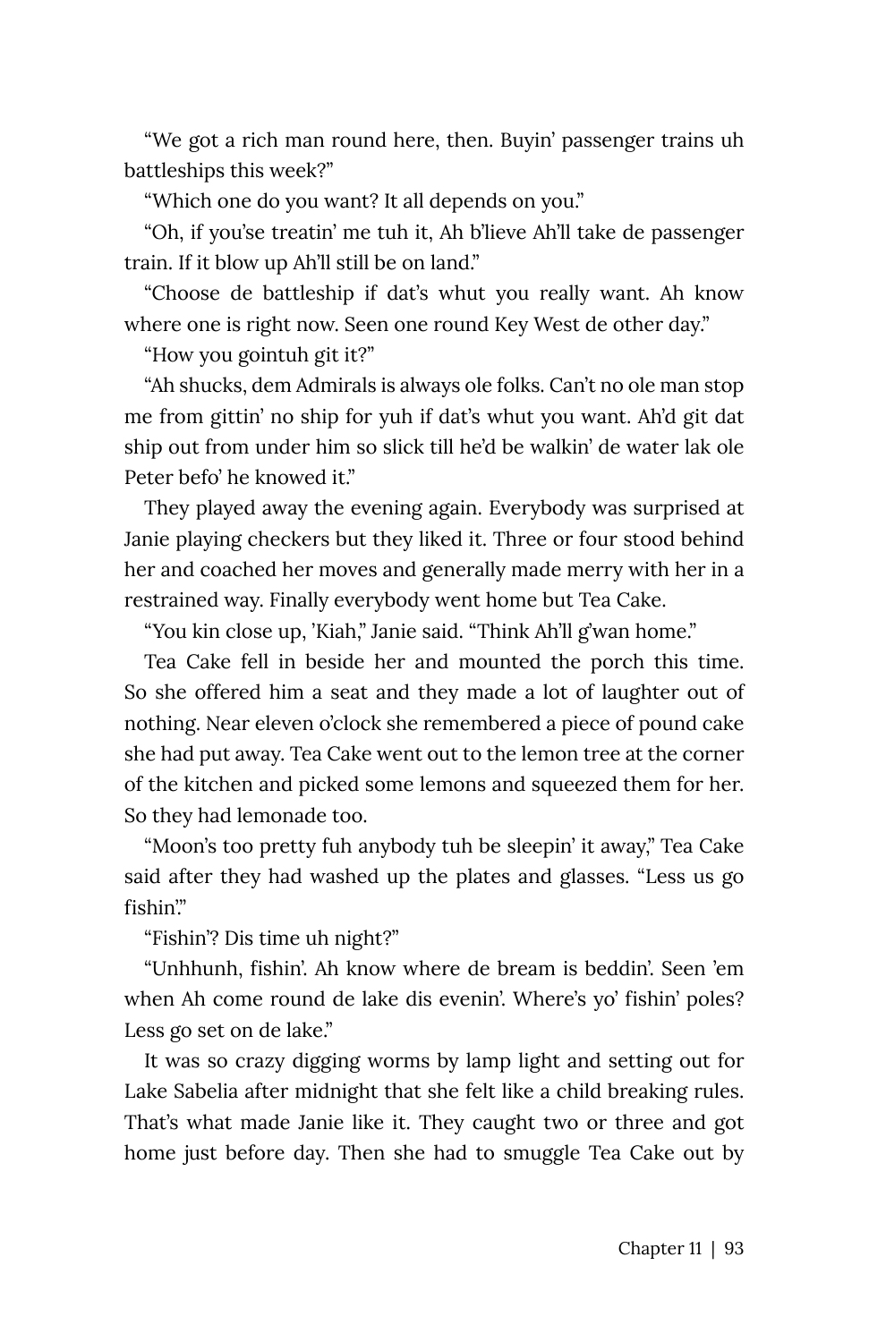"We got a rich man round here, then. Buyin' passenger trains uh battleships this week?"

"Which one do you want? It all depends on you."

"Oh, if you'se treatin' me tuh it, Ah b'lieve Ah'll take de passenger train. If it blow up Ah'll still be on land."

"Choose de battleship if dat's whut you really want. Ah know where one is right now. Seen one round Key West de other day."

"How you gointuh git it?"

"Ah shucks, dem Admirals is always ole folks. Can't no ole man stop me from gittin' no ship for yuh if dat's whut you want. Ah'd git dat ship out from under him so slick till he'd be walkin' de water lak ole Peter befo' he knowed it."

They played away the evening again. Everybody was surprised at Janie playing checkers but they liked it. Three or four stood behind her and coached her moves and generally made merry with her in a restrained way. Finally everybody went home but Tea Cake.

"You kin close up, 'Kiah," Janie said. "Think Ah'll g'wan home."

Tea Cake fell in beside her and mounted the porch this time. So she offered him a seat and they made a lot of laughter out of nothing. Near eleven o'clock she remembered a piece of pound cake she had put away. Tea Cake went out to the lemon tree at the corner of the kitchen and picked some lemons and squeezed them for her. So they had lemonade too.

"Moon's too pretty fuh anybody tuh be sleepin' it away," Tea Cake said after they had washed up the plates and glasses. "Less us go fishin'."

"Fishin'? Dis time uh night?"

"Unhhunh, fishin'. Ah know where de bream is beddin'. Seen 'em when Ah come round de lake dis evenin'. Where's yo' fishin' poles? Less go set on de lake."

It was so crazy digging worms by lamp light and setting out for Lake Sabelia after midnight that she felt like a child breaking rules. That's what made Janie like it. They caught two or three and got home just before day. Then she had to smuggle Tea Cake out by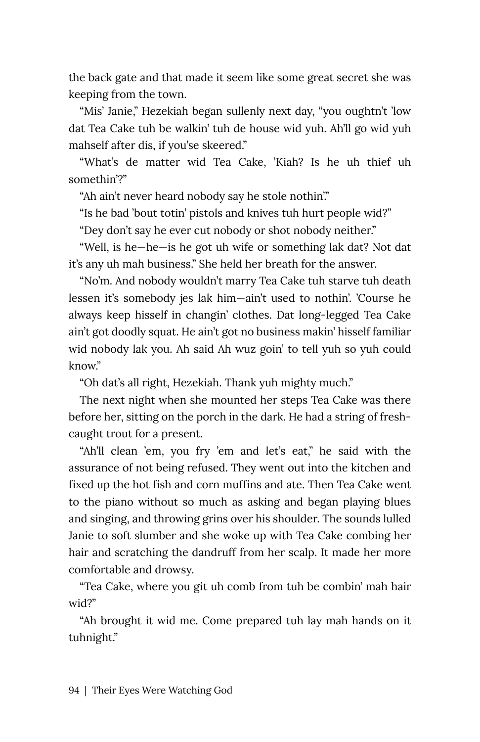the back gate and that made it seem like some great secret she was keeping from the town.

"Mis' Janie," Hezekiah began sullenly next day, "you oughtn't 'low dat Tea Cake tuh be walkin' tuh de house wid yuh. Ah'll go wid yuh mahself after dis, if you'se skeered."

"What's de matter wid Tea Cake, 'Kiah? Is he uh thief uh somethin'?"

"Ah ain't never heard nobody say he stole nothin'."

"Is he bad 'bout totin' pistols and knives tuh hurt people wid?"

"Dey don't say he ever cut nobody or shot nobody neither."

"Well, is he—he—is he got uh wife or something lak dat? Not dat it's any uh mah business." She held her breath for the answer.

"No'm. And nobody wouldn't marry Tea Cake tuh starve tuh death lessen it's somebody jes lak him—ain't used to nothin'. 'Course he always keep hisself in changin' clothes. Dat long-legged Tea Cake ain't got doodly squat. He ain't got no business makin' hisself familiar wid nobody lak you. Ah said Ah wuz goin' to tell yuh so yuh could know."

"Oh dat's all right, Hezekiah. Thank yuh mighty much."

The next night when she mounted her steps Tea Cake was there before her, sitting on the porch in the dark. He had a string of fresh-caught trout for a present.

"Ah'll clean 'em, you fry 'em and let's eat," he said with the assurance of not being refused. They went out into the kitchen and fixed up the hot fish and corn muffins and ate. Then Tea Cake went to the piano without so much as asking and began playing blues and singing, and throwing grins over his shoulder. The sounds lulled Janie to soft slumber and she woke up with Tea Cake combing her hair and scratching the dandruff from her scalp. It made her more comfortable and drowsy.

"Tea Cake, where you git uh comb from tuh be combin' mah hair wid?"

"Ah brought it wid me. Come prepared tuh lay mah hands on it tuhnight."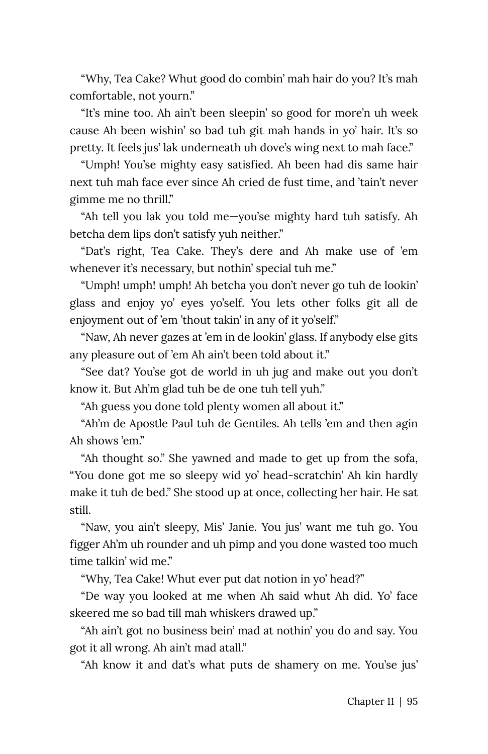"Why, Tea Cake? Whut good do combin' mah hair do you? It's mah comfortable, not yourn."

"It's mine too. Ah ain't been sleepin' so good for more'n uh week cause Ah been wishin' so bad tuh git mah hands in yo' hair. It's so pretty. It feels jus' lak underneath uh dove's wing next to mah face."

"Umph! You'se mighty easy satisfied. Ah been had dis same hair next tuh mah face ever since Ah cried de fust time, and 'tain't never gimme me no thrill."

"Ah tell you lak you told me—you'se mighty hard tuh satisfy. Ah betcha dem lips don't satisfy yuh neither."

"Dat's right, Tea Cake. They's dere and Ah make use of 'em whenever it's necessary, but nothin' special tuh me."

"Umph! umph! umph! Ah betcha you don't never go tuh de lookin' glass and enjoy yo' eyes yo'self. You lets other folks git all de enjoyment out of 'em 'thout takin' in any of it yo'self."

"Naw, Ah never gazes at 'em in de lookin' glass. If anybody else gits any pleasure out of 'em Ah ain't been told about it."

"See dat? You'se got de world in uh jug and make out you don't know it. But Ah'm glad tuh be de one tuh tell yuh."

"Ah guess you done told plenty women all about it."

"Ah'm de Apostle Paul tuh de Gentiles. Ah tells 'em and then agin Ah shows 'em."

"Ah thought so." She yawned and made to get up from the sofa, "You done got me so sleepy wid yo' head-scratchin' Ah kin hardly make it tuh de bed." She stood up at once, collecting her hair. He sat still.

"Naw, you ain't sleepy, Mis' Janie. You jus' want me tuh go. You figger Ah'm uh rounder and uh pimp and you done wasted too much time talkin' wid me."

"Why, Tea Cake! Whut ever put dat notion in yo' head?"

"De way you looked at me when Ah said whut Ah did. Yo' face skeered me so bad till mah whiskers drawed up."

"Ah ain't got no business bein' mad at nothin' you do and say. You got it all wrong. Ah ain't mad atall."

"Ah know it and dat's what puts de shamery on me. You'se jus'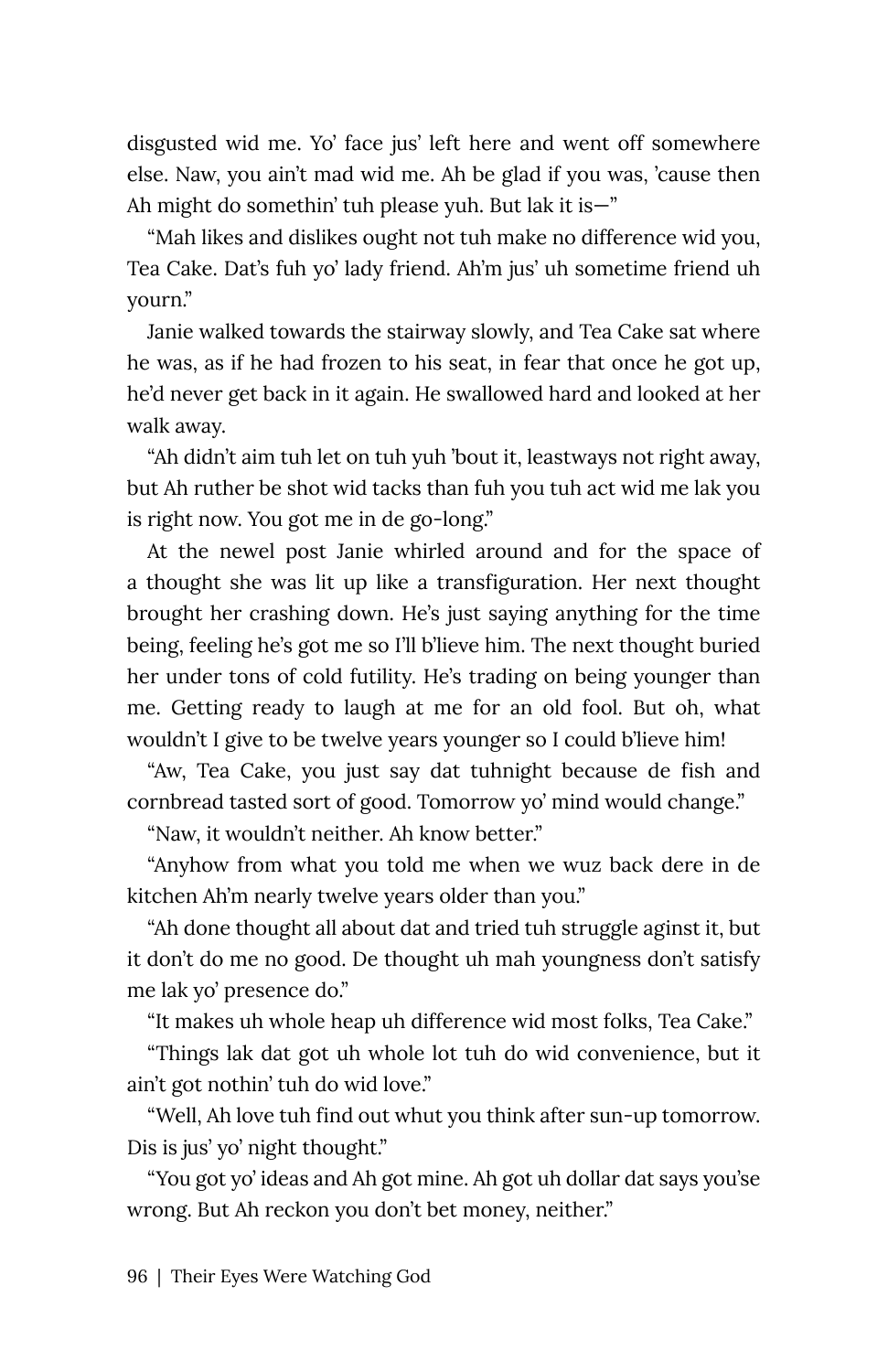disgusted wid me. Yo' face jus' left here and went off somewhere else. Naw, you ain't mad wid me. Ah be glad if you was, 'cause then Ah might do somethin' tuh please yuh. But lak it is—"

"Mah likes and dislikes ought not tuh make no difference wid you, Tea Cake. Dat's fuh yo' lady friend. Ah'm jus' uh sometime friend uh yourn."

Janie walked towards the stairway slowly, and Tea Cake sat where he was, as if he had frozen to his seat, in fear that once he got up, he'd never get back in it again. He swallowed hard and looked at her walk away.

"Ah didn't aim tuh let on tuh yuh 'bout it, leastways not right away, but Ah ruther be shot wid tacks than fuh you tuh act wid me lak you is right now. You got me in de go-long."

At the newel post Janie whirled around and for the space of a thought she was lit up like a transfiguration. Her next thought brought her crashing down. He's just saying anything for the time being, feeling he's got me so I'll b'lieve him. The next thought buried her under tons of cold futility. He's trading on being younger than me. Getting ready to laugh at me for an old fool. But oh, what wouldn't I give to be twelve years younger so I could b'lieve him!

"Aw, Tea Cake, you just say dat tuhnight because de fish and cornbread tasted sort of good. Tomorrow yo' mind would change."

"Naw, it wouldn't neither. Ah know better."

"Anyhow from what you told me when we wuz back dere in de kitchen Ah'm nearly twelve years older than you."

"Ah done thought all about dat and tried tuh struggle aginst it, but it don't do me no good. De thought uh mah youngness don't satisfy me lak yo' presence do."

"It makes uh whole heap uh difference wid most folks, Tea Cake."

"Things lak dat got uh whole lot tuh do wid convenience, but it ain't got nothin' tuh do wid love."

"Well, Ah love tuh find out whut you think after sun-up tomorrow. Dis is jus' yo' night thought."

"You got yo' ideas and Ah got mine. Ah got uh dollar dat says you'se wrong. But Ah reckon you don't bet money, neither."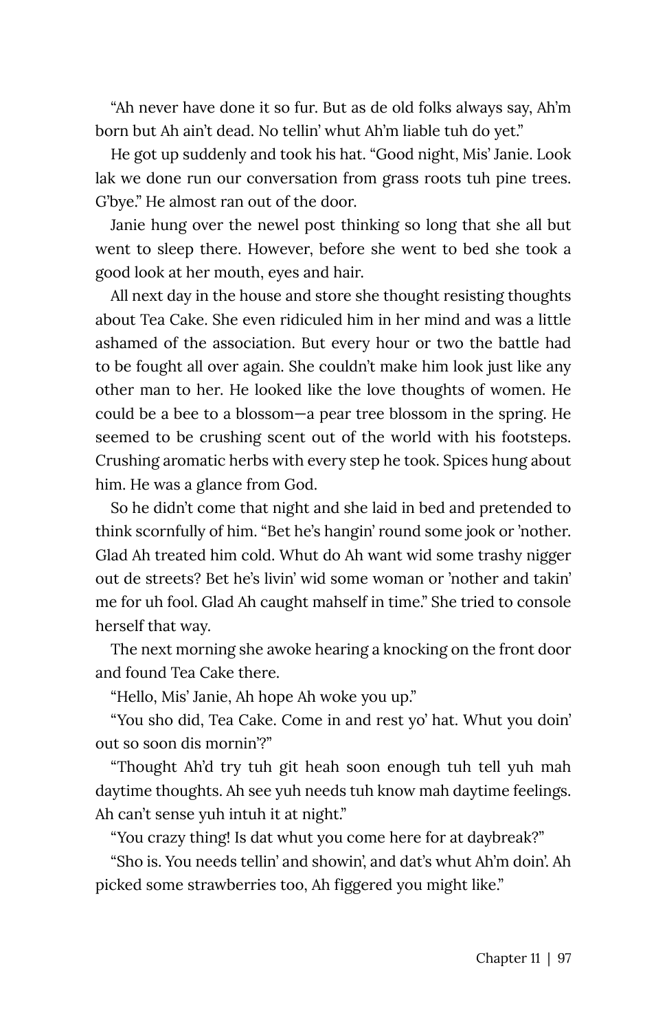"Ah never have done it so fur. But as de old folks always say, Ah'm born but Ah ain't dead. No tellin' whut Ah'm liable tuh do yet."

He got up suddenly and took his hat. "Good night, Mis' Janie. Look lak we done run our conversation from grass roots tuh pine trees. G'bye." He almost ran out of the door.

Janie hung over the newel post thinking so long that she all but went to sleep there. However, before she went to bed she took a good look at her mouth, eyes and hair.

All next day in the house and store she thought resisting thoughts about Tea Cake. She even ridiculed him in her mind and was a little ashamed of the association. But every hour or two the battle had to be fought all over again. She couldn't make him look just like any other man to her. He looked like the love thoughts of women. He could be a bee to a blossom—a pear tree blossom in the spring. He seemed to be crushing scent out of the world with his footsteps. Crushing aromatic herbs with every step he took. Spices hung about him. He was a glance from God.

So he didn't come that night and she laid in bed and pretended to think scornfully of him. "Bet he's hangin' round some jook or 'nother. Glad Ah treated him cold. Whut do Ah want wid some trashy nigger out de streets? Bet he's livin' wid some woman or 'nother and takin' me for uh fool. Glad Ah caught mahself in time." She tried to console herself that way.

The next morning she awoke hearing a knocking on the front door and found Tea Cake there.

"Hello, Mis' Janie, Ah hope Ah woke you up."

"You sho did, Tea Cake. Come in and rest yo' hat. Whut you doin' out so soon dis mornin'?"

"Thought Ah'd try tuh git heah soon enough tuh tell yuh mah daytime thoughts. Ah see yuh needs tuh know mah daytime feelings. Ah can't sense yuh intuh it at night."

"You crazy thing! Is dat whut you come here for at daybreak?"

"Sho is. You needs tellin' and showin', and dat's whut Ah'm doin'. Ah picked some strawberries too, Ah figgered you might like."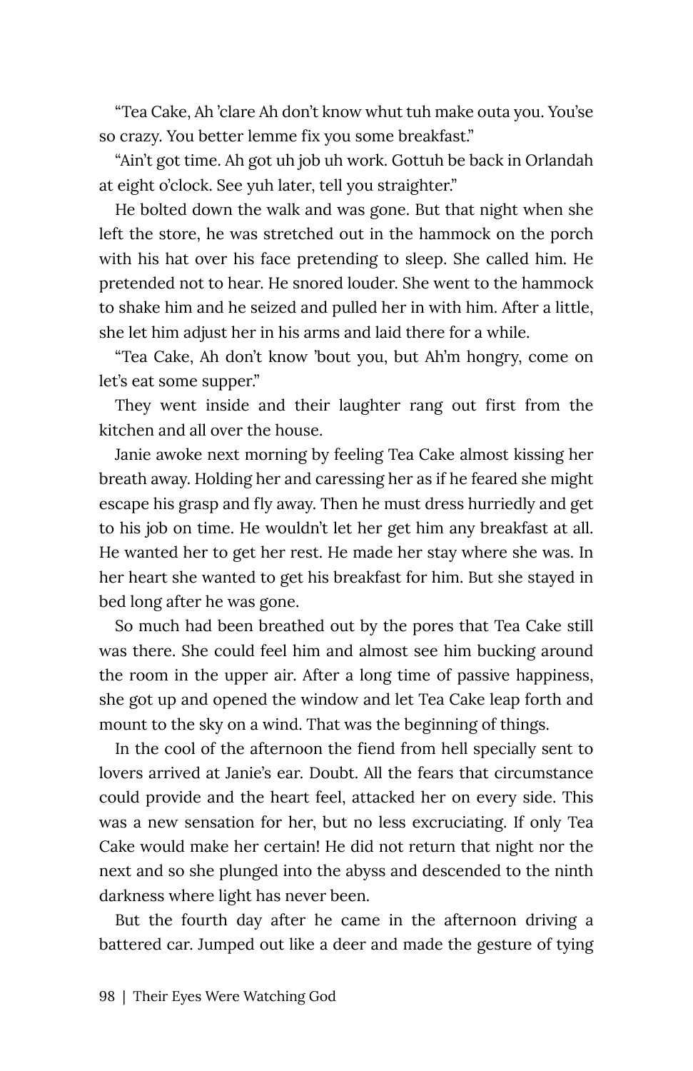"Tea Cake, Ah 'clare Ah don't know whut tuh make outa you. You'se so crazy. You better lemme fix you some breakfast."

"Ain't got time. Ah got uh job uh work. Gottuh be back in Orlandah at eight o'clock. See yuh later, tell you straighter."

He bolted down the walk and was gone. But that night when she left the store, he was stretched out in the hammock on the porch with his hat over his face pretending to sleep. She called him. He pretended not to hear. He snored louder. She went to the hammock to shake him and he seized and pulled her in with him. After a little, she let him adjust her in his arms and laid there for a while.

"Tea Cake, Ah don't know 'bout you, but Ah'm hongry, come on let's eat some supper."

They went inside and their laughter rang out first from the kitchen and all over the house.

Janie awoke next morning by feeling Tea Cake almost kissing her breath away. Holding her and caressing her as if he feared she might escape his grasp and fly away. Then he must dress hurriedly and get to his job on time. He wouldn't let her get him any breakfast at all. He wanted her to get her rest. He made her stay where she was. In her heart she wanted to get his breakfast for him. But she stayed in bed long after he was gone.

So much had been breathed out by the pores that Tea Cake still was there. She could feel him and almost see him bucking around the room in the upper air. After a long time of passive happiness, she got up and opened the window and let Tea Cake leap forth and mount to the sky on a wind. That was the beginning of things.

In the cool of the afternoon the fiend from hell specially sent to lovers arrived at Janie's ear. Doubt. All the fears that circumstance could provide and the heart feel, attacked her on every side. This was a new sensation for her, but no less excruciating. If only Tea Cake would make her certain! He did not return that night nor the next and so she plunged into the abyss and descended to the ninth darkness where light has never been.

But the fourth day after he came in the afternoon driving a battered car. Jumped out like a deer and made the gesture of tying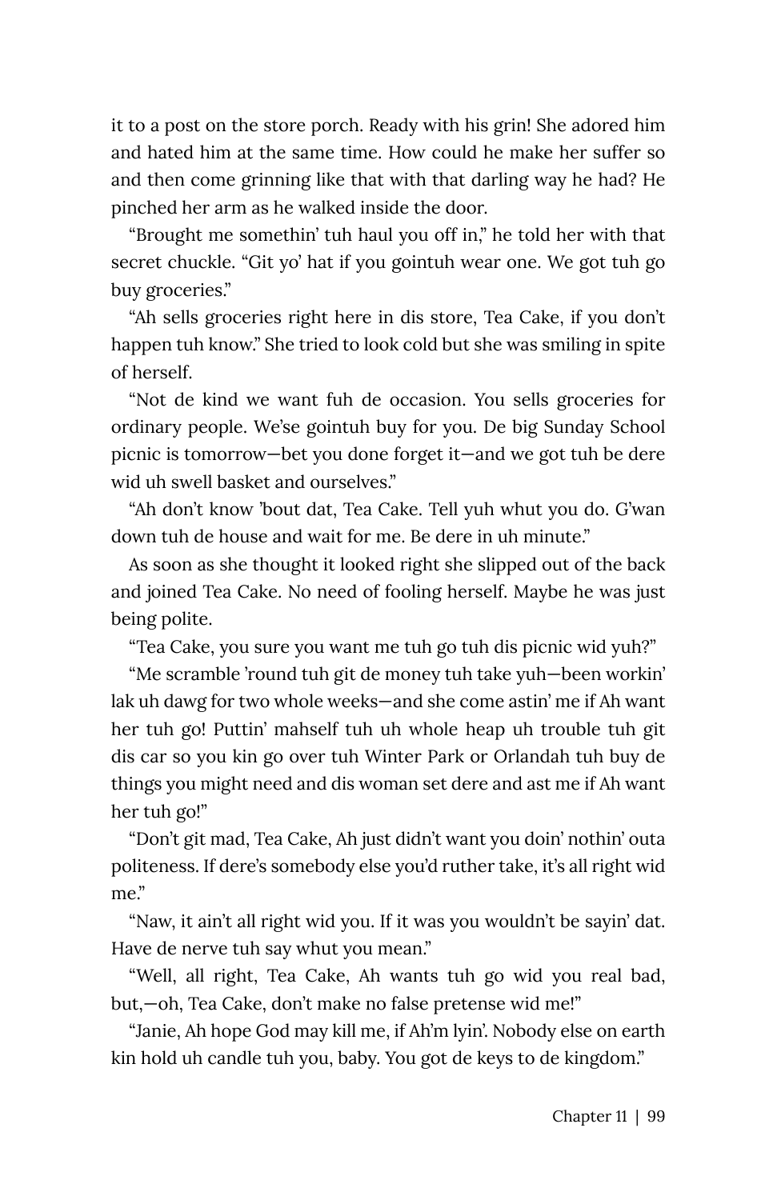it to a post on the store porch. Ready with his grin! She adored him and hated him at the same time. How could he make her suffer so and then come grinning like that with that darling way he had? He pinched her arm as he walked inside the door.

"Brought me somethin' tuh haul you off in," he told her with that secret chuckle. "Git yo' hat if you gointuh wear one. We got tuh go buy groceries."

"Ah sells groceries right here in dis store, Tea Cake, if you don't happen tuh know." She tried to look cold but she was smiling in spite of herself.

"Not de kind we want fuh de occasion. You sells groceries for ordinary people. We'se gointuh buy for you. De big Sunday School picnic is tomorrow—bet you done forget it—and we got tuh be dere wid uh swell basket and ourselves."

"Ah don't know 'bout dat, Tea Cake. Tell yuh whut you do. G'wan down tuh de house and wait for me. Be dere in uh minute."

As soon as she thought it looked right she slipped out of the back and joined Tea Cake. No need of fooling herself. Maybe he was just being polite.

"Tea Cake, you sure you want me tuh go tuh dis picnic wid yuh?"

"Me scramble 'round tuh git de money tuh take yuh—been workin' lak uh dawg for two whole weeks—and she come astin' me if Ah want her tuh go! Puttin' mahself tuh uh whole heap uh trouble tuh git dis car so you kin go over tuh Winter Park or Orlandah tuh buy de things you might need and dis woman set dere and ast me if Ah want her tuh go!"

"Don't git mad, Tea Cake, Ah just didn't want you doin' nothin' outa politeness. If dere's somebody else you'd ruther take, it's all right wid me."

"Naw, it ain't all right wid you. If it was you wouldn't be sayin' dat. Have de nerve tuh say whut you mean."

"Well, all right, Tea Cake, Ah wants tuh go wid you real bad, but,—oh, Tea Cake, don't make no false pretense wid me!"

"Janie, Ah hope God may kill me, if Ah'm lyin'. Nobody else on earth kin hold uh candle tuh you, baby. You got de keys to de kingdom."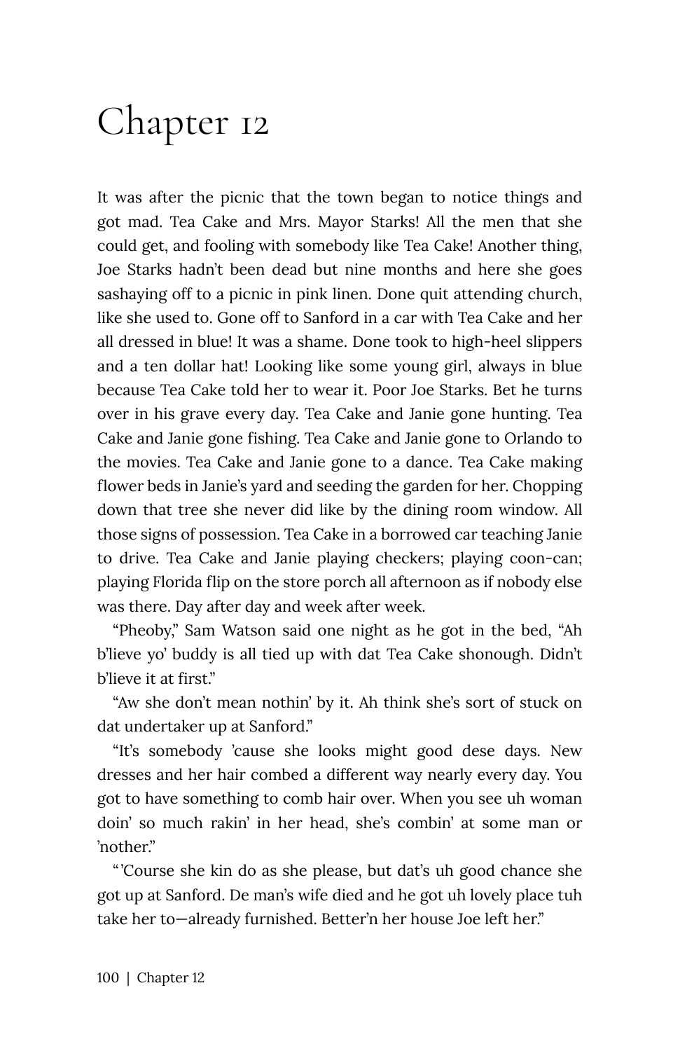# Chapter 12

It was after the picnic that the town began to notice things and got mad. Tea Cake and Mrs. Mayor Starks! All the men that she could get, and fooling with somebody like Tea Cake! Another thing, Joe Starks hadn't been dead but nine months and here she goes sashaying off to a picnic in pink linen. Done quit attending church, like she used to. Gone off to Sanford in a car with Tea Cake and her all dressed in blue! It was a shame. Done took to high-heel slippers and a ten dollar hat! Looking like some young girl, always in blue because Tea Cake told her to wear it. Poor Joe Starks. Bet he turns over in his grave every day. Tea Cake and Janie gone hunting. Tea Cake and Janie gone fishing. Tea Cake and Janie gone to Orlando to the movies. Tea Cake and Janie gone to a dance. Tea Cake making flower beds in Janie's yard and seeding the garden for her. Chopping down that tree she never did like by the dining room window. All those signs of possession. Tea Cake in a borrowed car teaching Janie to drive. Tea Cake and Janie playing checkers; playing coon-can; playing Florida flip on the store porch all afternoon as if nobody else was there. Day after day and week after week.

"Pheoby," Sam Watson said one night as he got in the bed, "Ah b'lieve yo' buddy is all tied up with dat Tea Cake shonough. Didn't b'lieve it at first."

"Aw she don't mean nothin' by it. Ah think she's sort of stuck on dat undertaker up at Sanford."

"It's somebody 'cause she looks might good dese days. New dresses and her hair combed a different way nearly every day. You got to have something to comb hair over. When you see uh woman doin' so much rakin' in her head, she's combin' at some man or 'nother."

"'Course she kin do as she please, but dat's uh good chance she got up at Sanford. De man's wife died and he got uh lovely place tuh take her to—already furnished. Better'n her house Joe left her."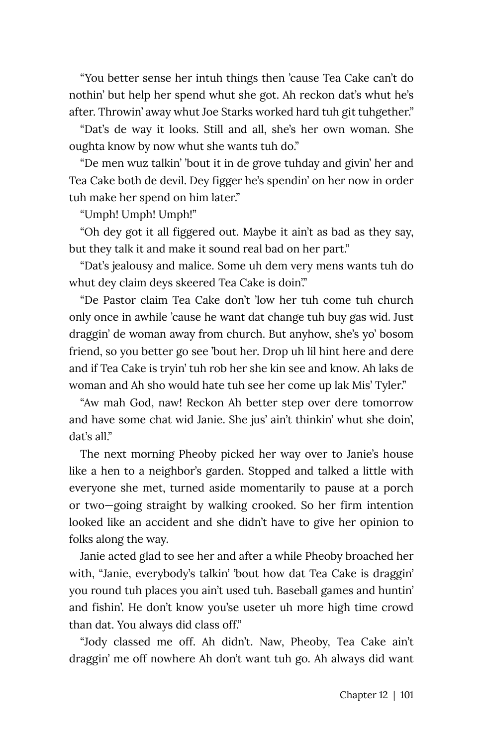"You better sense her intuh things then 'cause Tea Cake can't do nothin' but help her spend whut she got. Ah reckon dat's whut he's after. Throwin' away whut Joe Starks worked hard tuh git tuhgether."

"Dat's de way it looks. Still and all, she's her own woman. She oughta know by now whut she wants tuh do."

"De men wuz talkin' 'bout it in de grove tuhday and givin' her and Tea Cake both de devil. Dey figger he's spendin' on her now in order tuh make her spend on him later."

"Umph! Umph! Umph!"

"Oh dey got it all figgered out. Maybe it ain't as bad as they say, but they talk it and make it sound real bad on her part."

"Dat's jealousy and malice. Some uh dem very mens wants tuh do whut dey claim deys skeered Tea Cake is doin'."

"De Pastor claim Tea Cake don't 'low her tuh come tuh church only once in awhile 'cause he want dat change tuh buy gas wid. Just draggin' de woman away from church. But anyhow, she's yo' bosom friend, so you better go see 'bout her. Drop uh lil hint here and dere and if Tea Cake is tryin' tuh rob her she kin see and know. Ah laks de woman and Ah sho would hate tuh see her come up lak Mis' Tyler."

"Aw mah God, naw! Reckon Ah better step over dere tomorrow and have some chat wid Janie. She jus' ain't thinkin' whut she doin', dat's all."

The next morning Pheoby picked her way over to Janie's house like a hen to a neighbor's garden. Stopped and talked a little with everyone she met, turned aside momentarily to pause at a porch or two—going straight by walking crooked. So her firm intention looked like an accident and she didn't have to give her opinion to folks along the way.

Janie acted glad to see her and after a while Pheoby broached her with, "Janie, everybody's talkin' 'bout how dat Tea Cake is draggin' you round tuh places you ain't used tuh. Baseball games and huntin' and fishin'. He don't know you'se useter uh more high time crowd than dat. You always did class off."

"Jody classed me off. Ah didn't. Naw, Pheoby, Tea Cake ain't draggin' me off nowhere Ah don't want tuh go. Ah always did want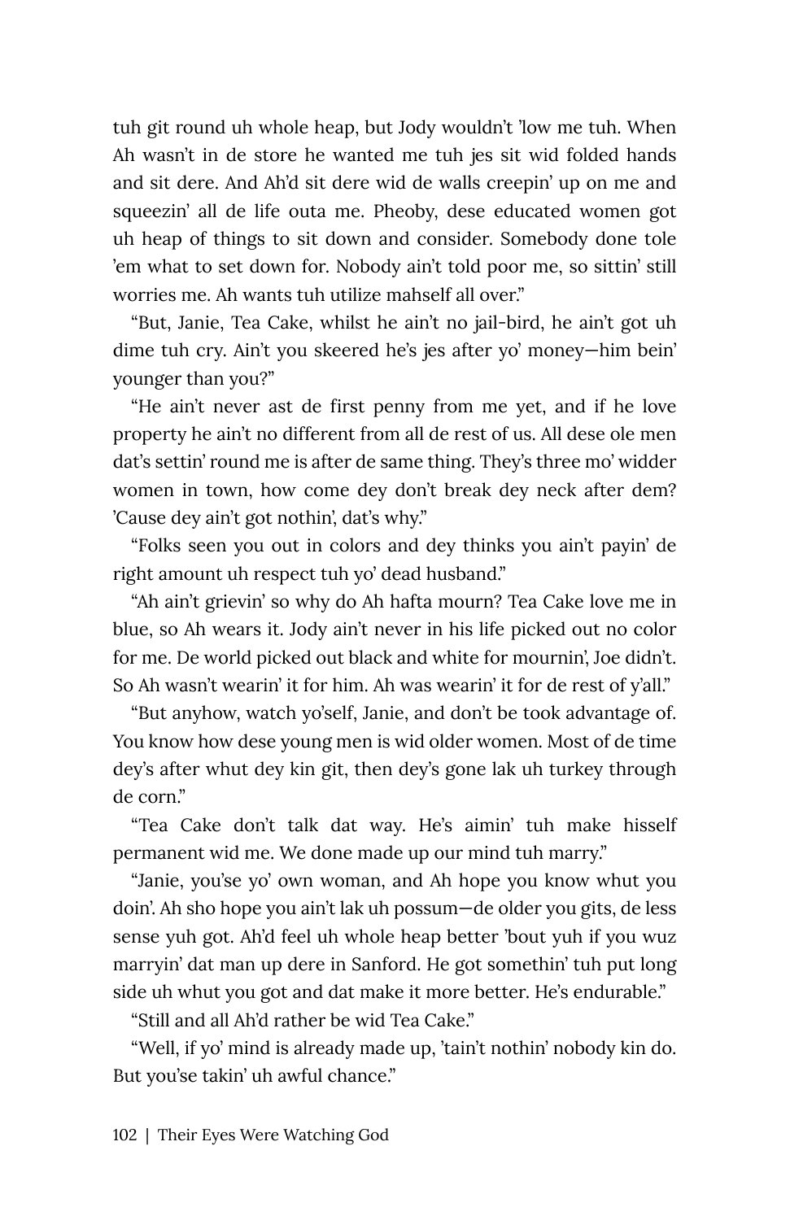tuh git round uh whole heap, but Jody wouldn't 'low me tuh. When Ah wasn't in de store he wanted me tuh jes sit wid folded hands and sit dere. And Ah'd sit dere wid de walls creepin' up on me and squeezin' all de life outa me. Pheoby, dese educated women got uh heap of things to sit down and consider. Somebody done tole 'em what to set down for. Nobody ain't told poor me, so sittin' still worries me. Ah wants tuh utilize mahself all over."

"But, Janie, Tea Cake, whilst he ain't no jail-bird, he ain't got uh dime tuh cry. Ain't you skeered he's jes after yo' money—him bein' younger than you?"

"He ain't never ast de first penny from me yet, and if he love property he ain't no different from all de rest of us. All dese ole men dat's settin' round me is after de same thing. They's three mo' widder women in town, how come dey don't break dey neck after dem? 'Cause dey ain't got nothin', dat's why."

"Folks seen you out in colors and dey thinks you ain't payin' de right amount uh respect tuh yo' dead husband."

"Ah ain't grievin' so why do Ah hafta mourn? Tea Cake love me in blue, so Ah wears it. Jody ain't never in his life picked out no color for me. De world picked out black and white for mournin', Joe didn't. So Ah wasn't wearin' it for him. Ah was wearin' it for de rest of y'all."

"But anyhow, watch yo'self, Janie, and don't be took advantage of. You know how dese young men is wid older women. Most of de time dey's after whut dey kin git, then dey's gone lak uh turkey through de corn."

"Tea Cake don't talk dat way. He's aimin' tuh make hisself permanent wid me. We done made up our mind tuh marry."

"Janie, you'se yo' own woman, and Ah hope you know whut you doin'. Ah sho hope you ain't lak uh possum—de older you gits, de less sense yuh got. Ah'd feel uh whole heap better 'bout yuh if you wuz marryin' dat man up dere in Sanford. He got somethin' tuh put long side uh whut you got and dat make it more better. He's endurable."

"Still and all Ah'd rather be wid Tea Cake."

"Well, if yo' mind is already made up, 'tain't nothin' nobody kin do. But you'se takin' uh awful chance."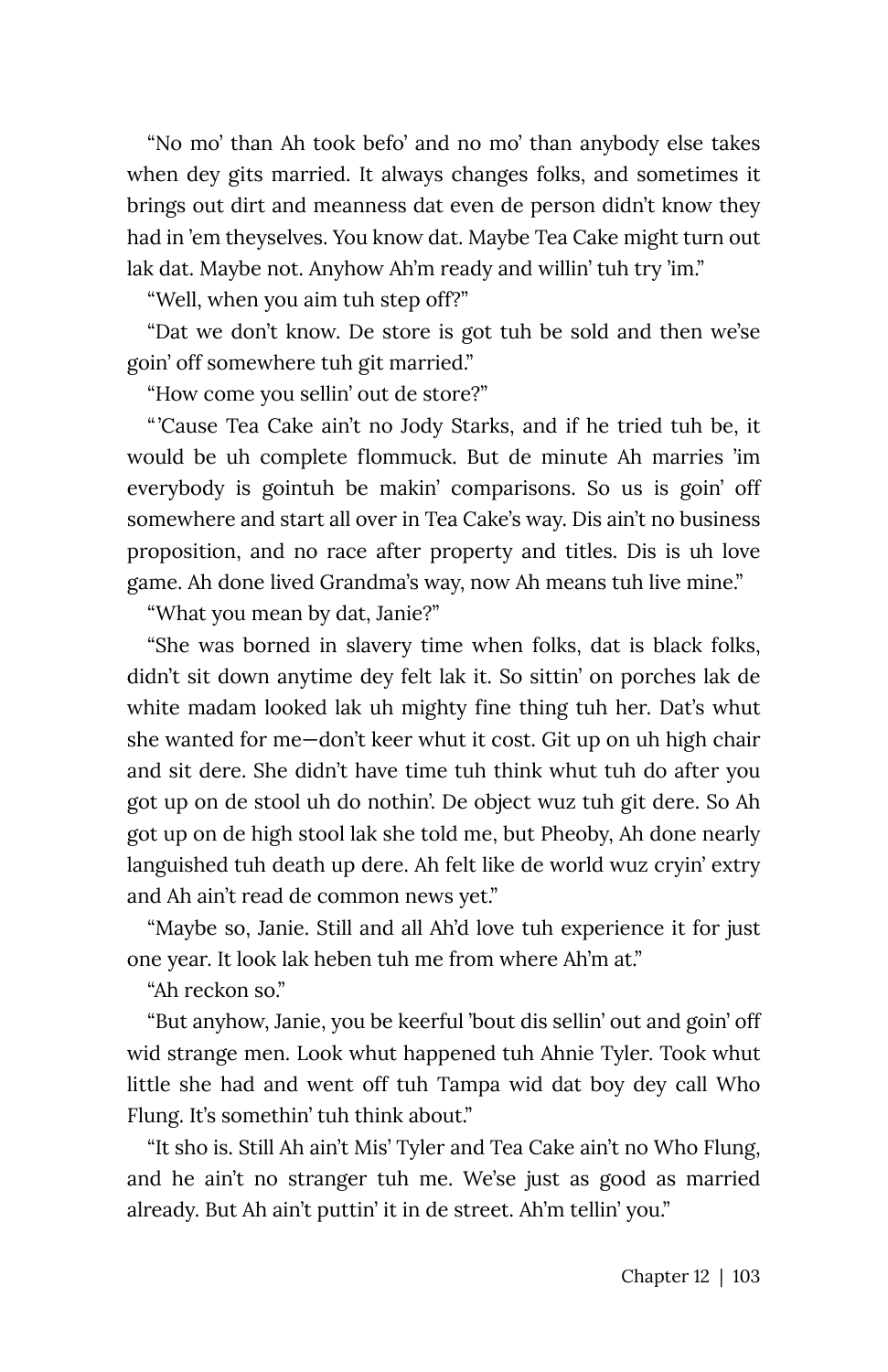"No mo' than Ah took befo' and no mo' than anybody else takes when dey gits married. It always changes folks, and sometimes it brings out dirt and meanness dat even de person didn't know they had in 'em theyselves. You know dat. Maybe Tea Cake might turn out lak dat. Maybe not. Anyhow Ah'm ready and willin' tuh try 'im."

"Well, when you aim tuh step off?"

"Dat we don't know. De store is got tuh be sold and then we'se goin' off somewhere tuh git married."

"How come you sellin' out de store?"

"'Cause Tea Cake ain't no Jody Starks, and if he tried tuh be, it would be uh complete flommuck. But de minute Ah marries 'im everybody is gointuh be makin' comparisons. So us is goin' off somewhere and start all over in Tea Cake's way. Dis ain't no business proposition, and no race after property and titles. Dis is uh love game. Ah done lived Grandma's way, now Ah means tuh live mine."

"What you mean by dat, Janie?"

"She was borned in slavery time when folks, dat is black folks, didn't sit down anytime dey felt lak it. So sittin' on porches lak de white madam looked lak uh mighty fine thing tuh her. Dat's whut she wanted for me—don't keer whut it cost. Git up on uh high chair and sit dere. She didn't have time tuh think whut tuh do after you got up on de stool uh do nothin'. De object wuz tuh git dere. So Ah got up on de high stool lak she told me, but Pheoby, Ah done nearly languished tuh death up dere. Ah felt like de world wuz cryin' extry and Ah ain't read de common news yet."

"Maybe so, Janie. Still and all Ah'd love tuh experience it for just one year. It look lak heben tuh me from where Ah'm at."

"Ah reckon so."

"But anyhow, Janie, you be keerful 'bout dis sellin' out and goin' off wid strange men. Look whut happened tuh Ahnie Tyler. Took whut little she had and went off tuh Tampa wid dat boy dey call Who Flung. It's somethin' tuh think about."

"It sho is. Still Ah ain't Mis' Tyler and Tea Cake ain't no Who Flung, and he ain't no stranger tuh me. We'se just as good as married already. But Ah ain't puttin' it in de street. Ah'm tellin' you."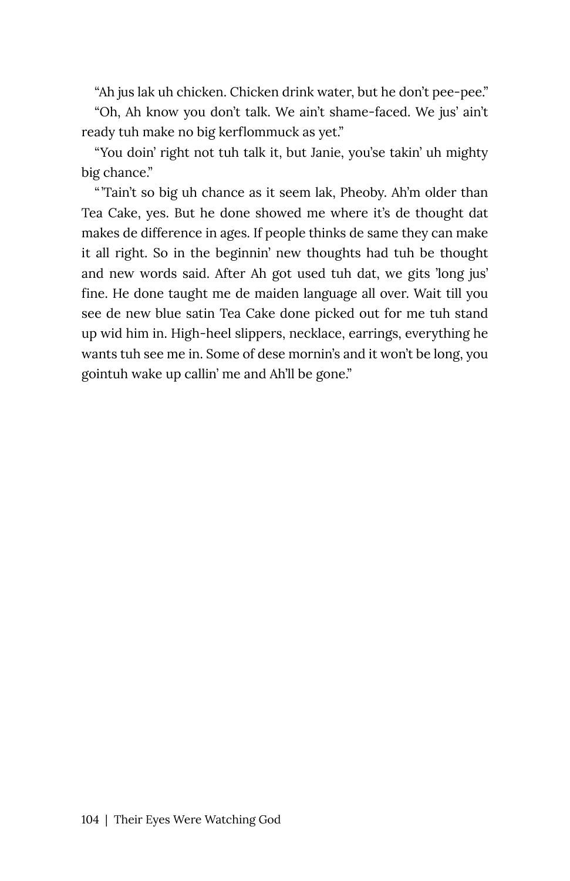"Ah jus lak uh chicken. Chicken drink water, but he don't pee-pee."

"Oh, Ah know you don't talk. We ain't shame-faced. We jus' ain't ready tuh make no big kerflommuck as yet."

"You doin' right not tuh talk it, but Janie, you'se takin' uh mighty big chance."

"'Tain't so big uh chance as it seem lak, Pheoby. Ah'm older than Tea Cake, yes. But he done showed me where it's de thought dat makes de difference in ages. If people thinks de same they can make it all right. So in the beginnin' new thoughts had tuh be thought and new words said. After Ah got used tuh dat, we gits 'long jus' fine. He done taught me de maiden language all over. Wait till you see de new blue satin Tea Cake done picked out for me tuh stand up wid him in. High-heel slippers, necklace, earrings, everything he wants tuh see me in. Some of dese mornin's and it won't be long, you gointuh wake up callin' me and Ah'll be gone."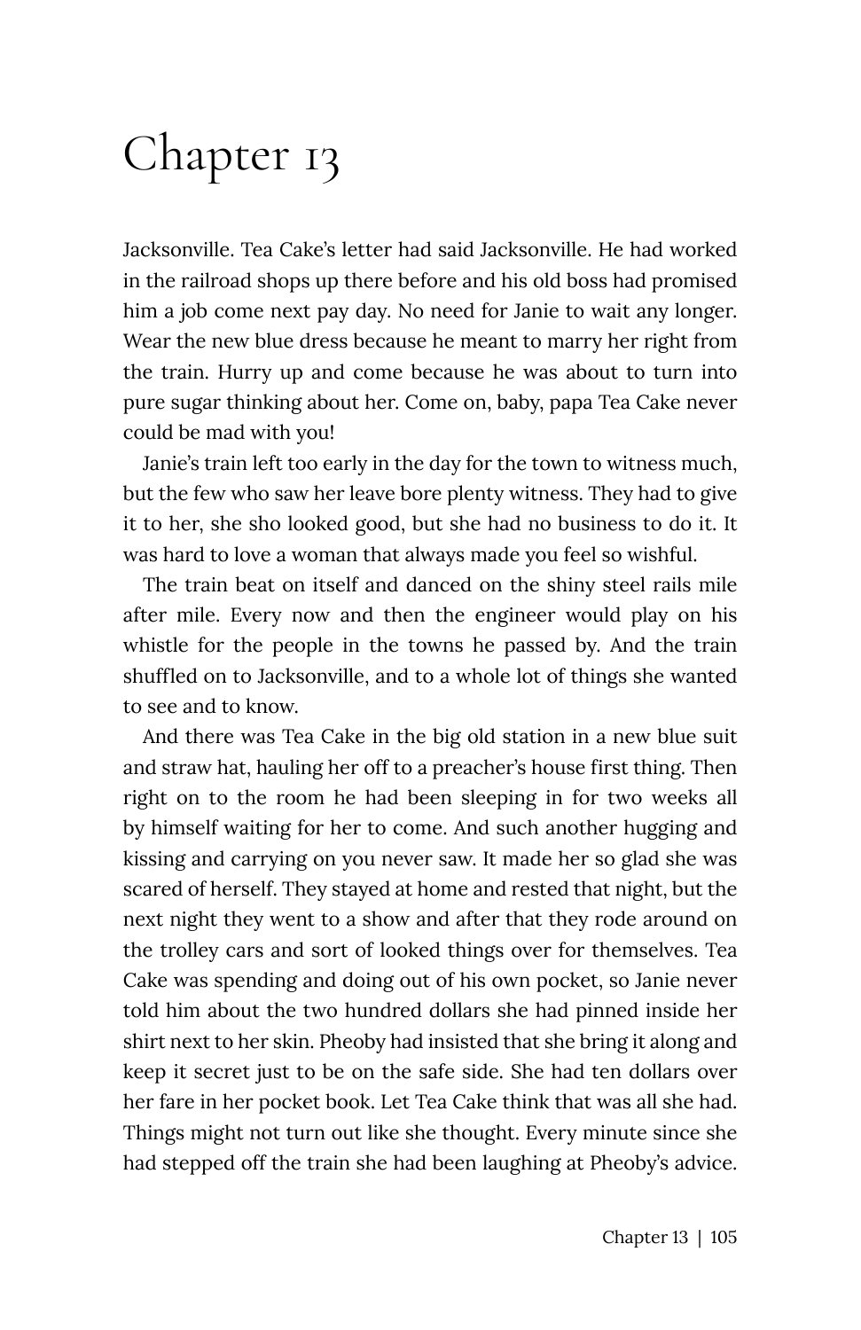# Chapter 13

Jacksonville. Tea Cake's letter had said Jacksonville. He had worked in the railroad shops up there before and his old boss had promised him a job come next pay day. No need for Janie to wait any longer. Wear the new blue dress because he meant to marry her right from the train. Hurry up and come because he was about to turn into pure sugar thinking about her. Come on, baby, papa Tea Cake never could be mad with you!

Janie's train left too early in the day for the town to witness much, but the few who saw her leave bore plenty witness. They had to give it to her, she sho looked good, but she had no business to do it. It was hard to love a woman that always made you feel so wishful.

The train beat on itself and danced on the shiny steel rails mile after mile. Every now and then the engineer would play on his whistle for the people in the towns he passed by. And the train shuffled on to Jacksonville, and to a whole lot of things she wanted to see and to know.

And there was Tea Cake in the big old station in a new blue suit and straw hat, hauling her off to a preacher's house first thing. Then right on to the room he had been sleeping in for two weeks all by himself waiting for her to come. And such another hugging and kissing and carrying on you never saw. It made her so glad she was scared of herself. They stayed at home and rested that night, but the next night they went to a show and after that they rode around on the trolley cars and sort of looked things over for themselves. Tea Cake was spending and doing out of his own pocket, so Janie never told him about the two hundred dollars she had pinned inside her shirt next to her skin. Pheoby had insisted that she bring it along and keep it secret just to be on the safe side. She had ten dollars over her fare in her pocket book. Let Tea Cake think that was all she had. Things might not turn out like she thought. Every minute since she had stepped off the train she had been laughing at Pheoby's advice.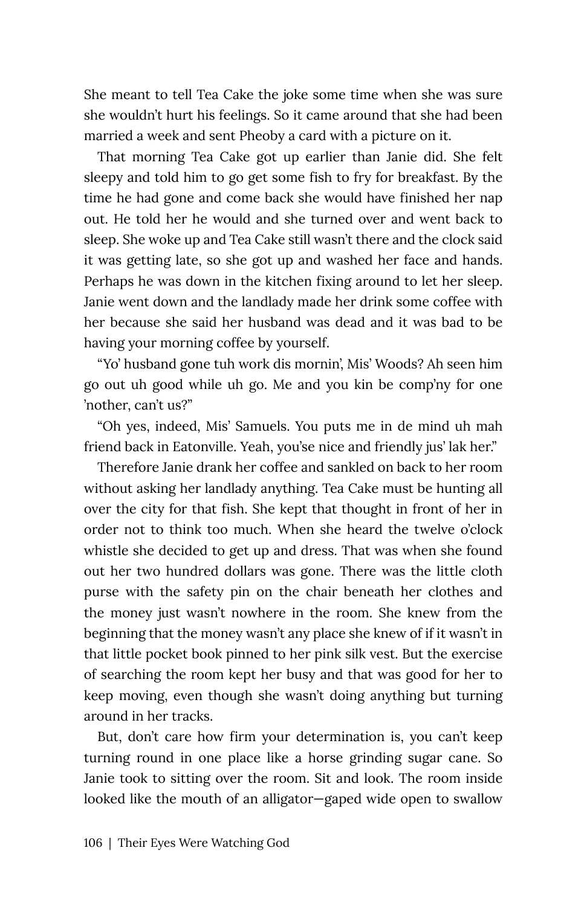She meant to tell Tea Cake the joke some time when she was sure she wouldn't hurt his feelings. So it came around that she had been married a week and sent Pheoby a card with a picture on it.

That morning Tea Cake got up earlier than Janie did. She felt sleepy and told him to go get some fish to fry for breakfast. By the time he had gone and come back she would have finished her nap out. He told her he would and she turned over and went back to sleep. She woke up and Tea Cake still wasn't there and the clock said it was getting late, so she got up and washed her face and hands. Perhaps he was down in the kitchen fixing around to let her sleep. Janie went down and the landlady made her drink some coffee with her because she said her husband was dead and it was bad to be having your morning coffee by yourself.

"Yo' husband gone tuh work dis mornin', Mis' Woods? Ah seen him go out uh good while uh go. Me and you kin be comp'ny for one 'nother, can't us?"

"Oh yes, indeed, Mis' Samuels. You puts me in de mind uh mah friend back in Eatonville. Yeah, you'se nice and friendly jus' lak her."

Therefore Janie drank her coffee and sankled on back to her room without asking her landlady anything. Tea Cake must be hunting all over the city for that fish. She kept that thought in front of her in order not to think too much. When she heard the twelve o'clock whistle she decided to get up and dress. That was when she found out her two hundred dollars was gone. There was the little cloth purse with the safety pin on the chair beneath her clothes and the money just wasn't nowhere in the room. She knew from the beginning that the money wasn't any place she knew of if it wasn't in that little pocket book pinned to her pink silk vest. But the exercise of searching the room kept her busy and that was good for her to keep moving, even though she wasn't doing anything but turning around in her tracks.

But, don't care how firm your determination is, you can't keep turning round in one place like a horse grinding sugar cane. So Janie took to sitting over the room. Sit and look. The room inside looked like the mouth of an alligator—gaped wide open to swallow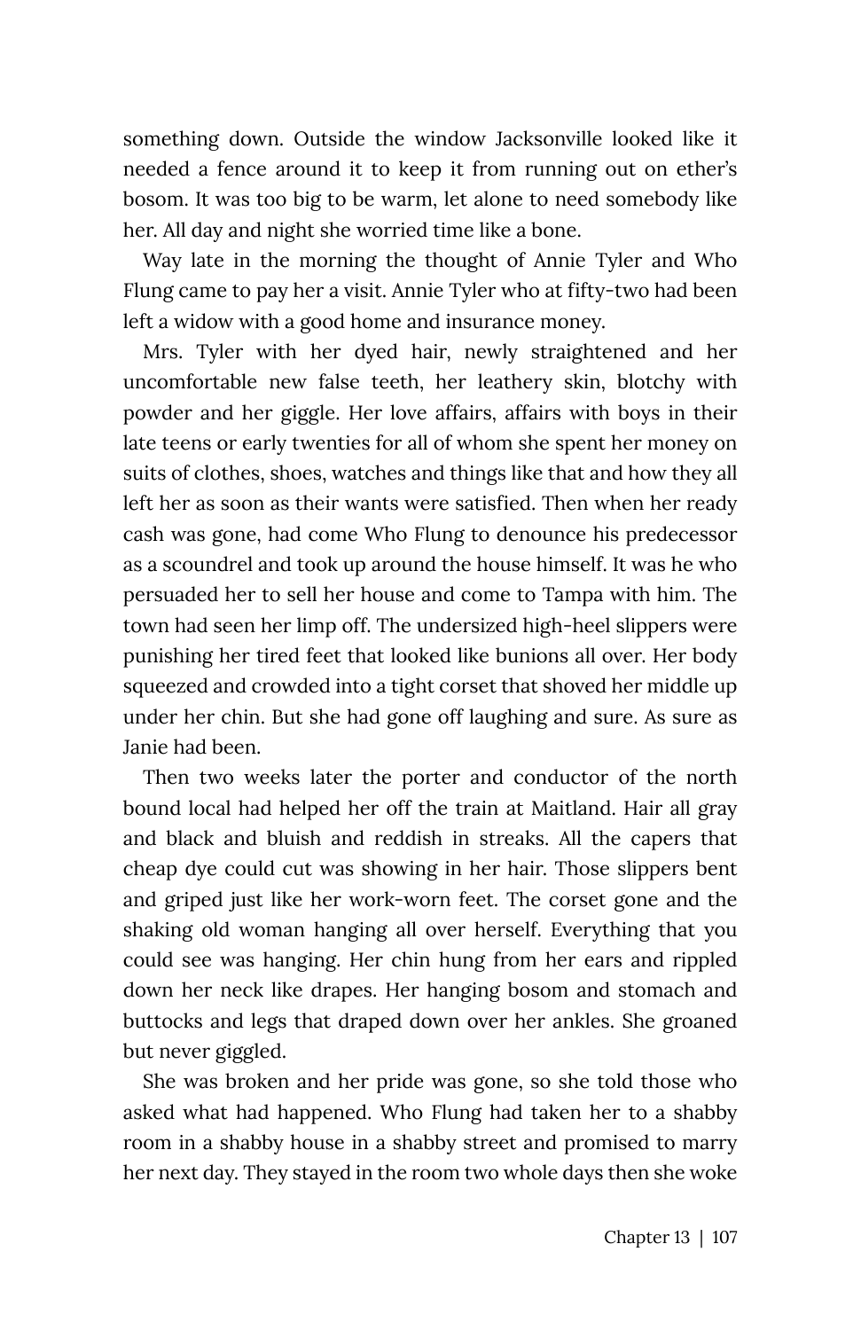something down. Outside the window Jacksonville looked like it needed a fence around it to keep it from running out on ether's bosom. It was too big to be warm, let alone to need somebody like her. All day and night she worried time like a bone.

Way late in the morning the thought of Annie Tyler and Who Flung came to pay her a visit. Annie Tyler who at fifty-two had been left a widow with a good home and insurance money.

Mrs. Tyler with her dyed hair, newly straightened and her uncomfortable new false teeth, her leathery skin, blotchy with powder and her giggle. Her love affairs, affairs with boys in their late teens or early twenties for all of whom she spent her money on suits of clothes, shoes, watches and things like that and how they all left her as soon as their wants were satisfied. Then when her ready cash was gone, had come Who Flung to denounce his predecessor as a scoundrel and took up around the house himself. It was he who persuaded her to sell her house and come to Tampa with him. The town had seen her limp off. The undersized high-heel slippers were punishing her tired feet that looked like bunions all over. Her body squeezed and crowded into a tight corset that shoved her middle up under her chin. But she had gone off laughing and sure. As sure as Janie had been.

Then two weeks later the porter and conductor of the north bound local had helped her off the train at Maitland. Hair all gray and black and bluish and reddish in streaks. All the capers that cheap dye could cut was showing in her hair. Those slippers bent and griped just like her work-worn feet. The corset gone and the shaking old woman hanging all over herself. Everything that you could see was hanging. Her chin hung from her ears and rippled down her neck like drapes. Her hanging bosom and stomach and buttocks and legs that draped down over her ankles. She groaned but never giggled.

She was broken and her pride was gone, so she told those who asked what had happened. Who Flung had taken her to a shabby room in a shabby house in a shabby street and promised to marry her next day. They stayed in the room two whole days then she woke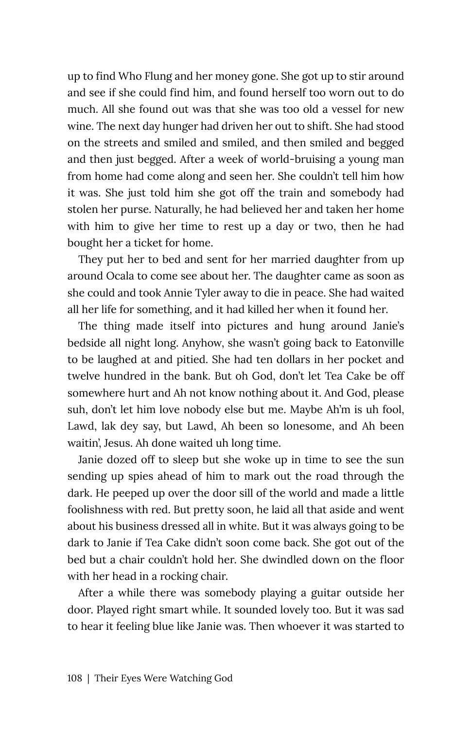up to find Who Flung and her money gone. She got up to stir around and see if she could find him, and found herself too worn out to do much. All she found out was that she was too old a vessel for new wine. The next day hunger had driven her out to shift. She had stood on the streets and smiled and smiled, and then smiled and begged and then just begged. After a week of world-bruising a young man from home had come along and seen her. She couldn't tell him how it was. She just told him she got off the train and somebody had stolen her purse. Naturally, he had believed her and taken her home with him to give her time to rest up a day or two, then he had bought her a ticket for home.

They put her to bed and sent for her married daughter from up around Ocala to come see about her. The daughter came as soon as she could and took Annie Tyler away to die in peace. She had waited all her life for something, and it had killed her when it found her.

The thing made itself into pictures and hung around Janie's bedside all night long. Anyhow, she wasn't going back to Eatonville to be laughed at and pitied. She had ten dollars in her pocket and twelve hundred in the bank. But oh God, don't let Tea Cake be off somewhere hurt and Ah not know nothing about it. And God, please suh, don't let him love nobody else but me. Maybe Ah'm is uh fool, Lawd, lak dey say, but Lawd, Ah been so lonesome, and Ah been waitin', Jesus. Ah done waited uh long time.

Janie dozed off to sleep but she woke up in time to see the sun sending up spies ahead of him to mark out the road through the dark. He peeped up over the door sill of the world and made a little foolishness with red. But pretty soon, he laid all that aside and went about his business dressed all in white. But it was always going to be dark to Janie if Tea Cake didn't soon come back. She got out of the bed but a chair couldn't hold her. She dwindled down on the floor with her head in a rocking chair.

After a while there was somebody playing a guitar outside her door. Played right smart while. It sounded lovely too. But it was sad to hear it feeling blue like Janie was. Then whoever it was started to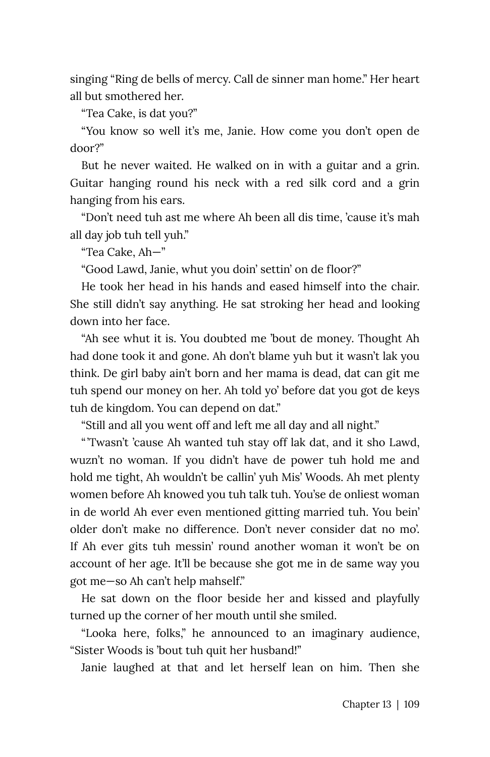singing "Ring de bells of mercy. Call de sinner man home." Her heart all but smothered her.

"Tea Cake, is dat you?"

"You know so well it's me, Janie. How come you don't open de door?"

But he never waited. He walked on in with a guitar and a grin. Guitar hanging round his neck with a red silk cord and a grin hanging from his ears.

"Don't need tuh ast me where Ah been all dis time, 'cause it's mah all day job tuh tell yuh."

"Tea Cake, Ah—"

"Good Lawd, Janie, whut you doin' settin' on de floor?"

He took her head in his hands and eased himself into the chair. She still didn't say anything. He sat stroking her head and looking down into her face.

"Ah see whut it is. You doubted me 'bout de money. Thought Ah had done took it and gone. Ah don't blame yuh but it wasn't lak you think. De girl baby ain't born and her mama is dead, dat can git me tuh spend our money on her. Ah told yo' before dat you got de keys tuh de kingdom. You can depend on dat."

"Still and all you went off and left me all day and all night."

"'Twasn't 'cause Ah wanted tuh stay off lak dat, and it sho Lawd, wuzn't no woman. If you didn't have de power tuh hold me and hold me tight, Ah wouldn't be callin' yuh Mis' Woods. Ah met plenty women before Ah knowed you tuh talk tuh. You'se de onliest woman in de world Ah ever even mentioned gitting married tuh. You bein' older don't make no difference. Don't never consider dat no mo'. If Ah ever gits tuh messin' round another woman it won't be on account of her age. It'll be because she got me in de same way you got me—so Ah can't help mahself."

He sat down on the floor beside her and kissed and playfully turned up the corner of her mouth until she smiled.

"Looka here, folks," he announced to an imaginary audience, "Sister Woods is 'bout tuh quit her husband!"

Janie laughed at that and let herself lean on him. Then she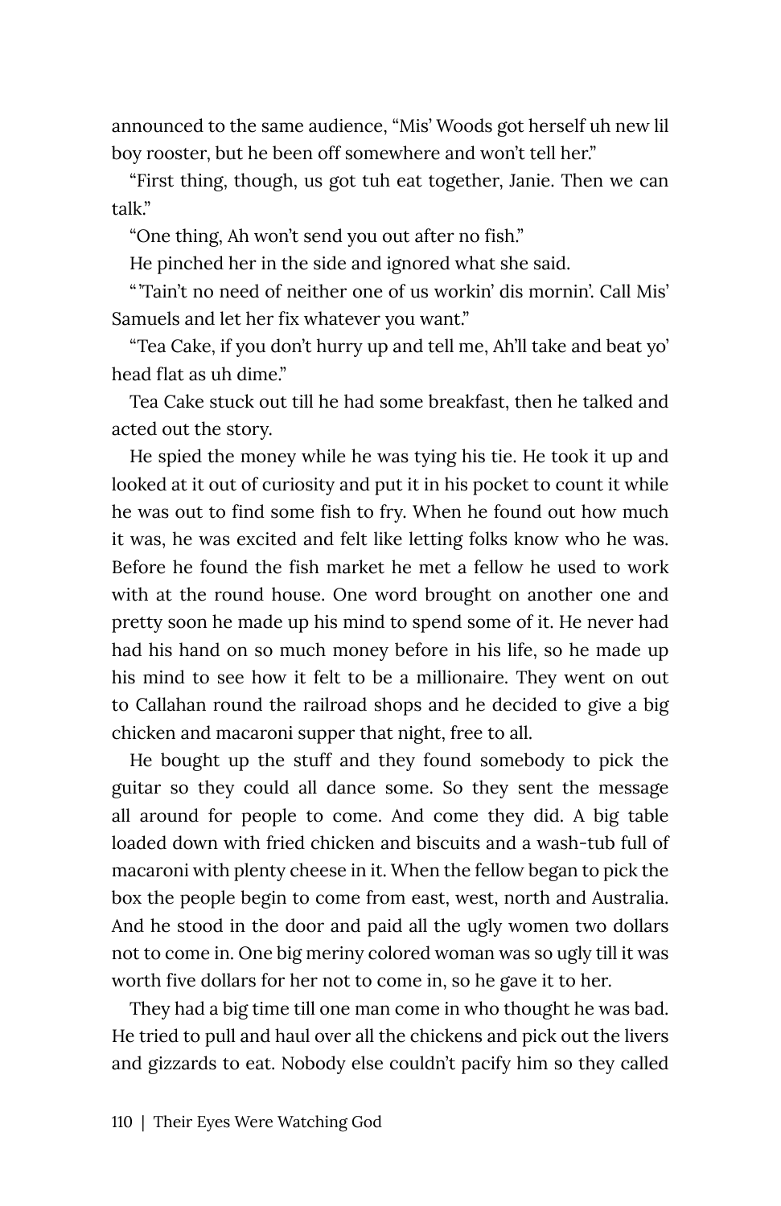announced to the same audience, "Mis' Woods got herself uh new lil boy rooster, but he been off somewhere and won't tell her."

"First thing, though, us got tuh eat together, Janie. Then we can talk."

"One thing, Ah won't send you out after no fish."

He pinched her in the side and ignored what she said.

"'Tain't no need of neither one of us workin' dis mornin'. Call Mis' Samuels and let her fix whatever you want."

"Tea Cake, if you don't hurry up and tell me, Ah'll take and beat yo' head flat as uh dime."

Tea Cake stuck out till he had some breakfast, then he talked and acted out the story.

He spied the money while he was tying his tie. He took it up and looked at it out of curiosity and put it in his pocket to count it while he was out to find some fish to fry. When he found out how much it was, he was excited and felt like letting folks know who he was. Before he found the fish market he met a fellow he used to work with at the round house. One word brought on another one and pretty soon he made up his mind to spend some of it. He never had had his hand on so much money before in his life, so he made up his mind to see how it felt to be a millionaire. They went on out to Callahan round the railroad shops and he decided to give a big chicken and macaroni supper that night, free to all.

He bought up the stuff and they found somebody to pick the guitar so they could all dance some. So they sent the message all around for people to come. And come they did. A big table loaded down with fried chicken and biscuits and a wash-tub full of macaroni with plenty cheese in it. When the fellow began to pick the box the people begin to come from east, west, north and Australia. And he stood in the door and paid all the ugly women two dollars not to come in. One big meriny colored woman was so ugly till it was worth five dollars for her not to come in, so he gave it to her.

They had a big time till one man come in who thought he was bad. He tried to pull and haul over all the chickens and pick out the livers and gizzards to eat. Nobody else couldn't pacify him so they called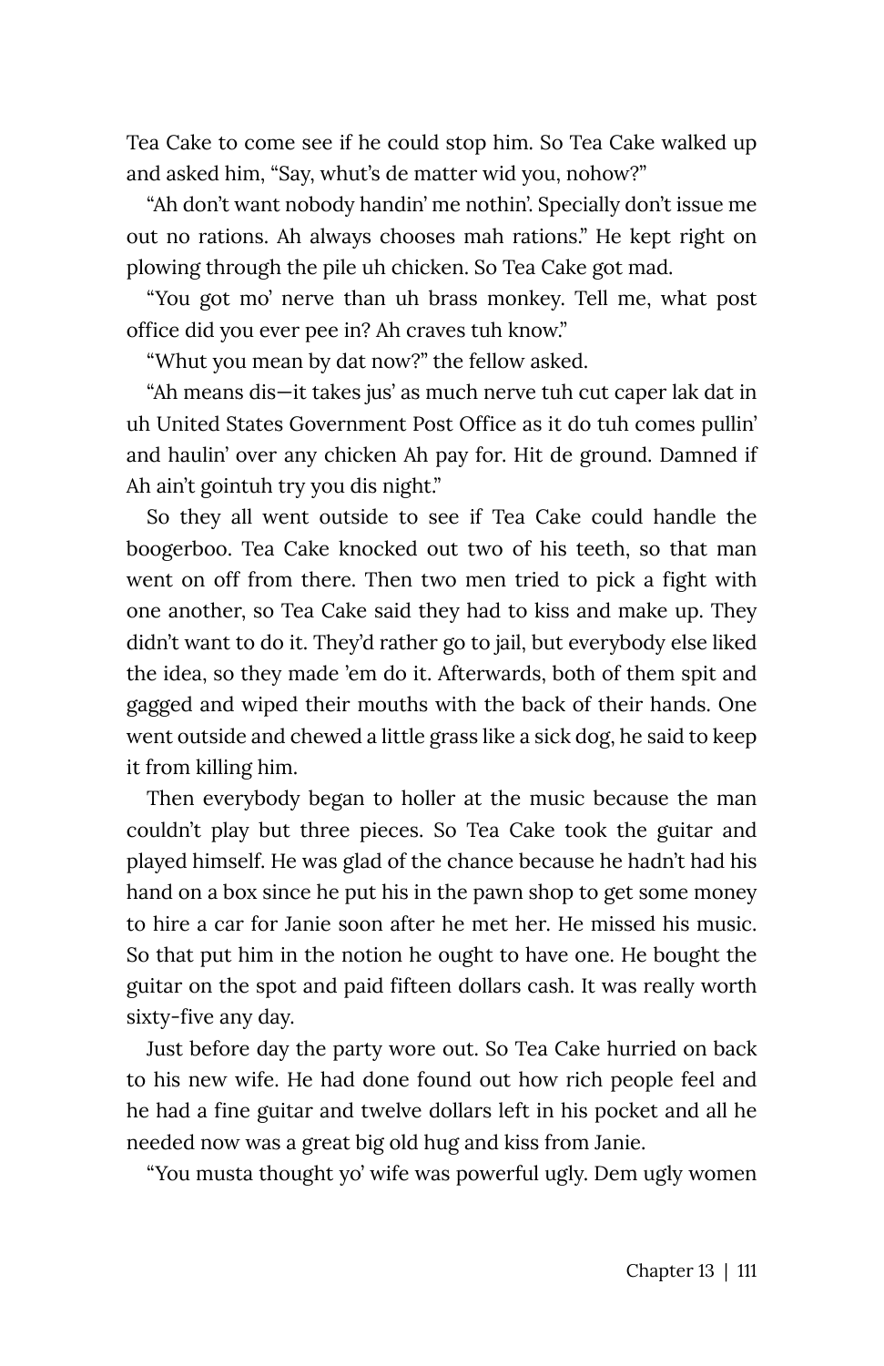Tea Cake to come see if he could stop him. So Tea Cake walked up and asked him, "Say, whut's de matter wid you, nohow?"

"Ah don't want nobody handin' me nothin'. Specially don't issue me out no rations. Ah always chooses mah rations." He kept right on plowing through the pile uh chicken. So Tea Cake got mad.

"You got mo' nerve than uh brass monkey. Tell me, what post office did you ever pee in? Ah craves tuh know."

"Whut you mean by dat now?" the fellow asked.

"Ah means dis—it takes jus' as much nerve tuh cut caper lak dat in uh United States Government Post Office as it do tuh comes pullin' and haulin' over any chicken Ah pay for. Hit de ground. Damned if Ah ain't gointuh try you dis night."

So they all went outside to see if Tea Cake could handle the boogerboo. Tea Cake knocked out two of his teeth, so that man went on off from there. Then two men tried to pick a fight with one another, so Tea Cake said they had to kiss and make up. They didn't want to do it. They'd rather go to jail, but everybody else liked the idea, so they made 'em do it. Afterwards, both of them spit and gagged and wiped their mouths with the back of their hands. One went outside and chewed a little grass like a sick dog, he said to keep it from killing him.

Then everybody began to holler at the music because the man couldn't play but three pieces. So Tea Cake took the guitar and played himself. He was glad of the chance because he hadn't had his hand on a box since he put his in the pawn shop to get some money to hire a car for Janie soon after he met her. He missed his music. So that put him in the notion he ought to have one. He bought the guitar on the spot and paid fifteen dollars cash. It was really worth sixty-five any day.

Just before day the party wore out. So Tea Cake hurried on back to his new wife. He had done found out how rich people feel and he had a fine guitar and twelve dollars left in his pocket and all he needed now was a great big old hug and kiss from Janie.

"You musta thought yo' wife was powerful ugly. Dem ugly women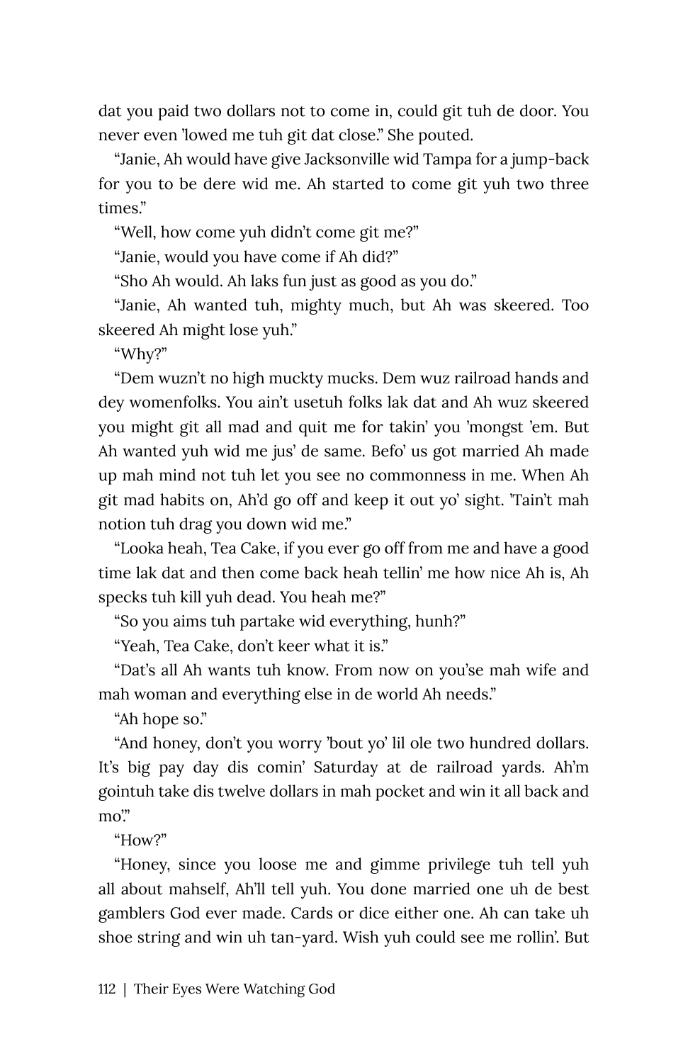dat you paid two dollars not to come in, could git tuh de door. You never even 'lowed me tuh git dat close." She pouted.

"Janie, Ah would have give Jacksonville wid Tampa for a jump-back for you to be dere wid me. Ah started to come git yuh two three times."

"Well, how come yuh didn't come git me?"

"Janie, would you have come if Ah did?"

"Sho Ah would. Ah laks fun just as good as you do."

"Janie, Ah wanted tuh, mighty much, but Ah was skeered. Too skeered Ah might lose yuh."

"Why?"

"Dem wuzn't no high muckty mucks. Dem wuz railroad hands and dey womenfolks. You ain't usetuh folks lak dat and Ah wuz skeered you might git all mad and quit me for takin' you 'mongst 'em. But Ah wanted yuh wid me jus' de same. Befo' us got married Ah made up mah mind not tuh let you see no commonness in me. When Ah git mad habits on, Ah'd go off and keep it out yo' sight. 'Tain't mah notion tuh drag you down wid me."

"Looka heah, Tea Cake, if you ever go off from me and have a good time lak dat and then come back heah tellin' me how nice Ah is, Ah specks tuh kill yuh dead. You heah me?"

"So you aims tuh partake wid everything, hunh?"

"Yeah, Tea Cake, don't keer what it is."

"Dat's all Ah wants tuh know. From now on you'se mah wife and mah woman and everything else in de world Ah needs."

"Ah hope so."

"And honey, don't you worry 'bout yo' lil ole two hundred dollars. It's big pay day dis comin' Saturday at de railroad yards. Ah'm gointuh take dis twelve dollars in mah pocket and win it all back and mo'."

"How?"

"Honey, since you loose me and gimme privilege tuh tell yuh all about mahself, Ah'll tell yuh. You done married one uh de best gamblers God ever made. Cards or dice either one. Ah can take uh shoe string and win uh tan-yard. Wish yuh could see me rollin'. But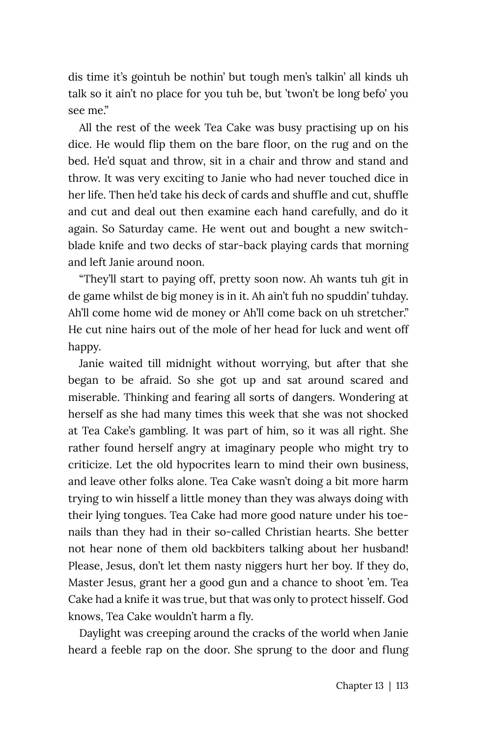dis time it's gointuh be nothin' but tough men's talkin' all kinds uh talk so it ain't no place for you tuh be, but 'twon't be long befo' you see me."

All the rest of the week Tea Cake was busy practising up on his dice. He would flip them on the bare floor, on the rug and on the bed. He'd squat and throw, sit in a chair and throw and stand and throw. It was very exciting to Janie who had never touched dice in her life. Then he'd take his deck of cards and shuffle and cut, shuffle and cut and deal out then examine each hand carefully, and do it again. So Saturday came. He went out and bought a new switch-blade knife and two decks of star-back playing cards that morning and left Janie around noon.

"They'll start to paying off, pretty soon now. Ah wants tuh git in de game whilst de big money is in it. Ah ain't fuh no spuddin' tuhday. Ah'll come home wid de money or Ah'll come back on uh stretcher." He cut nine hairs out of the mole of her head for luck and went off happy.

Janie waited till midnight without worrying, but after that she began to be afraid. So she got up and sat around scared and miserable. Thinking and fearing all sorts of dangers. Wondering at herself as she had many times this week that she was not shocked at Tea Cake's gambling. It was part of him, so it was all right. She rather found herself angry at imaginary people who might try to criticize. Let the old hypocrites learn to mind their own business, and leave other folks alone. Tea Cake wasn't doing a bit more harm trying to win hisself a little money than they was always doing with their lying tongues. Tea Cake had more good nature under his toe-nails than they had in their so-called Christian hearts. She better not hear none of them old backbiters talking about her husband! Please, Jesus, don't let them nasty niggers hurt her boy. If they do, Master Jesus, grant her a good gun and a chance to shoot 'em. Tea Cake had a knife it was true, but that was only to protect hisself. God knows, Tea Cake wouldn't harm a fly.

Daylight was creeping around the cracks of the world when Janie heard a feeble rap on the door. She sprung to the door and flung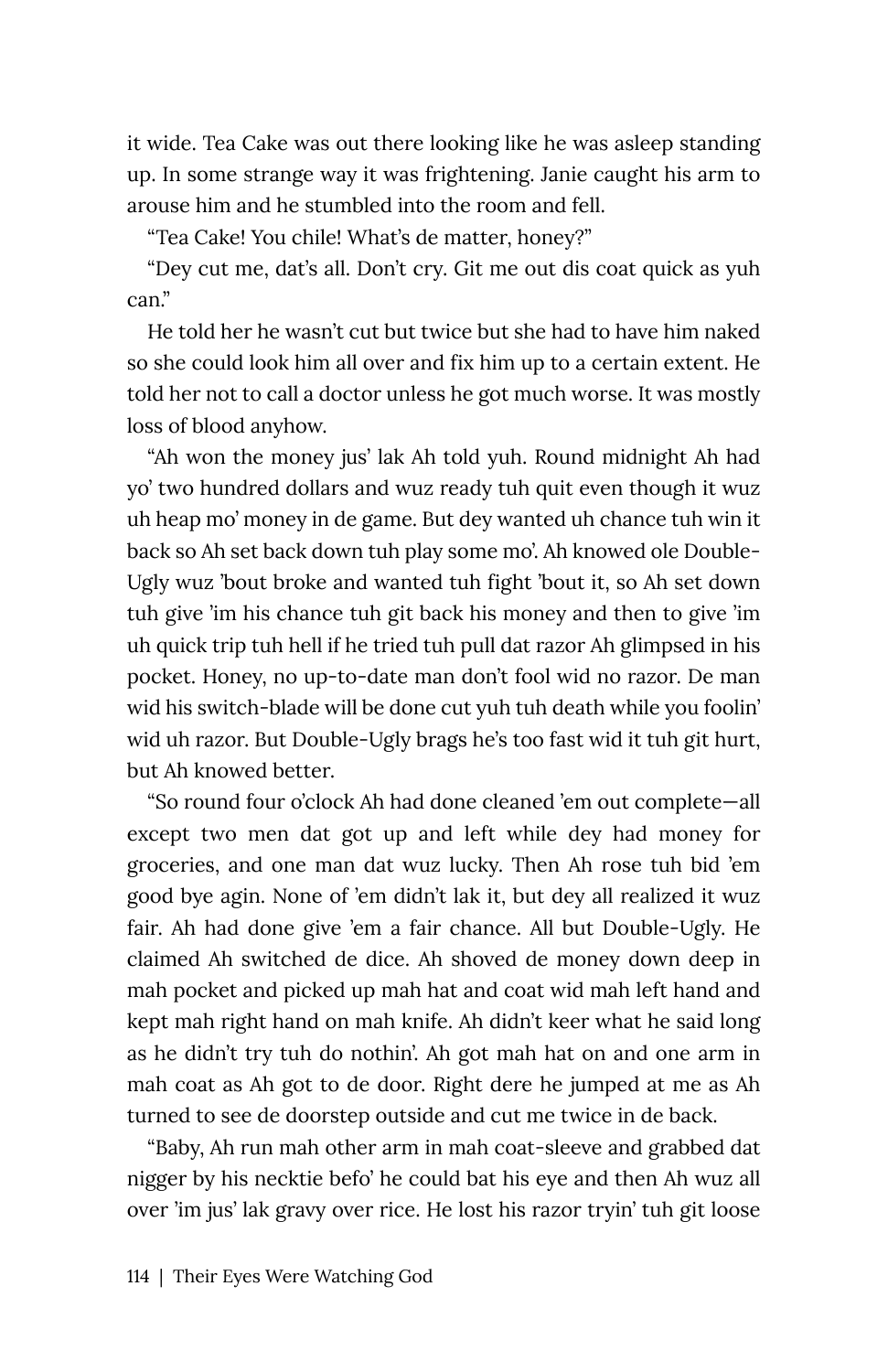it wide. Tea Cake was out there looking like he was asleep standing up. In some strange way it was frightening. Janie caught his arm to arouse him and he stumbled into the room and fell.

"Tea Cake! You chile! What's de matter, honey?"

"Dey cut me, dat's all. Don't cry. Git me out dis coat quick as yuh can."

He told her he wasn't cut but twice but she had to have him naked so she could look him all over and fix him up to a certain extent. He told her not to call a doctor unless he got much worse. It was mostly loss of blood anyhow.

"Ah won the money jus' lak Ah told yuh. Round midnight Ah had yo' two hundred dollars and wuz ready tuh quit even though it wuz uh heap mo' money in de game. But dey wanted uh chance tuh win it back so Ah set back down tuh play some mo'. Ah knowed ole Double-Ugly wuz 'bout broke and wanted tuh fight 'bout it, so Ah set down tuh give 'im his chance tuh git back his money and then to give 'im uh quick trip tuh hell if he tried tuh pull dat razor Ah glimpsed in his pocket. Honey, no up-to-date man don't fool wid no razor. De man wid his switch-blade will be done cut yuh tuh death while you foolin' wid uh razor. But Double-Ugly brags he's too fast wid it tuh git hurt, but Ah knowed better.

"So round four o'clock Ah had done cleaned 'em out complete—all except two men dat got up and left while dey had money for groceries, and one man dat wuz lucky. Then Ah rose tuh bid 'em good bye agin. None of 'em didn't lak it, but dey all realized it wuz fair. Ah had done give 'em a fair chance. All but Double-Ugly. He claimed Ah switched de dice. Ah shoved de money down deep in mah pocket and picked up mah hat and coat wid mah left hand and kept mah right hand on mah knife. Ah didn't keer what he said long as he didn't try tuh do nothin'. Ah got mah hat on and one arm in mah coat as Ah got to de door. Right dere he jumped at me as Ah turned to see de doorstep outside and cut me twice in de back.

"Baby, Ah run mah other arm in mah coat-sleeve and grabbed dat nigger by his necktie befo' he could bat his eye and then Ah wuz all over 'im jus' lak gravy over rice. He lost his razor tryin' tuh git loose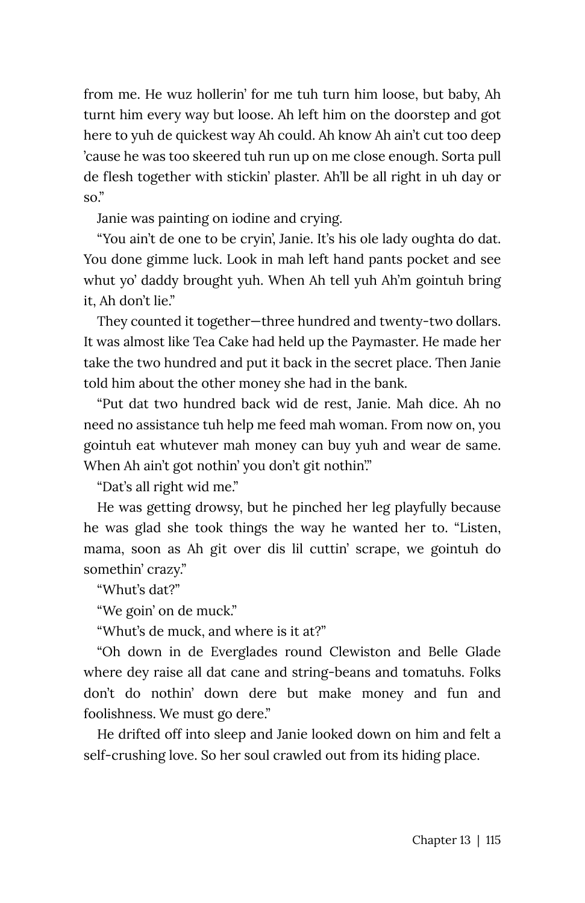from me. He wuz hollerin' for me tuh turn him loose, but baby, Ah turnt him every way but loose. Ah left him on the doorstep and got here to yuh de quickest way Ah could. Ah know Ah ain't cut too deep 'cause he was too skeered tuh run up on me close enough. Sorta pull de flesh together with stickin' plaster. Ah'll be all right in uh day or so."

Janie was painting on iodine and crying.

"You ain't de one to be cryin', Janie. It's his ole lady oughta do dat. You done gimme luck. Look in mah left hand pants pocket and see whut yo' daddy brought yuh. When Ah tell yuh Ah'm gointuh bring it, Ah don't lie."

They counted it together—three hundred and twenty-two dollars. It was almost like Tea Cake had held up the Paymaster. He made her take the two hundred and put it back in the secret place. Then Janie told him about the other money she had in the bank.

"Put dat two hundred back wid de rest, Janie. Mah dice. Ah no need no assistance tuh help me feed mah woman. From now on, you gointuh eat whutever mah money can buy yuh and wear de same. When Ah ain't got nothin' you don't git nothin'."

"Dat's all right wid me."

He was getting drowsy, but he pinched her leg playfully because he was glad she took things the way he wanted her to. "Listen, mama, soon as Ah git over dis lil cuttin' scrape, we gointuh do somethin' crazy."

"Whut's dat?"

"We goin' on de muck."

"Whut's de muck, and where is it at?"

"Oh down in de Everglades round Clewiston and Belle Glade where dey raise all dat cane and string-beans and tomatuhs. Folks don't do nothin' down dere but make money and fun and foolishness. We must go dere."

He drifted off into sleep and Janie looked down on him and felt a self-crushing love. So her soul crawled out from its hiding place.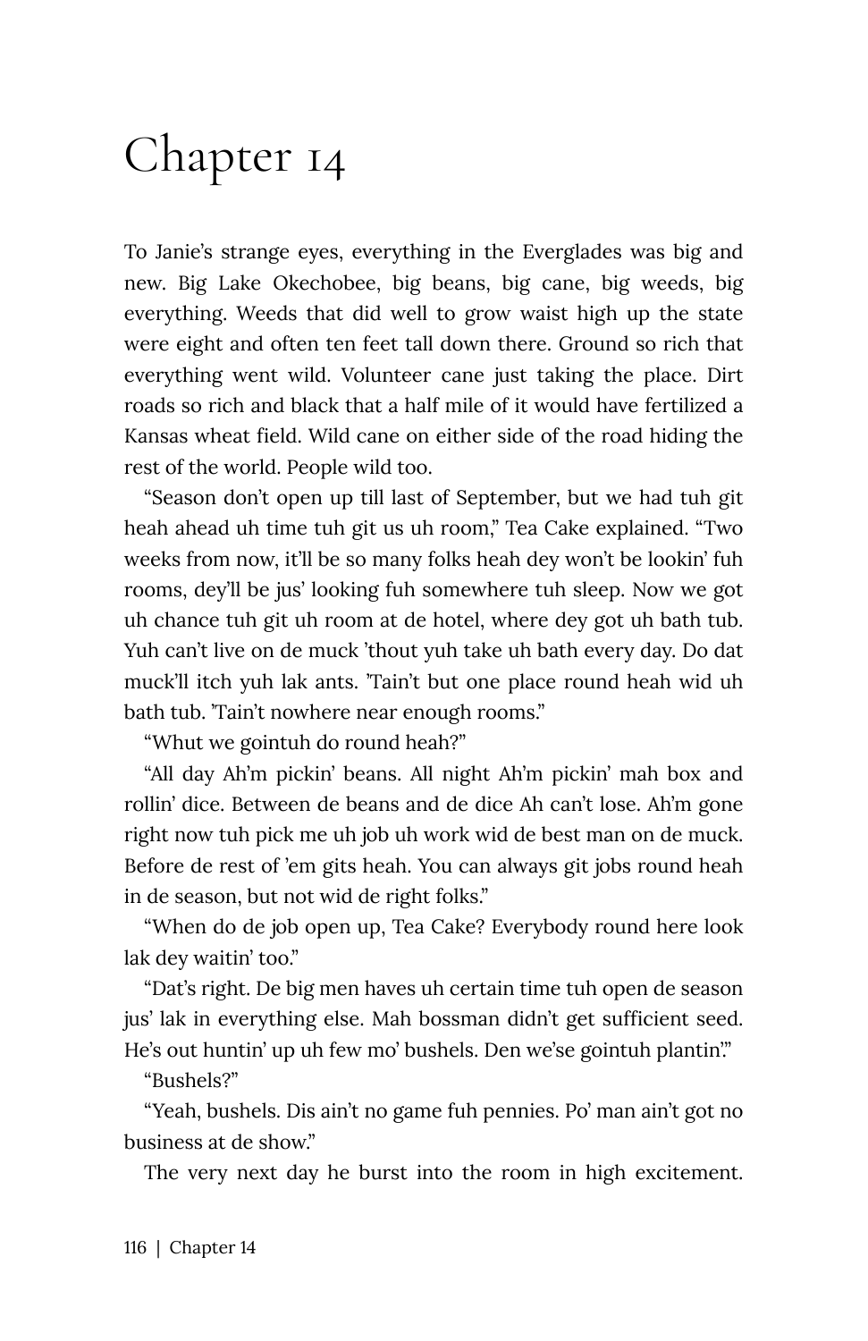# Chapter 14

To Janie's strange eyes, everything in the Everglades was big and new. Big Lake Okechobee, big beans, big cane, big weeds, big everything. Weeds that did well to grow waist high up the state were eight and often ten feet tall down there. Ground so rich that everything went wild. Volunteer cane just taking the place. Dirt roads so rich and black that a half mile of it would have fertilized a Kansas wheat field. Wild cane on either side of the road hiding the rest of the world. People wild too.

"Season don't open up till last of September, but we had tuh git heah ahead uh time tuh git us uh room," Tea Cake explained. "Two weeks from now, it'll be so many folks heah dey won't be lookin' fuh rooms, dey'll be jus' looking fuh somewhere tuh sleep. Now we got uh chance tuh git uh room at de hotel, where dey got uh bath tub. Yuh can't live on de muck 'thout yuh take uh bath every day. Do dat muck'll itch yuh lak ants. 'Tain't but one place round heah wid uh bath tub. 'Tain't nowhere near enough rooms."

"Whut we gointuh do round heah?"

"All day Ah'm pickin' beans. All night Ah'm pickin' mah box and rollin' dice. Between de beans and de dice Ah can't lose. Ah'm gone right now tuh pick me uh job uh work wid de best man on de muck. Before de rest of 'em gits heah. You can always git jobs round heah in de season, but not wid de right folks."

"When do de job open up, Tea Cake? Everybody round here look lak dey waitin' too."

"Dat's right. De big men haves uh certain time tuh open de season jus' lak in everything else. Mah bossman didn't get sufficient seed. He's out huntin' up uh few mo' bushels. Den we'se gointuh plantin'."

"Bushels?"

"Yeah, bushels. Dis ain't no game fuh pennies. Po' man ain't got no business at de show."

The very next day he burst into the room in high excitement.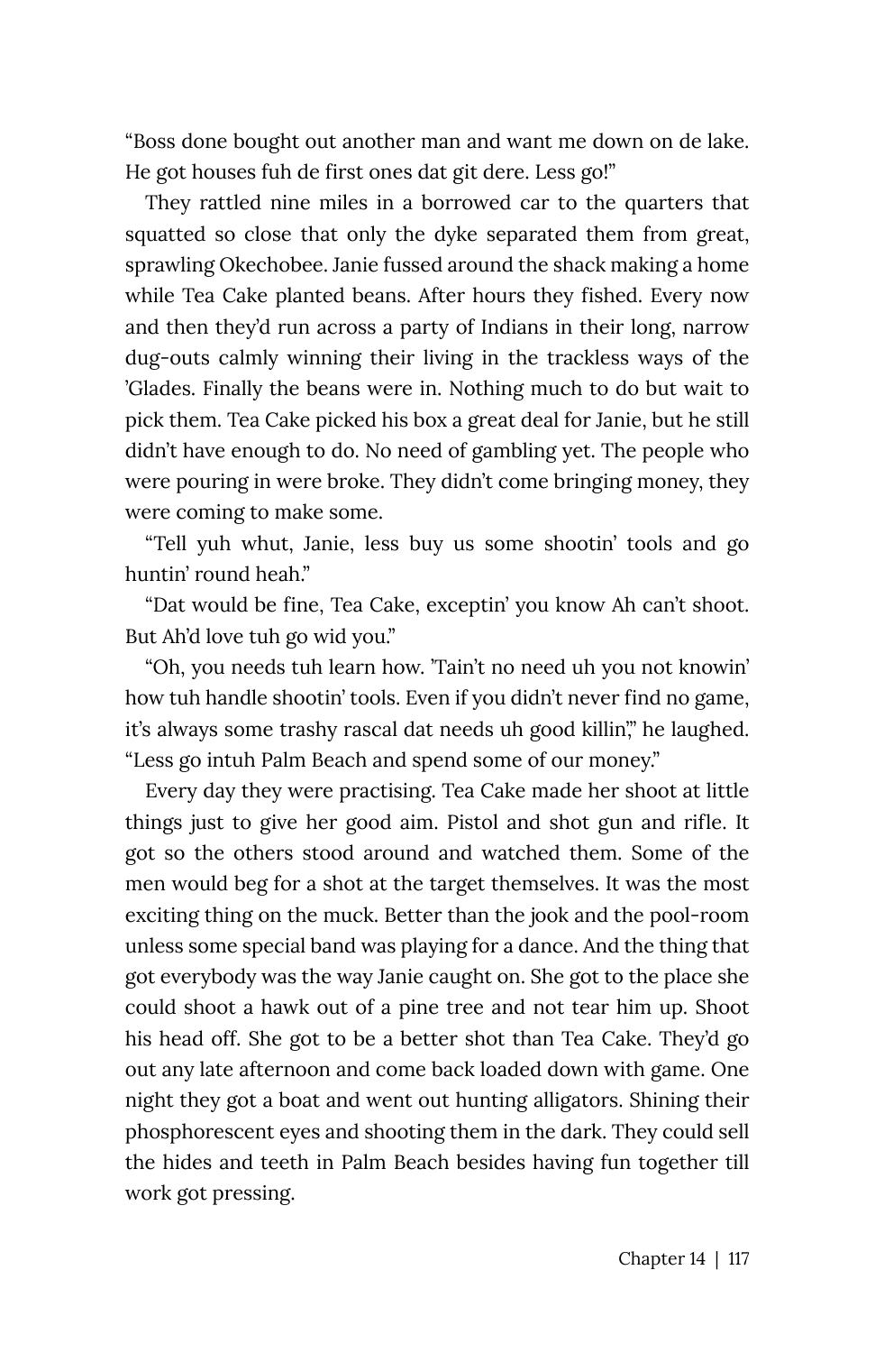"Boss done bought out another man and want me down on de lake. He got houses fuh de first ones dat git dere. Less go!"

They rattled nine miles in a borrowed car to the quarters that squatted so close that only the dyke separated them from great, sprawling Okechobee. Janie fussed around the shack making a home while Tea Cake planted beans. After hours they fished. Every now and then they'd run across a party of Indians in their long, narrow dug-outs calmly winning their living in the trackless ways of the 'Glades. Finally the beans were in. Nothing much to do but wait to pick them. Tea Cake picked his box a great deal for Janie, but he still didn't have enough to do. No need of gambling yet. The people who were pouring in were broke. They didn't come bringing money, they were coming to make some.

"Tell yuh whut, Janie, less buy us some shootin' tools and go huntin' round heah."

"Dat would be fine, Tea Cake, exceptin' you know Ah can't shoot. But Ah'd love tuh go wid you."

"Oh, you needs tuh learn how. 'Tain't no need uh you not knowin' how tuh handle shootin' tools. Even if you didn't never find no game, it's always some trashy rascal dat needs uh good killin'," he laughed. "Less go intuh Palm Beach and spend some of our money."

Every day they were practising. Tea Cake made her shoot at little things just to give her good aim. Pistol and shot gun and rifle. It got so the others stood around and watched them. Some of the men would beg for a shot at the target themselves. It was the most exciting thing on the muck. Better than the jook and the pool-room unless some special band was playing for a dance. And the thing that got everybody was the way Janie caught on. She got to the place she could shoot a hawk out of a pine tree and not tear him up. Shoot his head off. She got to be a better shot than Tea Cake. They'd go out any late afternoon and come back loaded down with game. One night they got a boat and went out hunting alligators. Shining their phosphorescent eyes and shooting them in the dark. They could sell the hides and teeth in Palm Beach besides having fun together till work got pressing.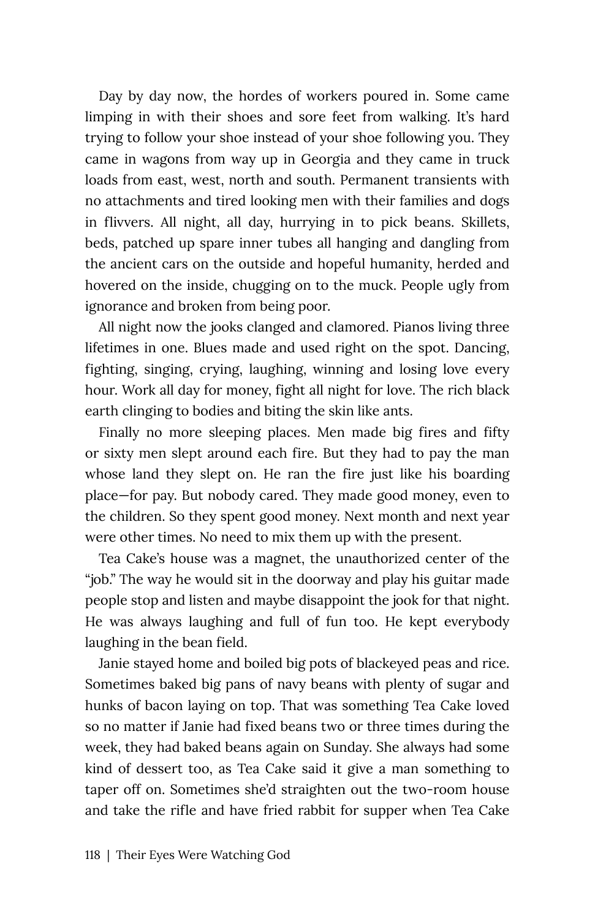Day by day now, the hordes of workers poured in. Some came limping in with their shoes and sore feet from walking. It's hard trying to follow your shoe instead of your shoe following you. They came in wagons from way up in Georgia and they came in truck loads from east, west, north and south. Permanent transients with no attachments and tired looking men with their families and dogs in flivvers. All night, all day, hurrying in to pick beans. Skillets, beds, patched up spare inner tubes all hanging and dangling from the ancient cars on the outside and hopeful humanity, herded and hovered on the inside, chugging on to the muck. People ugly from ignorance and broken from being poor.

All night now the jooks clanged and clamored. Pianos living three lifetimes in one. Blues made and used right on the spot. Dancing, fighting, singing, crying, laughing, winning and losing love every hour. Work all day for money, fight all night for love. The rich black earth clinging to bodies and biting the skin like ants.

Finally no more sleeping places. Men made big fires and fifty or sixty men slept around each fire. But they had to pay the man whose land they slept on. He ran the fire just like his boarding place—for pay. But nobody cared. They made good money, even to the children. So they spent good money. Next month and next year were other times. No need to mix them up with the present.

Tea Cake's house was a magnet, the unauthorized center of the "job." The way he would sit in the doorway and play his guitar made people stop and listen and maybe disappoint the jook for that night. He was always laughing and full of fun too. He kept everybody laughing in the bean field.

Janie stayed home and boiled big pots of blackeyed peas and rice. Sometimes baked big pans of navy beans with plenty of sugar and hunks of bacon laying on top. That was something Tea Cake loved so no matter if Janie had fixed beans two or three times during the week, they had baked beans again on Sunday. She always had some kind of dessert too, as Tea Cake said it give a man something to taper off on. Sometimes she'd straighten out the two-room house and take the rifle and have fried rabbit for supper when Tea Cake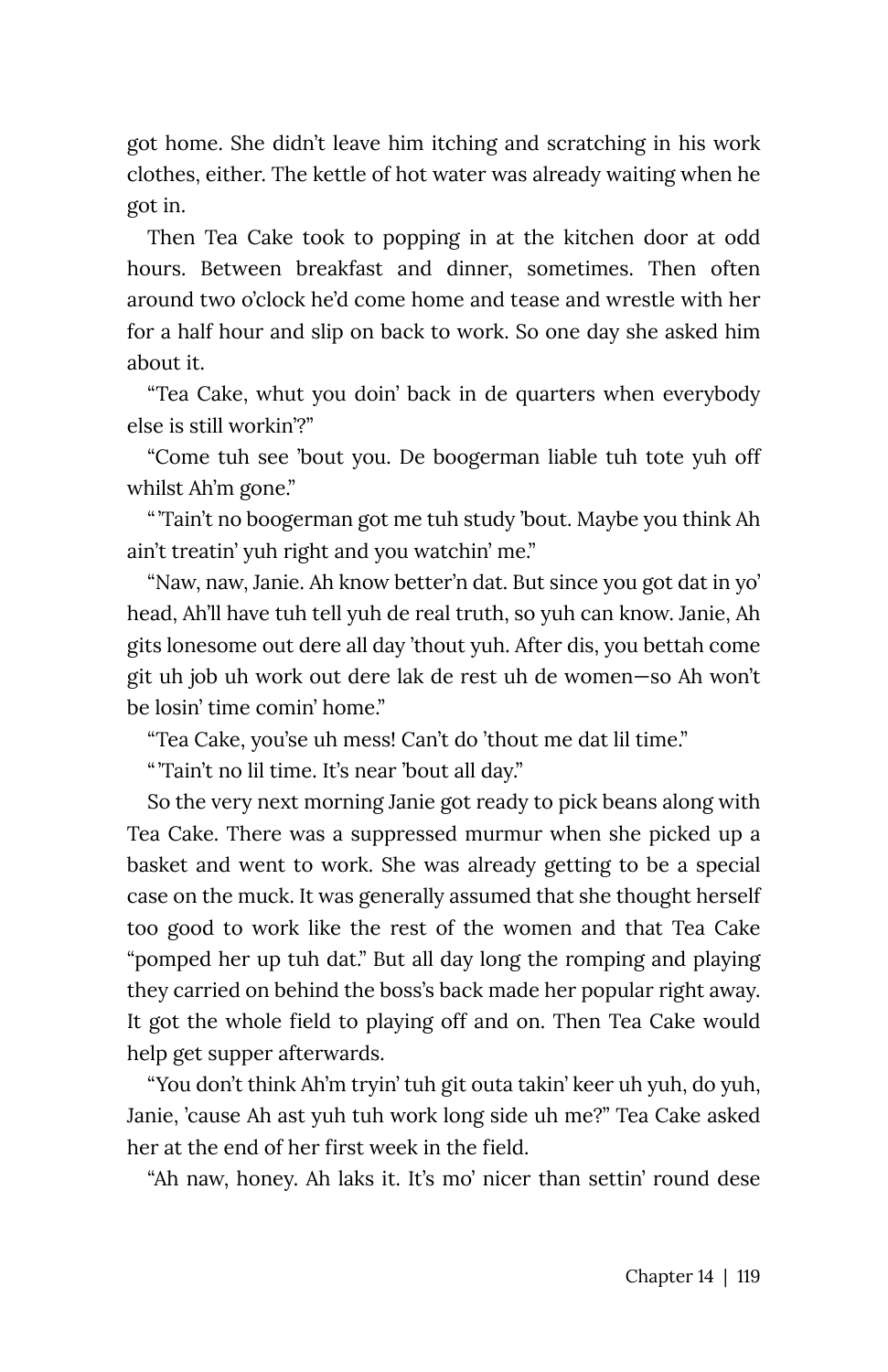got home. She didn't leave him itching and scratching in his work clothes, either. The kettle of hot water was already waiting when he got in.

Then Tea Cake took to popping in at the kitchen door at odd hours. Between breakfast and dinner, sometimes. Then often around two o'clock he'd come home and tease and wrestle with her for a half hour and slip on back to work. So one day she asked him about it.

"Tea Cake, whut you doin' back in de quarters when everybody else is still workin'?"

"Come tuh see 'bout you. De boogerman liable tuh tote yuh off whilst Ah'm gone."

" 'Tain't no boogerman got me tuh study 'bout. Maybe you think Ah ain't treatin' yuh right and you watchin' me."

"Naw, naw, Janie. Ah know better'n dat. But since you got dat in yo' head, Ah'll have tuh tell yuh de real truth, so yuh can know. Janie, Ah gits lonesome out dere all day 'thout yuh. After dis, you bettah come git uh job uh work out dere lak de rest uh de women—so Ah won't be losin' time comin' home."

"Tea Cake, you'se uh mess! Can't do 'thout me dat lil time."

" 'Tain't no lil time. It's near 'bout all day."

So the very next morning Janie got ready to pick beans along with Tea Cake. There was a suppressed murmur when she picked up a basket and went to work. She was already getting to be a special case on the muck. It was generally assumed that she thought herself too good to work like the rest of the women and that Tea Cake "pomped her up tuh dat." But all day long the romping and playing they carried on behind the boss's back made her popular right away. It got the whole field to playing off and on. Then Tea Cake would help get supper afterwards.

"You don't think Ah'm tryin' tuh git outa takin' keer uh yuh, do yuh, Janie, 'cause Ah ast yuh tuh work long side uh me?" Tea Cake asked her at the end of her first week in the field.

"Ah naw, honey. Ah laks it. It's mo' nicer than settin' round dese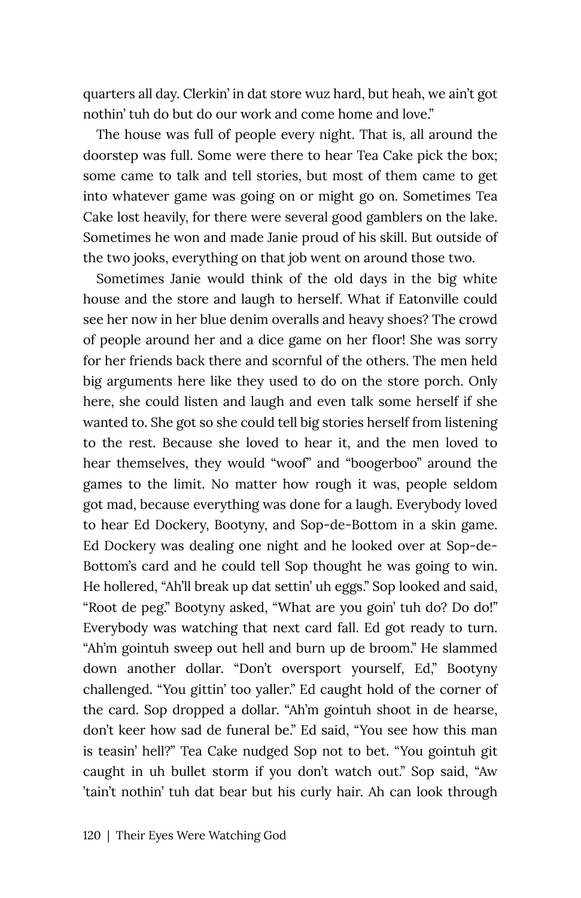quarters all day. Clerkin' in dat store wuz hard, but heah, we ain't got nothin' tuh do but do our work and come home and love."

The house was full of people every night. That is, all around the doorstep was full. Some were there to hear Tea Cake pick the box; some came to talk and tell stories, but most of them came to get into whatever game was going on or might go on. Sometimes Tea Cake lost heavily, for there were several good gamblers on the lake. Sometimes he won and made Janie proud of his skill. But outside of the two jooks, everything on that job went on around those two.

Sometimes Janie would think of the old days in the big white house and the store and laugh to herself. What if Eatonville could see her now in her blue denim overalls and heavy shoes? The crowd of people around her and a dice game on her floor! She was sorry for her friends back there and scornful of the others. The men held big arguments here like they used to do on the store porch. Only here, she could listen and laugh and even talk some herself if she wanted to. She got so she could tell big stories herself from listening to the rest. Because she loved to hear it, and the men loved to hear themselves, they would "woof" and "boogerboo" around the games to the limit. No matter how rough it was, people seldom got mad, because everything was done for a laugh. Everybody loved to hear Ed Dockery, Bootyny, and Sop-de-Bottom in a skin game. Ed Dockery was dealing one night and he looked over at Sop-de-Bottom's card and he could tell Sop thought he was going to win. He hollered, "Ah'll break up dat settin' uh eggs." Sop looked and said, "Root de peg." Bootyny asked, "What are you goin' tuh do? Do do!" Everybody was watching that next card fall. Ed got ready to turn. "Ah'm gointuh sweep out hell and burn up de broom." He slammed down another dollar. "Don't oversport yourself, Ed," Bootyny challenged. "You gittin' too yaller." Ed caught hold of the corner of the card. Sop dropped a dollar. "Ah'm gointuh shoot in de hearse, don't keer how sad de funeral be." Ed said, "You see how this man is teasin' hell?" Tea Cake nudged Sop not to bet. "You gointuh git caught in uh bullet storm if you don't watch out." Sop said, "Aw 'tain't nothin' tuh dat bear but his curly hair. Ah can look through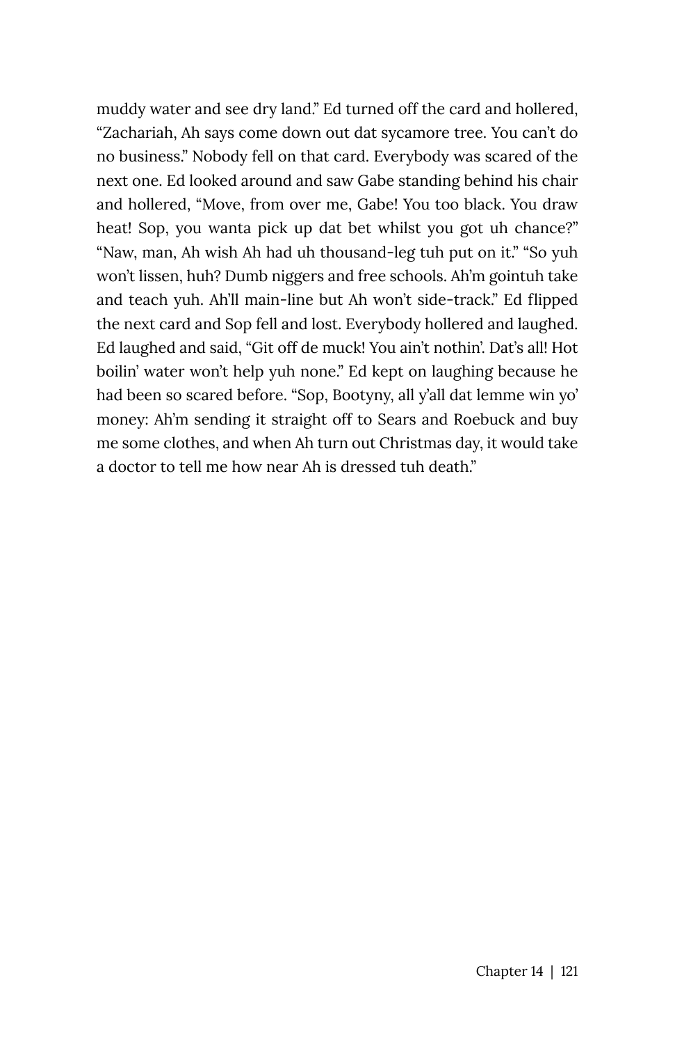muddy water and see dry land." Ed turned off the card and hollered, "Zachariah, Ah says come down out dat sycamore tree. You can't do no business." Nobody fell on that card. Everybody was scared of the next one. Ed looked around and saw Gabe standing behind his chair and hollered, "Move, from over me, Gabe! You too black. You draw heat! Sop, you wanta pick up dat bet whilst you got uh chance?" "Naw, man, Ah wish Ah had uh thousand-leg tuh put on it." "So yuh won't lissen, huh? Dumb niggers and free schools. Ah'm gointuh take and teach yuh. Ah'll main-line but Ah won't side-track." Ed flipped the next card and Sop fell and lost. Everybody hollered and laughed. Ed laughed and said, "Git off de muck! You ain't nothin'. Dat's all! Hot boilin' water won't help yuh none." Ed kept on laughing because he had been so scared before. "Sop, Bootyny, all y'all dat lemme win yo' money: Ah'm sending it straight off to Sears and Roebuck and buy me some clothes, and when Ah turn out Christmas day, it would take a doctor to tell me how near Ah is dressed tuh death."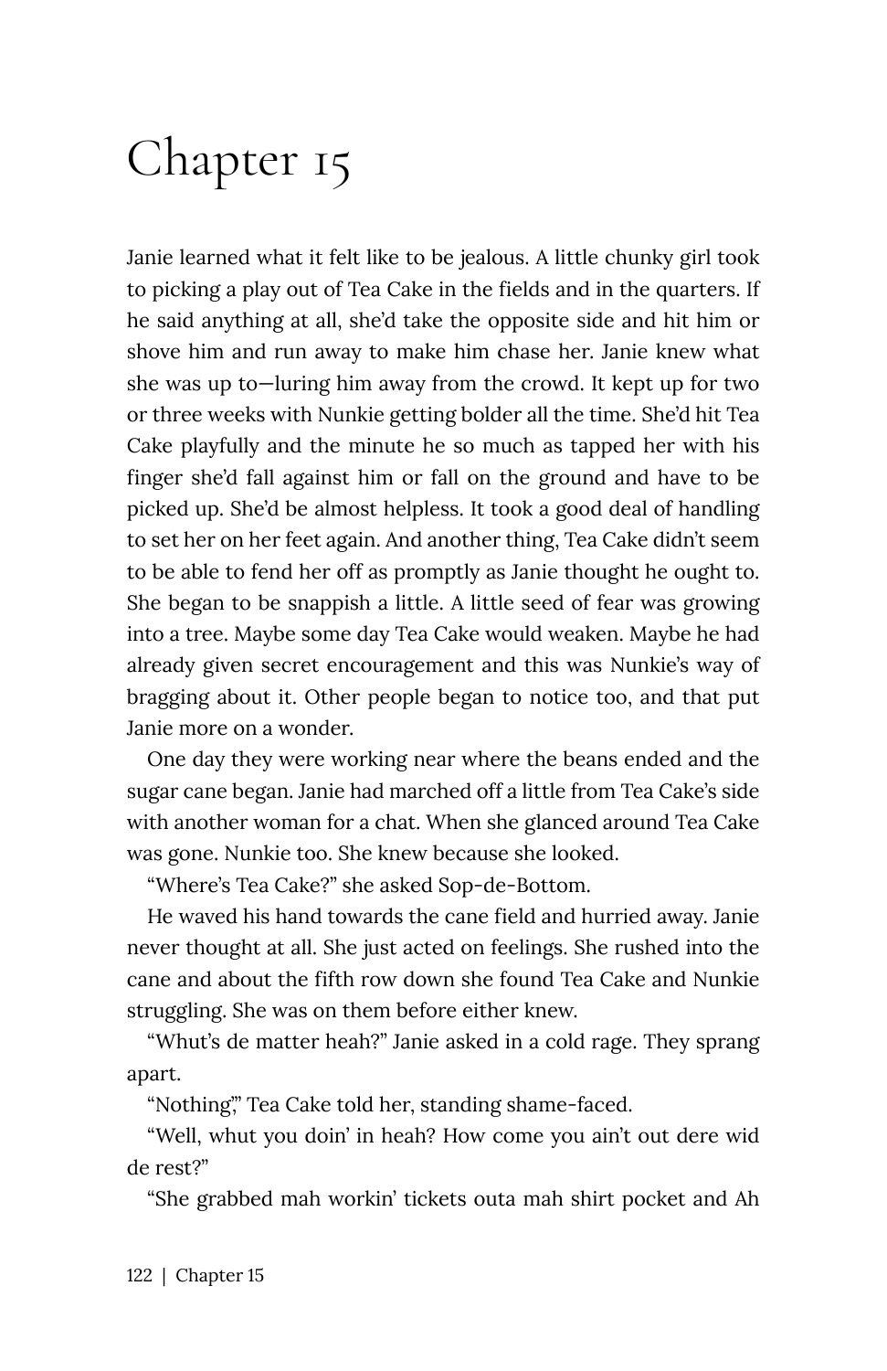# Chapter 15

Janie learned what it felt like to be jealous. A little chunky girl took to picking a play out of Tea Cake in the fields and in the quarters. If he said anything at all, she'd take the opposite side and hit him or shove him and run away to make him chase her. Janie knew what she was up to—luring him away from the crowd. It kept up for two or three weeks with Nunkie getting bolder all the time. She'd hit Tea Cake playfully and the minute he so much as tapped her with his finger she'd fall against him or fall on the ground and have to be picked up. She'd be almost helpless. It took a good deal of handling to set her on her feet again. And another thing, Tea Cake didn't seem to be able to fend her off as promptly as Janie thought he ought to. She began to be snappish a little. A little seed of fear was growing into a tree. Maybe some day Tea Cake would weaken. Maybe he had already given secret encouragement and this was Nunkie's way of bragging about it. Other people began to notice too, and that put Janie more on a wonder.

One day they were working near where the beans ended and the sugar cane began. Janie had marched off a little from Tea Cake's side with another woman for a chat. When she glanced around Tea Cake was gone. Nunkie too. She knew because she looked.

"Where's Tea Cake?" she asked Sop-de-Bottom.

He waved his hand towards the cane field and hurried away. Janie never thought at all. She just acted on feelings. She rushed into the cane and about the fifth row down she found Tea Cake and Nunkie struggling. She was on them before either knew.

"Whut's de matter heah?" Janie asked in a cold rage. They sprang apart.

"Nothing," Tea Cake told her, standing shame-faced.

"Well, whut you doin' in heah? How come you ain't out dere wid de rest?"

"She grabbed mah workin' tickets outa mah shirt pocket and Ah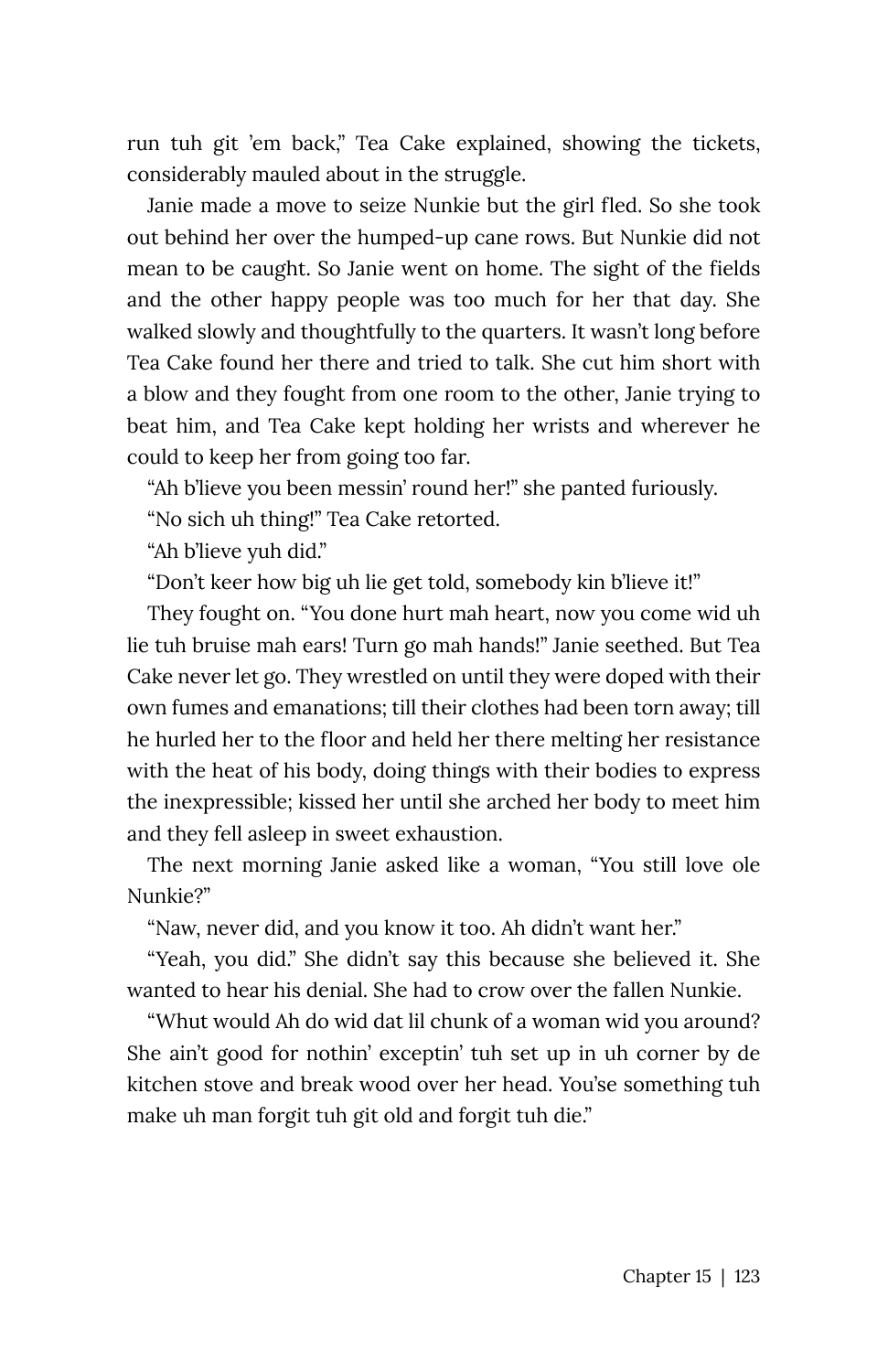run tuh git 'em back," Tea Cake explained, showing the tickets, considerably mauled about in the struggle.

Janie made a move to seize Nunkie but the girl fled. So she took out behind her over the humped-up cane rows. But Nunkie did not mean to be caught. So Janie went on home. The sight of the fields and the other happy people was too much for her that day. She walked slowly and thoughtfully to the quarters. It wasn't long before Tea Cake found her there and tried to talk. She cut him short with a blow and they fought from one room to the other, Janie trying to beat him, and Tea Cake kept holding her wrists and wherever he could to keep her from going too far.

"Ah b'lieve you been messin' round her!" she panted furiously.

"No sich uh thing!" Tea Cake retorted.

"Ah b'lieve yuh did."

"Don't keer how big uh lie get told, somebody kin b'lieve it!"

They fought on. "You done hurt mah heart, now you come wid uh lie tuh bruise mah ears! Turn go mah hands!" Janie seethed. But Tea Cake never let go. They wrestled on until they were doped with their own fumes and emanations; till their clothes had been torn away; till he hurled her to the floor and held her there melting her resistance with the heat of his body, doing things with their bodies to express the inexpressible; kissed her until she arched her body to meet him and they fell asleep in sweet exhaustion.

The next morning Janie asked like a woman, "You still love ole Nunkie?"

"Naw, never did, and you know it too. Ah didn't want her."

"Yeah, you did." She didn't say this because she believed it. She wanted to hear his denial. She had to crow over the fallen Nunkie.

"Whut would Ah do wid dat lil chunk of a woman wid you around? She ain't good for nothin' exceptin' tuh set up in uh corner by de kitchen stove and break wood over her head. You'se something tuh make uh man forgit tuh git old and forgit tuh die."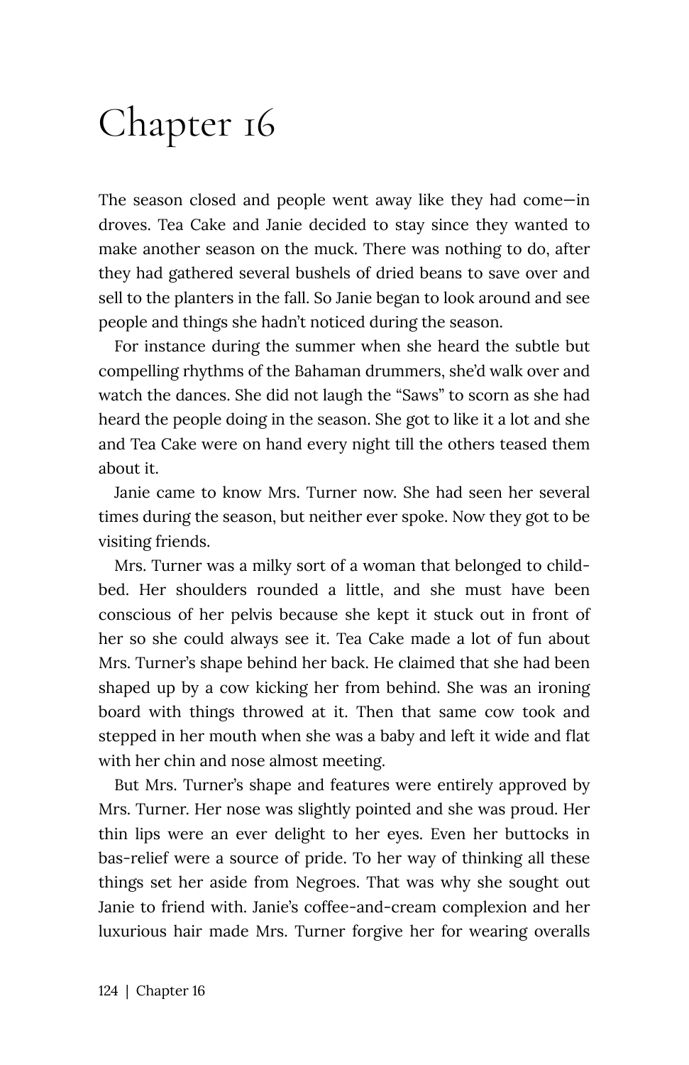# Chapter 16

The season closed and people went away like they had come—in droves. Tea Cake and Janie decided to stay since they wanted to make another season on the muck. There was nothing to do, after they had gathered several bushels of dried beans to save over and sell to the planters in the fall. So Janie began to look around and see people and things she hadn't noticed during the season.

For instance during the summer when she heard the subtle but compelling rhythms of the Bahaman drummers, she'd walk over and watch the dances. She did not laugh the "Saws" to scorn as she had heard the people doing in the season. She got to like it a lot and she and Tea Cake were on hand every night till the others teased them about it.

Janie came to know Mrs. Turner now. She had seen her several times during the season, but neither ever spoke. Now they got to be visiting friends.

Mrs. Turner was a milky sort of a woman that belonged to child-bed. Her shoulders rounded a little, and she must have been conscious of her pelvis because she kept it stuck out in front of her so she could always see it. Tea Cake made a lot of fun about Mrs. Turner's shape behind her back. He claimed that she had been shaped up by a cow kicking her from behind. She was an ironing board with things throwed at it. Then that same cow took and stepped in her mouth when she was a baby and left it wide and flat with her chin and nose almost meeting.

But Mrs. Turner's shape and features were entirely approved by Mrs. Turner. Her nose was slightly pointed and she was proud. Her thin lips were an ever delight to her eyes. Even her buttocks in bas-relief were a source of pride. To her way of thinking all these things set her aside from Negroes. That was why she sought out Janie to friend with. Janie's coffee-and-cream complexion and her luxurious hair made Mrs. Turner forgive her for wearing overalls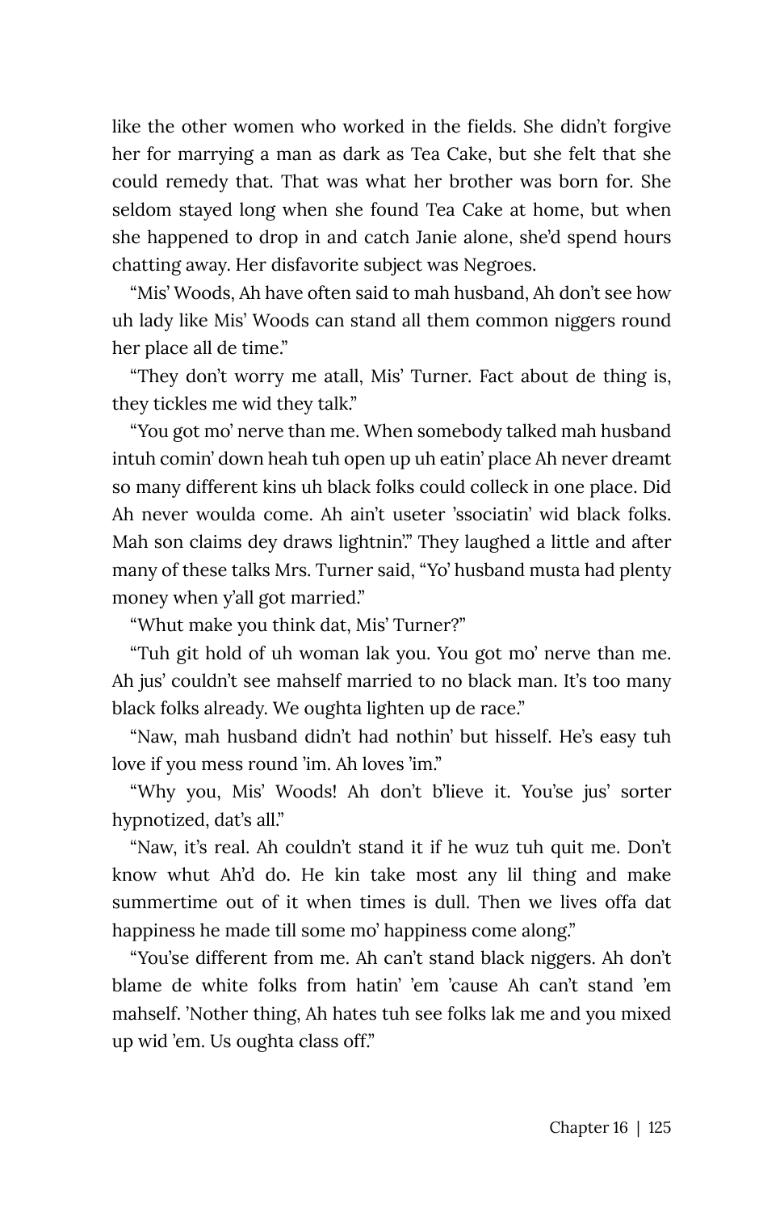like the other women who worked in the fields. She didn't forgive her for marrying a man as dark as Tea Cake, but she felt that she could remedy that. That was what her brother was born for. She seldom stayed long when she found Tea Cake at home, but when she happened to drop in and catch Janie alone, she'd spend hours chatting away. Her disfavorite subject was Negroes.

"Mis' Woods, Ah have often said to mah husband, Ah don't see how uh lady like Mis' Woods can stand all them common niggers round her place all de time."

"They don't worry me atall, Mis' Turner. Fact about de thing is, they tickles me wid they talk."

"You got mo' nerve than me. When somebody talked mah husband intuh comin' down heah tuh open up uh eatin' place Ah never dreamt so many different kins uh black folks could colleck in one place. Did Ah never woulda come. Ah ain't useter 'ssociatin' wid black folks. Mah son claims dey draws lightnin'." They laughed a little and after many of these talks Mrs. Turner said, "Yo' husband musta had plenty money when y'all got married."

"Whut make you think dat, Mis' Turner?"

"Tuh git hold of uh woman lak you. You got mo' nerve than me. Ah jus' couldn't see mahself married to no black man. It's too many black folks already. We oughta lighten up de race."

"Naw, mah husband didn't had nothin' but hisself. He's easy tuh love if you mess round 'im. Ah loves 'im."

"Why you, Mis' Woods! Ah don't b'lieve it. You'se jus' sorter hypnotized, dat's all."

"Naw, it's real. Ah couldn't stand it if he wuz tuh quit me. Don't know whut Ah'd do. He kin take most any lil thing and make summertime out of it when times is dull. Then we lives offa dat happiness he made till some mo' happiness come along."

"You'se different from me. Ah can't stand black niggers. Ah don't blame de white folks from hatin' 'em 'cause Ah can't stand 'em mahself. 'Nother thing, Ah hates tuh see folks lak me and you mixed up wid 'em. Us oughta class off."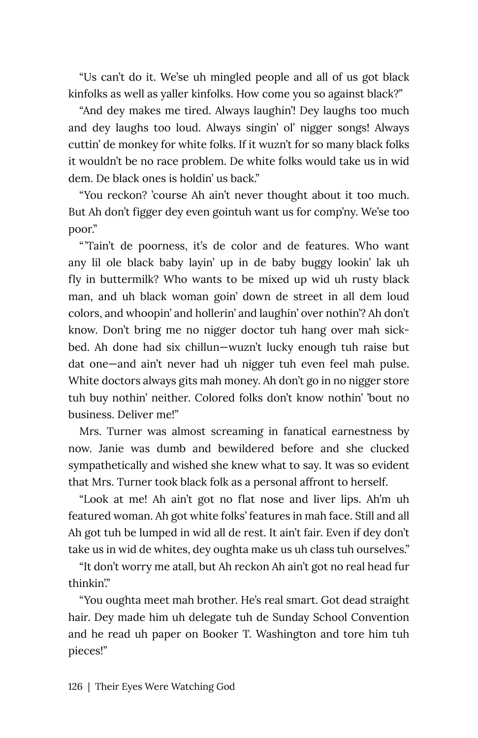"Us can't do it. We'se uh mingled people and all of us got black kinfolks as well as yaller kinfolks. How come you so against black?"

"And dey makes me tired. Always laughin'! Dey laughs too much and dey laughs too loud. Always singin' ol' nigger songs! Always cuttin' de monkey for white folks. If it wuzn't for so many black folks it wouldn't be no race problem. De white folks would take us in wid dem. De black ones is holdin' us back."

"You reckon? 'course Ah ain't never thought about it too much. But Ah don't figger dey even gointuh want us for comp'ny. We'se too poor."

"'Tain't de poorness, it's de color and de features. Who want any lil ole black baby layin' up in de baby buggy lookin' lak uh fly in buttermilk? Who wants to be mixed up wid uh rusty black man, and uh black woman goin' down de street in all dem loud colors, and whoopin' and hollerin' and laughin' over nothin'? Ah don't know. Don't bring me no nigger doctor tuh hang over mah sick-bed. Ah done had six chillun—wuzn't lucky enough tuh raise but dat one—and ain't never had uh nigger tuh even feel mah pulse. White doctors always gits mah money. Ah don't go in no nigger store tuh buy nothin' neither. Colored folks don't know nothin' 'bout no business. Deliver me!"

Mrs. Turner was almost screaming in fanatical earnestness by now. Janie was dumb and bewildered before and she clucked sympathetically and wished she knew what to say. It was so evident that Mrs. Turner took black folk as a personal affront to herself.

"Look at me! Ah ain't got no flat nose and liver lips. Ah'm uh featured woman. Ah got white folks' features in mah face. Still and all Ah got tuh be lumped in wid all de rest. It ain't fair. Even if dey don't take us in wid de whites, dey oughta make us uh class tuh ourselves."

"It don't worry me atall, but Ah reckon Ah ain't got no real head fur thinkin'."

"You oughta meet mah brother. He's real smart. Got dead straight hair. Dey made him uh delegate tuh de Sunday School Convention and he read uh paper on Booker T. Washington and tore him tuh pieces!"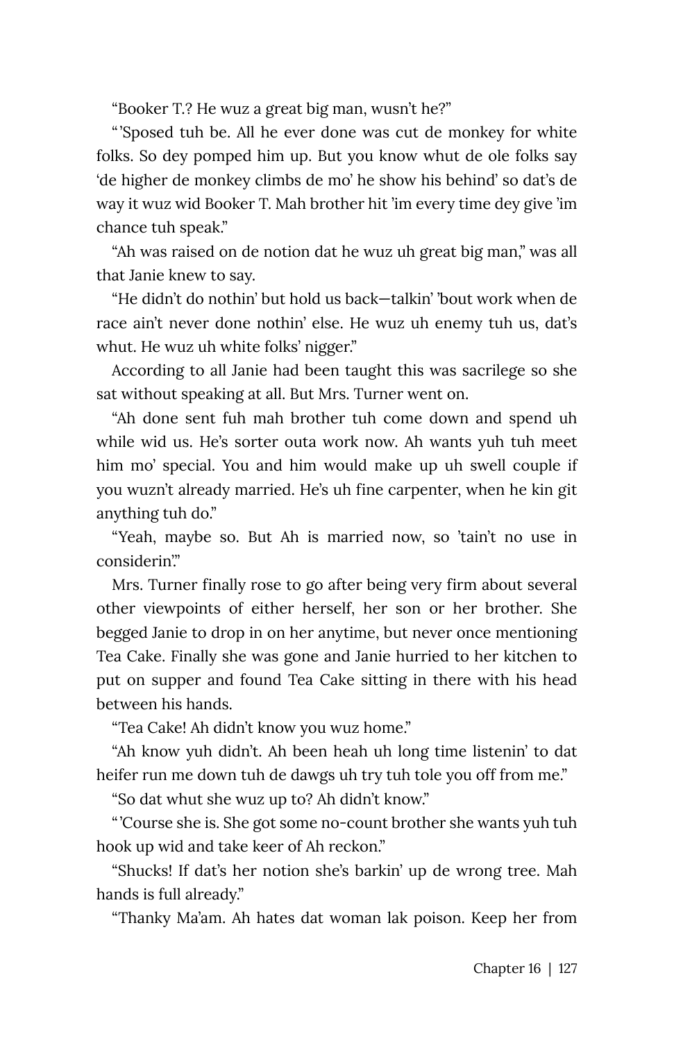"Booker T.? He wuz a great big man, wusn't he?"

"'Sposed tuh be. All he ever done was cut de monkey for white folks. So dey pomped him up. But you know whut de ole folks say 'de higher de monkey climbs de mo' he show his behind' so dat's de way it wuz wid Booker T. Mah brother hit 'im every time dey give 'im chance tuh speak."

"Ah was raised on de notion dat he wuz uh great big man," was all that Janie knew to say.

"He didn't do nothin' but hold us back—talkin' 'bout work when de race ain't never done nothin' else. He wuz uh enemy tuh us, dat's whut. He wuz uh white folks' nigger."

According to all Janie had been taught this was sacrilege so she sat without speaking at all. But Mrs. Turner went on.

"Ah done sent fuh mah brother tuh come down and spend uh while wid us. He's sorter outa work now. Ah wants yuh tuh meet him mo' special. You and him would make up uh swell couple if you wuzn't already married. He's uh fine carpenter, when he kin git anything tuh do."

"Yeah, maybe so. But Ah is married now, so 'tain't no use in considerin'."

Mrs. Turner finally rose to go after being very firm about several other viewpoints of either herself, her son or her brother. She begged Janie to drop in on her anytime, but never once mentioning Tea Cake. Finally she was gone and Janie hurried to her kitchen to put on supper and found Tea Cake sitting in there with his head between his hands.

"Tea Cake! Ah didn't know you wuz home."

"Ah know yuh didn't. Ah been heah uh long time listenin' to dat heifer run me down tuh de dawgs uh try tuh tole you off from me."

"So dat whut she wuz up to? Ah didn't know."

"'Course she is. She got some no-count brother she wants yuh tuh hook up wid and take keer of Ah reckon."

"Shucks! If dat's her notion she's barkin' up de wrong tree. Mah hands is full already."

"Thanky Ma'am. Ah hates dat woman lak poison. Keep her from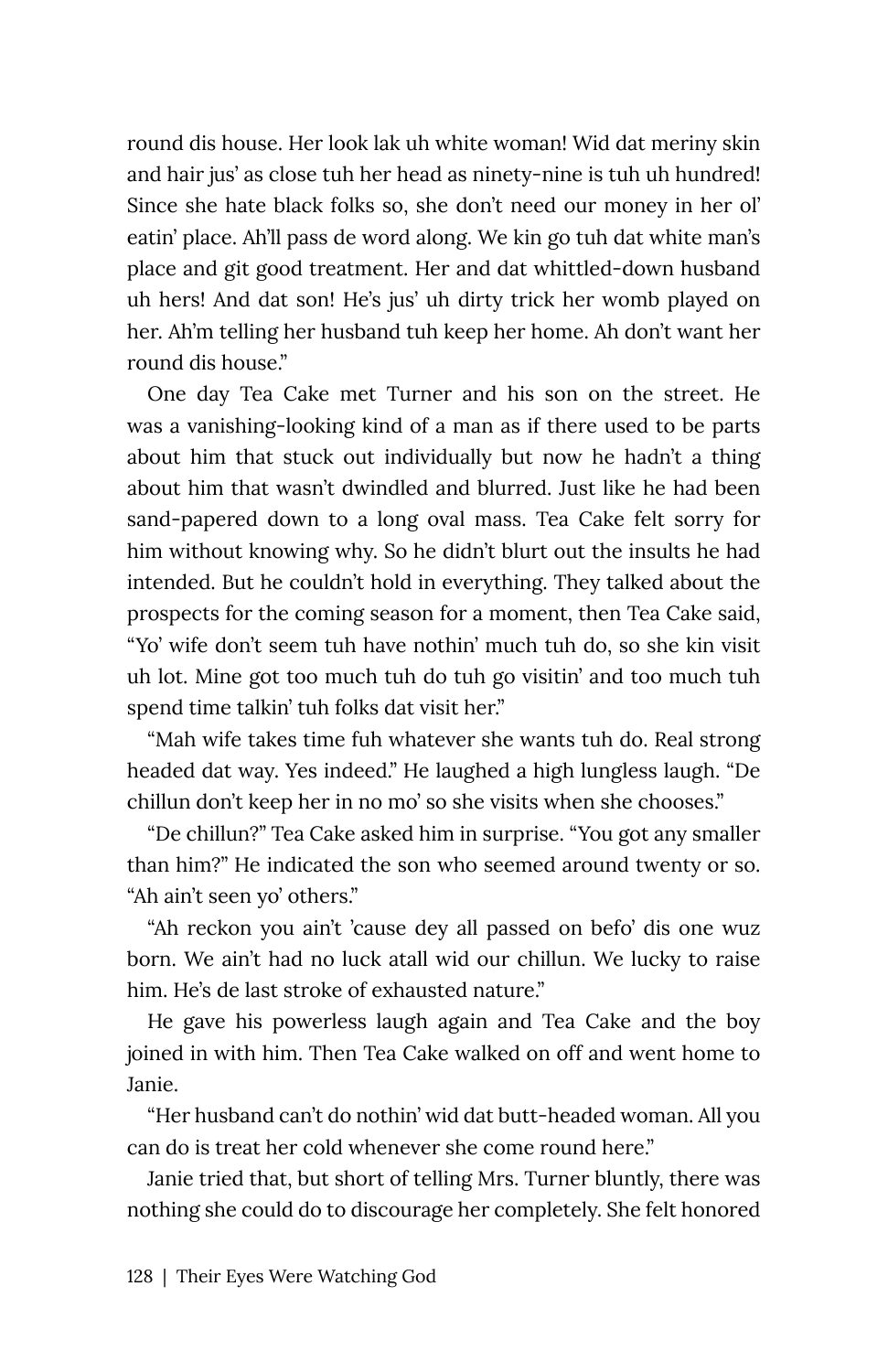round dis house. Her look lak uh white woman! Wid dat meriny skin and hair jus' as close tuh her head as ninety-nine is tuh uh hundred! Since she hate black folks so, she don't need our money in her ol' eatin' place. Ah'll pass de word along. We kin go tuh dat white man's place and git good treatment. Her and dat whittled-down husband uh hers! And dat son! He's jus' uh dirty trick her womb played on her. Ah'm telling her husband tuh keep her home. Ah don't want her round dis house."

One day Tea Cake met Turner and his son on the street. He was a vanishing-looking kind of a man as if there used to be parts about him that stuck out individually but now he hadn't a thing about him that wasn't dwindled and blurred. Just like he had been sand-papered down to a long oval mass. Tea Cake felt sorry for him without knowing why. So he didn't blurt out the insults he had intended. But he couldn't hold in everything. They talked about the prospects for the coming season for a moment, then Tea Cake said, "Yo' wife don't seem tuh have nothin' much tuh do, so she kin visit uh lot. Mine got too much tuh do tuh go visitin' and too much tuh spend time talkin' tuh folks dat visit her."

"Mah wife takes time fuh whatever she wants tuh do. Real strong headed dat way. Yes indeed." He laughed a high lungless laugh. "De chillun don't keep her in no mo' so she visits when she chooses."

"De chillun?" Tea Cake asked him in surprise. "You got any smaller than him?" He indicated the son who seemed around twenty or so. "Ah ain't seen yo' others."

"Ah reckon you ain't 'cause dey all passed on befo' dis one wuz born. We ain't had no luck atall wid our chillun. We lucky to raise him. He's de last stroke of exhausted nature."

He gave his powerless laugh again and Tea Cake and the boy joined in with him. Then Tea Cake walked on off and went home to Janie.

"Her husband can't do nothin' wid dat butt-headed woman. All you can do is treat her cold whenever she come round here."

Janie tried that, but short of telling Mrs. Turner bluntly, there was nothing she could do to discourage her completely. She felt honored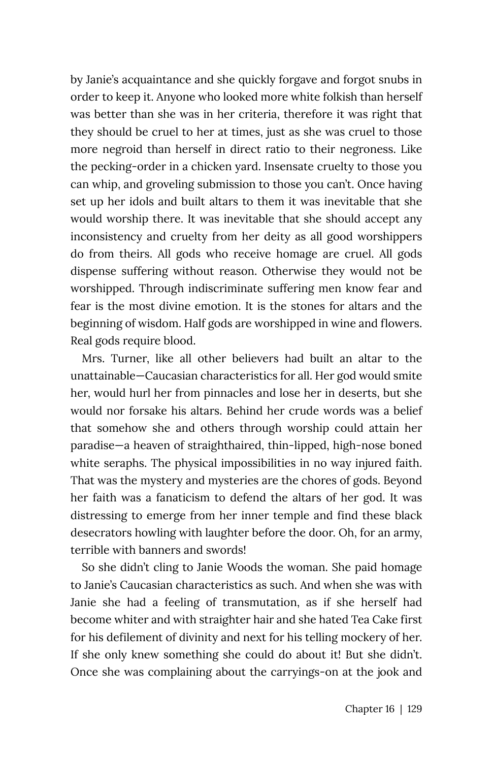by Janie's acquaintance and she quickly forgave and forgot snubs in order to keep it. Anyone who looked more white folkish than herself was better than she was in her criteria, therefore it was right that they should be cruel to her at times, just as she was cruel to those more negroid than herself in direct ratio to their negroness. Like the pecking-order in a chicken yard. Insensate cruelty to those you can whip, and groveling submission to those you can't. Once having set up her idols and built altars to them it was inevitable that she would worship there. It was inevitable that she should accept any inconsistency and cruelty from her deity as all good worshippers do from theirs. All gods who receive homage are cruel. All gods dispense suffering without reason. Otherwise they would not be worshipped. Through indiscriminate suffering men know fear and fear is the most divine emotion. It is the stones for altars and the beginning of wisdom. Half gods are worshipped in wine and flowers. Real gods require blood.

Mrs. Turner, like all other believers had built an altar to the unattainable—Caucasian characteristics for all. Her god would smite her, would hurl her from pinnacles and lose her in deserts, but she would nor forsake his altars. Behind her crude words was a belief that somehow she and others through worship could attain her paradise—a heaven of straighthaired, thin-lipped, high-nose boned white seraphs. The physical impossibilities in no way injured faith. That was the mystery and mysteries are the chores of gods. Beyond her faith was a fanaticism to defend the altars of her god. It was distressing to emerge from her inner temple and find these black desecrators howling with laughter before the door. Oh, for an army, terrible with banners and swords!

So she didn't cling to Janie Woods the woman. She paid homage to Janie's Caucasian characteristics as such. And when she was with Janie she had a feeling of transmutation, as if she herself had become whiter and with straighter hair and she hated Tea Cake first for his defilement of divinity and next for his telling mockery of her. If she only knew something she could do about it! But she didn't. Once she was complaining about the carryings-on at the jook and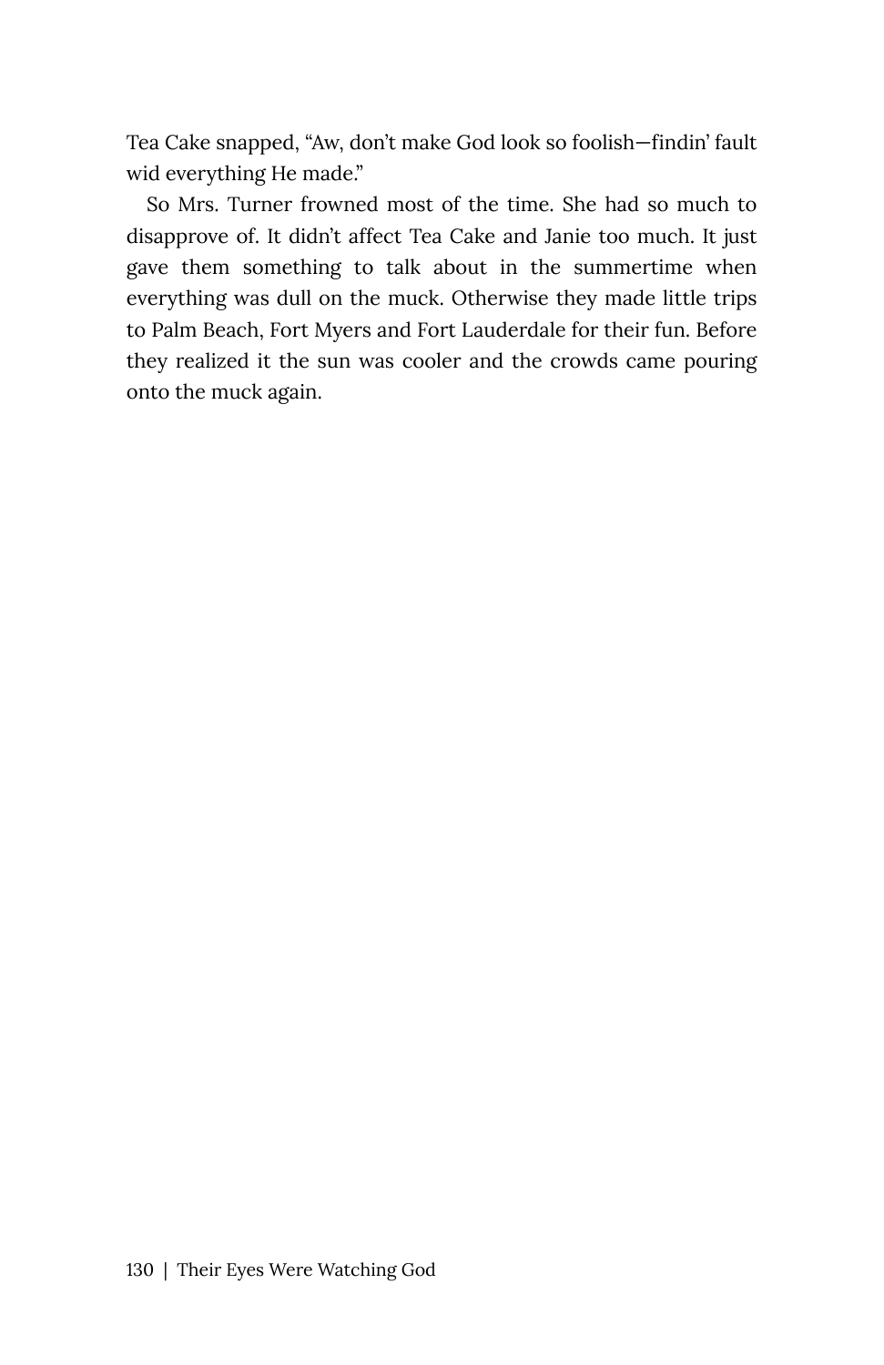Tea Cake snapped, "Aw, don't make God look so foolish—findin' fault wid everything He made."

So Mrs. Turner frowned most of the time. She had so much to disapprove of. It didn't affect Tea Cake and Janie too much. It just gave them something to talk about in the summertime when everything was dull on the muck. Otherwise they made little trips to Palm Beach, Fort Myers and Fort Lauderdale for their fun. Before they realized it the sun was cooler and the crowds came pouring onto the muck again.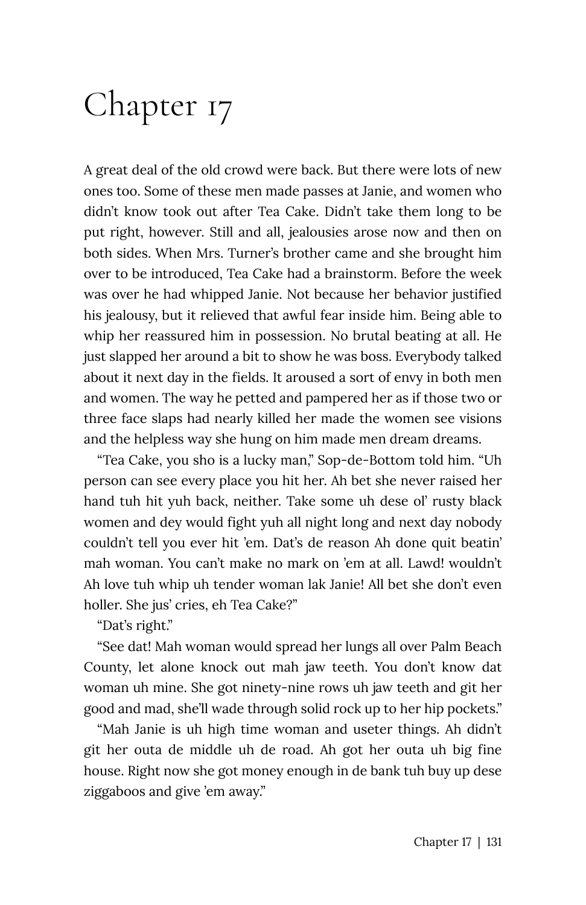# Chapter 17

A great deal of the old crowd were back. But there were lots of new ones too. Some of these men made passes at Janie, and women who didn't know took out after Tea Cake. Didn't take them long to be put right, however. Still and all, jealousies arose now and then on both sides. When Mrs. Turner's brother came and she brought him over to be introduced, Tea Cake had a brainstorm. Before the week was over he had whipped Janie. Not because her behavior justified his jealousy, but it relieved that awful fear inside him. Being able to whip her reassured him in possession. No brutal beating at all. He just slapped her around a bit to show he was boss. Everybody talked about it next day in the fields. It aroused a sort of envy in both men and women. The way he petted and pampered her as if those two or three face slaps had nearly killed her made the women see visions and the helpless way she hung on him made men dream dreams.

"Tea Cake, you sho is a lucky man," Sop-de-Bottom told him. "Uh person can see every place you hit her. Ah bet she never raised her hand tuh hit yuh back, neither. Take some uh dese ol' rusty black women and dey would fight yuh all night long and next day nobody couldn't tell you ever hit 'em. Dat's de reason Ah done quit beatin' mah woman. You can't make no mark on 'em at all. Lawd! wouldn't Ah love tuh whip uh tender woman lak Janie! All bet she don't even holler. She jus' cries, eh Tea Cake?"

"Dat's right."

"See dat! Mah woman would spread her lungs all over Palm Beach County, let alone knock out mah jaw teeth. You don't know dat woman uh mine. She got ninety-nine rows uh jaw teeth and git her good and mad, she'll wade through solid rock up to her hip pockets."

"Mah Janie is uh high time woman and useter things. Ah didn't git her outa de middle uh de road. Ah got her outa uh big fine house. Right now she got money enough in de bank tuh buy up dese ziggaboos and give 'em away."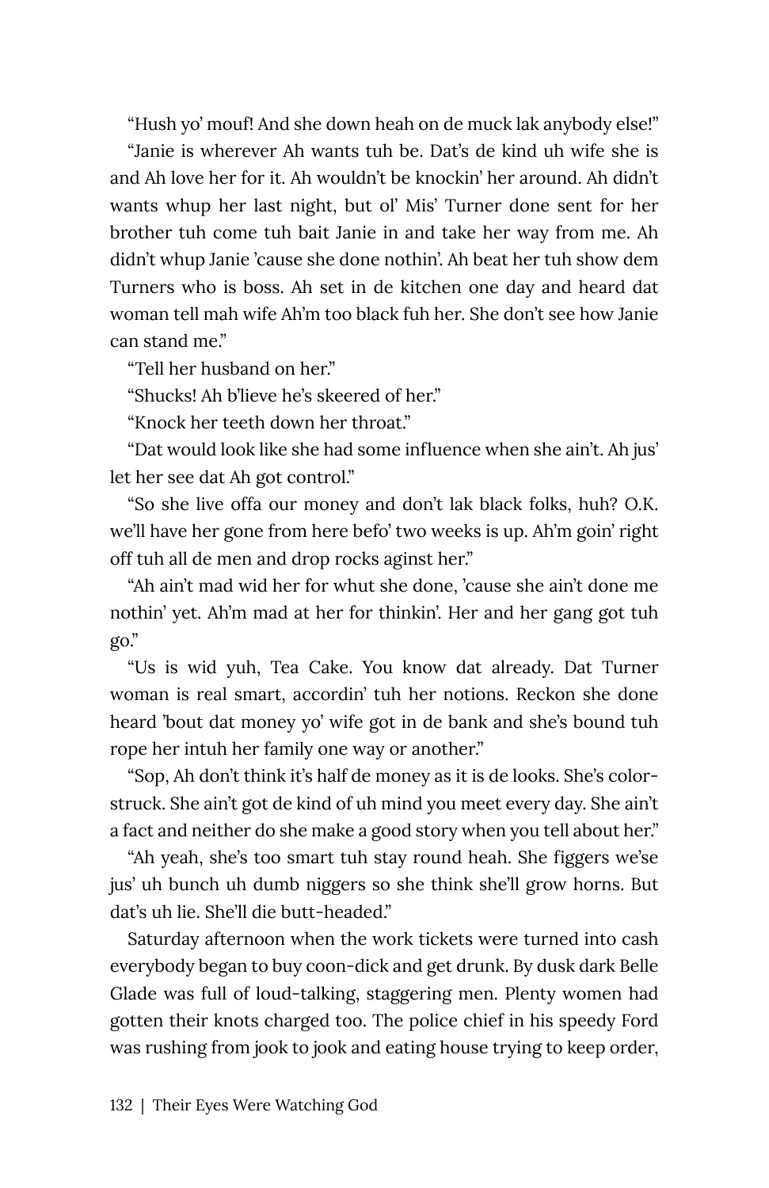"Hush yo' mouf! And she down heah on de muck lak anybody else!"

"Janie is wherever Ah wants tuh be. Dat's de kind uh wife she is and Ah love her for it. Ah wouldn't be knockin' her around. Ah didn't wants whup her last night, but ol' Mis' Turner done sent for her brother tuh come tuh bait Janie in and take her way from me. Ah didn't whup Janie 'cause she done nothin'. Ah beat her tuh show dem Turners who is boss. Ah set in de kitchen one day and heard dat woman tell mah wife Ah'm too black fuh her. She don't see how Janie can stand me."

"Tell her husband on her."

"Shucks! Ah b'lieve he's skeered of her."

"Knock her teeth down her throat."

"Dat would look like she had some influence when she ain't. Ah jus' let her see dat Ah got control."

"So she live offa our money and don't lak black folks, huh? O.K. we'll have her gone from here befo' two weeks is up. Ah'm goin' right off tuh all de men and drop rocks aginst her."

"Ah ain't mad wid her for whut she done, 'cause she ain't done me nothin' yet. Ah'm mad at her for thinkin'. Her and her gang got tuh go."

"Us is wid yuh, Tea Cake. You know dat already. Dat Turner woman is real smart, accordin' tuh her notions. Reckon she done heard 'bout dat money yo' wife got in de bank and she's bound tuh rope her intuh her family one way or another."

"Sop, Ah don't think it's half de money as it is de looks. She's color-struck. She ain't got de kind of uh mind you meet every day. She ain't a fact and neither do she make a good story when you tell about her."

"Ah yeah, she's too smart tuh stay round heah. She figgers we'se jus' uh bunch uh dumb niggers so she think she'll grow horns. But dat's uh lie. She'll die butt-headed."

Saturday afternoon when the work tickets were turned into cash everybody began to buy coon-dick and get drunk. By dusk dark Belle Glade was full of loud-talking, staggering men. Plenty women had gotten their knots charged too. The police chief in his speedy Ford was rushing from jook to jook and eating house trying to keep order,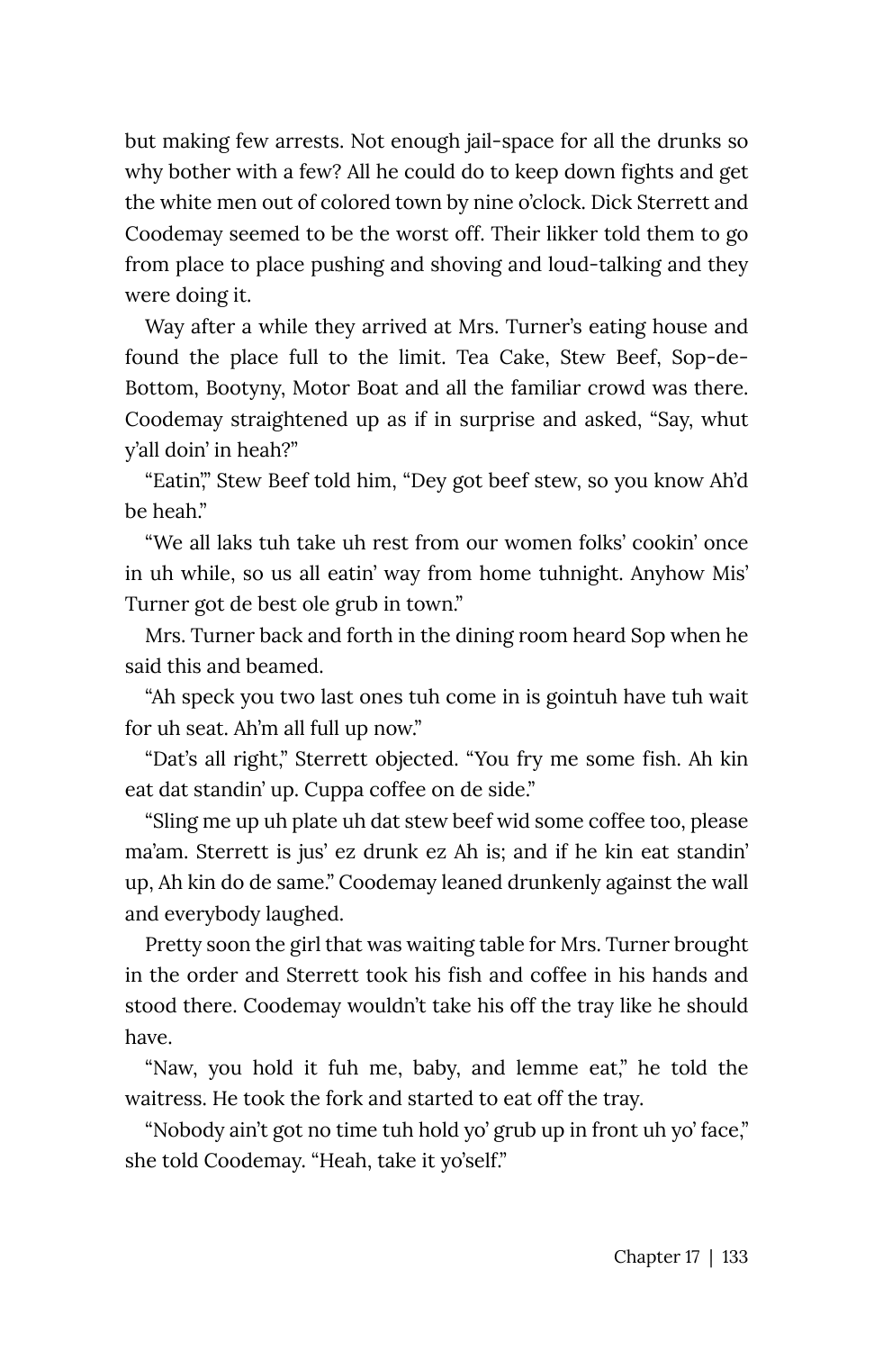but making few arrests. Not enough jail-space for all the drunks so why bother with a few? All he could do to keep down fights and get the white men out of colored town by nine o'clock. Dick Sterrett and Coodemay seemed to be the worst off. Their likker told them to go from place to place pushing and shoving and loud-talking and they were doing it.

Way after a while they arrived at Mrs. Turner's eating house and found the place full to the limit. Tea Cake, Stew Beef, Sop-de-Bottom, Bootyny, Motor Boat and all the familiar crowd was there. Coodemay straightened up as if in surprise and asked, "Say, whut y'all doin' in heah?"

"Eatin'," Stew Beef told him, "Dey got beef stew, so you know Ah'd be heah."

"We all laks tuh take uh rest from our women folks' cookin' once in uh while, so us all eatin' way from home tuhnight. Anyhow Mis' Turner got de best ole grub in town."

Mrs. Turner back and forth in the dining room heard Sop when he said this and beamed.

"Ah speck you two last ones tuh come in is gointuh have tuh wait for uh seat. Ah'm all full up now."

"Dat's all right," Sterrett objected. "You fry me some fish. Ah kin eat dat standin' up. Cuppa coffee on de side."

"Sling me up uh plate uh dat stew beef wid some coffee too, please ma'am. Sterrett is jus' ez drunk ez Ah is; and if he kin eat standin' up, Ah kin do de same." Coodemay leaned drunkenly against the wall and everybody laughed.

Pretty soon the girl that was waiting table for Mrs. Turner brought in the order and Sterrett took his fish and coffee in his hands and stood there. Coodemay wouldn't take his off the tray like he should have.

"Naw, you hold it fuh me, baby, and lemme eat," he told the waitress. He took the fork and started to eat off the tray.

"Nobody ain't got no time tuh hold yo' grub up in front uh yo' face," she told Coodemay. "Heah, take it yo'self."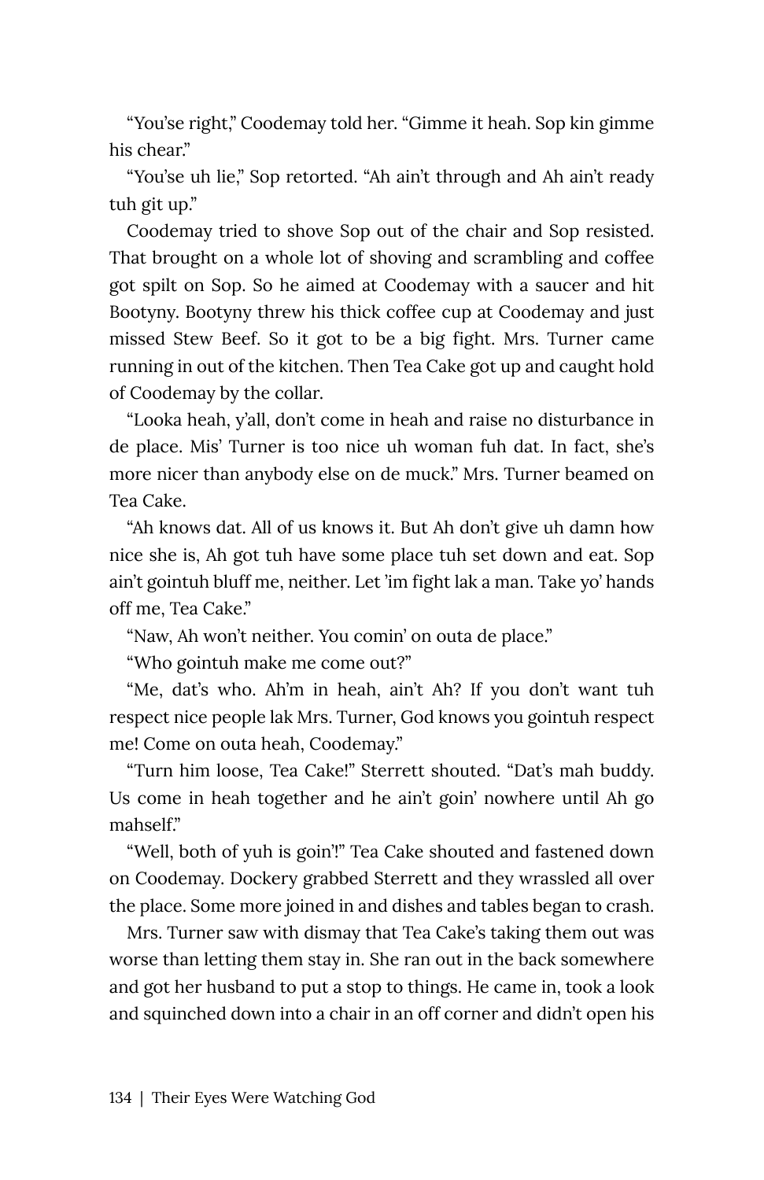"You'se right," Coodemay told her. "Gimme it heah. Sop kin gimme his chear."

"You'se uh lie," Sop retorted. "Ah ain't through and Ah ain't ready tuh git up."

Coodemay tried to shove Sop out of the chair and Sop resisted. That brought on a whole lot of shoving and scrambling and coffee got spilt on Sop. So he aimed at Coodemay with a saucer and hit Bootyny. Bootyny threw his thick coffee cup at Coodemay and just missed Stew Beef. So it got to be a big fight. Mrs. Turner came running in out of the kitchen. Then Tea Cake got up and caught hold of Coodemay by the collar.

"Looka heah, y'all, don't come in heah and raise no disturbance in de place. Mis' Turner is too nice uh woman fuh dat. In fact, she's more nicer than anybody else on de muck." Mrs. Turner beamed on Tea Cake.

"Ah knows dat. All of us knows it. But Ah don't give uh damn how nice she is, Ah got tuh have some place tuh set down and eat. Sop ain't gointuh bluff me, neither. Let 'im fight lak a man. Take yo' hands off me, Tea Cake."

"Naw, Ah won't neither. You comin' on outa de place."

"Who gointuh make me come out?"

"Me, dat's who. Ah'm in heah, ain't Ah? If you don't want tuh respect nice people lak Mrs. Turner, God knows you gointuh respect me! Come on outa heah, Coodemay."

"Turn him loose, Tea Cake!" Sterrett shouted. "Dat's mah buddy. Us come in heah together and he ain't goin' nowhere until Ah go mahself."

"Well, both of yuh is goin'!" Tea Cake shouted and fastened down on Coodemay. Dockery grabbed Sterrett and they wrassled all over the place. Some more joined in and dishes and tables began to crash.

Mrs. Turner saw with dismay that Tea Cake's taking them out was worse than letting them stay in. She ran out in the back somewhere and got her husband to put a stop to things. He came in, took a look and squinched down into a chair in an off corner and didn't open his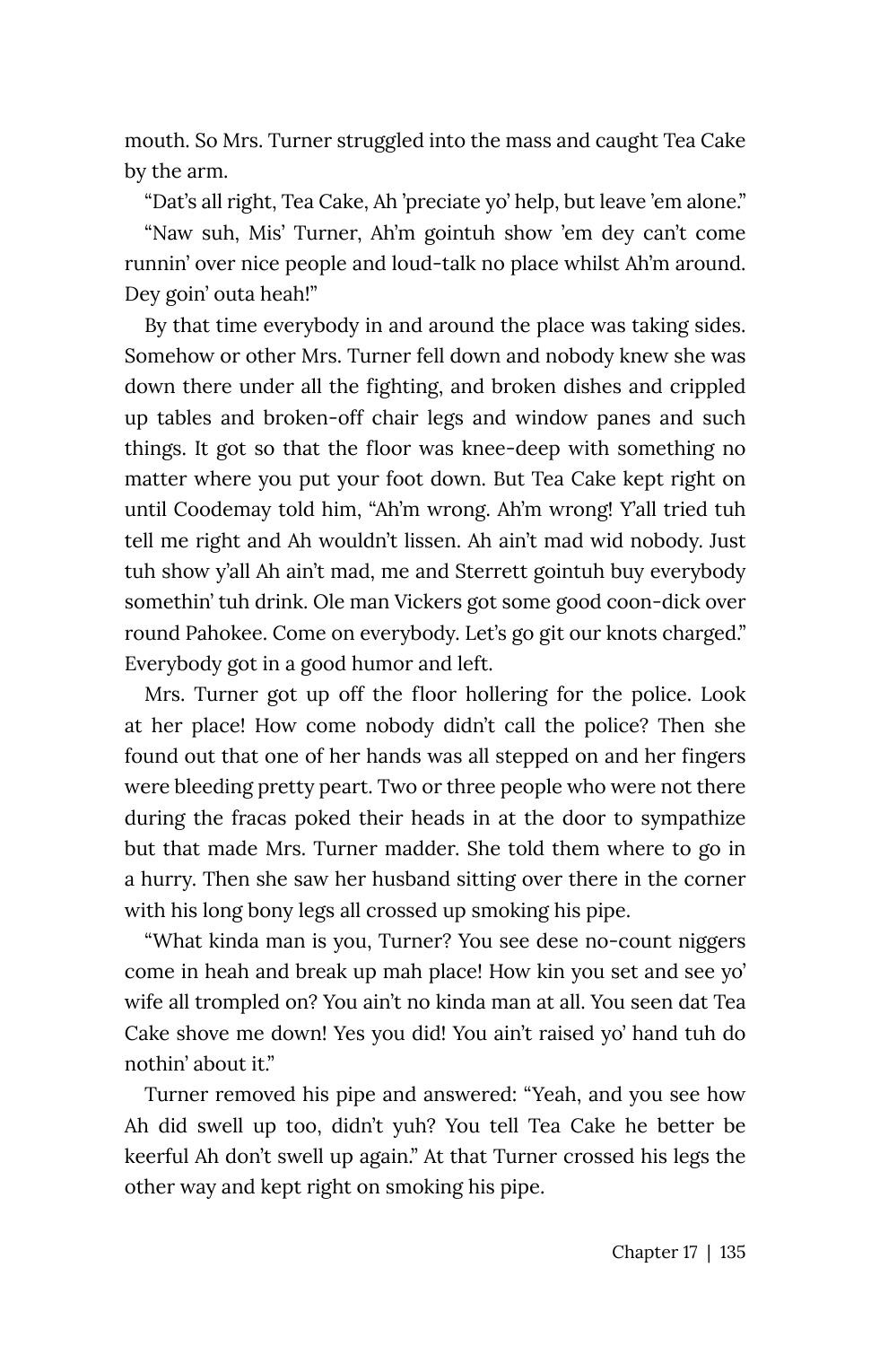mouth. So Mrs. Turner struggled into the mass and caught Tea Cake by the arm.

"Dat's all right, Tea Cake, Ah 'preciate yo' help, but leave 'em alone."

"Naw suh, Mis' Turner, Ah'm gointuh show 'em dey can't come runnin' over nice people and loud-talk no place whilst Ah'm around. Dey goin' outa heah!"

By that time everybody in and around the place was taking sides. Somehow or other Mrs. Turner fell down and nobody knew she was down there under all the fighting, and broken dishes and crippled up tables and broken-off chair legs and window panes and such things. It got so that the floor was knee-deep with something no matter where you put your foot down. But Tea Cake kept right on until Coodemay told him, "Ah'm wrong. Ah'm wrong! Y'all tried tuh tell me right and Ah wouldn't lissen. Ah ain't mad wid nobody. Just tuh show y'all Ah ain't mad, me and Sterrett gointuh buy everybody somethin' tuh drink. Ole man Vickers got some good coon-dick over round Pahokee. Come on everybody. Let's go git our knots charged." Everybody got in a good humor and left.

Mrs. Turner got up off the floor hollering for the police. Look at her place! How come nobody didn't call the police? Then she found out that one of her hands was all stepped on and her fingers were bleeding pretty peart. Two or three people who were not there during the fracas poked their heads in at the door to sympathize but that made Mrs. Turner madder. She told them where to go in a hurry. Then she saw her husband sitting over there in the corner with his long bony legs all crossed up smoking his pipe.

"What kinda man is you, Turner? You see dese no-count niggers come in heah and break up mah place! How kin you set and see yo' wife all trompled on? You ain't no kinda man at all. You seen dat Tea Cake shove me down! Yes you did! You ain't raised yo' hand tuh do nothin' about it."

Turner removed his pipe and answered: "Yeah, and you see how Ah did swell up too, didn't yuh? You tell Tea Cake he better be keerful Ah don't swell up again." At that Turner crossed his legs the other way and kept right on smoking his pipe.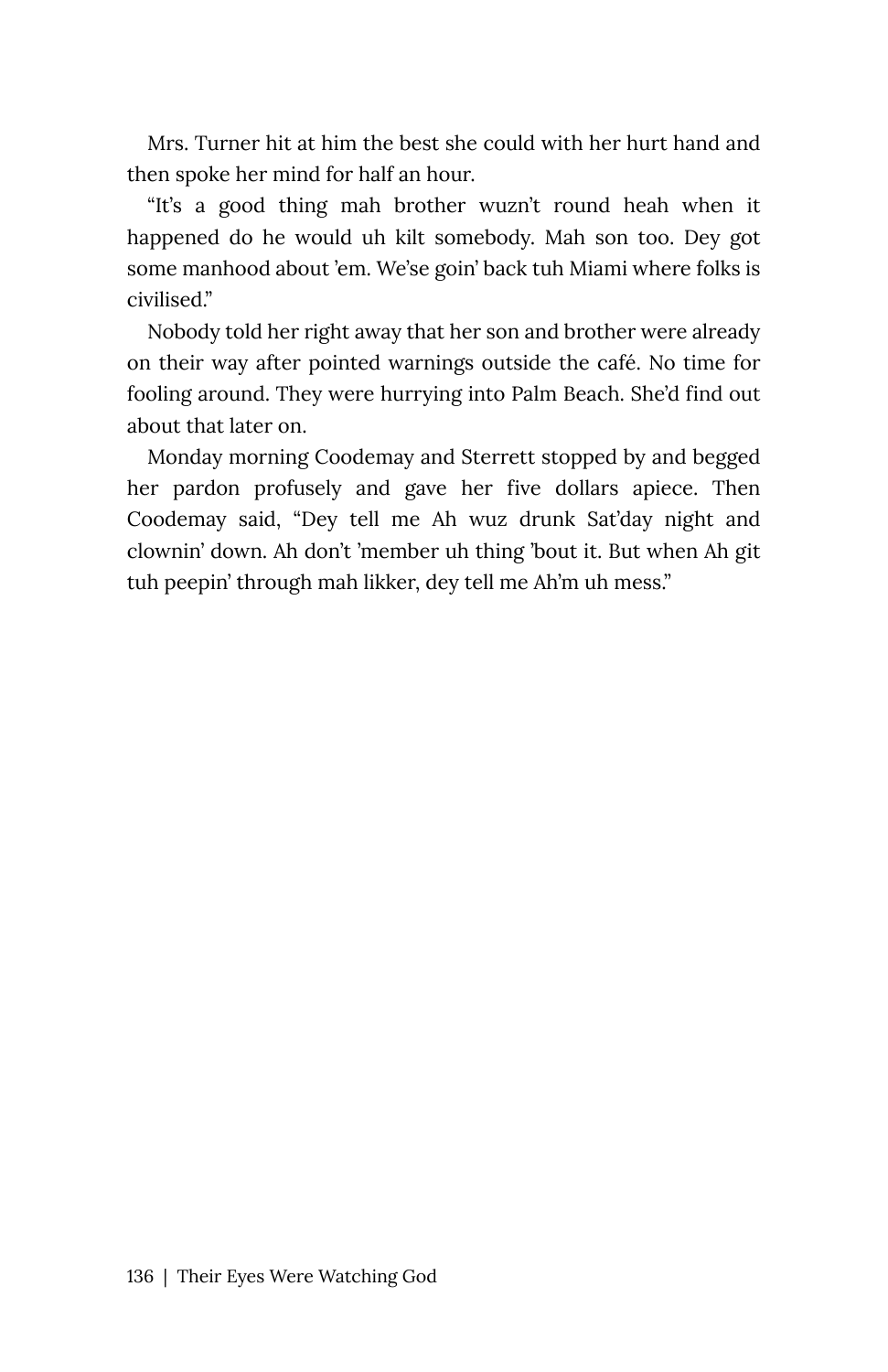Mrs. Turner hit at him the best she could with her hurt hand and then spoke her mind for half an hour.

"It's a good thing mah brother wuzn't round heah when it happened do he would uh kilt somebody. Mah son too. Dey got some manhood about 'em. We'se goin' back tuh Miami where folks is civilised."

Nobody told her right away that her son and brother were already on their way after pointed warnings outside the café. No time for fooling around. They were hurrying into Palm Beach. She'd find out about that later on.

Monday morning Coodemay and Sterrett stopped by and begged her pardon profusely and gave her five dollars apiece. Then Coodemay said, "Dey tell me Ah wuz drunk Sat'day night and clownin' down. Ah don't 'member uh thing 'bout it. But when Ah git tuh peepin' through mah likker, dey tell me Ah'm uh mess."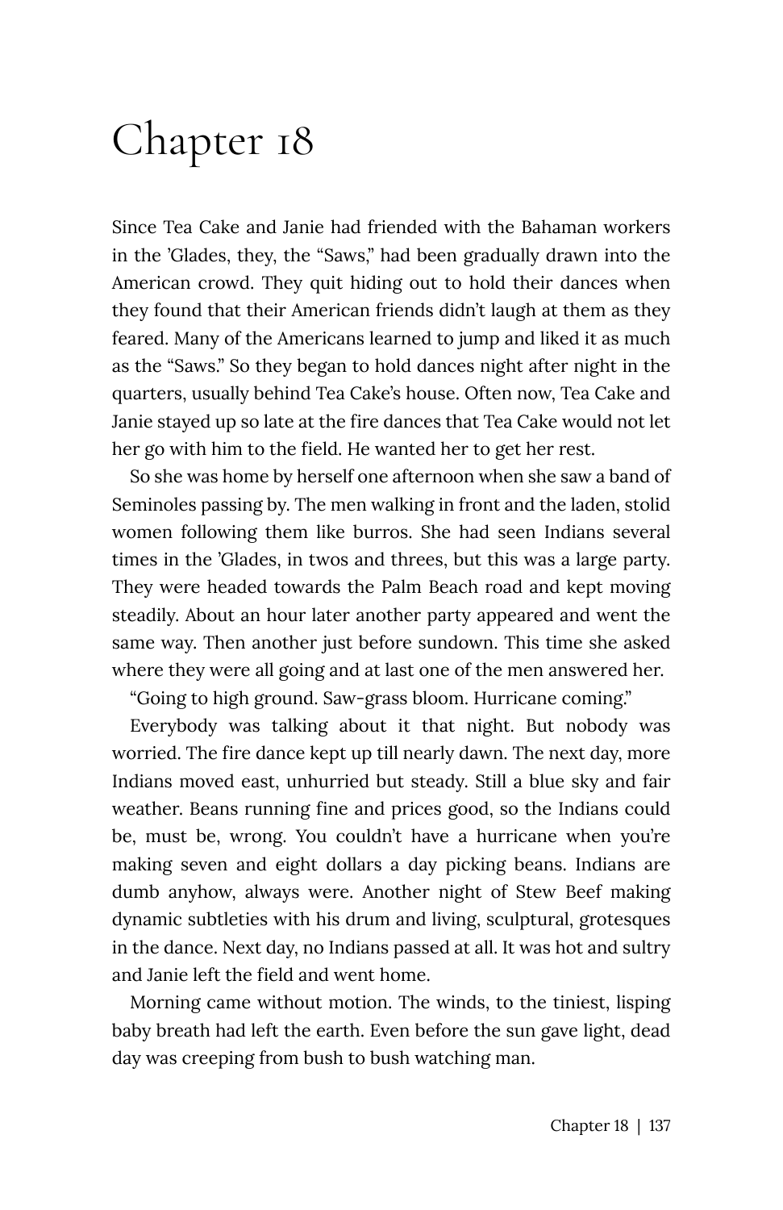# Chapter 18

Since Tea Cake and Janie had friended with the Bahaman workers in the 'Glades, they, the "Saws," had been gradually drawn into the American crowd. They quit hiding out to hold their dances when they found that their American friends didn't laugh at them as they feared. Many of the Americans learned to jump and liked it as much as the "Saws." So they began to hold dances night after night in the quarters, usually behind Tea Cake's house. Often now, Tea Cake and Janie stayed up so late at the fire dances that Tea Cake would not let her go with him to the field. He wanted her to get her rest.

So she was home by herself one afternoon when she saw a band of Seminoles passing by. The men walking in front and the laden, stolid women following them like burros. She had seen Indians several times in the 'Glades, in twos and threes, but this was a large party. They were headed towards the Palm Beach road and kept moving steadily. About an hour later another party appeared and went the same way. Then another just before sundown. This time she asked where they were all going and at last one of the men answered her.

"Going to high ground. Saw-grass bloom. Hurricane coming."

Everybody was talking about it that night. But nobody was worried. The fire dance kept up till nearly dawn. The next day, more Indians moved east, unhurried but steady. Still a blue sky and fair weather. Beans running fine and prices good, so the Indians could be, must be, wrong. You couldn't have a hurricane when you're making seven and eight dollars a day picking beans. Indians are dumb anyhow, always were. Another night of Stew Beef making dynamic subtleties with his drum and living, sculptural, grotesques in the dance. Next day, no Indians passed at all. It was hot and sultry and Janie left the field and went home.

Morning came without motion. The winds, to the tiniest, lisping baby breath had left the earth. Even before the sun gave light, dead day was creeping from bush to bush watching man.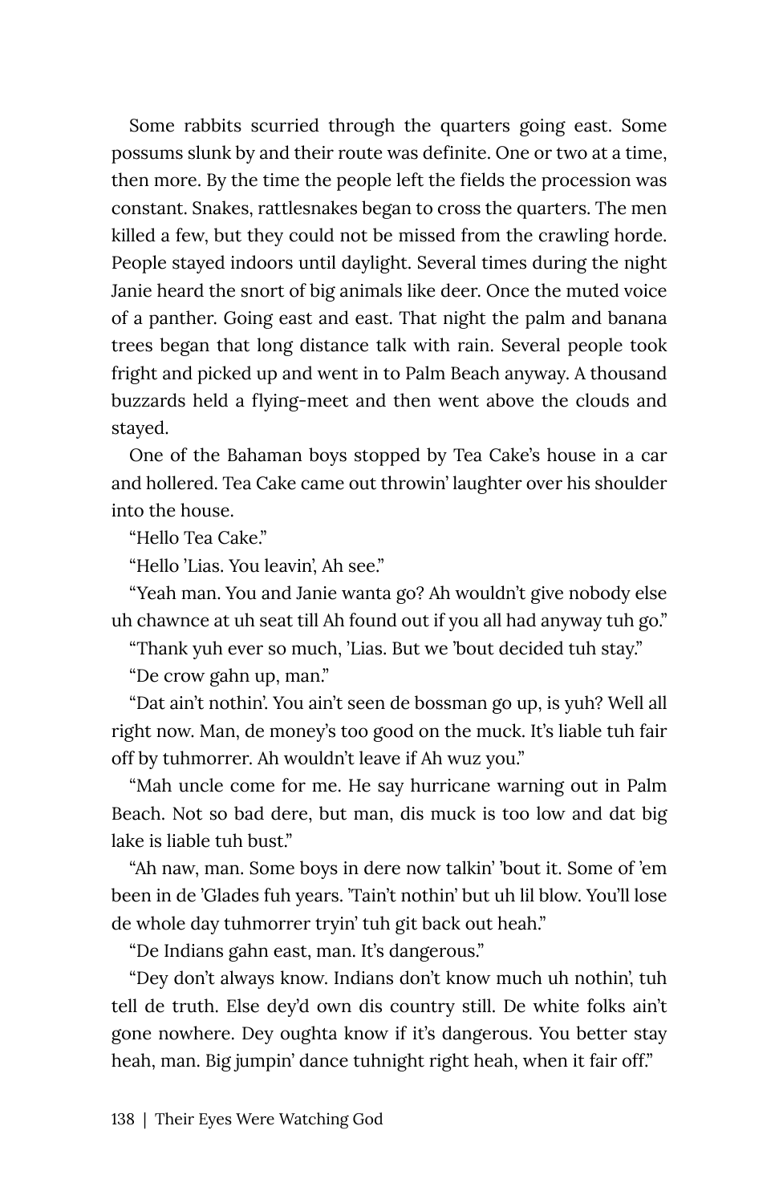Some rabbits scurried through the quarters going east. Some possums slunk by and their route was definite. One or two at a time, then more. By the time the people left the fields the procession was constant. Snakes, rattlesnakes began to cross the quarters. The men killed a few, but they could not be missed from the crawling horde. People stayed indoors until daylight. Several times during the night Janie heard the snort of big animals like deer. Once the muted voice of a panther. Going east and east. That night the palm and banana trees began that long distance talk with rain. Several people took fright and picked up and went in to Palm Beach anyway. A thousand buzzards held a flying-meet and then went above the clouds and stayed.

One of the Bahaman boys stopped by Tea Cake's house in a car and hollered. Tea Cake came out throwin' laughter over his shoulder into the house.

"Hello Tea Cake."

"Hello 'Lias. You leavin', Ah see."

"Yeah man. You and Janie wanta go? Ah wouldn't give nobody else uh chawnce at uh seat till Ah found out if you all had anyway tuh go."

"Thank yuh ever so much, 'Lias. But we 'bout decided tuh stay."

"De crow gahn up, man."

"Dat ain't nothin'. You ain't seen de bossman go up, is yuh? Well all right now. Man, de money's too good on the muck. It's liable tuh fair off by tuhmorrer. Ah wouldn't leave if Ah wuz you."

"Mah uncle come for me. He say hurricane warning out in Palm Beach. Not so bad dere, but man, dis muck is too low and dat big lake is liable tuh bust."

"Ah naw, man. Some boys in dere now talkin' 'bout it. Some of 'em been in de 'Glades fuh years. 'Tain't nothin' but uh lil blow. You'll lose de whole day tuhmorrer tryin' tuh git back out heah."

"De Indians gahn east, man. It's dangerous."

"Dey don't always know. Indians don't know much uh nothin', tuh tell de truth. Else dey'd own dis country still. De white folks ain't gone nowhere. Dey oughta know if it's dangerous. You better stay heah, man. Big jumpin' dance tuhnight right heah, when it fair off."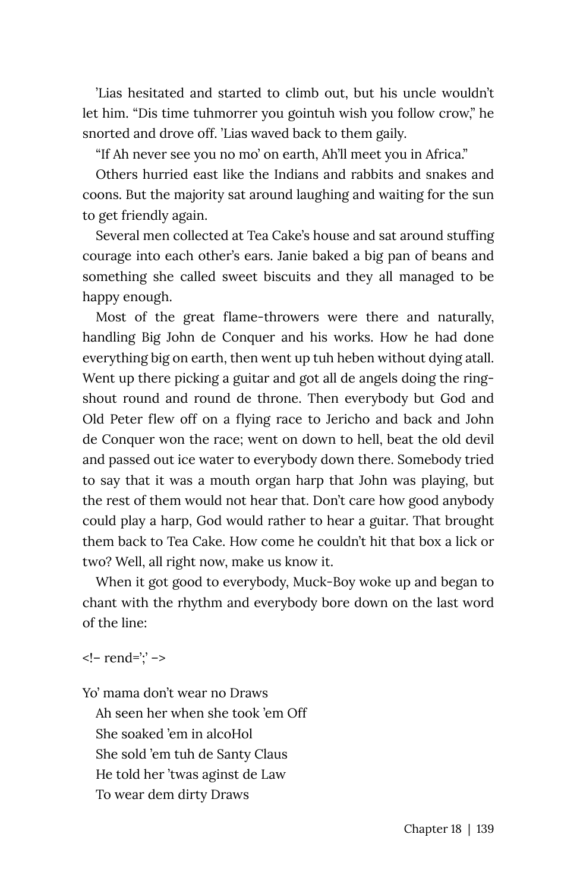'Lias hesitated and started to climb out, but his uncle wouldn't let him. "Dis time tuhmorrer you gointuh wish you follow crow," he snorted and drove off. 'Lias waved back to them gaily.

"If Ah never see you no mo' on earth, Ah'll meet you in Africa."

Others hurried east like the Indians and rabbits and snakes and coons. But the majority sat around laughing and waiting for the sun to get friendly again.

Several men collected at Tea Cake's house and sat around stuffing courage into each other's ears. Janie baked a big pan of beans and something she called sweet biscuits and they all managed to be happy enough.

Most of the great flame-throwers were there and naturally, handling Big John de Conquer and his works. How he had done everything big on earth, then went up tuh heben without dying atall. Went up there picking a guitar and got all de angels doing the ring-shout round and round de throne. Then everybody but God and Old Peter flew off on a flying race to Jericho and back and John de Conquer won the race; went on down to hell, beat the old devil and passed out ice water to everybody down there. Somebody tried to say that it was a mouth organ harp that John was playing, but the rest of them would not hear that. Don't care how good anybody could play a harp, God would rather to hear a guitar. That brought them back to Tea Cake. How come he couldn't hit that box a lick or two? Well, all right now, make us know it.

When it got good to everybody, Muck-Boy woke up and began to chant with the rhythm and everybody bore down on the last word of the line:

<!– rend=';' –>

Yo' mama don't wear no Draws  
Ah seen her when she took 'em Off  
She soaked 'em in alcoHol  
She sold 'em tuh de Santy Claus  
He told her 'twas aginst de Law  
To wear dem dirty Draws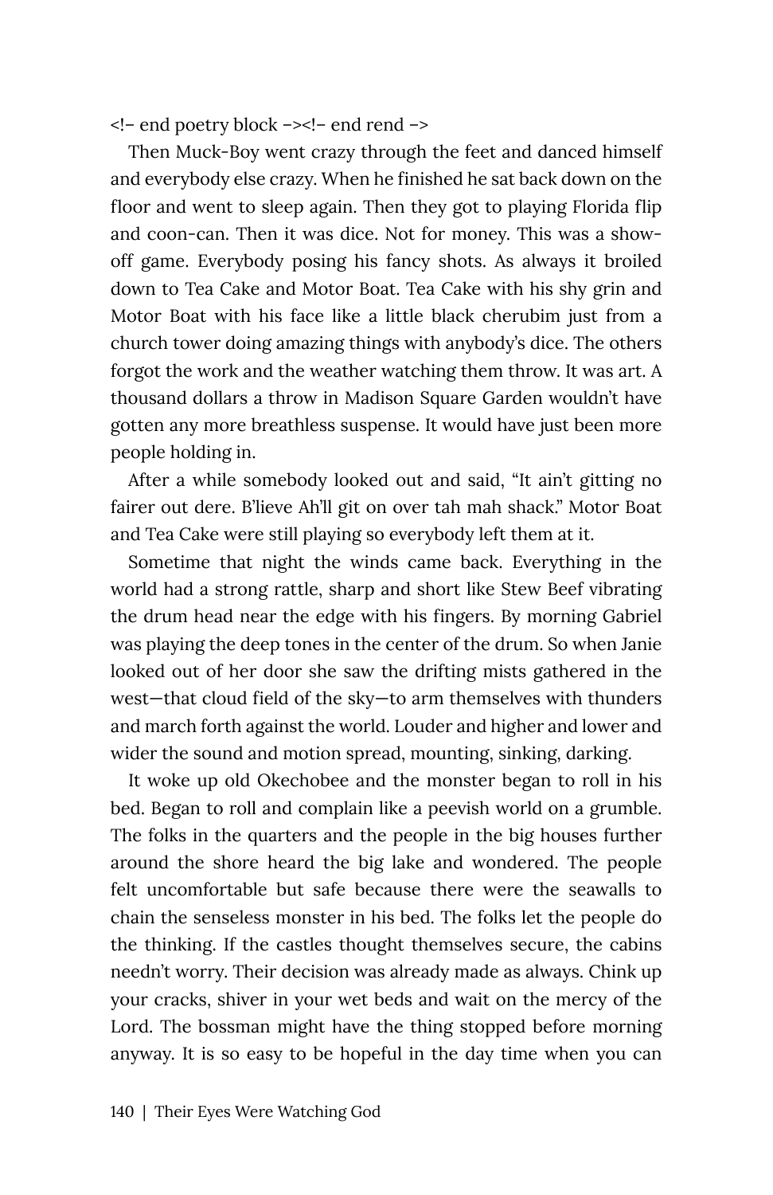<!– end poetry block –><!– end rend –>

Then Muck-Boy went crazy through the feet and danced himself and everybody else crazy. When he finished he sat back down on the floor and went to sleep again. Then they got to playing Florida flip and coon-can. Then it was dice. Not for money. This was a show-off game. Everybody posing his fancy shots. As always it broiled down to Tea Cake and Motor Boat. Tea Cake with his shy grin and Motor Boat with his face like a little black cherubim just from a church tower doing amazing things with anybody's dice. The others forgot the work and the weather watching them throw. It was art. A thousand dollars a throw in Madison Square Garden wouldn't have gotten any more breathless suspense. It would have just been more people holding in.

After a while somebody looked out and said, "It ain't gitting no fairer out dere. B'lieve Ah'll git on over tah mah shack." Motor Boat and Tea Cake were still playing so everybody left them at it.

Sometime that night the winds came back. Everything in the world had a strong rattle, sharp and short like Stew Beef vibrating the drum head near the edge with his fingers. By morning Gabriel was playing the deep tones in the center of the drum. So when Janie looked out of her door she saw the drifting mists gathered in the west—that cloud field of the sky—to arm themselves with thunders and march forth against the world. Louder and higher and lower and wider the sound and motion spread, mounting, sinking, darking.

It woke up old Okechobee and the monster began to roll in his bed. Began to roll and complain like a peevish world on a grumble. The folks in the quarters and the people in the big houses further around the shore heard the big lake and wondered. The people felt uncomfortable but safe because there were the seawalls to chain the senseless monster in his bed. The folks let the people do the thinking. If the castles thought themselves secure, the cabins needn't worry. Their decision was already made as always. Chink up your cracks, shiver in your wet beds and wait on the mercy of the Lord. The bossman might have the thing stopped before morning anyway. It is so easy to be hopeful in the day time when you can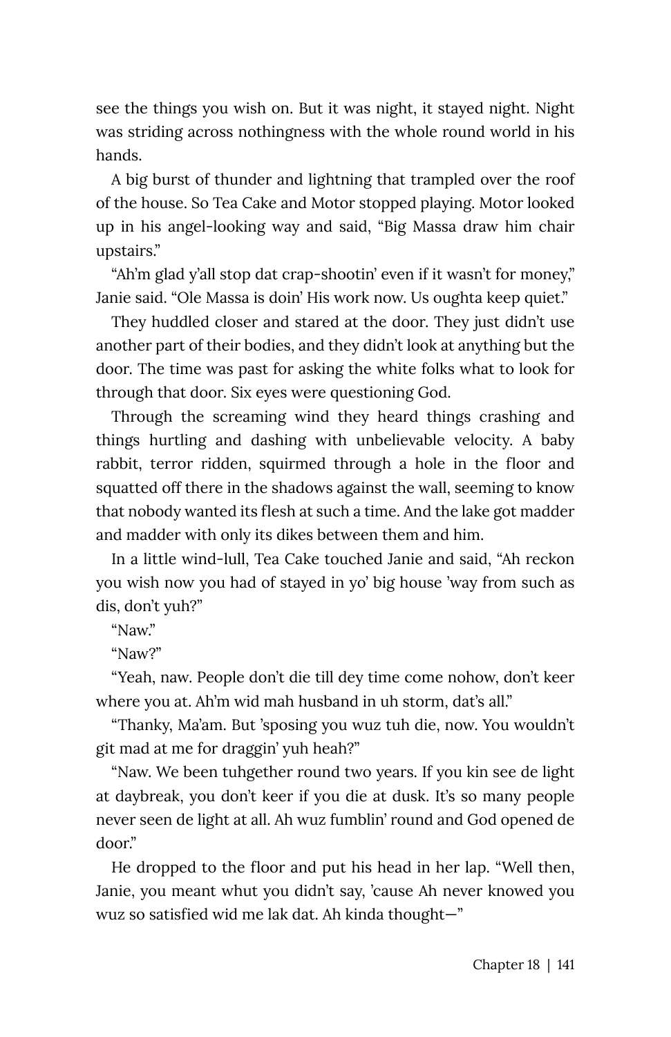see the things you wish on. But it was night, it stayed night. Night was striding across nothingness with the whole round world in his hands.

A big burst of thunder and lightning that trampled over the roof of the house. So Tea Cake and Motor stopped playing. Motor looked up in his angel-looking way and said, "Big Massa draw him chair upstairs."

"Ah'm glad y'all stop dat crap-shootin' even if it wasn't for money," Janie said. "Ole Massa is doin' His work now. Us oughta keep quiet."

They huddled closer and stared at the door. They just didn't use another part of their bodies, and they didn't look at anything but the door. The time was past for asking the white folks what to look for through that door. Six eyes were questioning God.

Through the screaming wind they heard things crashing and things hurtling and dashing with unbelievable velocity. A baby rabbit, terror ridden, squirmed through a hole in the floor and squatted off there in the shadows against the wall, seeming to know that nobody wanted its flesh at such a time. And the lake got madder and madder with only its dikes between them and him.

In a little wind-lull, Tea Cake touched Janie and said, "Ah reckon you wish now you had of stayed in yo' big house 'way from such as dis, don't yuh?"

"Naw."

"Naw?"

"Yeah, naw. People don't die till dey time come nohow, don't keer where you at. Ah'm wid mah husband in uh storm, dat's all."

"Thanky, Ma'am. But 'sposing you wuz tuh die, now. You wouldn't git mad at me for draggin' yuh heah?"

"Naw. We been tuhgether round two years. If you kin see de light at daybreak, you don't keer if you die at dusk. It's so many people never seen de light at all. Ah wuz fumblin' round and God opened de door."

He dropped to the floor and put his head in her lap. "Well then, Janie, you meant whut you didn't say, 'cause Ah never knowed you wuz so satisfied wid me lak dat. Ah kinda thought—"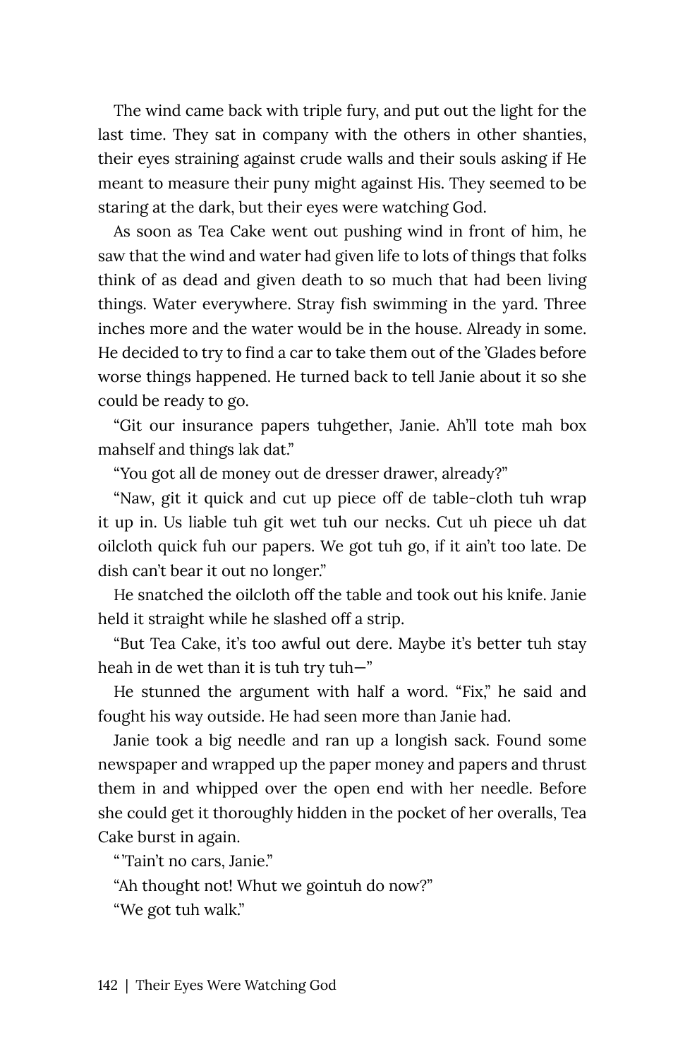The wind came back with triple fury, and put out the light for the last time. They sat in company with the others in other shanties, their eyes straining against crude walls and their souls asking if He meant to measure their puny might against His. They seemed to be staring at the dark, but their eyes were watching God.

As soon as Tea Cake went out pushing wind in front of him, he saw that the wind and water had given life to lots of things that folks think of as dead and given death to so much that had been living things. Water everywhere. Stray fish swimming in the yard. Three inches more and the water would be in the house. Already in some. He decided to try to find a car to take them out of the 'Glades before worse things happened. He turned back to tell Janie about it so she could be ready to go.

"Git our insurance papers tuhgether, Janie. Ah'll tote mah box mahself and things lak dat."

"You got all de money out de dresser drawer, already?"

"Naw, git it quick and cut up piece off de table-cloth tuh wrap it up in. Us liable tuh git wet tuh our necks. Cut uh piece uh dat oilcloth quick fuh our papers. We got tuh go, if it ain't too late. De dish can't bear it out no longer."

He snatched the oilcloth off the table and took out his knife. Janie held it straight while he slashed off a strip.

"But Tea Cake, it's too awful out dere. Maybe it's better tuh stay heah in de wet than it is tuh try tuh—"

He stunned the argument with half a word. "Fix," he said and fought his way outside. He had seen more than Janie had.

Janie took a big needle and ran up a longish sack. Found some newspaper and wrapped up the paper money and papers and thrust them in and whipped over the open end with her needle. Before she could get it thoroughly hidden in the pocket of her overalls, Tea Cake burst in again.

"'Tain't no cars, Janie."

"Ah thought not! Whut we gointuh do now?"

"We got tuh walk."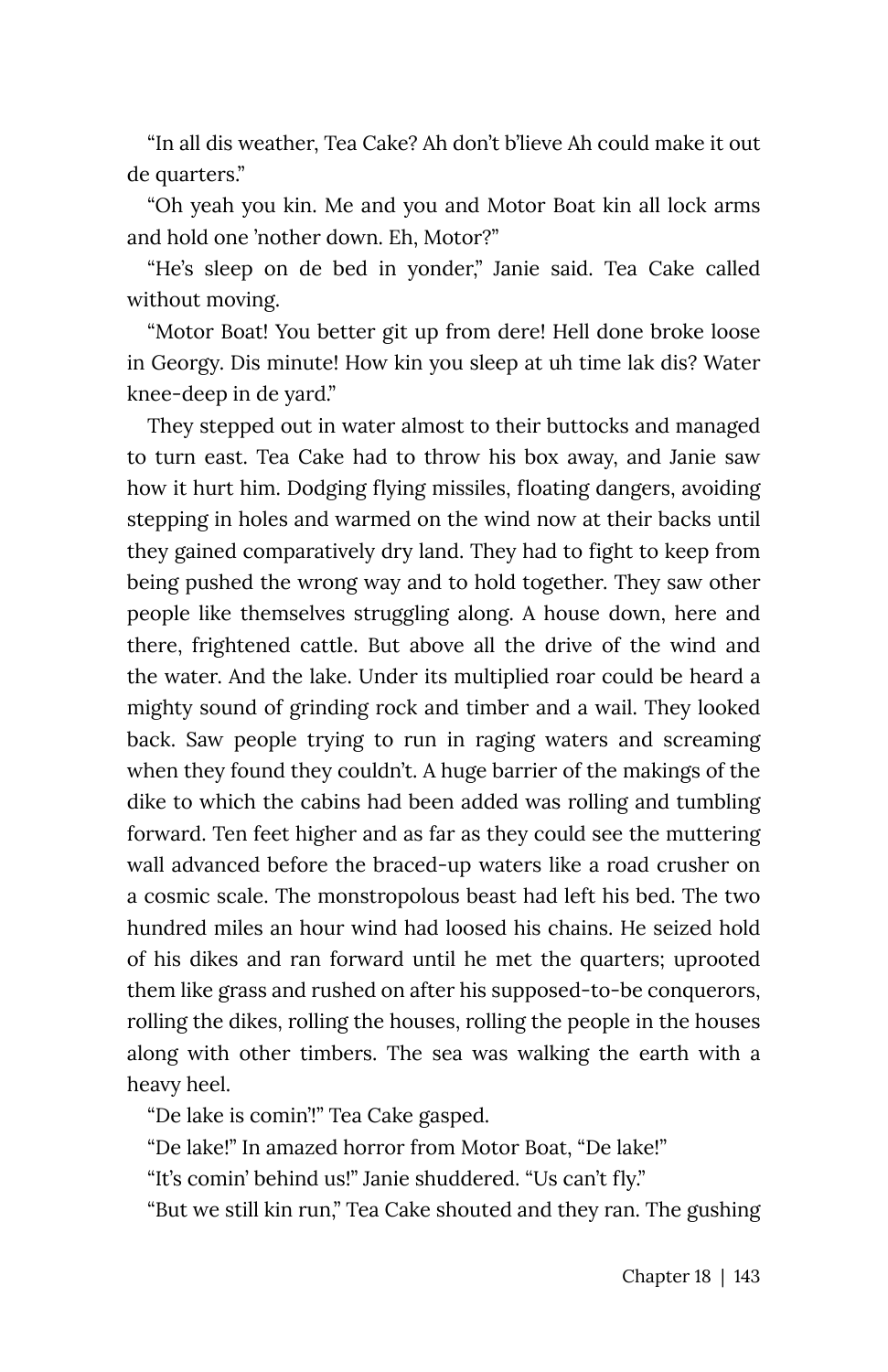"In all dis weather, Tea Cake? Ah don't b'lieve Ah could make it out de quarters."

"Oh yeah you kin. Me and you and Motor Boat kin all lock arms and hold one 'nother down. Eh, Motor?"

"He's sleep on de bed in yonder," Janie said. Tea Cake called without moving.

"Motor Boat! You better git up from dere! Hell done broke loose in Georgy. Dis minute! How kin you sleep at uh time lak dis? Water knee-deep in de yard."

They stepped out in water almost to their buttocks and managed to turn east. Tea Cake had to throw his box away, and Janie saw how it hurt him. Dodging flying missiles, floating dangers, avoiding stepping in holes and warmed on the wind now at their backs until they gained comparatively dry land. They had to fight to keep from being pushed the wrong way and to hold together. They saw other people like themselves struggling along. A house down, here and there, frightened cattle. But above all the drive of the wind and the water. And the lake. Under its multiplied roar could be heard a mighty sound of grinding rock and timber and a wail. They looked back. Saw people trying to run in raging waters and screaming when they found they couldn't. A huge barrier of the makings of the dike to which the cabins had been added was rolling and tumbling forward. Ten feet higher and as far as they could see the muttering wall advanced before the braced-up waters like a road crusher on a cosmic scale. The monstropolous beast had left his bed. The two hundred miles an hour wind had loosed his chains. He seized hold of his dikes and ran forward until he met the quarters; uprooted them like grass and rushed on after his supposed-to-be conquerors, rolling the dikes, rolling the houses, rolling the people in the houses along with other timbers. The sea was walking the earth with a heavy heel.

"De lake is comin'!" Tea Cake gasped.

"De lake!" In amazed horror from Motor Boat, "De lake!"

"It's comin' behind us!" Janie shuddered. "Us can't fly."

"But we still kin run," Tea Cake shouted and they ran. The gushing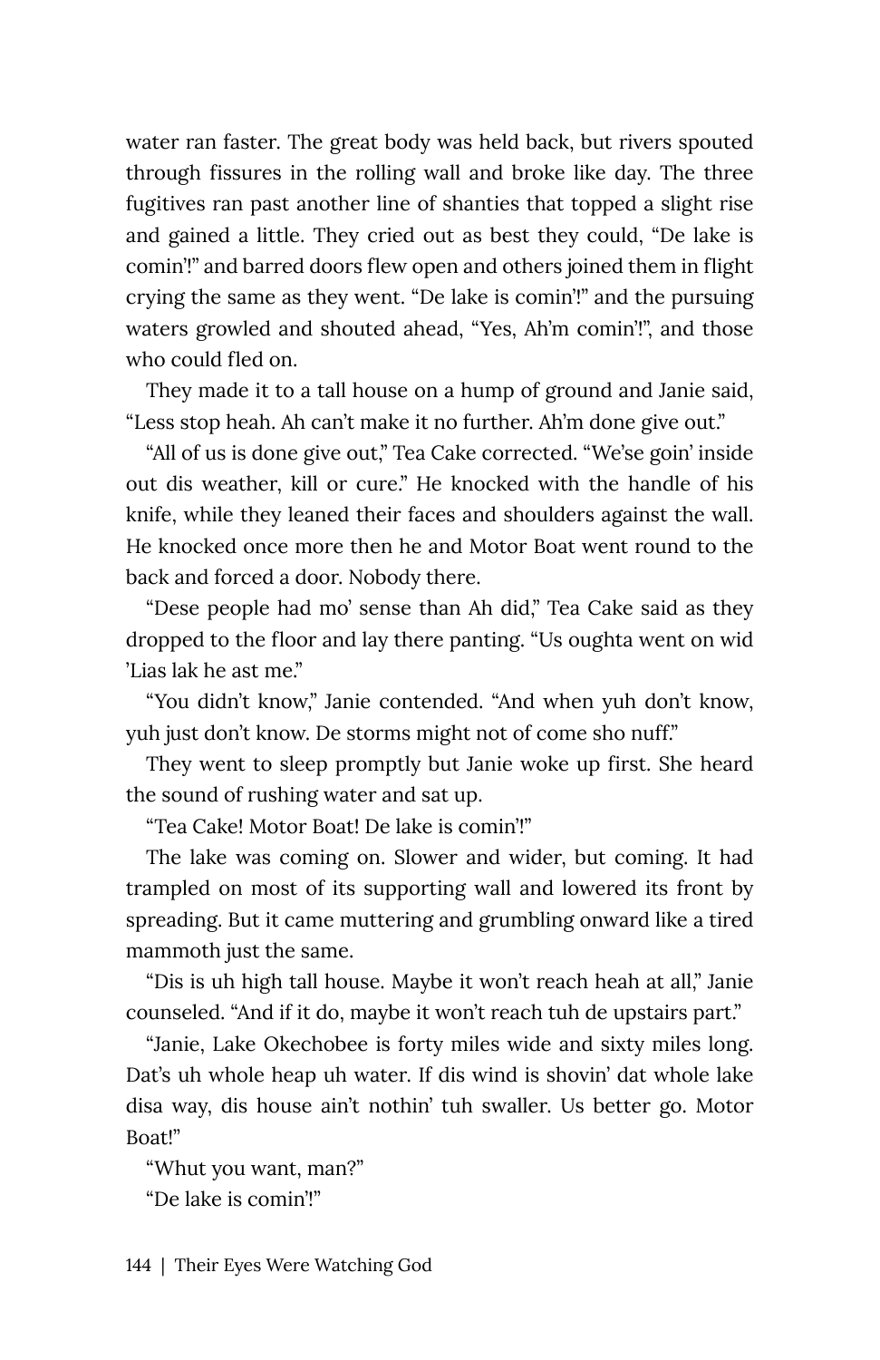water ran faster. The great body was held back, but rivers spouted through fissures in the rolling wall and broke like day. The three fugitives ran past another line of shanties that topped a slight rise and gained a little. They cried out as best they could, "De lake is comin'!" and barred doors flew open and others joined them in flight crying the same as they went. "De lake is comin'!" and the pursuing waters growled and shouted ahead, "Yes, Ah'm comin'!", and those who could fled on.

They made it to a tall house on a hump of ground and Janie said, "Less stop heah. Ah can't make it no further. Ah'm done give out."

"All of us is done give out," Tea Cake corrected. "We'se goin' inside out dis weather, kill or cure." He knocked with the handle of his knife, while they leaned their faces and shoulders against the wall. He knocked once more then he and Motor Boat went round to the back and forced a door. Nobody there.

"Dese people had mo' sense than Ah did," Tea Cake said as they dropped to the floor and lay there panting. "Us oughta went on wid 'Lias lak he ast me."

"You didn't know," Janie contended. "And when yuh don't know, yuh just don't know. De storms might not of come sho nuff."

They went to sleep promptly but Janie woke up first. She heard the sound of rushing water and sat up.

"Tea Cake! Motor Boat! De lake is comin'!"

The lake was coming on. Slower and wider, but coming. It had trampled on most of its supporting wall and lowered its front by spreading. But it came muttering and grumbling onward like a tired mammoth just the same.

"Dis is uh high tall house. Maybe it won't reach heah at all," Janie counseled. "And if it do, maybe it won't reach tuh de upstairs part."

"Janie, Lake Okechobee is forty miles wide and sixty miles long. Dat's uh whole heap uh water. If dis wind is shovin' dat whole lake disa way, dis house ain't nothin' tuh swaller. Us better go. Motor Boat!"

"Whut you want, man?"

"De lake is comin'!"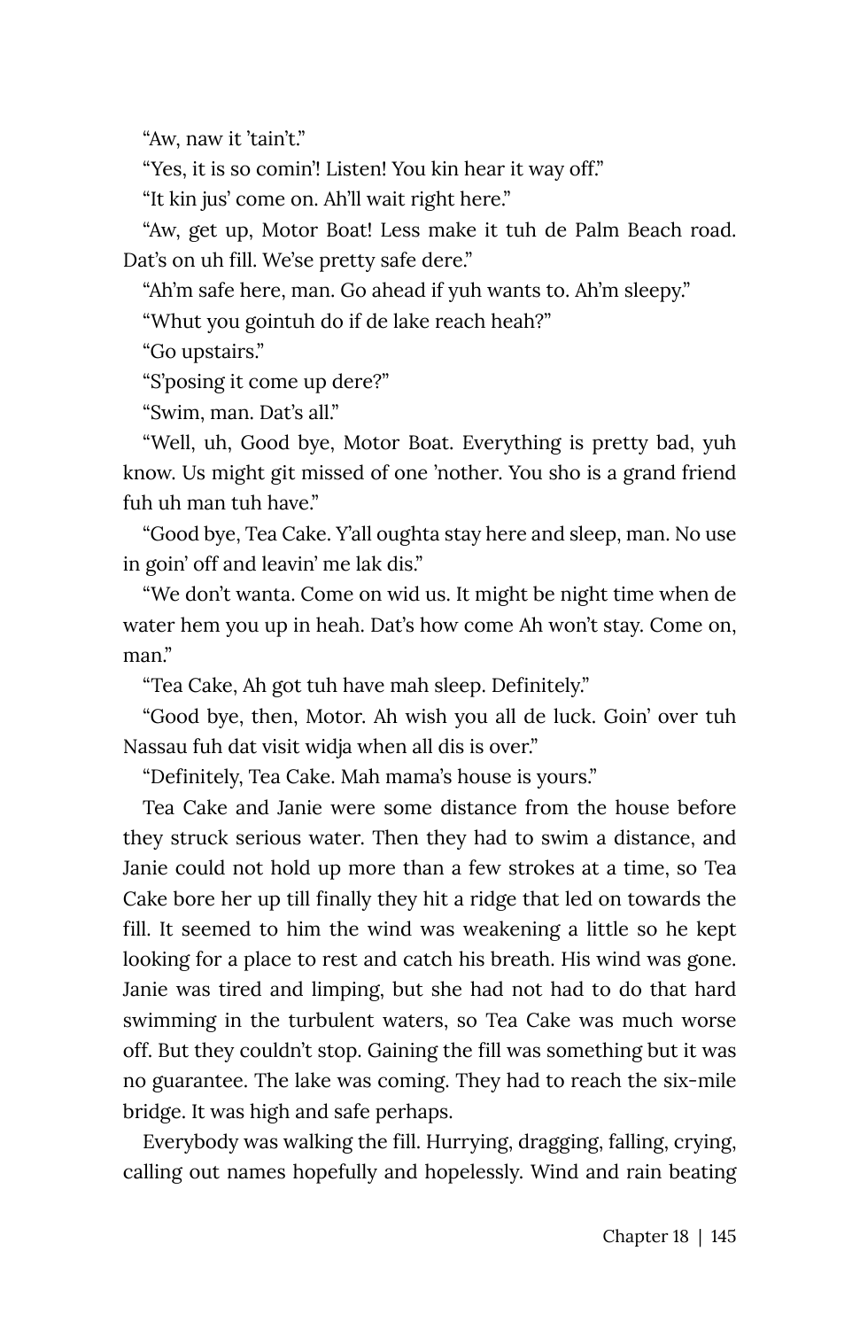"Aw, naw it 'tain't."

"Yes, it is so comin'! Listen! You kin hear it way off."

"It kin jus' come on. Ah'll wait right here."

"Aw, get up, Motor Boat! Less make it tuh de Palm Beach road. Dat's on uh fill. We'se pretty safe dere."

"Ah'm safe here, man. Go ahead if yuh wants to. Ah'm sleepy."

"Whut you gointuh do if de lake reach heah?"

"Go upstairs."

"S'posing it come up dere?"

"Swim, man. Dat's all."

"Well, uh, Good bye, Motor Boat. Everything is pretty bad, yuh know. Us might git missed of one 'nother. You sho is a grand friend fuh uh man tuh have."

"Good bye, Tea Cake. Y'all oughta stay here and sleep, man. No use in goin' off and leavin' me lak dis."

"We don't wanta. Come on wid us. It might be night time when de water hem you up in heah. Dat's how come Ah won't stay. Come on, man."

"Tea Cake, Ah got tuh have mah sleep. Definitely."

"Good bye, then, Motor. Ah wish you all de luck. Goin' over tuh Nassau fuh dat visit widja when all dis is over."

"Definitely, Tea Cake. Mah mama's house is yours."

Tea Cake and Janie were some distance from the house before they struck serious water. Then they had to swim a distance, and Janie could not hold up more than a few strokes at a time, so Tea Cake bore her up till finally they hit a ridge that led on towards the fill. It seemed to him the wind was weakening a little so he kept looking for a place to rest and catch his breath. His wind was gone. Janie was tired and limping, but she had not had to do that hard swimming in the turbulent waters, so Tea Cake was much worse off. But they couldn't stop. Gaining the fill was something but it was no guarantee. The lake was coming. They had to reach the six-mile bridge. It was high and safe perhaps.

Everybody was walking the fill. Hurrying, dragging, falling, crying, calling out names hopefully and hopelessly. Wind and rain beating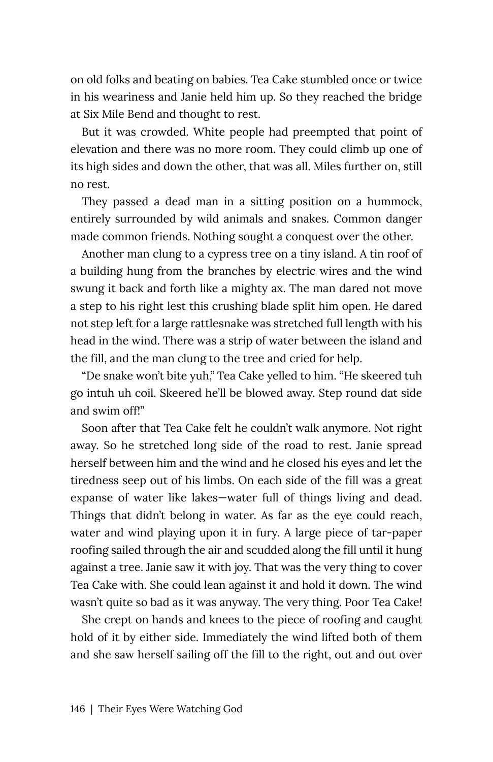on old folks and beating on babies. Tea Cake stumbled once or twice in his weariness and Janie held him up. So they reached the bridge at Six Mile Bend and thought to rest.

But it was crowded. White people had preempted that point of elevation and there was no more room. They could climb up one of its high sides and down the other, that was all. Miles further on, still no rest.

They passed a dead man in a sitting position on a hummock, entirely surrounded by wild animals and snakes. Common danger made common friends. Nothing sought a conquest over the other.

Another man clung to a cypress tree on a tiny island. A tin roof of a building hung from the branches by electric wires and the wind swung it back and forth like a mighty ax. The man dared not move a step to his right lest this crushing blade split him open. He dared not step left for a large rattlesnake was stretched full length with his head in the wind. There was a strip of water between the island and the fill, and the man clung to the tree and cried for help.

"De snake won't bite yuh," Tea Cake yelled to him. "He skeered tuh go intuh uh coil. Skeered he'll be blowed away. Step round dat side and swim off!"

Soon after that Tea Cake felt he couldn't walk anymore. Not right away. So he stretched long side of the road to rest. Janie spread herself between him and the wind and he closed his eyes and let the tiredness seep out of his limbs. On each side of the fill was a great expanse of water like lakes—water full of things living and dead. Things that didn't belong in water. As far as the eye could reach, water and wind playing upon it in fury. A large piece of tar-paper roofing sailed through the air and scudded along the fill until it hung against a tree. Janie saw it with joy. That was the very thing to cover Tea Cake with. She could lean against it and hold it down. The wind wasn't quite so bad as it was anyway. The very thing. Poor Tea Cake!

She crept on hands and knees to the piece of roofing and caught hold of it by either side. Immediately the wind lifted both of them and she saw herself sailing off the fill to the right, out and out over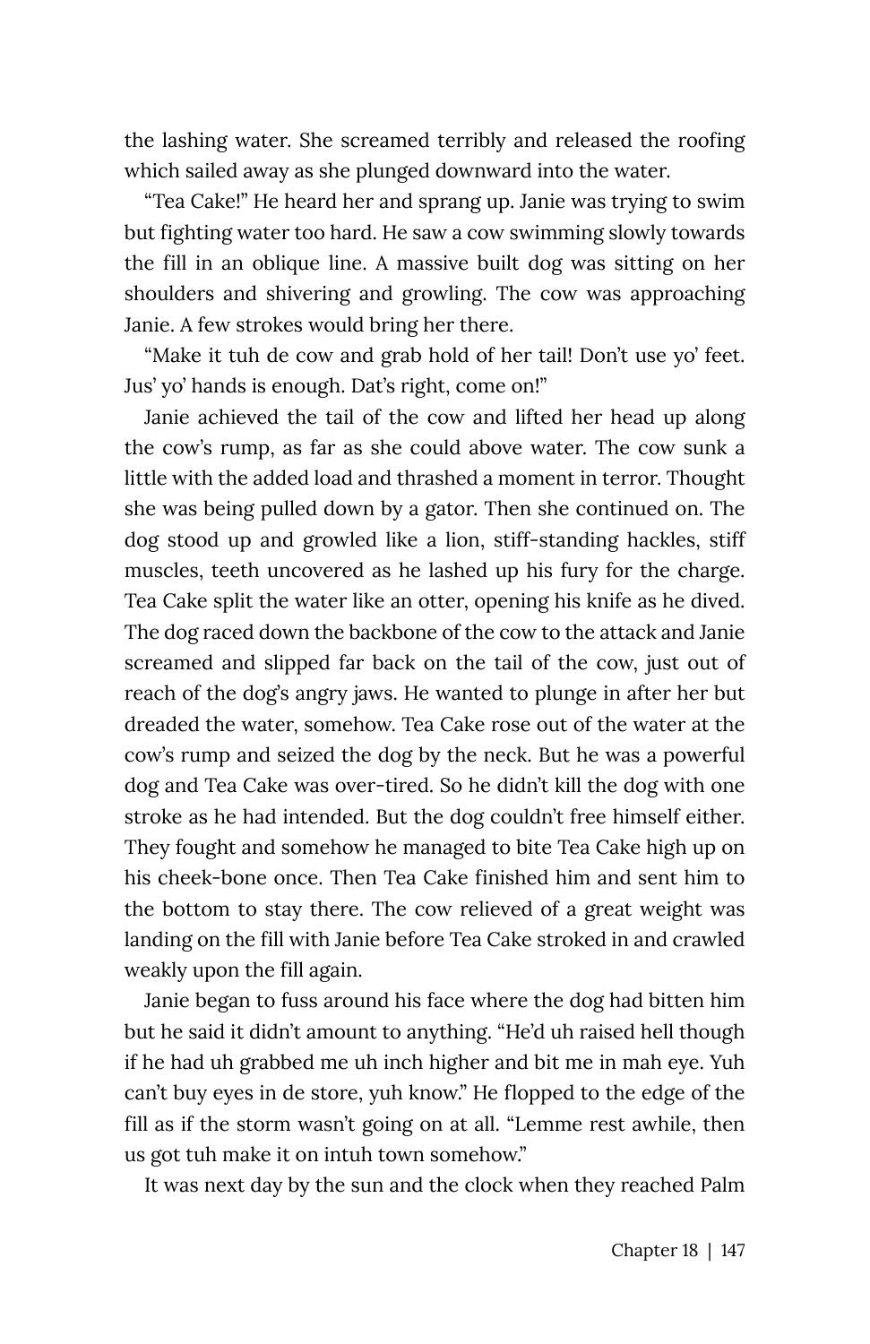the lashing water. She screamed terribly and released the roofing which sailed away as she plunged downward into the water.

"Tea Cake!" He heard her and sprang up. Janie was trying to swim but fighting water too hard. He saw a cow swimming slowly towards the fill in an oblique line. A massive built dog was sitting on her shoulders and shivering and growling. The cow was approaching Janie. A few strokes would bring her there.

"Make it tuh de cow and grab hold of her tail! Don't use yo' feet. Jus' yo' hands is enough. Dat's right, come on!"

Janie achieved the tail of the cow and lifted her head up along the cow's rump, as far as she could above water. The cow sunk a little with the added load and thrashed a moment in terror. Thought she was being pulled down by a gator. Then she continued on. The dog stood up and growled like a lion, stiff-standing hackles, stiff muscles, teeth uncovered as he lashed up his fury for the charge. Tea Cake split the water like an otter, opening his knife as he dived. The dog raced down the backbone of the cow to the attack and Janie screamed and slipped far back on the tail of the cow, just out of reach of the dog's angry jaws. He wanted to plunge in after her but dreaded the water, somehow. Tea Cake rose out of the water at the cow's rump and seized the dog by the neck. But he was a powerful dog and Tea Cake was over-tired. So he didn't kill the dog with one stroke as he had intended. But the dog couldn't free himself either. They fought and somehow he managed to bite Tea Cake high up on his cheek-bone once. Then Tea Cake finished him and sent him to the bottom to stay there. The cow relieved of a great weight was landing on the fill with Janie before Tea Cake stroked in and crawled weakly upon the fill again.

Janie began to fuss around his face where the dog had bitten him but he said it didn't amount to anything. "He'd uh raised hell though if he had uh grabbed me uh inch higher and bit me in mah eye. Yuh can't buy eyes in de store, yuh know." He flopped to the edge of the fill as if the storm wasn't going on at all. "Lemme rest awhile, then us got tuh make it on intuh town somehow."

It was next day by the sun and the clock when they reached Palm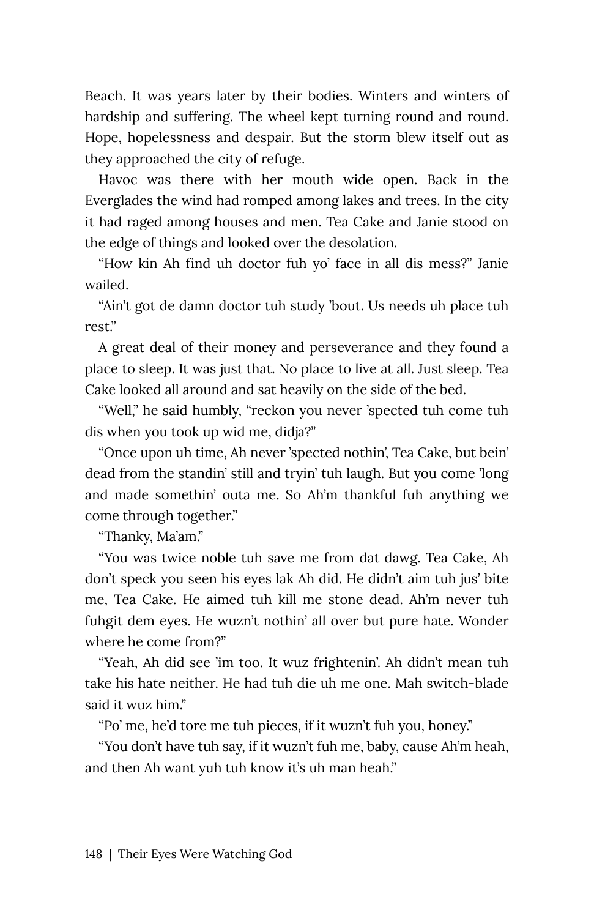Beach. It was years later by their bodies. Winters and winters of hardship and suffering. The wheel kept turning round and round. Hope, hopelessness and despair. But the storm blew itself out as they approached the city of refuge.

Havoc was there with her mouth wide open. Back in the Everglades the wind had romped among lakes and trees. In the city it had raged among houses and men. Tea Cake and Janie stood on the edge of things and looked over the desolation.

"How kin Ah find uh doctor fuh yo' face in all dis mess?" Janie wailed.

"Ain't got de damn doctor tuh study 'bout. Us needs uh place tuh rest."

A great deal of their money and perseverance and they found a place to sleep. It was just that. No place to live at all. Just sleep. Tea Cake looked all around and sat heavily on the side of the bed.

"Well," he said humbly, "reckon you never 'spected tuh come tuh dis when you took up wid me, didja?"

"Once upon uh time, Ah never 'spected nothin', Tea Cake, but bein' dead from the standin' still and tryin' tuh laugh. But you come 'long and made somethin' outa me. So Ah'm thankful fuh anything we come through together."

"Thanky, Ma'am."

"You was twice noble tuh save me from dat dawg. Tea Cake, Ah don't speck you seen his eyes lak Ah did. He didn't aim tuh jus' bite me, Tea Cake. He aimed tuh kill me stone dead. Ah'm never tuh fuhgit dem eyes. He wuzn't nothin' all over but pure hate. Wonder where he come from?"

"Yeah, Ah did see 'im too. It wuz frightenin'. Ah didn't mean tuh take his hate neither. He had tuh die uh me one. Mah switch-blade said it wuz him."

"Po' me, he'd tore me tuh pieces, if it wuzn't fuh you, honey."

"You don't have tuh say, if it wuzn't fuh me, baby, cause Ah'm heah, and then Ah want yuh tuh know it's uh man heah."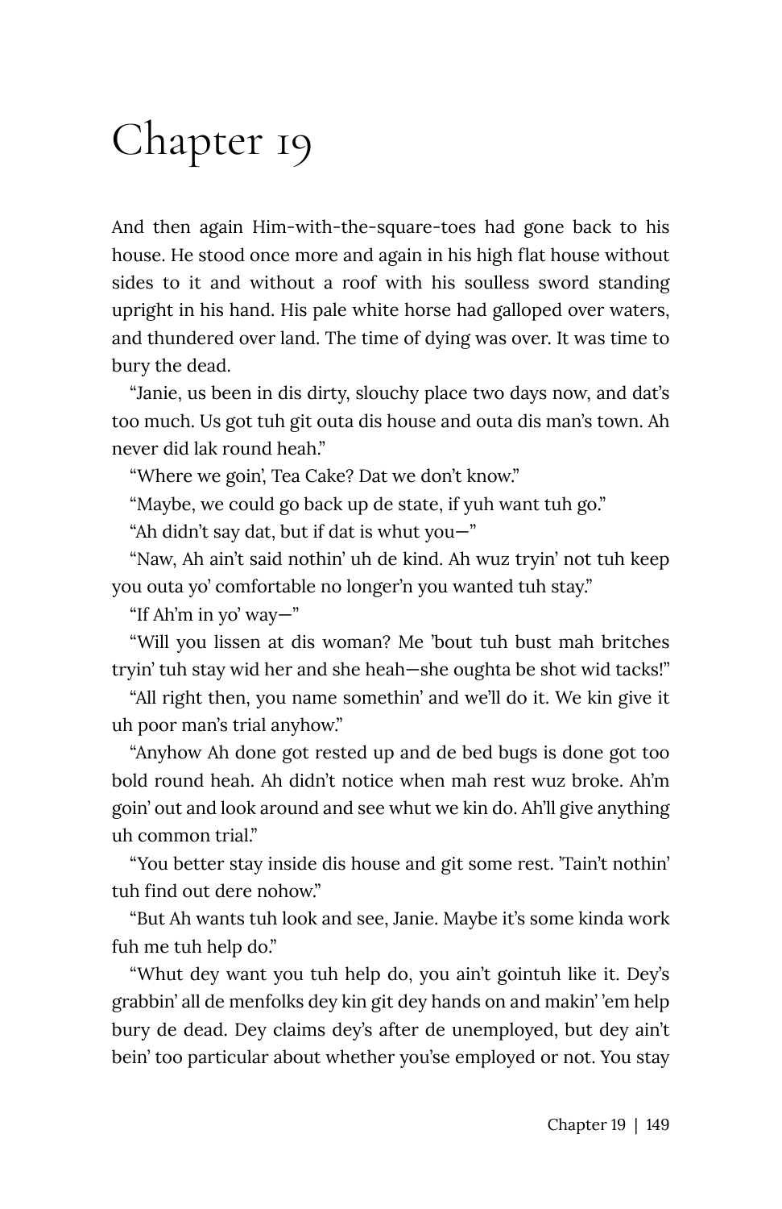# Chapter 19

And then again Him-with-the-square-toes had gone back to his house. He stood once more and again in his high flat house without sides to it and without a roof with his soulless sword standing upright in his hand. His pale white horse had galloped over waters, and thundered over land. The time of dying was over. It was time to bury the dead.

"Janie, us been in dis dirty, slouchy place two days now, and dat's too much. Us got tuh git outa dis house and outa dis man's town. Ah never did lak round heah."

"Where we goin', Tea Cake? Dat we don't know."

"Maybe, we could go back up de state, if yuh want tuh go."

"Ah didn't say dat, but if dat is whut you—"

"Naw, Ah ain't said nothin' uh de kind. Ah wuz tryin' not tuh keep you outa yo' comfortable no longer'n you wanted tuh stay."

"If Ah'm in yo' way—"

"Will you lissen at dis woman? Me 'bout tuh bust mah britches tryin' tuh stay wid her and she heah—she oughta be shot wid tacks!"

"All right then, you name somethin' and we'll do it. We kin give it uh poor man's trial anyhow."

"Anyhow Ah done got rested up and de bed bugs is done got too bold round heah. Ah didn't notice when mah rest wuz broke. Ah'm goin' out and look around and see whut we kin do. Ah'll give anything uh common trial."

"You better stay inside dis house and git some rest. 'Tain't nothin' tuh find out dere nohow."

"But Ah wants tuh look and see, Janie. Maybe it's some kinda work fuh me tuh help do."

"Whut dey want you tuh help do, you ain't gointuh like it. Dey's grabbin' all de menfolks dey kin git dey hands on and makin' 'em help bury de dead. Dey claims dey's after de unemployed, but dey ain't bein' too particular about whether you'se employed or not. You stay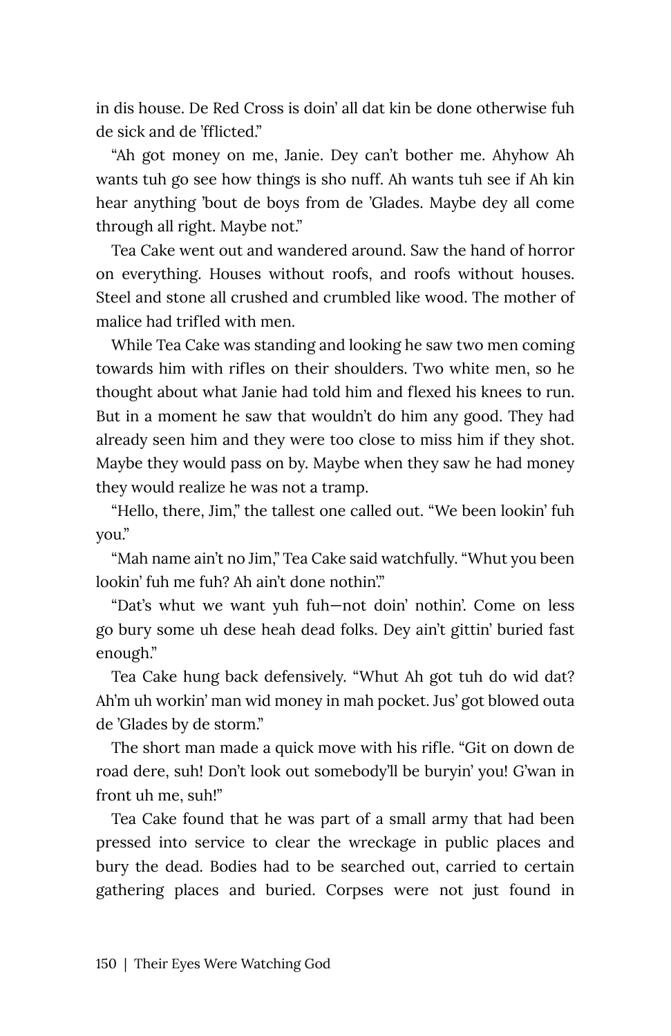in dis house. De Red Cross is doin' all dat kin be done otherwise fuh de sick and de 'fflicted."

"Ah got money on me, Janie. Dey can't bother me. Ahyhow Ah wants tuh go see how things is sho nuff. Ah wants tuh see if Ah kin hear anything 'bout de boys from de 'Glades. Maybe dey all come through all right. Maybe not."

Tea Cake went out and wandered around. Saw the hand of horror on everything. Houses without roofs, and roofs without houses. Steel and stone all crushed and crumbled like wood. The mother of malice had trifled with men.

While Tea Cake was standing and looking he saw two men coming towards him with rifles on their shoulders. Two white men, so he thought about what Janie had told him and flexed his knees to run. But in a moment he saw that wouldn't do him any good. They had already seen him and they were too close to miss him if they shot. Maybe they would pass on by. Maybe when they saw he had money they would realize he was not a tramp.

"Hello, there, Jim," the tallest one called out. "We been lookin' fuh you."

"Mah name ain't no Jim," Tea Cake said watchfully. "Whut you been lookin' fuh me fuh? Ah ain't done nothin'."

"Dat's whut we want yuh fuh—not doin' nothin'. Come on less go bury some uh dese heah dead folks. Dey ain't gittin' buried fast enough."

Tea Cake hung back defensively. "Whut Ah got tuh do wid dat? Ah'm uh workin' man wid money in mah pocket. Jus' got blowed outa de 'Glades by de storm."

The short man made a quick move with his rifle. "Git on down de road dere, suh! Don't look out somebody'll be buryin' you! G'wan in front uh me, suh!"

Tea Cake found that he was part of a small army that had been pressed into service to clear the wreckage in public places and bury the dead. Bodies had to be searched out, carried to certain gathering places and buried. Corpses were not just found in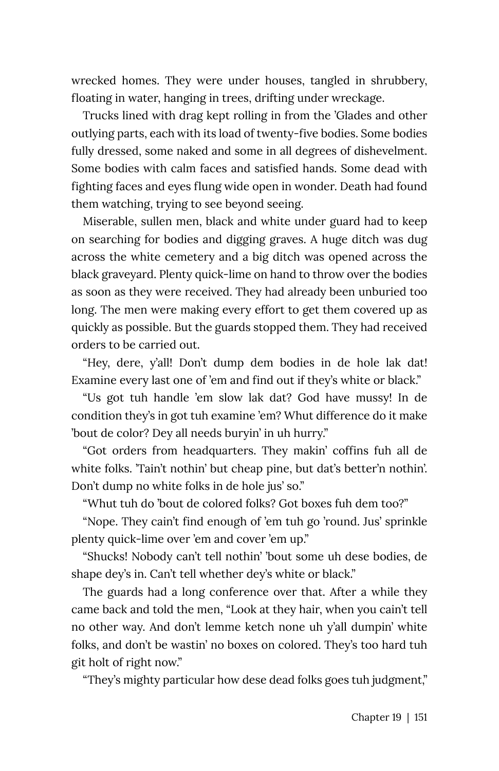wrecked homes. They were under houses, tangled in shrubbery, floating in water, hanging in trees, drifting under wreckage.

Trucks lined with drag kept rolling in from the 'Glades and other outlying parts, each with its load of twenty-five bodies. Some bodies fully dressed, some naked and some in all degrees of dishevelment. Some bodies with calm faces and satisfied hands. Some dead with fighting faces and eyes flung wide open in wonder. Death had found them watching, trying to see beyond seeing.

Miserable, sullen men, black and white under guard had to keep on searching for bodies and digging graves. A huge ditch was dug across the white cemetery and a big ditch was opened across the black graveyard. Plenty quick-lime on hand to throw over the bodies as soon as they were received. They had already been unburied too long. The men were making every effort to get them covered up as quickly as possible. But the guards stopped them. They had received orders to be carried out.

"Hey, dere, y'all! Don't dump dem bodies in de hole lak dat! Examine every last one of 'em and find out if they's white or black."

"Us got tuh handle 'em slow lak dat? God have mussy! In de condition they's in got tuh examine 'em? Whut difference do it make 'bout de color? Dey all needs buryin' in uh hurry."

"Got orders from headquarters. They makin' coffins fuh all de white folks. 'Tain't nothin' but cheap pine, but dat's better'n nothin'. Don't dump no white folks in de hole jus' so."

"Whut tuh do 'bout de colored folks? Got boxes fuh dem too?"

"Nope. They cain't find enough of 'em tuh go 'round. Jus' sprinkle plenty quick-lime over 'em and cover 'em up."

"Shucks! Nobody can't tell nothin' 'bout some uh dese bodies, de shape dey's in. Can't tell whether dey's white or black."

The guards had a long conference over that. After a while they came back and told the men, "Look at they hair, when you cain't tell no other way. And don't lemme ketch none uh y'all dumpin' white folks, and don't be wastin' no boxes on colored. They's too hard tuh git holt of right now."

"They's mighty particular how dese dead folks goes tuh judgment,"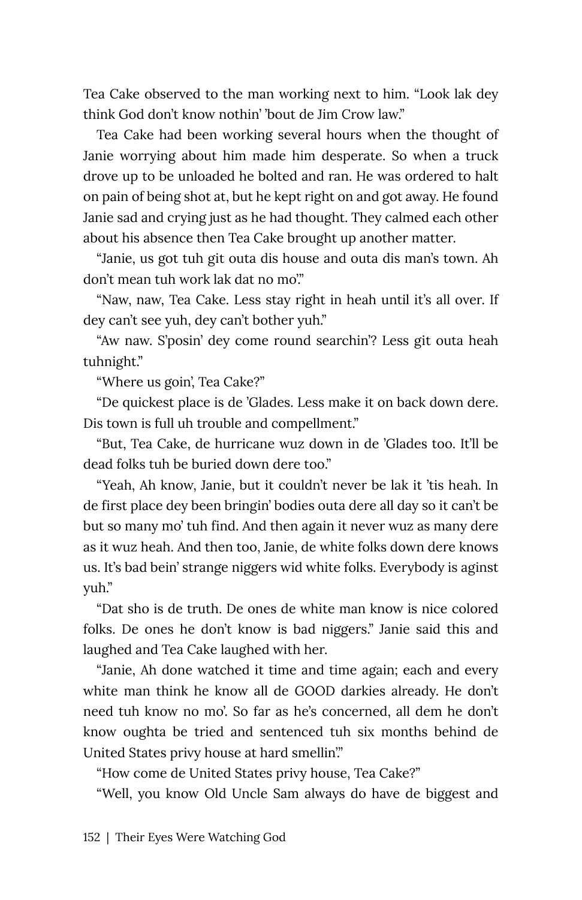Tea Cake observed to the man working next to him. "Look lak dey think God don't know nothin' 'bout de Jim Crow law."

Tea Cake had been working several hours when the thought of Janie worrying about him made him desperate. So when a truck drove up to be unloaded he bolted and ran. He was ordered to halt on pain of being shot at, but he kept right on and got away. He found Janie sad and crying just as he had thought. They calmed each other about his absence then Tea Cake brought up another matter.

"Janie, us got tuh git outa dis house and outa dis man's town. Ah don't mean tuh work lak dat no mo'."

"Naw, naw, Tea Cake. Less stay right in heah until it's all over. If dey can't see yuh, dey can't bother yuh."

"Aw naw. S'posin' dey come round searchin'? Less git outa heah tuhnight."

"Where us goin', Tea Cake?"

"De quickest place is de 'Glades. Less make it on back down dere. Dis town is full uh trouble and compellment."

"But, Tea Cake, de hurricane wuz down in de 'Glades too. It'll be dead folks tuh be buried down dere too."

"Yeah, Ah know, Janie, but it couldn't never be lak it 'tis heah. In de first place dey been bringin' bodies outa dere all day so it can't be but so many mo' tuh find. And then again it never wuz as many dere as it wuz heah. And then too, Janie, de white folks down dere knows us. It's bad bein' strange niggers wid white folks. Everybody is aginst yuh."

"Dat sho is de truth. De ones de white man know is nice colored folks. De ones he don't know is bad niggers." Janie said this and laughed and Tea Cake laughed with her.

"Janie, Ah done watched it time and time again; each and every white man think he know all de GOOD darkies already. He don't need tuh know no mo'. So far as he's concerned, all dem he don't know oughta be tried and sentenced tuh six months behind de United States privy house at hard smellin'."

"How come de United States privy house, Tea Cake?"

"Well, you know Old Uncle Sam always do have de biggest and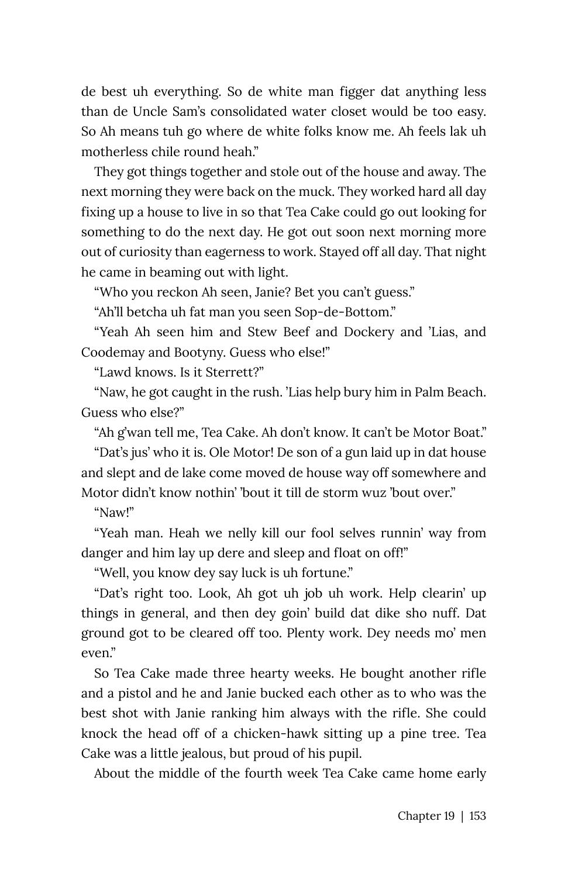de best uh everything. So de white man figger dat anything less than de Uncle Sam's consolidated water closet would be too easy. So Ah means tuh go where de white folks know me. Ah feels lak uh motherless chile round heah."

They got things together and stole out of the house and away. The next morning they were back on the muck. They worked hard all day fixing up a house to live in so that Tea Cake could go out looking for something to do the next day. He got out soon next morning more out of curiosity than eagerness to work. Stayed off all day. That night he came in beaming out with light.

"Who you reckon Ah seen, Janie? Bet you can't guess."

"Ah'll betcha uh fat man you seen Sop-de-Bottom."

"Yeah Ah seen him and Stew Beef and Dockery and 'Lias, and Coodemay and Bootyny. Guess who else!"

"Lawd knows. Is it Sterrett?"

"Naw, he got caught in the rush. 'Lias help bury him in Palm Beach. Guess who else?"

"Ah g'wan tell me, Tea Cake. Ah don't know. It can't be Motor Boat."

"Dat's jus' who it is. Ole Motor! De son of a gun laid up in dat house and slept and de lake come moved de house way off somewhere and Motor didn't know nothin' 'bout it till de storm wuz 'bout over."

"Naw!"

"Yeah man. Heah we nelly kill our fool selves runnin' way from danger and him lay up dere and sleep and float on off!"

"Well, you know dey say luck is uh fortune."

"Dat's right too. Look, Ah got uh job uh work. Help clearin' up things in general, and then dey goin' build dat dike sho nuff. Dat ground got to be cleared off too. Plenty work. Dey needs mo' men even."

So Tea Cake made three hearty weeks. He bought another rifle and a pistol and he and Janie bucked each other as to who was the best shot with Janie ranking him always with the rifle. She could knock the head off of a chicken-hawk sitting up a pine tree. Tea Cake was a little jealous, but proud of his pupil.

About the middle of the fourth week Tea Cake came home early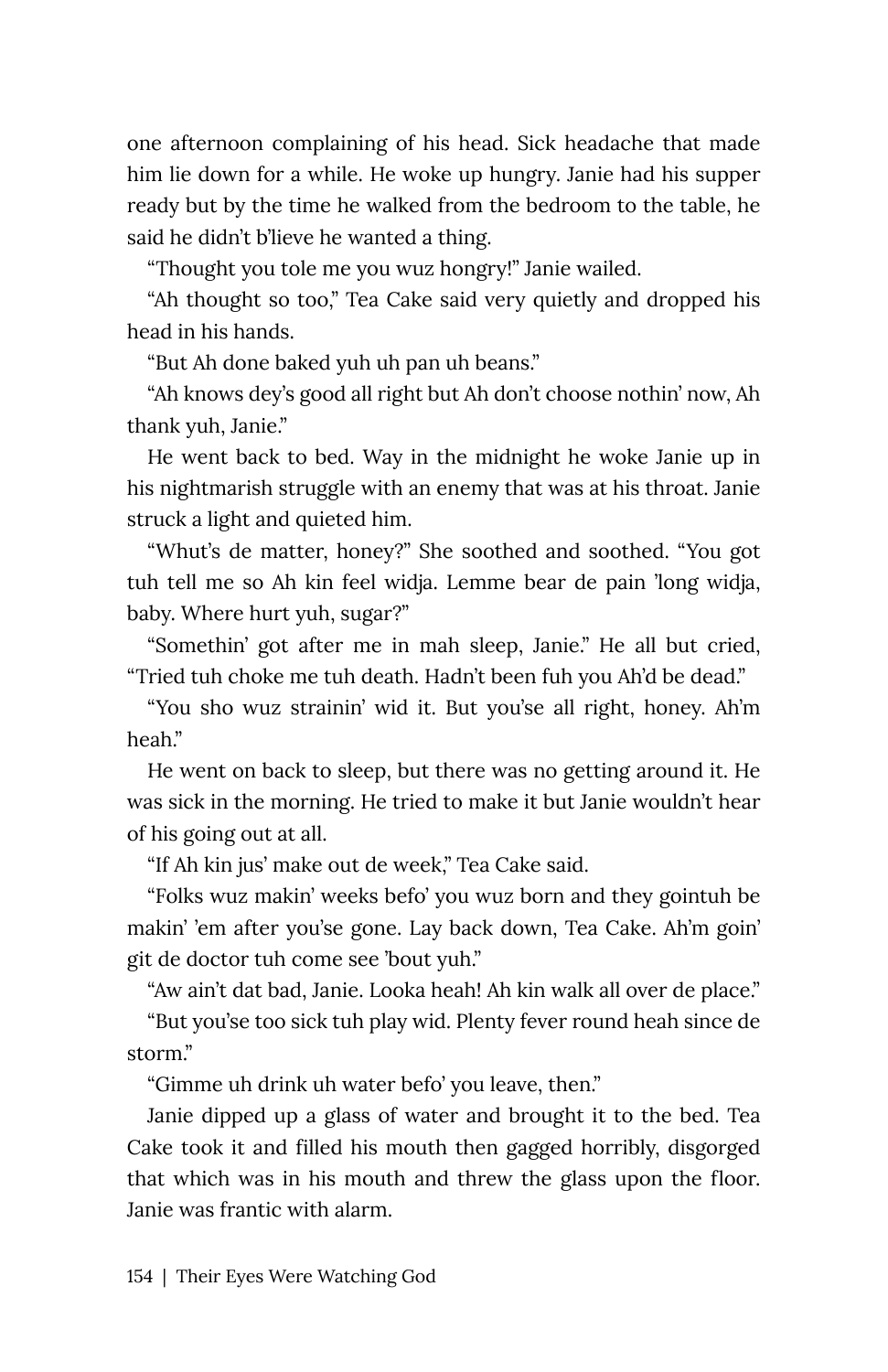one afternoon complaining of his head. Sick headache that made him lie down for a while. He woke up hungry. Janie had his supper ready but by the time he walked from the bedroom to the table, he said he didn't b'lieve he wanted a thing.

"Thought you tole me you wuz hongry!" Janie wailed.

"Ah thought so too," Tea Cake said very quietly and dropped his head in his hands.

"But Ah done baked yuh uh pan uh beans."

"Ah knows dey's good all right but Ah don't choose nothin' now, Ah thank yuh, Janie."

He went back to bed. Way in the midnight he woke Janie up in his nightmarish struggle with an enemy that was at his throat. Janie struck a light and quieted him.

"Whut's de matter, honey?" She soothed and soothed. "You got tuh tell me so Ah kin feel widja. Lemme bear de pain 'long widja, baby. Where hurt yuh, sugar?"

"Somethin' got after me in mah sleep, Janie." He all but cried, "Tried tuh choke me tuh death. Hadn't been fuh you Ah'd be dead."

"You sho wuz strainin' wid it. But you'se all right, honey. Ah'm heah."

He went on back to sleep, but there was no getting around it. He was sick in the morning. He tried to make it but Janie wouldn't hear of his going out at all.

"If Ah kin jus' make out de week," Tea Cake said.

"Folks wuz makin' weeks befo' you wuz born and they gointuh be makin' 'em after you'se gone. Lay back down, Tea Cake. Ah'm goin' git de doctor tuh come see 'bout yuh."

"Aw ain't dat bad, Janie. Looka heah! Ah kin walk all over de place."

"But you'se too sick tuh play wid. Plenty fever round heah since de storm."

"Gimme uh drink uh water befo' you leave, then."

Janie dipped up a glass of water and brought it to the bed. Tea Cake took it and filled his mouth then gagged horribly, disgorged that which was in his mouth and threw the glass upon the floor. Janie was frantic with alarm.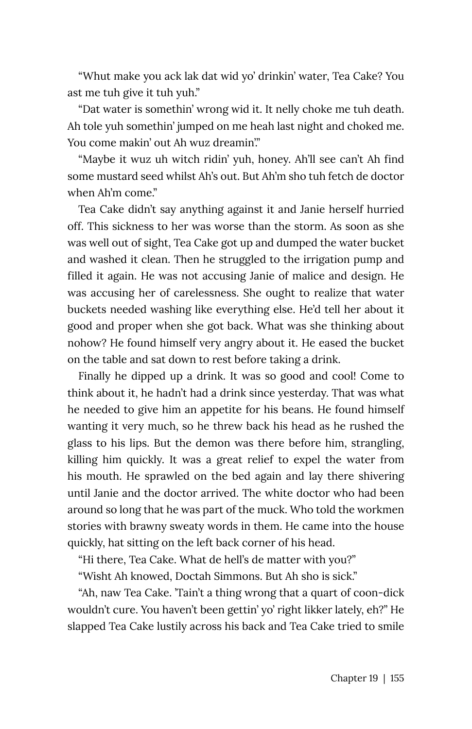"Whut make you ack lak dat wid yo' drinkin' water, Tea Cake? You ast me tuh give it tuh yuh."

"Dat water is somethin' wrong wid it. It nelly choke me tuh death. Ah tole yuh somethin' jumped on me heah last night and choked me. You come makin' out Ah wuz dreamin'."

"Maybe it wuz uh witch ridin' yuh, honey. Ah'll see can't Ah find some mustard seed whilst Ah's out. But Ah'm sho tuh fetch de doctor when Ah'm come."

Tea Cake didn't say anything against it and Janie herself hurried off. This sickness to her was worse than the storm. As soon as she was well out of sight, Tea Cake got up and dumped the water bucket and washed it clean. Then he struggled to the irrigation pump and filled it again. He was not accusing Janie of malice and design. He was accusing her of carelessness. She ought to realize that water buckets needed washing like everything else. He'd tell her about it good and proper when she got back. What was she thinking about nohow? He found himself very angry about it. He eased the bucket on the table and sat down to rest before taking a drink.

Finally he dipped up a drink. It was so good and cool! Come to think about it, he hadn't had a drink since yesterday. That was what he needed to give him an appetite for his beans. He found himself wanting it very much, so he threw back his head as he rushed the glass to his lips. But the demon was there before him, strangling, killing him quickly. It was a great relief to expel the water from his mouth. He sprawled on the bed again and lay there shivering until Janie and the doctor arrived. The white doctor who had been around so long that he was part of the muck. Who told the workmen stories with brawny sweaty words in them. He came into the house quickly, hat sitting on the left back corner of his head.

"Hi there, Tea Cake. What de hell's de matter with you?"

"Wisht Ah knowed, Doctah Simmons. But Ah sho is sick."

"Ah, naw Tea Cake. 'Tain't a thing wrong that a quart of coon-dick wouldn't cure. You haven't been gettin' yo' right likker lately, eh?" He slapped Tea Cake lustily across his back and Tea Cake tried to smile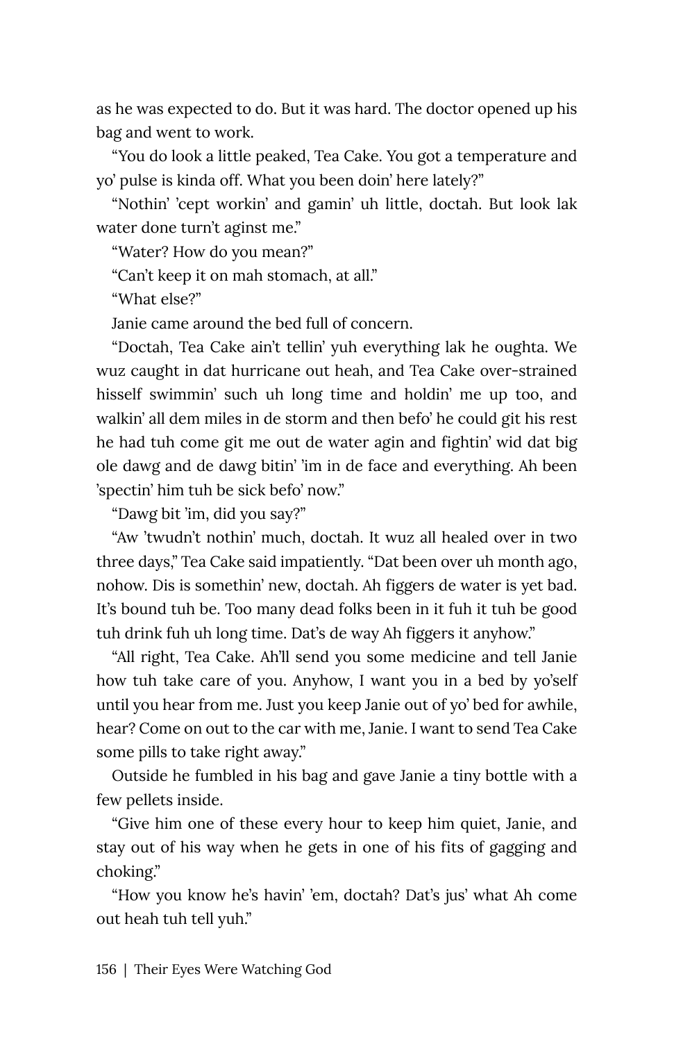as he was expected to do. But it was hard. The doctor opened up his bag and went to work.

"You do look a little peaked, Tea Cake. You got a temperature and yo' pulse is kinda off. What you been doin' here lately?"

"Nothin' 'cept workin' and gamin' uh little, doctah. But look lak water done turn't aginst me."

"Water? How do you mean?"

"Can't keep it on mah stomach, at all."

"What else?"

Janie came around the bed full of concern.

"Doctah, Tea Cake ain't tellin' yuh everything lak he oughta. We wuz caught in dat hurricane out heah, and Tea Cake over-strained hisself swimmin' such uh long time and holdin' me up too, and walkin' all dem miles in de storm and then befo' he could git his rest he had tuh come git me out de water agin and fightin' wid dat big ole dawg and de dawg bitin' 'im in de face and everything. Ah been 'spectin' him tuh be sick befo' now."

"Dawg bit 'im, did you say?"

"Aw 'twudn't nothin' much, doctah. It wuz all healed over in two three days," Tea Cake said impatiently. "Dat been over uh month ago, nohow. Dis is somethin' new, doctah. Ah figgers de water is yet bad. It's bound tuh be. Too many dead folks been in it fuh it tuh be good tuh drink fuh uh long time. Dat's de way Ah figgers it anyhow."

"All right, Tea Cake. Ah'll send you some medicine and tell Janie how tuh take care of you. Anyhow, I want you in a bed by yo'self until you hear from me. Just you keep Janie out of yo' bed for awhile, hear? Come on out to the car with me, Janie. I want to send Tea Cake some pills to take right away."

Outside he fumbled in his bag and gave Janie a tiny bottle with a few pellets inside.

"Give him one of these every hour to keep him quiet, Janie, and stay out of his way when he gets in one of his fits of gagging and choking."

"How you know he's havin' 'em, doctah? Dat's jus' what Ah come out heah tuh tell yuh."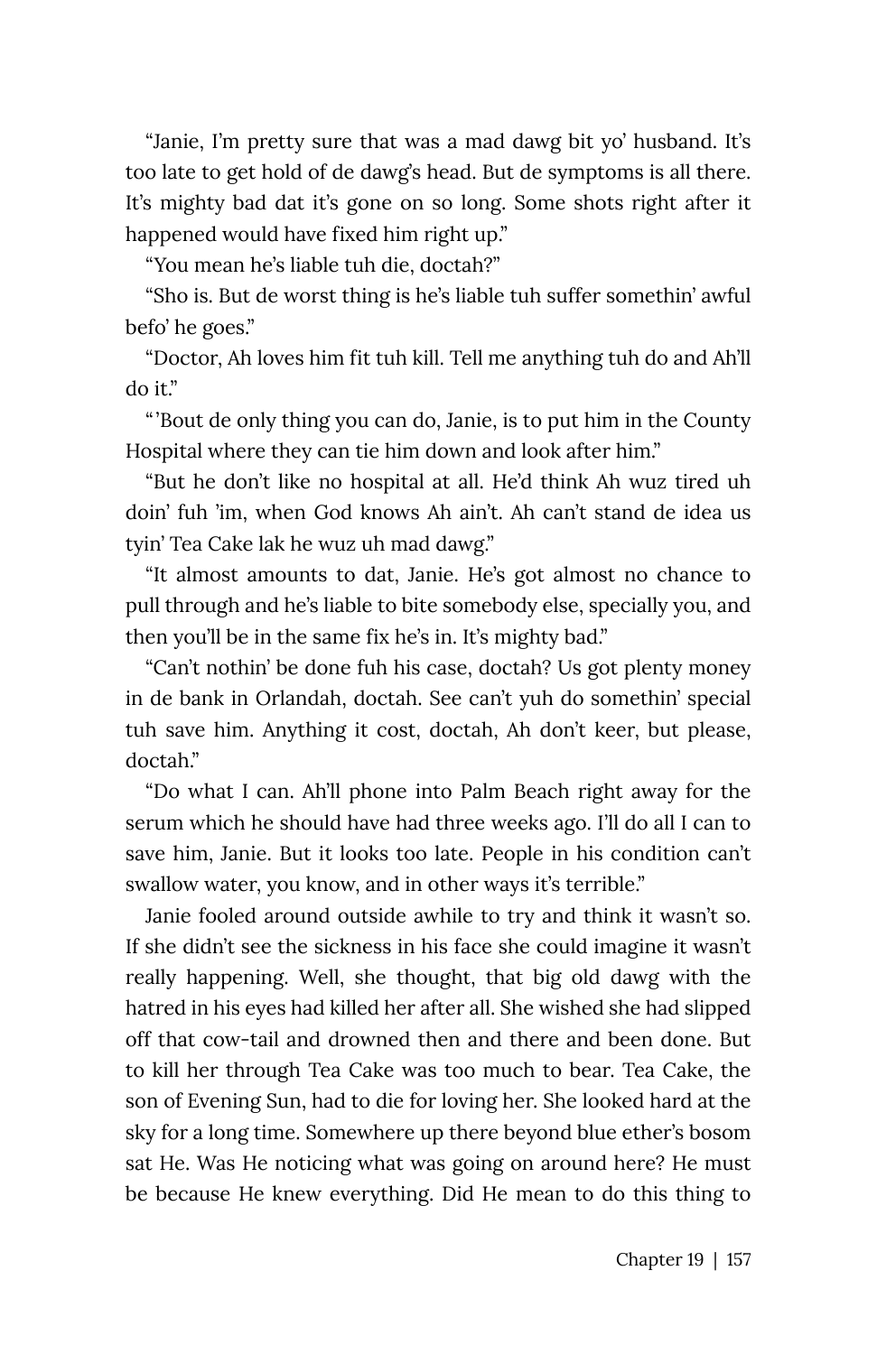"Janie, I'm pretty sure that was a mad dawg bit yo' husband. It's too late to get hold of de dawg's head. But de symptoms is all there. It's mighty bad dat it's gone on so long. Some shots right after it happened would have fixed him right up."

"You mean he's liable tuh die, doctah?"

"Sho is. But de worst thing is he's liable tuh suffer somethin' awful befo' he goes."

"Doctor, Ah loves him fit tuh kill. Tell me anything tuh do and Ah'll do it."

"'Bout de only thing you can do, Janie, is to put him in the County Hospital where they can tie him down and look after him."

"But he don't like no hospital at all. He'd think Ah wuz tired uh doin' fuh 'im, when God knows Ah ain't. Ah can't stand de idea us tyin' Tea Cake lak he wuz uh mad dawg."

"It almost amounts to dat, Janie. He's got almost no chance to pull through and he's liable to bite somebody else, specially you, and then you'll be in the same fix he's in. It's mighty bad."

"Can't nothin' be done fuh his case, doctah? Us got plenty money in de bank in Orlandah, doctah. See can't yuh do somethin' special tuh save him. Anything it cost, doctah, Ah don't keer, but please, doctah."

"Do what I can. Ah'll phone into Palm Beach right away for the serum which he should have had three weeks ago. I'll do all I can to save him, Janie. But it looks too late. People in his condition can't swallow water, you know, and in other ways it's terrible."

Janie fooled around outside awhile to try and think it wasn't so. If she didn't see the sickness in his face she could imagine it wasn't really happening. Well, she thought, that big old dawg with the hatred in his eyes had killed her after all. She wished she had slipped off that cow-tail and drowned then and there and been done. But to kill her through Tea Cake was too much to bear. Tea Cake, the son of Evening Sun, had to die for loving her. She looked hard at the sky for a long time. Somewhere up there beyond blue ether's bosom sat He. Was He noticing what was going on around here? He must be because He knew everything. Did He mean to do this thing to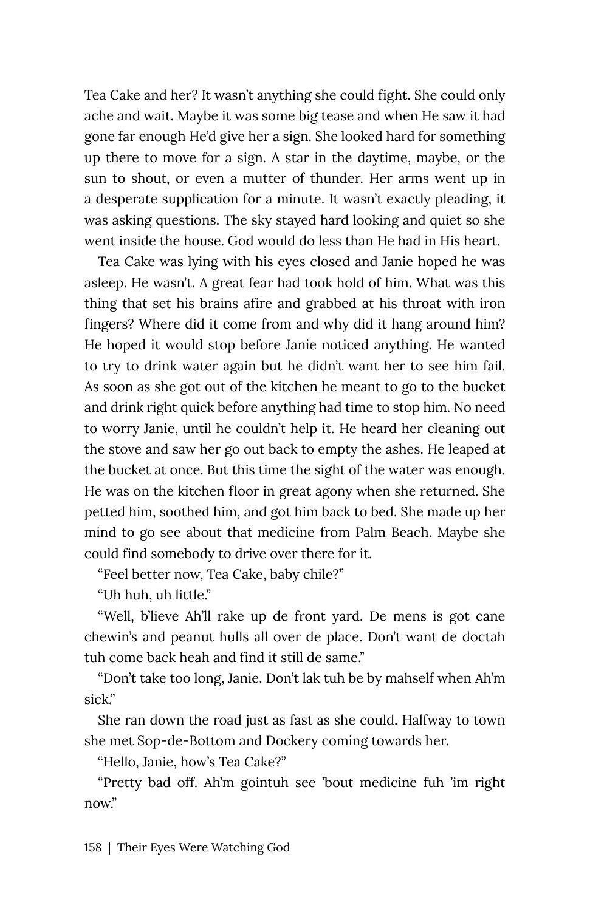Tea Cake and her? It wasn't anything she could fight. She could only ache and wait. Maybe it was some big tease and when He saw it had gone far enough He'd give her a sign. She looked hard for something up there to move for a sign. A star in the daytime, maybe, or the sun to shout, or even a mutter of thunder. Her arms went up in a desperate supplication for a minute. It wasn't exactly pleading, it was asking questions. The sky stayed hard looking and quiet so she went inside the house. God would do less than He had in His heart.

Tea Cake was lying with his eyes closed and Janie hoped he was asleep. He wasn't. A great fear had took hold of him. What was this thing that set his brains afire and grabbed at his throat with iron fingers? Where did it come from and why did it hang around him? He hoped it would stop before Janie noticed anything. He wanted to try to drink water again but he didn't want her to see him fail. As soon as she got out of the kitchen he meant to go to the bucket and drink right quick before anything had time to stop him. No need to worry Janie, until he couldn't help it. He heard her cleaning out the stove and saw her go out back to empty the ashes. He leaped at the bucket at once. But this time the sight of the water was enough. He was on the kitchen floor in great agony when she returned. She petted him, soothed him, and got him back to bed. She made up her mind to go see about that medicine from Palm Beach. Maybe she could find somebody to drive over there for it.

"Feel better now, Tea Cake, baby chile?"

"Uh huh, uh little."

"Well, b'lieve Ah'll rake up de front yard. De mens is got cane chewin's and peanut hulls all over de place. Don't want de doctah tuh come back heah and find it still de same."

"Don't take too long, Janie. Don't lak tuh be by mahself when Ah'm sick."

She ran down the road just as fast as she could. Halfway to town she met Sop-de-Bottom and Dockery coming towards her.

"Hello, Janie, how's Tea Cake?"

"Pretty bad off. Ah'm gointuh see 'bout medicine fuh 'im right now."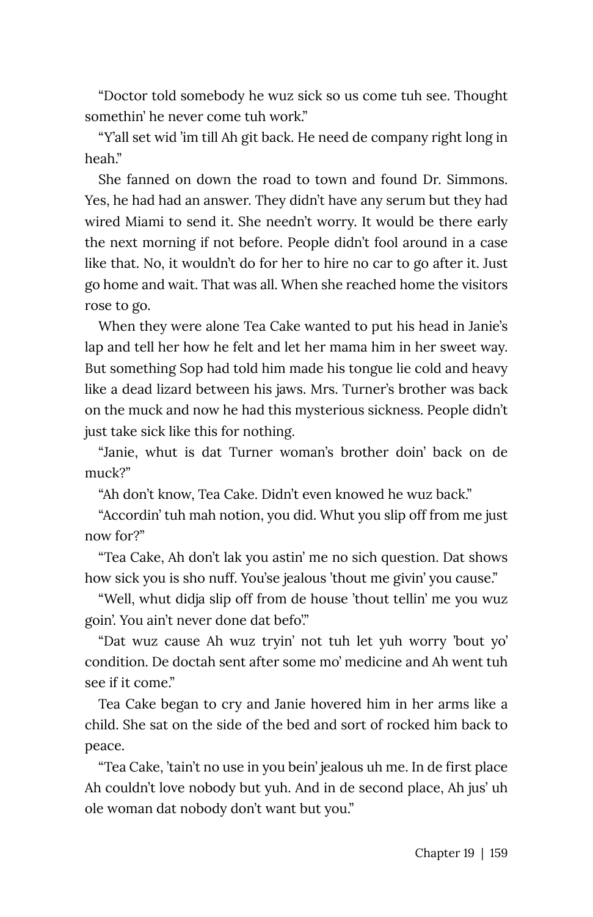"Doctor told somebody he wuz sick so us come tuh see. Thought somethin' he never come tuh work."

"Y'all set wid 'im till Ah git back. He need de company right long in heah."

She fanned on down the road to town and found Dr. Simmons. Yes, he had had an answer. They didn't have any serum but they had wired Miami to send it. She needn't worry. It would be there early the next morning if not before. People didn't fool around in a case like that. No, it wouldn't do for her to hire no car to go after it. Just go home and wait. That was all. When she reached home the visitors rose to go.

When they were alone Tea Cake wanted to put his head in Janie's lap and tell her how he felt and let her mama him in her sweet way. But something Sop had told him made his tongue lie cold and heavy like a dead lizard between his jaws. Mrs. Turner's brother was back on the muck and now he had this mysterious sickness. People didn't just take sick like this for nothing.

"Janie, whut is dat Turner woman's brother doin' back on de muck?"

"Ah don't know, Tea Cake. Didn't even knowed he wuz back."

"Accordin' tuh mah notion, you did. Whut you slip off from me just now for?"

"Tea Cake, Ah don't lak you astin' me no sich question. Dat shows how sick you is sho nuff. You'se jealous 'thout me givin' you cause."

"Well, whut didja slip off from de house 'thout tellin' me you wuz goin'. You ain't never done dat befo'."

"Dat wuz cause Ah wuz tryin' not tuh let yuh worry 'bout yo' condition. De doctah sent after some mo' medicine and Ah went tuh see if it come."

Tea Cake began to cry and Janie hovered him in her arms like a child. She sat on the side of the bed and sort of rocked him back to peace.

"Tea Cake, 'tain't no use in you bein' jealous uh me. In de first place Ah couldn't love nobody but yuh. And in de second place, Ah jus' uh ole woman dat nobody don't want but you."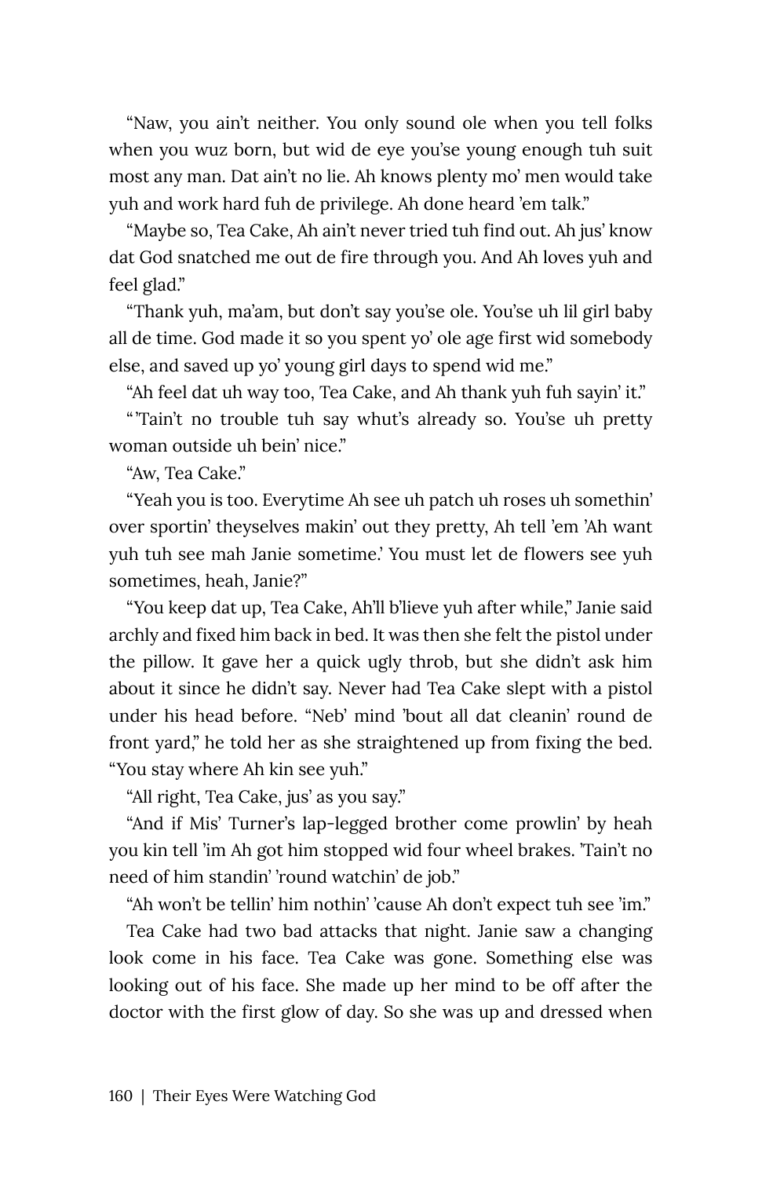"Naw, you ain't neither. You only sound ole when you tell folks when you wuz born, but wid de eye you'se young enough tuh suit most any man. Dat ain't no lie. Ah knows plenty mo' men would take yuh and work hard fuh de privilege. Ah done heard 'em talk."

"Maybe so, Tea Cake, Ah ain't never tried tuh find out. Ah jus' know dat God snatched me out de fire through you. And Ah loves yuh and feel glad."

"Thank yuh, ma'am, but don't say you'se ole. You'se uh lil girl baby all de time. God made it so you spent yo' ole age first wid somebody else, and saved up yo' young girl days to spend wid me."

"Ah feel dat uh way too, Tea Cake, and Ah thank yuh fuh sayin' it."

"'Tain't no trouble tuh say whut's already so. You'se uh pretty woman outside uh bein' nice."

"Aw, Tea Cake."

"Yeah you is too. Everytime Ah see uh patch uh roses uh somethin' over sportin' theyselves makin' out they pretty, Ah tell 'em 'Ah want yuh tuh see mah Janie sometime.' You must let de flowers see yuh sometimes, heah, Janie?"

"You keep dat up, Tea Cake, Ah'll b'lieve yuh after while," Janie said archly and fixed him back in bed. It was then she felt the pistol under the pillow. It gave her a quick ugly throb, but she didn't ask him about it since he didn't say. Never had Tea Cake slept with a pistol under his head before. "Neb' mind 'bout all dat cleanin' round de front yard," he told her as she straightened up from fixing the bed. "You stay where Ah kin see yuh."

"All right, Tea Cake, jus' as you say."

"And if Mis' Turner's lap-legged brother come prowlin' by heah you kin tell 'im Ah got him stopped wid four wheel brakes. 'Tain't no need of him standin' 'round watchin' de job."

"Ah won't be tellin' him nothin' 'cause Ah don't expect tuh see 'im."

Tea Cake had two bad attacks that night. Janie saw a changing look come in his face. Tea Cake was gone. Something else was looking out of his face. She made up her mind to be off after the doctor with the first glow of day. So she was up and dressed when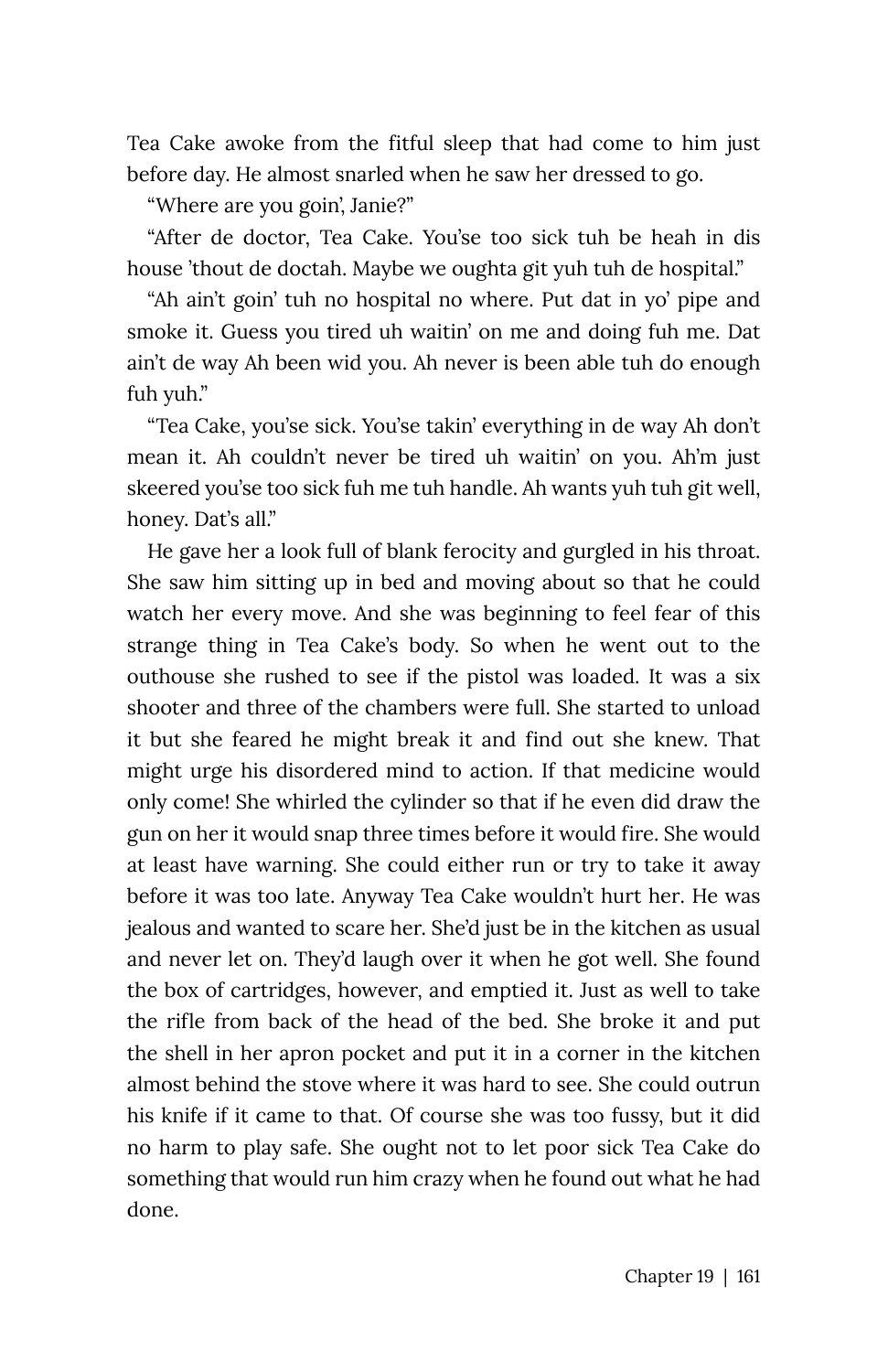Tea Cake awoke from the fitful sleep that had come to him just before day. He almost snarled when he saw her dressed to go.

"Where are you goin', Janie?"

"After de doctor, Tea Cake. You'se too sick tuh be heah in dis house 'thout de doctah. Maybe we oughta git yuh tuh de hospital."

"Ah ain't goin' tuh no hospital no where. Put dat in yo' pipe and smoke it. Guess you tired uh waitin' on me and doing fuh me. Dat ain't de way Ah been wid you. Ah never is been able tuh do enough fuh yuh."

"Tea Cake, you'se sick. You'se takin' everything in de way Ah don't mean it. Ah couldn't never be tired uh waitin' on you. Ah'm just skeered you'se too sick fuh me tuh handle. Ah wants yuh tuh git well, honey. Dat's all."

He gave her a look full of blank ferocity and gurgled in his throat. She saw him sitting up in bed and moving about so that he could watch her every move. And she was beginning to feel fear of this strange thing in Tea Cake's body. So when he went out to the outhouse she rushed to see if the pistol was loaded. It was a six shooter and three of the chambers were full. She started to unload it but she feared he might break it and find out she knew. That might urge his disordered mind to action. If that medicine would only come! She whirled the cylinder so that if he even did draw the gun on her it would snap three times before it would fire. She would at least have warning. She could either run or try to take it away before it was too late. Anyway Tea Cake wouldn't hurt her. He was jealous and wanted to scare her. She'd just be in the kitchen as usual and never let on. They'd laugh over it when he got well. She found the box of cartridges, however, and emptied it. Just as well to take the rifle from back of the head of the bed. She broke it and put the shell in her apron pocket and put it in a corner in the kitchen almost behind the stove where it was hard to see. She could outrun his knife if it came to that. Of course she was too fussy, but it did no harm to play safe. She ought not to let poor sick Tea Cake do something that would run him crazy when he found out what he had done.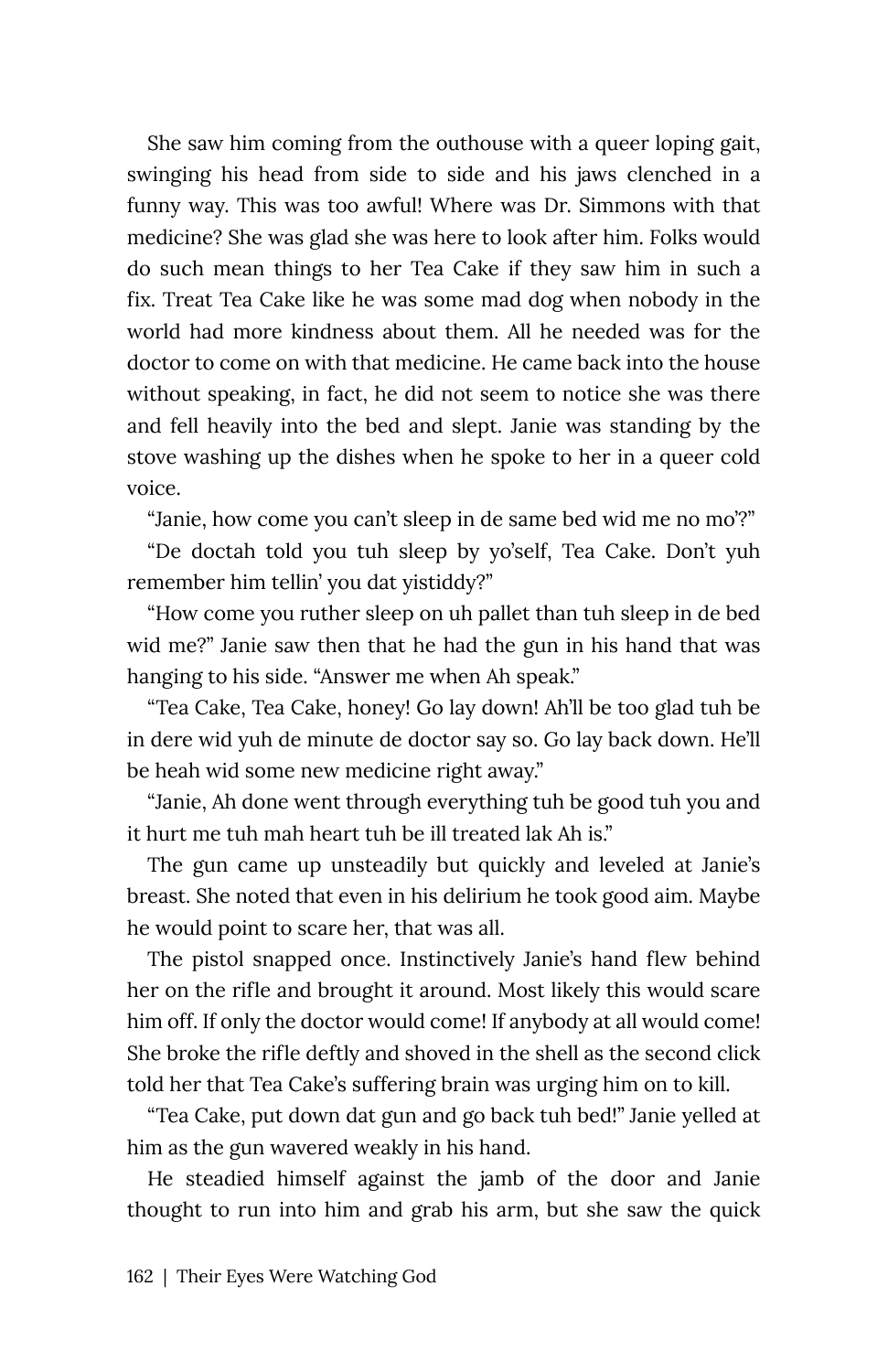She saw him coming from the outhouse with a queer loping gait, swinging his head from side to side and his jaws clenched in a funny way. This was too awful! Where was Dr. Simmons with that medicine? She was glad she was here to look after him. Folks would do such mean things to her Tea Cake if they saw him in such a fix. Treat Tea Cake like he was some mad dog when nobody in the world had more kindness about them. All he needed was for the doctor to come on with that medicine. He came back into the house without speaking, in fact, he did not seem to notice she was there and fell heavily into the bed and slept. Janie was standing by the stove washing up the dishes when he spoke to her in a queer cold voice.

"Janie, how come you can't sleep in de same bed wid me no mo'?"

"De doctah told you tuh sleep by yo'self, Tea Cake. Don't yuh remember him tellin' you dat yistiddy?"

"How come you ruther sleep on uh pallet than tuh sleep in de bed wid me?" Janie saw then that he had the gun in his hand that was hanging to his side. "Answer me when Ah speak."

"Tea Cake, Tea Cake, honey! Go lay down! Ah'll be too glad tuh be in dere wid yuh de minute de doctor say so. Go lay back down. He'll be heah wid some new medicine right away."

"Janie, Ah done went through everything tuh be good tuh you and it hurt me tuh mah heart tuh be ill treated lak Ah is."

The gun came up unsteadily but quickly and leveled at Janie's breast. She noted that even in his delirium he took good aim. Maybe he would point to scare her, that was all.

The pistol snapped once. Instinctively Janie's hand flew behind her on the rifle and brought it around. Most likely this would scare him off. If only the doctor would come! If anybody at all would come! She broke the rifle deftly and shoved in the shell as the second click told her that Tea Cake's suffering brain was urging him on to kill.

"Tea Cake, put down dat gun and go back tuh bed!" Janie yelled at him as the gun wavered weakly in his hand.

He steadied himself against the jamb of the door and Janie thought to run into him and grab his arm, but she saw the quick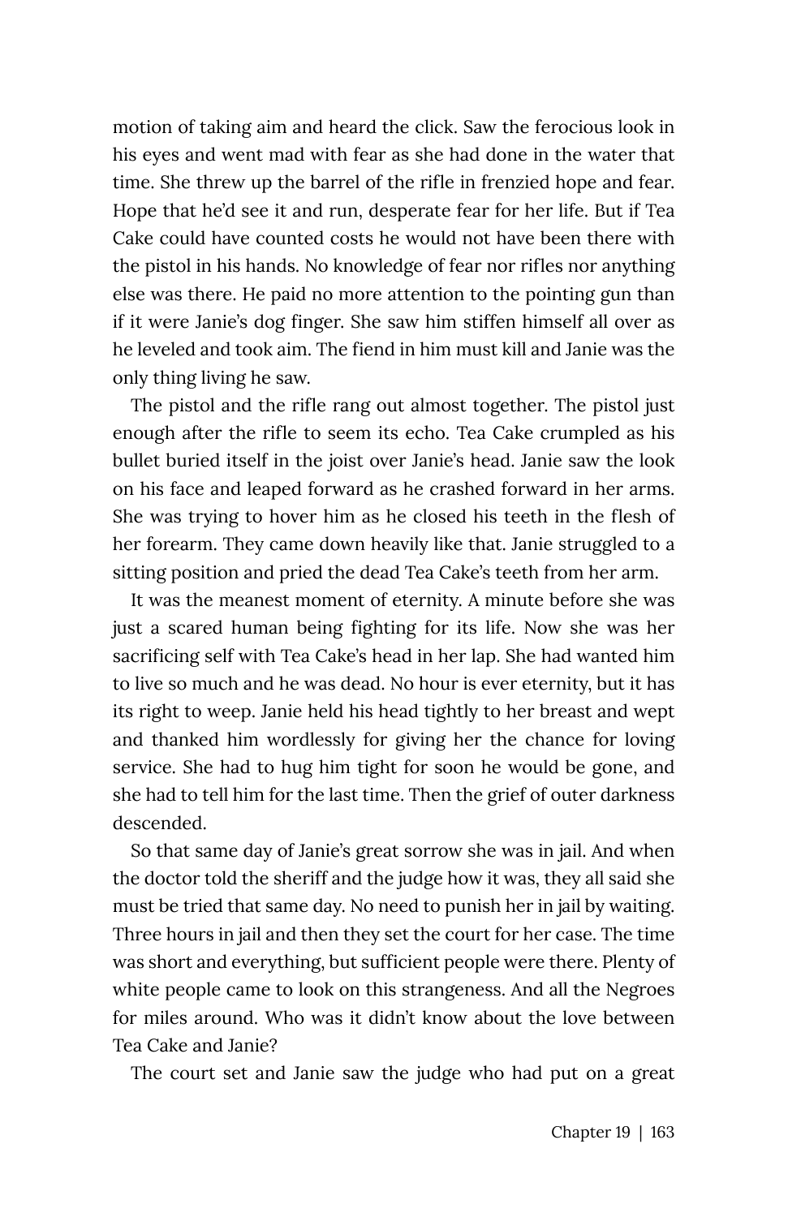motion of taking aim and heard the click. Saw the ferocious look in his eyes and went mad with fear as she had done in the water that time. She threw up the barrel of the rifle in frenzied hope and fear. Hope that he'd see it and run, desperate fear for her life. But if Tea Cake could have counted costs he would not have been there with the pistol in his hands. No knowledge of fear nor rifles nor anything else was there. He paid no more attention to the pointing gun than if it were Janie's dog finger. She saw him stiffen himself all over as he leveled and took aim. The fiend in him must kill and Janie was the only thing living he saw.

The pistol and the rifle rang out almost together. The pistol just enough after the rifle to seem its echo. Tea Cake crumpled as his bullet buried itself in the joist over Janie's head. Janie saw the look on his face and leaped forward as he crashed forward in her arms. She was trying to hover him as he closed his teeth in the flesh of her forearm. They came down heavily like that. Janie struggled to a sitting position and pried the dead Tea Cake's teeth from her arm.

It was the meanest moment of eternity. A minute before she was just a scared human being fighting for its life. Now she was her sacrificing self with Tea Cake's head in her lap. She had wanted him to live so much and he was dead. No hour is ever eternity, but it has its right to weep. Janie held his head tightly to her breast and wept and thanked him wordlessly for giving her the chance for loving service. She had to hug him tight for soon he would be gone, and she had to tell him for the last time. Then the grief of outer darkness descended.

So that same day of Janie's great sorrow she was in jail. And when the doctor told the sheriff and the judge how it was, they all said she must be tried that same day. No need to punish her in jail by waiting. Three hours in jail and then they set the court for her case. The time was short and everything, but sufficient people were there. Plenty of white people came to look on this strangeness. And all the Negroes for miles around. Who was it didn't know about the love between Tea Cake and Janie?

The court set and Janie saw the judge who had put on a great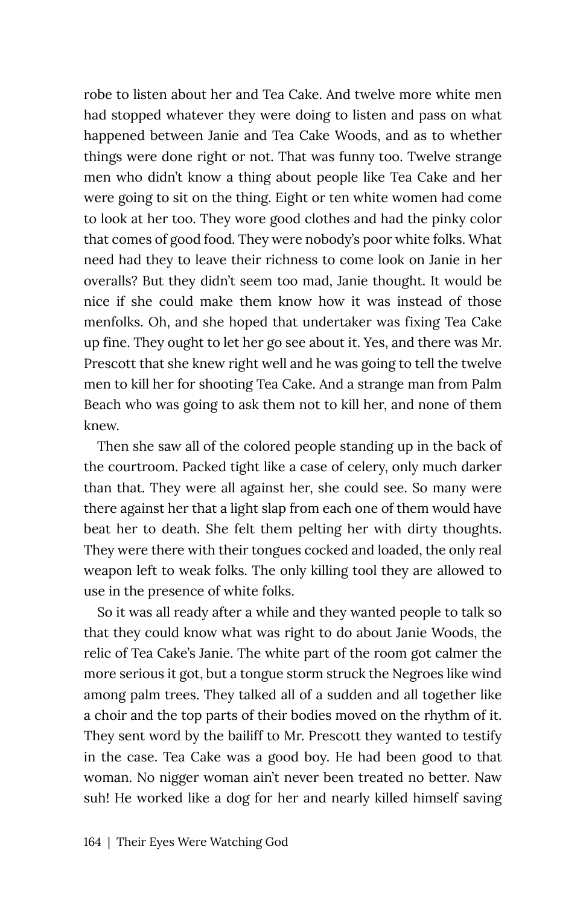robe to listen about her and Tea Cake. And twelve more white men had stopped whatever they were doing to listen and pass on what happened between Janie and Tea Cake Woods, and as to whether things were done right or not. That was funny too. Twelve strange men who didn't know a thing about people like Tea Cake and her were going to sit on the thing. Eight or ten white women had come to look at her too. They wore good clothes and had the pinky color that comes of good food. They were nobody's poor white folks. What need had they to leave their richness to come look on Janie in her overalls? But they didn't seem too mad, Janie thought. It would be nice if she could make them know how it was instead of those menfolks. Oh, and she hoped that undertaker was fixing Tea Cake up fine. They ought to let her go see about it. Yes, and there was Mr. Prescott that she knew right well and he was going to tell the twelve men to kill her for shooting Tea Cake. And a strange man from Palm Beach who was going to ask them not to kill her, and none of them knew.

Then she saw all of the colored people standing up in the back of the courtroom. Packed tight like a case of celery, only much darker than that. They were all against her, she could see. So many were there against her that a light slap from each one of them would have beat her to death. She felt them pelting her with dirty thoughts. They were there with their tongues cocked and loaded, the only real weapon left to weak folks. The only killing tool they are allowed to use in the presence of white folks.

So it was all ready after a while and they wanted people to talk so that they could know what was right to do about Janie Woods, the relic of Tea Cake's Janie. The white part of the room got calmer the more serious it got, but a tongue storm struck the Negroes like wind among palm trees. They talked all of a sudden and all together like a choir and the top parts of their bodies moved on the rhythm of it. They sent word by the bailiff to Mr. Prescott they wanted to testify in the case. Tea Cake was a good boy. He had been good to that woman. No nigger woman ain't never been treated no better. Naw suh! He worked like a dog for her and nearly killed himself saving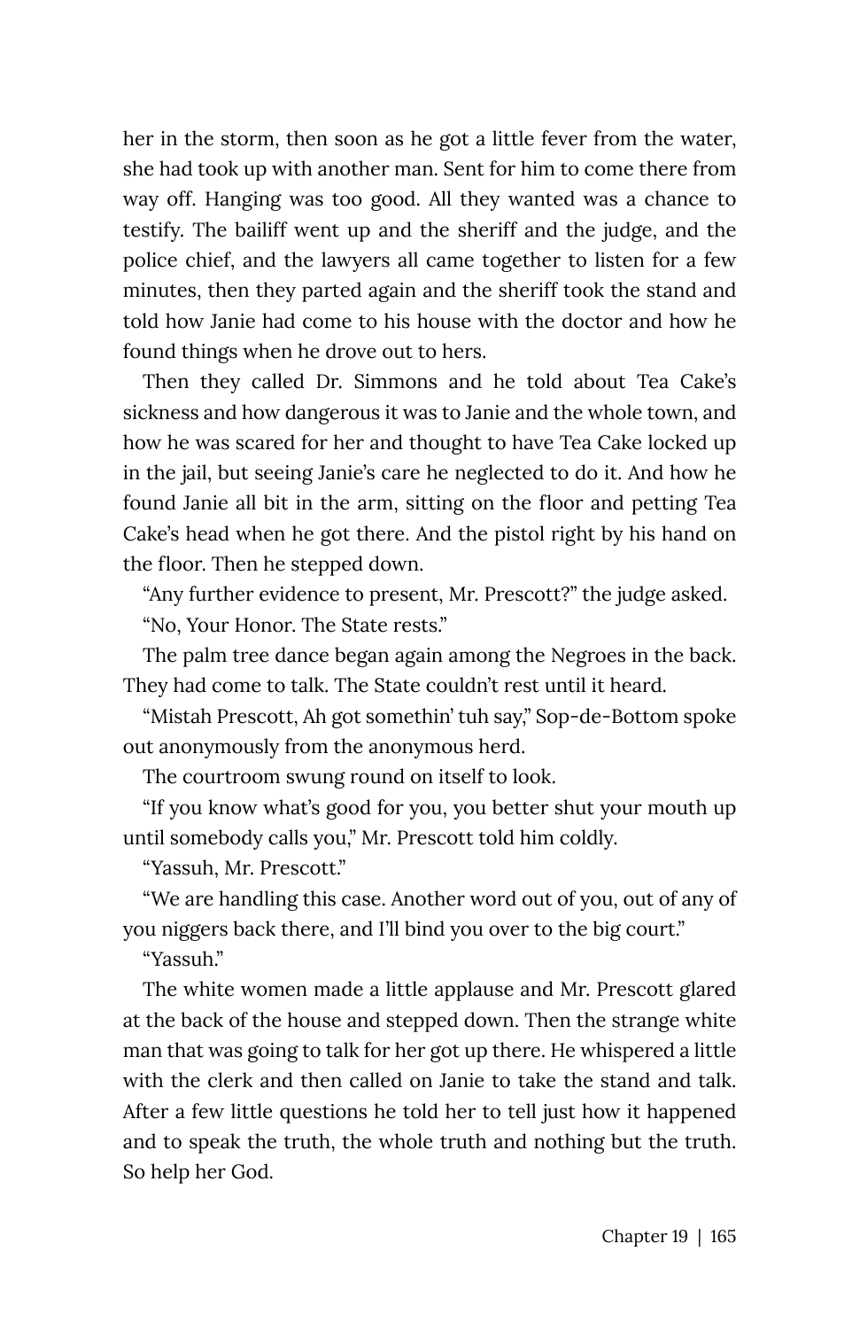her in the storm, then soon as he got a little fever from the water, she had took up with another man. Sent for him to come there from way off. Hanging was too good. All they wanted was a chance to testify. The bailiff went up and the sheriff and the judge, and the police chief, and the lawyers all came together to listen for a few minutes, then they parted again and the sheriff took the stand and told how Janie had come to his house with the doctor and how he found things when he drove out to hers.

Then they called Dr. Simmons and he told about Tea Cake's sickness and how dangerous it was to Janie and the whole town, and how he was scared for her and thought to have Tea Cake locked up in the jail, but seeing Janie's care he neglected to do it. And how he found Janie all bit in the arm, sitting on the floor and petting Tea Cake's head when he got there. And the pistol right by his hand on the floor. Then he stepped down.

"Any further evidence to present, Mr. Prescott?" the judge asked.

"No, Your Honor. The State rests."

The palm tree dance began again among the Negroes in the back. They had come to talk. The State couldn't rest until it heard.

"Mistah Prescott, Ah got somethin' tuh say," Sop-de-Bottom spoke out anonymously from the anonymous herd.

The courtroom swung round on itself to look.

"If you know what's good for you, you better shut your mouth up until somebody calls you," Mr. Prescott told him coldly.

"Yassuh, Mr. Prescott."

"We are handling this case. Another word out of you, out of any of you niggers back there, and I'll bind you over to the big court."

"Yassuh."

The white women made a little applause and Mr. Prescott glared at the back of the house and stepped down. Then the strange white man that was going to talk for her got up there. He whispered a little with the clerk and then called on Janie to take the stand and talk. After a few little questions he told her to tell just how it happened and to speak the truth, the whole truth and nothing but the truth. So help her God.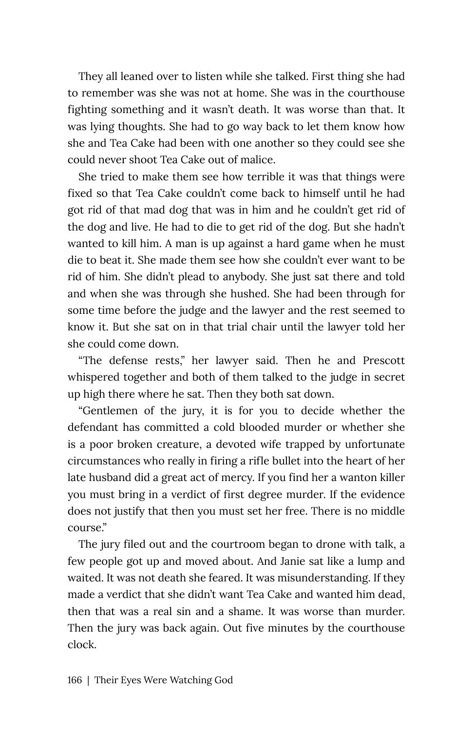They all leaned over to listen while she talked. First thing she had to remember was she was not at home. She was in the courthouse fighting something and it wasn't death. It was worse than that. It was lying thoughts. She had to go way back to let them know how she and Tea Cake had been with one another so they could see she could never shoot Tea Cake out of malice.

She tried to make them see how terrible it was that things were fixed so that Tea Cake couldn't come back to himself until he had got rid of that mad dog that was in him and he couldn't get rid of the dog and live. He had to die to get rid of the dog. But she hadn't wanted to kill him. A man is up against a hard game when he must die to beat it. She made them see how she couldn't ever want to be rid of him. She didn't plead to anybody. She just sat there and told and when she was through she hushed. She had been through for some time before the judge and the lawyer and the rest seemed to know it. But she sat on in that trial chair until the lawyer told her she could come down.

"The defense rests," her lawyer said. Then he and Prescott whispered together and both of them talked to the judge in secret up high there where he sat. Then they both sat down.

"Gentlemen of the jury, it is for you to decide whether the defendant has committed a cold blooded murder or whether she is a poor broken creature, a devoted wife trapped by unfortunate circumstances who really in firing a rifle bullet into the heart of her late husband did a great act of mercy. If you find her a wanton killer you must bring in a verdict of first degree murder. If the evidence does not justify that then you must set her free. There is no middle course."

The jury filed out and the courtroom began to drone with talk, a few people got up and moved about. And Janie sat like a lump and waited. It was not death she feared. It was misunderstanding. If they made a verdict that she didn't want Tea Cake and wanted him dead, then that was a real sin and a shame. It was worse than murder. Then the jury was back again. Out five minutes by the courthouse clock.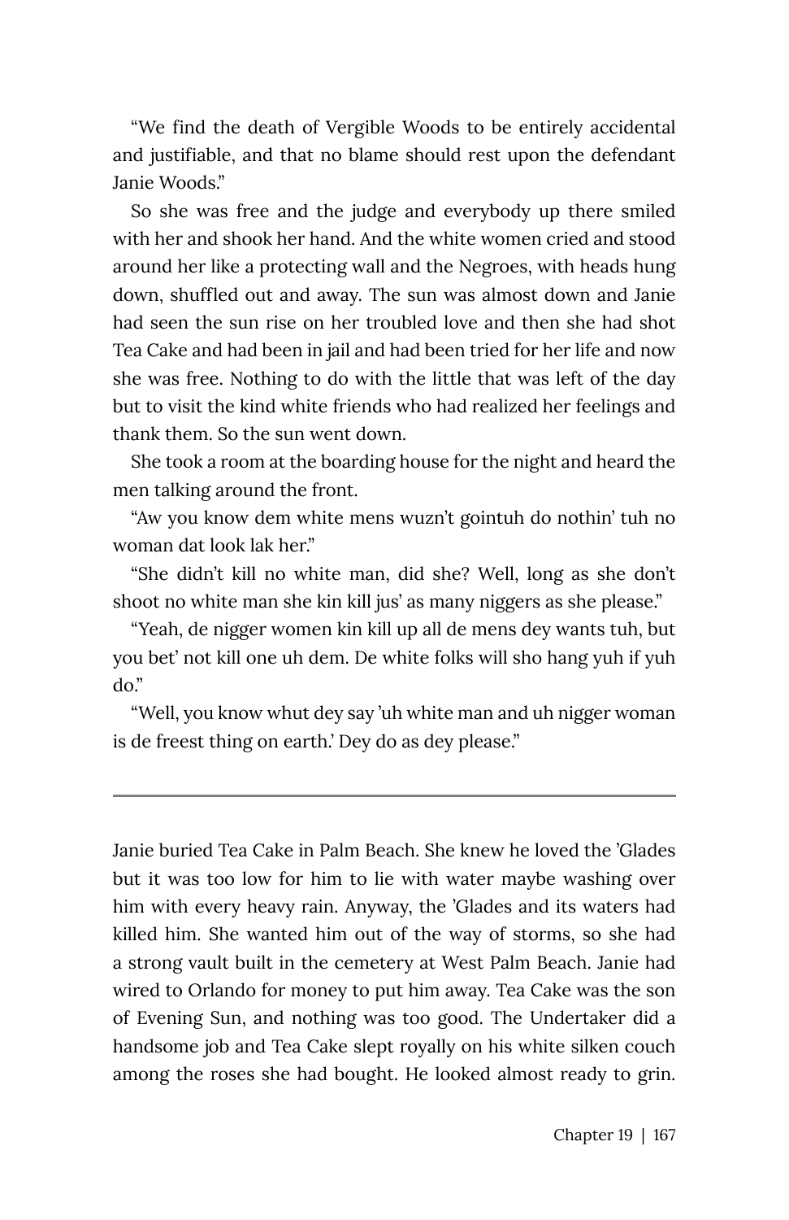"We find the death of Vergible Woods to be entirely accidental and justifiable, and that no blame should rest upon the defendant Janie Woods."

So she was free and the judge and everybody up there smiled with her and shook her hand. And the white women cried and stood around her like a protecting wall and the Negroes, with heads hung down, shuffled out and away. The sun was almost down and Janie had seen the sun rise on her troubled love and then she had shot Tea Cake and had been in jail and had been tried for her life and now she was free. Nothing to do with the little that was left of the day but to visit the kind white friends who had realized her feelings and thank them. So the sun went down.

She took a room at the boarding house for the night and heard the men talking around the front.

"Aw you know dem white mens wuzn't gointuh do nothin' tuh no woman dat look lak her."

"She didn't kill no white man, did she? Well, long as she don't shoot no white man she kin kill jus' as many niggers as she please."

"Yeah, de nigger women kin kill up all de mens dey wants tuh, but you bet' not kill one uh dem. De white folks will sho hang yuh if yuh do."

"Well, you know whut dey say 'uh white man and uh nigger woman is de freest thing on earth.' Dey do as dey please."

---

Janie buried Tea Cake in Palm Beach. She knew he loved the 'Glades but it was too low for him to lie with water maybe washing over him with every heavy rain. Anyway, the 'Glades and its waters had killed him. She wanted him out of the way of storms, so she had a strong vault built in the cemetery at West Palm Beach. Janie had wired to Orlando for money to put him away. Tea Cake was the son of Evening Sun, and nothing was too good. The Undertaker did a handsome job and Tea Cake slept royally on his white silken couch among the roses she had bought. He looked almost ready to grin.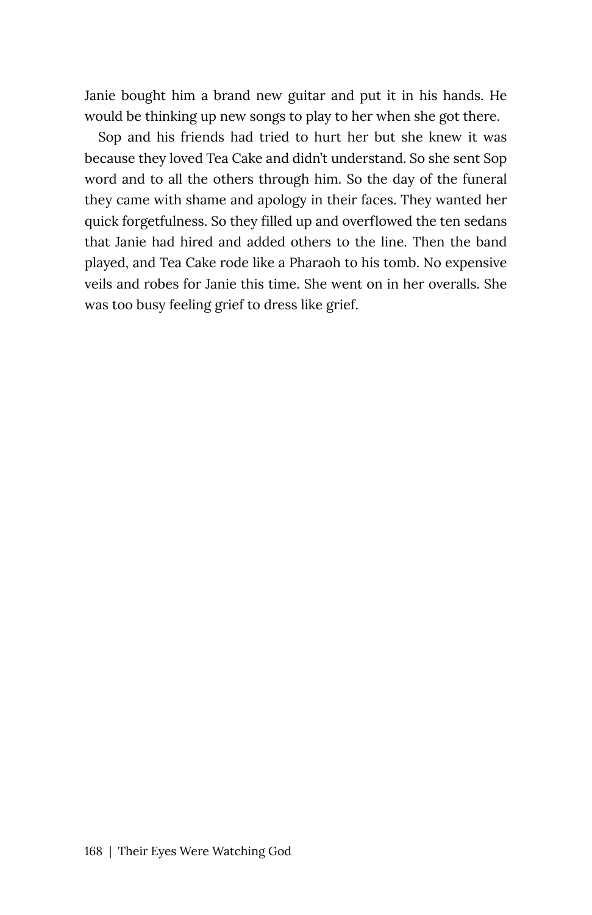Janie bought him a brand new guitar and put it in his hands. He would be thinking up new songs to play to her when she got there.

Sop and his friends had tried to hurt her but she knew it was because they loved Tea Cake and didn't understand. So she sent Sop word and to all the others through him. So the day of the funeral they came with shame and apology in their faces. They wanted her quick forgetfulness. So they filled up and overflowed the ten sedans that Janie had hired and added others to the line. Then the band played, and Tea Cake rode like a Pharaoh to his tomb. No expensive veils and robes for Janie this time. She went on in her overalls. She was too busy feeling grief to dress like grief.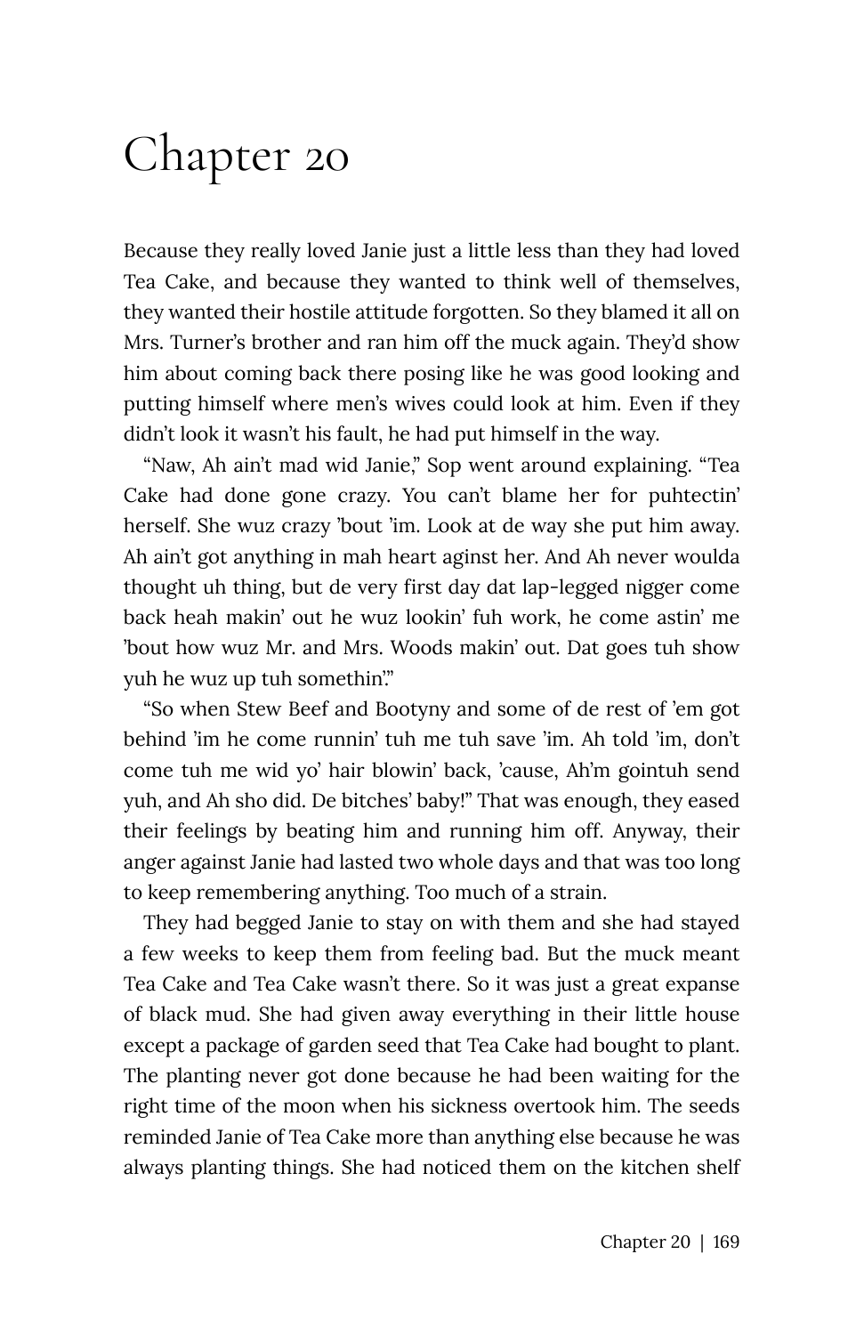# Chapter 20

Because they really loved Janie just a little less than they had loved Tea Cake, and because they wanted to think well of themselves, they wanted their hostile attitude forgotten. So they blamed it all on Mrs. Turner's brother and ran him off the muck again. They'd show him about coming back there posing like he was good looking and putting himself where men's wives could look at him. Even if they didn't look it wasn't his fault, he had put himself in the way.

"Naw, Ah ain't mad wid Janie," Sop went around explaining. "Tea Cake had done gone crazy. You can't blame her for puhtectin' herself. She wuz crazy 'bout 'im. Look at de way she put him away. Ah ain't got anything in mah heart aginst her. And Ah never woulda thought uh thing, but de very first day dat lap-legged nigger come back heah makin' out he wuz lookin' fuh work, he come astin' me 'bout how wuz Mr. and Mrs. Woods makin' out. Dat goes tuh show yuh he wuz up tuh somethin'."

"So when Stew Beef and Bootyny and some of de rest of 'em got behind 'im he come runnin' tuh me tuh save 'im. Ah told 'im, don't come tuh me wid yo' hair blowin' back, 'cause, Ah'm gointuh send yuh, and Ah sho did. De bitches' baby!" That was enough, they eased their feelings by beating him and running him off. Anyway, their anger against Janie had lasted two whole days and that was too long to keep remembering anything. Too much of a strain.

They had begged Janie to stay on with them and she had stayed a few weeks to keep them from feeling bad. But the muck meant Tea Cake and Tea Cake wasn't there. So it was just a great expanse of black mud. She had given away everything in their little house except a package of garden seed that Tea Cake had bought to plant. The planting never got done because he had been waiting for the right time of the moon when his sickness overtook him. The seeds reminded Janie of Tea Cake more than anything else because he was always planting things. She had noticed them on the kitchen shelf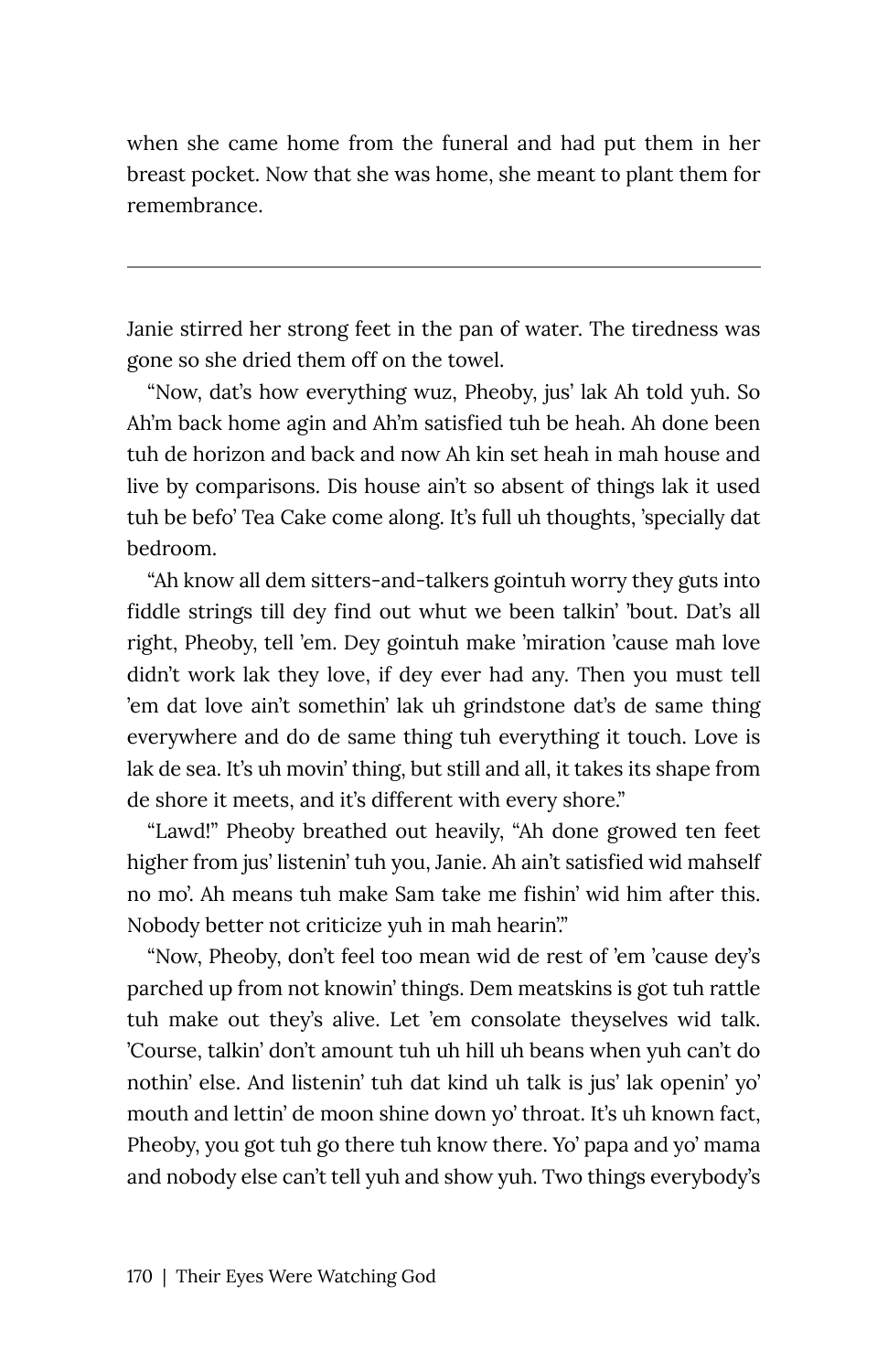when she came home from the funeral and had put them in her breast pocket. Now that she was home, she meant to plant them for remembrance.

---

Janie stirred her strong feet in the pan of water. The tiredness was gone so she dried them off on the towel.

"Now, dat's how everything wuz, Pheoby, jus' lak Ah told yuh. So Ah'm back home agin and Ah'm satisfied tuh be heah. Ah done been tuh de horizon and back and now Ah kin set heah in mah house and live by comparisons. Dis house ain't so absent of things lak it used tuh be befo' Tea Cake come along. It's full uh thoughts, 'specially dat bedroom.

"Ah know all dem sitters-and-talkers gointuh worry they guts into fiddle strings till dey find out whut we been talkin' 'bout. Dat's all right, Pheoby, tell 'em. Dey gointuh make 'miration 'cause mah love didn't work lak they love, if dey ever had any. Then you must tell 'em dat love ain't somethin' lak uh grindstone dat's de same thing everywhere and do de same thing tuh everything it touch. Love is lak de sea. It's uh movin' thing, but still and all, it takes its shape from de shore it meets, and it's different with every shore."

"Lawd!" Pheoby breathed out heavily, "Ah done growed ten feet higher from jus' listenin' tuh you, Janie. Ah ain't satisfied wid mahself no mo'. Ah means tuh make Sam take me fishin' wid him after this. Nobody better not criticize yuh in mah hearin'."

"Now, Pheoby, don't feel too mean wid de rest of 'em 'cause dey's parched up from not knowin' things. Dem meatskins is got tuh rattle tuh make out they's alive. Let 'em consolate theyselves wid talk. 'Course, talkin' don't amount tuh uh hill uh beans when yuh can't do nothin' else. And listenin' tuh dat kind uh talk is jus' lak openin' yo' mouth and lettin' de moon shine down yo' throat. It's uh known fact, Pheoby, you got tuh go there tuh know there. Yo' papa and yo' mama and nobody else can't tell yuh and show yuh. Two things everybody's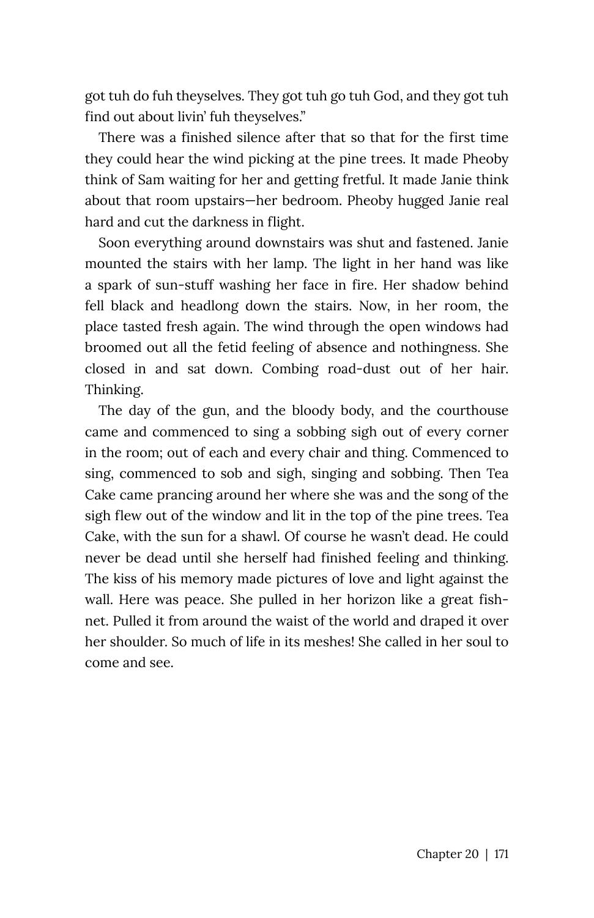got tuh do fuh theyselves. They got tuh go tuh God, and they got tuh find out about livin' fuh theyselves."

There was a finished silence after that so that for the first time they could hear the wind picking at the pine trees. It made Pheoby think of Sam waiting for her and getting fretful. It made Janie think about that room upstairs—her bedroom. Pheoby hugged Janie real hard and cut the darkness in flight.

Soon everything around downstairs was shut and fastened. Janie mounted the stairs with her lamp. The light in her hand was like a spark of sun-stuff washing her face in fire. Her shadow behind fell black and headlong down the stairs. Now, in her room, the place tasted fresh again. The wind through the open windows had broomed out all the fetid feeling of absence and nothingness. She closed in and sat down. Combing road-dust out of her hair. Thinking.

The day of the gun, and the bloody body, and the courthouse came and commenced to sing a sobbing sigh out of every corner in the room; out of each and every chair and thing. Commenced to sing, commenced to sob and sigh, singing and sobbing. Then Tea Cake came prancing around her where she was and the song of the sigh flew out of the window and lit in the top of the pine trees. Tea Cake, with the sun for a shawl. Of course he wasn't dead. He could never be dead until she herself had finished feeling and thinking. The kiss of his memory made pictures of love and light against the wall. Here was peace. She pulled in her horizon like a great fish-net. Pulled it from around the waist of the world and draped it over her shoulder. So much of life in its meshes! She called in her soul to come and see.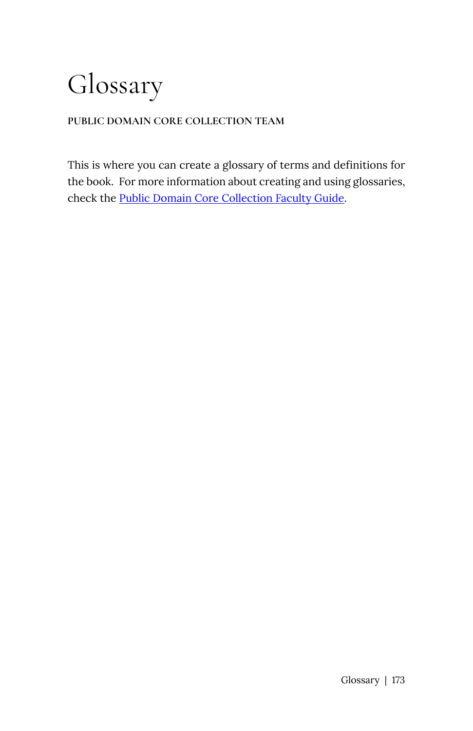# Glossary

**PUBLIC DOMAIN CORE COLLECTION TEAM**

This is where you can create a glossary of terms and definitions for the book. For more information about creating and using glossaries, check the Public Domain Core Collection Faculty Guide.